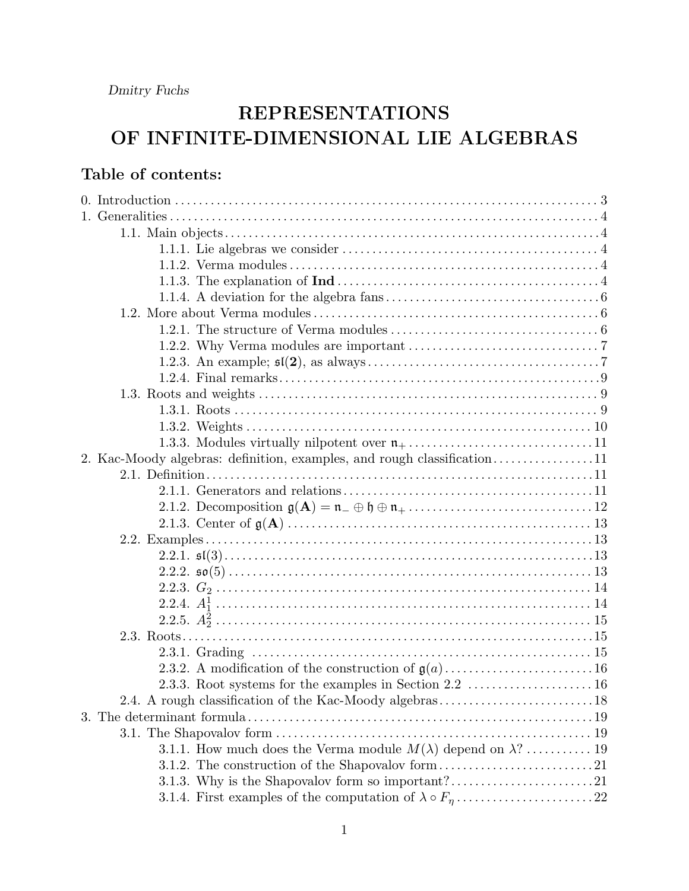*Dmitry Fuchs*

# REPRESENTATIONS OF INFINITE-DIMENSIONAL LIE ALGEBRAS

## Table of contents:

0. Introduction . . . 3
1. Generalities . . . 4
   - 1.1. Main objects . . . 4
     - 1.1.1. Lie algebras we consider . . . 4
     - 1.1.2. Verma modules . . . 4
     - 1.1.3. The explanation of **Ind** . . . 4
     - 1.1.4. A deviation for the algebra fans . . . 6
   - 1.2. More about Verma modules . . . 6
     - 1.2.1. The structure of Verma modules . . . 6
     - 1.2.2. Why Verma modules are important . . . 7
     - 1.2.3. An example; $\mathfrak{sl}(\mathbf{2})$, as always . . . 7
     - 1.2.4. Final remarks . . . 9
   - 1.3. Roots and weights . . . 9
     - 1.3.1. Roots . . . 9
     - 1.3.2. Weights . . . 10
     - 1.3.3. Modules virtually nilpotent over $\mathfrak{n}_+$ . . . 11
2. Kac-Moody algebras: definition, examples, and rough classification . . . 11
   - 2.1. Definition . . . 11
     - 2.1.1. Generators and relations . . . 11
     - 2.1.2. Decomposition $\mathfrak{g}(\mathbf{A}) = \mathfrak{n}_- \oplus \mathfrak{h} \oplus \mathfrak{n}_+$ . . . 12
     - 2.1.3. Center of $\mathfrak{g}(\mathbf{A})$ . . . 13
   - 2.2. Examples . . . 13
     - 2.2.1. $\mathfrak{sl}(3)$ . . . 13
     - 2.2.2. $\mathfrak{so}(5)$ . . . 13
     - 2.2.3. $G_2$ . . . 14
     - 2.2.4. $A_1^1$ . . . 14
     - 2.2.5. $A_2^2$ . . . 15
   - 2.3. Roots . . . 15
     - 2.3.1. Grading . . . 15
     - 2.3.2. A modification of the construction of $\mathfrak{g}(a)$ . . . 16
     - 2.3.3. Root systems for the examples in Section 2.2 . . . 16
   - 2.4. A rough classification of the Kac-Moody algebras . . . 18
3. The determinant formula . . . 19
   - 3.1. The Shapovalov form . . . 19
     - 3.1.1. How much does the Verma module $M(\lambda)$ depend on $\lambda$? . . . 19
     - 3.1.2. The construction of the Shapovalov form . . . 21
     - 3.1.3. Why is the Shapovalov form so important? . . . 21
     - 3.1.4. First examples of the computation of $\lambda \circ F_\eta$ . . . 22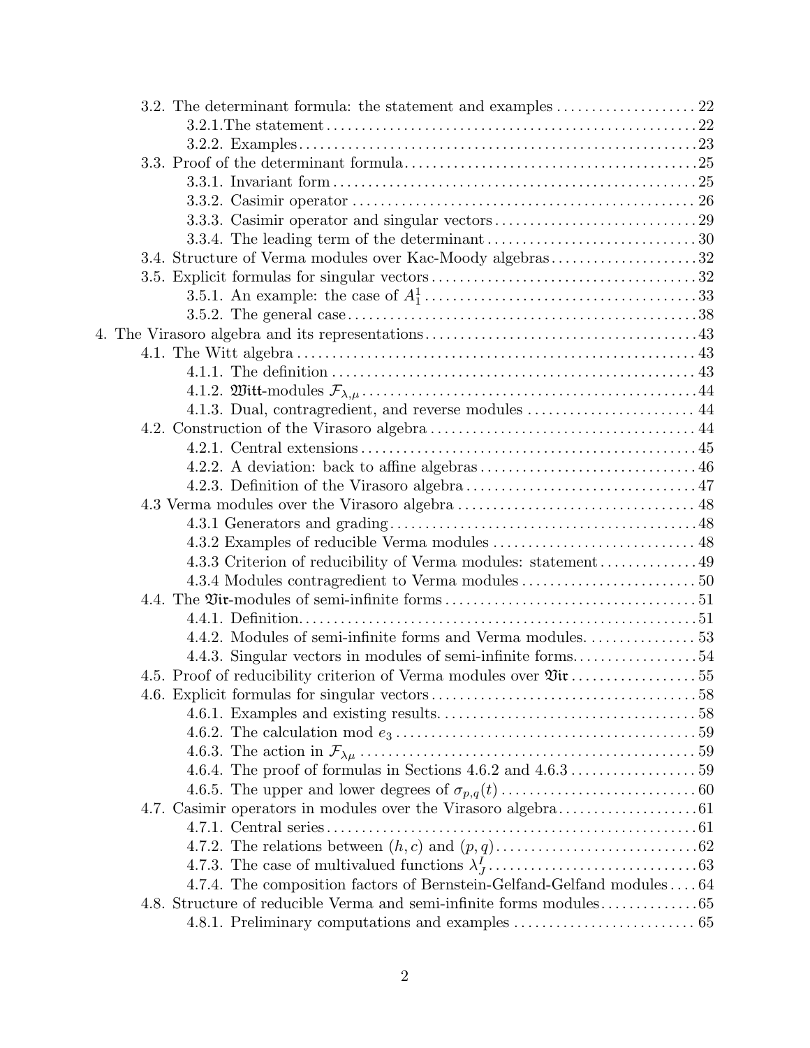3.2. The determinant formula: the statement and examples . . . . . . . . . . . . . . . . . . . . 22

3.2.1.The statement . . . . . . . . . . . . . . . . . . . . . . . . . . . . . . . . . . . . . . . . . . . . . . . . . . . . . 22

3.2.2. Examples . . . . . . . . . . . . . . . . . . . . . . . . . . . . . . . . . . . . . . . . . . . . . . . . . . . . . . . . 23

3.3. Proof of the determinant formula . . . . . . . . . . . . . . . . . . . . . . . . . . . . . . . . . . . . . . . . . 25

3.3.1. Invariant form . . . . . . . . . . . . . . . . . . . . . . . . . . . . . . . . . . . . . . . . . . . . . . . . . . . . 25

3.3.2. Casimir operator . . . . . . . . . . . . . . . . . . . . . . . . . . . . . . . . . . . . . . . . . . . . . . . . . 26

3.3.3. Casimir operator and singular vectors . . . . . . . . . . . . . . . . . . . . . . . . . . . . . . 29

3.3.4. The leading term of the determinant . . . . . . . . . . . . . . . . . . . . . . . . . . . . . . . 30

3.4. Structure of Verma modules over Kac-Moody algebras . . . . . . . . . . . . . . . . . . . . . 32

3.5. Explicit formulas for singular vectors . . . . . . . . . . . . . . . . . . . . . . . . . . . . . . . . . . . . . 32

3.5.1. An example: the case of $A_1^1$ . . . . . . . . . . . . . . . . . . . . . . . . . . . . . . . . . . . . . . 33

3.5.2. The general case . . . . . . . . . . . . . . . . . . . . . . . . . . . . . . . . . . . . . . . . . . . . . . . . . . 38

4. The Virasoro algebra and its representations . . . . . . . . . . . . . . . . . . . . . . . . . . . . . . . . . . . . 43

4.1. The Witt algebra . . . . . . . . . . . . . . . . . . . . . . . . . . . . . . . . . . . . . . . . . . . . . . . . . . . . . . . . 43

4.1.1. The definition . . . . . . . . . . . . . . . . . . . . . . . . . . . . . . . . . . . . . . . . . . . . . . . . . . . . 43

4.1.2. $\mathfrak{Witt}$-modules $\mathcal{F}_{\lambda,\mu}$ . . . . . . . . . . . . . . . . . . . . . . . . . . . . . . . . . . . . . . . . . . . . . . . 44

4.1.3. Dual, contragredient, and reverse modules . . . . . . . . . . . . . . . . . . . . . . . . . 44

4.2. Construction of the Virasoro algebra . . . . . . . . . . . . . . . . . . . . . . . . . . . . . . . . . . . . . . 44

4.2.1. Central extensions . . . . . . . . . . . . . . . . . . . . . . . . . . . . . . . . . . . . . . . . . . . . . . . . 45

4.2.2. A deviation: back to affine algebras . . . . . . . . . . . . . . . . . . . . . . . . . . . . . . . 46

4.2.3. Definition of the Virasoro algebra . . . . . . . . . . . . . . . . . . . . . . . . . . . . . . . . . 47

4.3 Verma modules over the Virasoro algebra . . . . . . . . . . . . . . . . . . . . . . . . . . . . . . . . . . 48

4.3.1 Generators and grading . . . . . . . . . . . . . . . . . . . . . . . . . . . . . . . . . . . . . . . . . . . 48

4.3.2 Examples of reducible Verma modules . . . . . . . . . . . . . . . . . . . . . . . . . . . . . 48

4.3.3 Criterion of reducibility of Verma modules: statement . . . . . . . . . . . . . . 49

4.3.4 Modules contragredient to Verma modules . . . . . . . . . . . . . . . . . . . . . . . . . 50

4.4. The $\mathfrak{Vir}$-modules of semi-infinite forms . . . . . . . . . . . . . . . . . . . . . . . . . . . . . . . . . . . . 51

4.4.1. Definition . . . . . . . . . . . . . . . . . . . . . . . . . . . . . . . . . . . . . . . . . . . . . . . . . . . . . . . . 51

4.4.2. Modules of semi-infinite forms and Verma modules. . . . . . . . . . . . . . . . 53

4.4.3. Singular vectors in modules of semi-infinite forms. . . . . . . . . . . . . . . . . . 54

4.5. Proof of reducibility criterion of Verma modules over $\mathfrak{Vir}$ . . . . . . . . . . . . . . . . . . 55

4.6. Explicit formulas for singular vectors . . . . . . . . . . . . . . . . . . . . . . . . . . . . . . . . . . . . . . 58

4.6.1. Examples and existing results. . . . . . . . . . . . . . . . . . . . . . . . . . . . . . . . . . . . . 58

4.6.2. The calculation mod $e_3$ . . . . . . . . . . . . . . . . . . . . . . . . . . . . . . . . . . . . . . . . . . . 59

4.6.3. The action in $\mathcal{F}_{\lambda\mu}$ . . . . . . . . . . . . . . . . . . . . . . . . . . . . . . . . . . . . . . . . . . . . . . . . . 59

4.6.4. The proof of formulas in Sections 4.6.2 and 4.6.3 . . . . . . . . . . . . . . . . . . 59

4.6.5. The upper and lower degrees of $\sigma_{p,q}(t)$ . . . . . . . . . . . . . . . . . . . . . . . . . . . . 60

4.7. Casimir operators in modules over the Virasoro algebra . . . . . . . . . . . . . . . . . . . . 61

4.7.1. Central series . . . . . . . . . . . . . . . . . . . . . . . . . . . . . . . . . . . . . . . . . . . . . . . . . . . . . 61

4.7.2. The relations between $(h, c)$ and $(p, q)$ . . . . . . . . . . . . . . . . . . . . . . . . . . . . . 62

4.7.3. The case of multivalued functions $\lambda_J^I$ . . . . . . . . . . . . . . . . . . . . . . . . . . . . . . 63

4.7.4. The composition factors of Bernstein-Gelfand-Gelfand modules . . . . 64

4.8. Structure of reducible Verma and semi-infinite forms modules . . . . . . . . . . . . . . 65

4.8.1. Preliminary computations and examples . . . . . . . . . . . . . . . . . . . . . . . . . . 65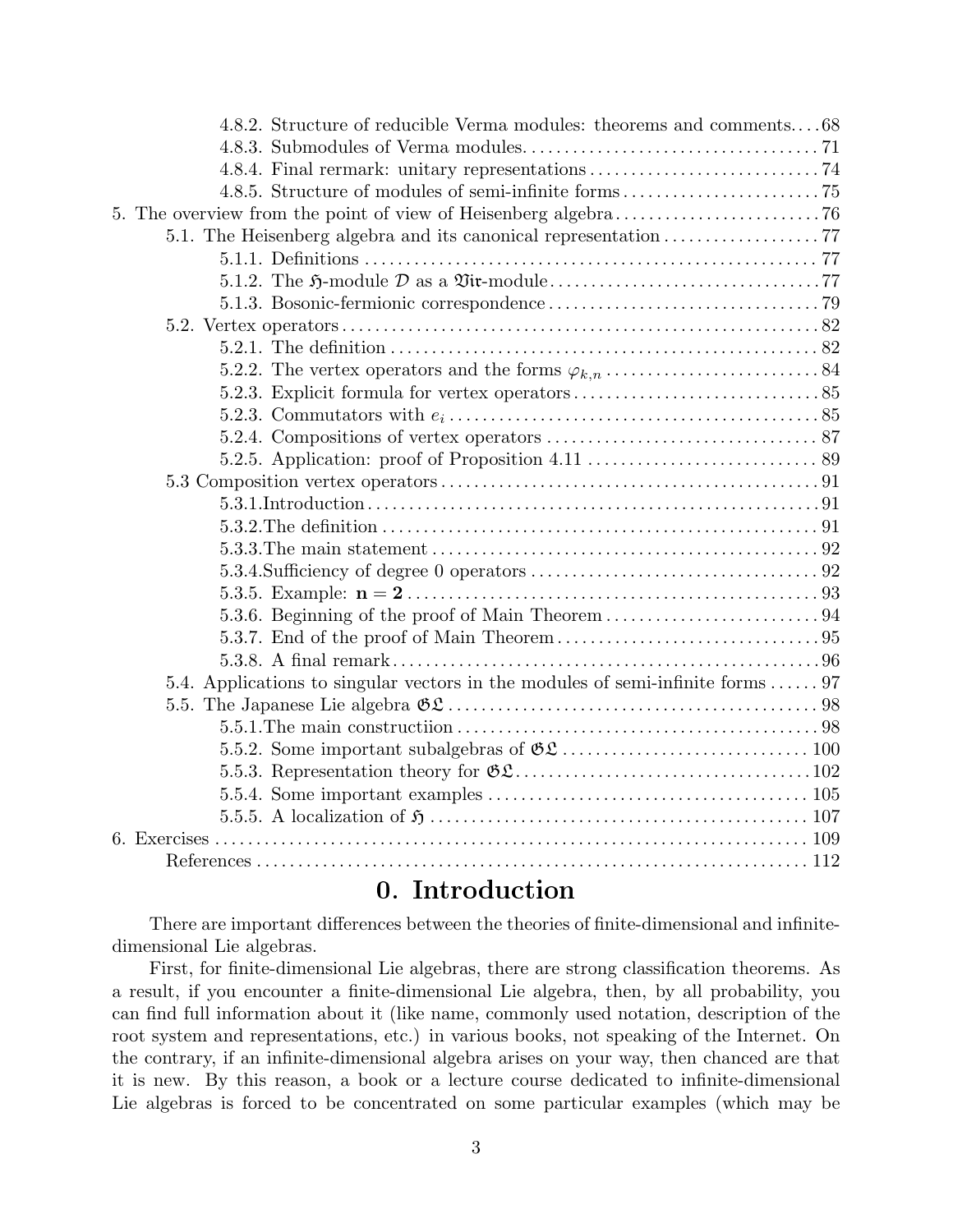4.8.2. Structure of reducible Verma modules: theorems and comments....68
4.8.3. Submodules of Verma modules....71
4.8.4. Final rermark: unitary representations....74
4.8.5. Structure of modules of semi-infinite forms....75

5. The overview from the point of view of Heisenberg algebra....76
5.1. The Heisenberg algebra and its canonical representation....77
5.1.1. Definitions....77
5.1.2. The $\mathfrak{H}$-module $\mathcal{D}$ as a $\mathfrak{Vir}$-module....77
5.1.3. Bosonic-fermionic correspondence....79
5.2. Vertex operators....82
5.2.1. The definition....82
5.2.2. The vertex operators and the forms $\varphi_{k,n}$....84
5.2.3. Explicit formula for vertex operators....85
5.2.3. Commutators with $e_i$....85
5.2.4. Compositions of vertex operators....87
5.2.5. Application: proof of Proposition 4.11....89
5.3 Composition vertex operators....91
5.3.1.Introduction....91
5.3.2.The definition....91
5.3.3.The main statement....92
5.3.4.Sufficiency of degree 0 operators....92
5.3.5. Example: $\mathbf{n = 2}$....93
5.3.6. Beginning of the proof of Main Theorem....94
5.3.7. End of the proof of Main Theorem....95
5.3.8. A final remark....96
5.4. Applications to singular vectors in the modules of semi-infinite forms....97
5.5. The Japanese Lie algebra $\mathfrak{GL}$....98
5.5.1.The main constructiion....98
5.5.2. Some important subalgebras of $\mathfrak{GL}$....100
5.5.3. Representation theory for $\mathfrak{GL}$....102
5.5.4. Some important examples....105
5.5.5. A localization of $\mathfrak{H}$....107

6. Exercises....109
References....112

# 0. Introduction

There are important differences between the theories of finite-dimensional and infinite-dimensional Lie algebras.

First, for finite-dimensional Lie algebras, there are strong classification theorems. As a result, if you encounter a finite-dimensional Lie algebra, then, by all probability, you can find full information about it (like name, commonly used notation, description of the root system and representations, etc.) in various books, not speaking of the Internet. On the contrary, if an infinite-dimensional algebra arises on your way, then chanced are that it is new. By this reason, a book or a lecture course dedicated to infinite-dimensional Lie algebras is forced to be concentrated on some particular examples (which may be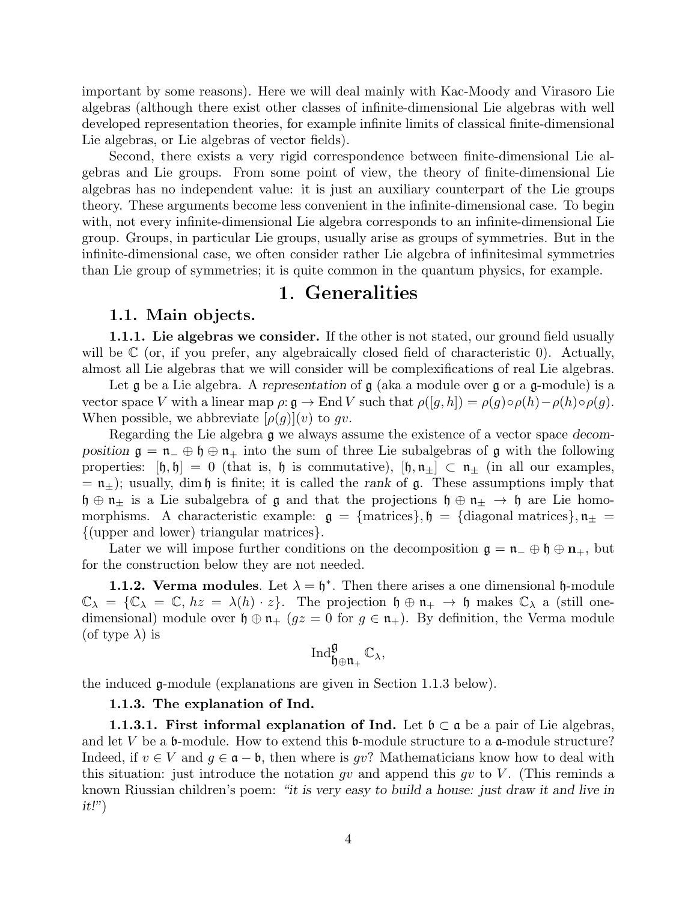important by some reasons). Here we will deal mainly with Kac-Moody and Virasoro Lie algebras (although there exist other classes of infinite-dimensional Lie algebras with well developed representation theories, for example infinite limits of classical finite-dimensional Lie algebras, or Lie algebras of vector fields).

Second, there exists a very rigid correspondence between finite-dimensional Lie algebras and Lie groups. From some point of view, the theory of finite-dimensional Lie algebras has no independent value: it is just an auxiliary counterpart of the Lie groups theory. These arguments become less convenient in the infinite-dimensional case. To begin with, not every infinite-dimensional Lie algebra corresponds to an infinite-dimensional Lie group. Groups, in particular Lie groups, usually arise as groups of symmetries. But in the infinite-dimensional case, we often consider rather Lie algebra of infinitesimal symmetries than Lie group of symmetries; it is quite common in the quantum physics, for example.

# 1. Generalities

## 1.1. Main objects.

**1.1.1. Lie algebras we consider.** If the other is not stated, our ground field usually will be $\mathbb{C}$ (or, if you prefer, any algebraically closed field of characteristic 0). Actually, almost all Lie algebras that we will consider will be complexifications of real Lie algebras.

Let $\mathfrak{g}$ be a Lie algebra. A *representation* of $\mathfrak{g}$ (aka a module over $\mathfrak{g}$ or a $\mathfrak{g}$-module) is a vector space $V$ with a linear map $\rho\colon \mathfrak{g} \to \operatorname{End} V$ such that $\rho([g,h]) = \rho(g)\circ\rho(h) - \rho(h)\circ\rho(g)$. When possible, we abbreviate $[\rho(g)](v)$ to $gv$.

Regarding the Lie algebra $\mathfrak{g}$ we always assume the existence of a vector space *decomposition* $\mathfrak{g} = \mathfrak{n}_- \oplus \mathfrak{h} \oplus \mathfrak{n}_+$ into the sum of three Lie subalgebras of $\mathfrak{g}$ with the following properties: $[\mathfrak{h},\mathfrak{h}] = 0$ (that is, $\mathfrak{h}$ is commutative), $[\mathfrak{h},\mathfrak{n}_\pm] \subset \mathfrak{n}_\pm$ (in all our examples, $= \mathfrak{n}_\pm$); usually, $\dim \mathfrak{h}$ is finite; it is called the *rank* of $\mathfrak{g}$. These assumptions imply that $\mathfrak{h} \oplus \mathfrak{n}_\pm$ is a Lie subalgebra of $\mathfrak{g}$ and that the projections $\mathfrak{h} \oplus \mathfrak{n}_\pm \to \mathfrak{h}$ are Lie homomorphisms. A characteristic example: $\mathfrak{g} = \{\text{matrices}\}, \mathfrak{h} = \{\text{diagonal matrices}\}, \mathfrak{n}_\pm = \{\text{(upper and lower) triangular matrices}\}$.

Later we will impose further conditions on the decomposition $\mathfrak{g} = \mathfrak{n}_- \oplus \mathfrak{h} \oplus \mathbf{n}_+$, but for the construction below they are not needed.

**1.1.2. Verma modules**. Let $\lambda = \mathfrak{h}^*$. Then there arises a one dimensional $\mathfrak{h}$-module $\mathbb{C}_\lambda = \{\mathbb{C}_\lambda = \mathbb{C}, hz = \lambda(h)\cdot z\}$. The projection $\mathfrak{h} \oplus \mathfrak{n}_+ \to \mathfrak{h}$ makes $\mathbb{C}_\lambda$ a (still one-dimensional) module over $\mathfrak{h} \oplus \mathfrak{n}_+$ ($gz = 0$ for $g \in \mathfrak{n}_+$). By definition, the Verma module (of type $\lambda$) is

$$\operatorname{Ind}_{\mathfrak{h}\oplus\mathfrak{n}_+}^{\mathfrak{g}} \mathbb{C}_\lambda,$$

the induced $\mathfrak{g}$-module (explanations are given in Section 1.1.3 below).

**1.1.3. The explanation of Ind.**

**1.1.3.1. First informal explanation of Ind.** Let $\mathfrak{b} \subset \mathfrak{a}$ be a pair of Lie algebras, and let $V$ be a $\mathfrak{b}$-module. How to extend this $\mathfrak{b}$-module structure to a $\mathfrak{a}$-module structure? Indeed, if $v \in V$ and $g \in \mathfrak{a} - \mathfrak{b}$, then where is $gv$? Mathematicians know how to deal with this situation: just introduce the notation $gv$ and append this $gv$ to $V$. (This reminds a known Riussian children's poem: *"it is very easy to build a house: just draw it and live in it!"*)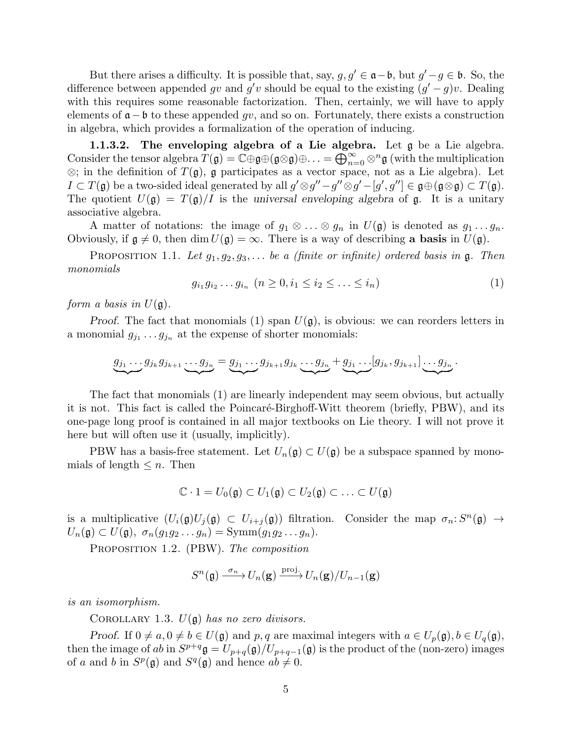But there arises a difficulty. It is possible that, say, $g, g' \in \mathfrak{a} - \mathfrak{b}$, but $g' - g \in \mathfrak{b}$. So, the difference between appended $gv$ and $g'v$ should be equal to the existing $(g' - g)v$. Dealing with this requires some reasonable factorization. Then, certainly, we will have to apply elements of $\mathfrak{a} - \mathfrak{b}$ to these appended $gv$, and so on. Fortunately, there exists a construction in algebra, which provides a formalization of the operation of inducing.

**1.1.3.2. The enveloping algebra of a Lie algebra.** Let $\mathfrak{g}$ be a Lie algebra. Consider the tensor algebra $T(\mathfrak{g}) = \mathbb{C} \oplus \mathfrak{g} \oplus (\mathfrak{g} \otimes \mathfrak{g}) \oplus \ldots = \bigoplus_{n=0}^{\infty} \otimes^n \mathfrak{g}$ (with the multiplication $\otimes$; in the definition of $T(\mathfrak{g})$, $\mathfrak{g}$ participates as a vector space, not as a Lie algebra). Let $I \subset T(\mathfrak{g})$ be a two-sided ideal generated by all $g' \otimes g'' - g'' \otimes g' - [g', g''] \in \mathfrak{g} \oplus (\mathfrak{g} \otimes \mathfrak{g}) \subset T(\mathfrak{g})$. The quotient $U(\mathfrak{g}) = T(\mathfrak{g})/I$ is the *universal enveloping algebra* of $\mathfrak{g}$. It is a unitary associative algebra.

A matter of notations: the image of $g_1 \otimes \ldots \otimes g_n$ in $U(\mathfrak{g})$ is denoted as $g_1 \ldots g_n$. Obviously, if $\mathfrak{g} \neq 0$, then $\dim U(\mathfrak{g}) = \infty$. There is a way of describing **a basis** in $U(\mathfrak{g})$.

PROPOSITION 1.1. *Let $g_1, g_2, g_3, \ldots$ be a (finite or infinite) ordered basis in $\mathfrak{g}$. Then monomials*

$$g_{i_1} g_{i_2} \ldots g_{i_n} \ (n \geq 0, i_1 \leq i_2 \leq \ldots \leq i_n) \tag{1}$$

*form a basis in $U(\mathfrak{g})$.*

*Proof.* The fact that monomials (1) span $U(\mathfrak{g})$, is obvious: we can reorders letters in a monomial $g_{j_1} \ldots g_{j_n}$ at the expense of shorter monomials:

$$\underbrace{g_{j_1} \cdots}\, g_{j_k} g_{j_{k+1}} \underbrace{\cdots g_{j_n}} = \underbrace{g_{j_1} \cdots}\, g_{j_{k+1}} g_{j_k} \underbrace{\cdots g_{j_n}} + \underbrace{g_{j_1} \cdots}\, [g_{j_k}, g_{j_{k+1}}] \underbrace{\cdots g_{j_n}}.$$

The fact that monomials (1) are linearly independent may seem obvious, but actually it is not. This fact is called the Poincaré-Birghoff-Witt theorem (briefly, PBW), and its one-page long proof is contained in all major textbooks on Lie theory. I will not prove it here but will often use it (usually, implicitly).

PBW has a basis-free statement. Let $U_n(\mathfrak{g}) \subset U(\mathfrak{g})$ be a subspace spanned by monomials of length $\leq n$. Then

$$\mathbb{C} \cdot 1 = U_0(\mathfrak{g}) \subset U_1(\mathfrak{g}) \subset U_2(\mathfrak{g}) \subset \ldots \subset U(\mathfrak{g})$$

is a multiplicative ($U_i(\mathfrak{g}) U_j(\mathfrak{g}) \subset U_{i+j}(\mathfrak{g})$) filtration. Consider the map $\sigma_n \colon S^n(\mathfrak{g}) \to U_n(\mathfrak{g}) \subset U(\mathfrak{g})$, $\sigma_n(g_1 g_2 \ldots g_n) = \mathrm{Symm}(g_1 g_2 \ldots g_n)$.

PROPOSITION 1.2. (PBW). *The composition*

$$S^n(\mathfrak{g}) \xrightarrow{\sigma_n} U_n(\mathbf{g}) \xrightarrow{\text{proj.}} U_n(\mathbf{g})/U_{n-1}(\mathbf{g})$$

*is an isomorphism.*

COROLLARY 1.3. *$U(\mathfrak{g})$ has no zero divisors.*

*Proof.* If $0 \neq a, 0 \neq b \in U(\mathfrak{g})$ and $p, q$ are maximal integers with $a \in U_p(\mathfrak{g}), b \in U_q(\mathfrak{g})$, then the image of $ab$ in $S^{p+q}\mathfrak{g} = U_{p+q}(\mathfrak{g})/U_{p+q-1}(\mathfrak{g})$ is the product of the (non-zero) images of $a$ and $b$ in $S^p(\mathfrak{g})$ and $S^q(\mathfrak{g})$ and hence $ab \neq 0$.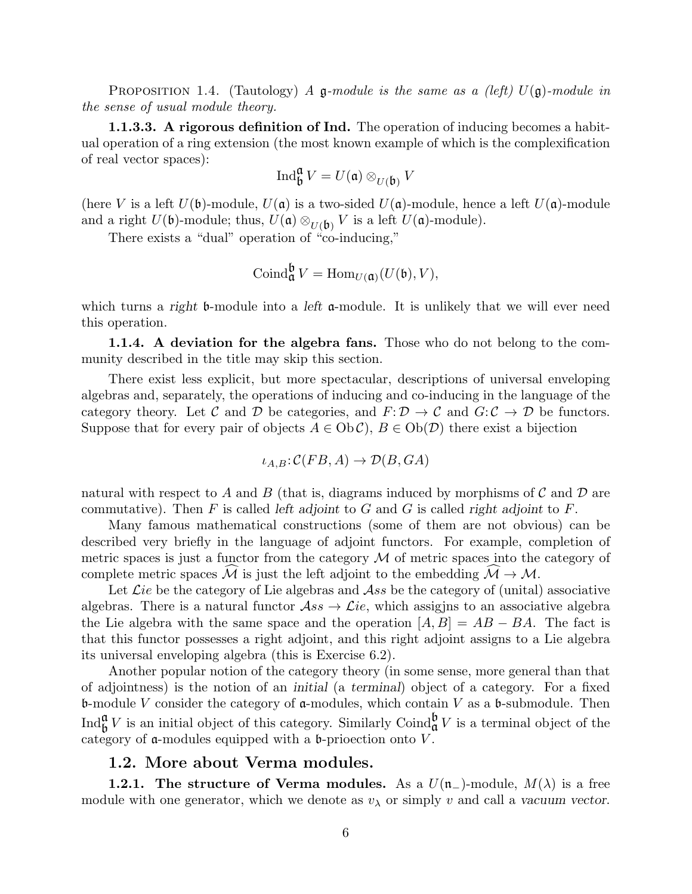**Proposition 1.4.** (Tautology) *A $\mathfrak{g}$-module is the same as a (left) $U(\mathfrak{g})$-module in the sense of usual module theory.*

**1.1.3.3. A rigorous definition of Ind.** The operation of inducing becomes a habitual operation of a ring extension (the most known example of which is the complexification of real vector spaces):

$$\operatorname{Ind}_{\mathfrak{b}}^{\mathfrak{a}} V = U(\mathfrak{a}) \otimes_{U(\mathfrak{b})} V$$

(here $V$ is a left $U(\mathfrak{b})$-module, $U(\mathfrak{a})$ is a two-sided $U(\mathfrak{a})$-module, hence a left $U(\mathfrak{a})$-module and a right $U(\mathfrak{b})$-module; thus, $U(\mathfrak{a}) \otimes_{U(\mathfrak{b})} V$ is a left $U(\mathfrak{a})$-module).

There exists a "dual" operation of "co-inducing,"

$$\operatorname{Coind}_{\mathfrak{a}}^{\mathfrak{b}} V = \operatorname{Hom}_{U(\mathfrak{a})}(U(\mathfrak{b}), V),$$

which turns a *right* $\mathfrak{b}$-module into a *left* $\mathfrak{a}$-module. It is unlikely that we will ever need this operation.

**1.1.4. A deviation for the algebra fans.** Those who do not belong to the community described in the title may skip this section.

There exist less explicit, but more spectacular, descriptions of universal enveloping algebras and, separately, the operations of inducing and co-inducing in the language of the category theory. Let $\mathcal{C}$ and $\mathcal{D}$ be categories, and $F\colon \mathcal{D} \to \mathcal{C}$ and $G\colon \mathcal{C} \to \mathcal{D}$ be functors. Suppose that for every pair of objects $A \in \operatorname{Ob}\mathcal{C})$, $B \in \operatorname{Ob}(\mathcal{D})$ there exist a bijection

$$\iota_{A,B}\colon \mathcal{C}(FB, A) \to \mathcal{D}(B, GA)$$

natural with respect to $A$ and $B$ (that is, diagrams induced by morphisms of $\mathcal{C}$ and $\mathcal{D}$ are commutative). Then $F$ is called *left adjoint* to $G$ and $G$ is called *right adjoint* to $F$.

Many famous mathematical constructions (some of them are not obvious) can be described very briefly in the language of adjoint functors. For example, completion of metric spaces is just a functor from the category $\mathcal{M}$ of metric spaces into the category of complete metric spaces $\widehat{\mathcal{M}}$ is just the left adjoint to the embedding $\widehat{\mathcal{M}} \to \mathcal{M}$.

Let $\mathcal{L}ie$ be the category of Lie algebras and $\mathcal{A}ss$ be the category of (unital) associative algebras. There is a natural functor $\mathcal{A}ss \to \mathcal{L}ie$, which assigjns to an associative algebra the Lie algebra with the same space and the operation $[A, B] = AB - BA$. The fact is that this functor possesses a right adjoint, and this right adjoint assigns to a Lie algebra its universal enveloping algebra (this is Exercise 6.2).

Another popular notion of the category theory (in some sense, more general than that of adjointness) is the notion of an *initial* (a *terminal*) object of a category. For a fixed $\mathfrak{b}$-module $V$ consider the category of $\mathfrak{a}$-modules, which contain $V$ as a $\mathfrak{b}$-submodule. Then $\operatorname{Ind}_{\mathfrak{b}}^{\mathfrak{a}} V$ is an initial object of this category. Similarly $\operatorname{Coind}_{\mathfrak{a}}^{\mathfrak{b}} V$ is a terminal object of the category of $\mathfrak{a}$-modules equipped with a $\mathfrak{b}$-prioection onto $V$.

## 1.2. More about Verma modules.

**1.2.1. The structure of Verma modules.** As a $U(\mathfrak{n}_-)$-module, $M(\lambda)$ is a free module with one generator, which we denote as $v_\lambda$ or simply $v$ and call a *vacuum vector*.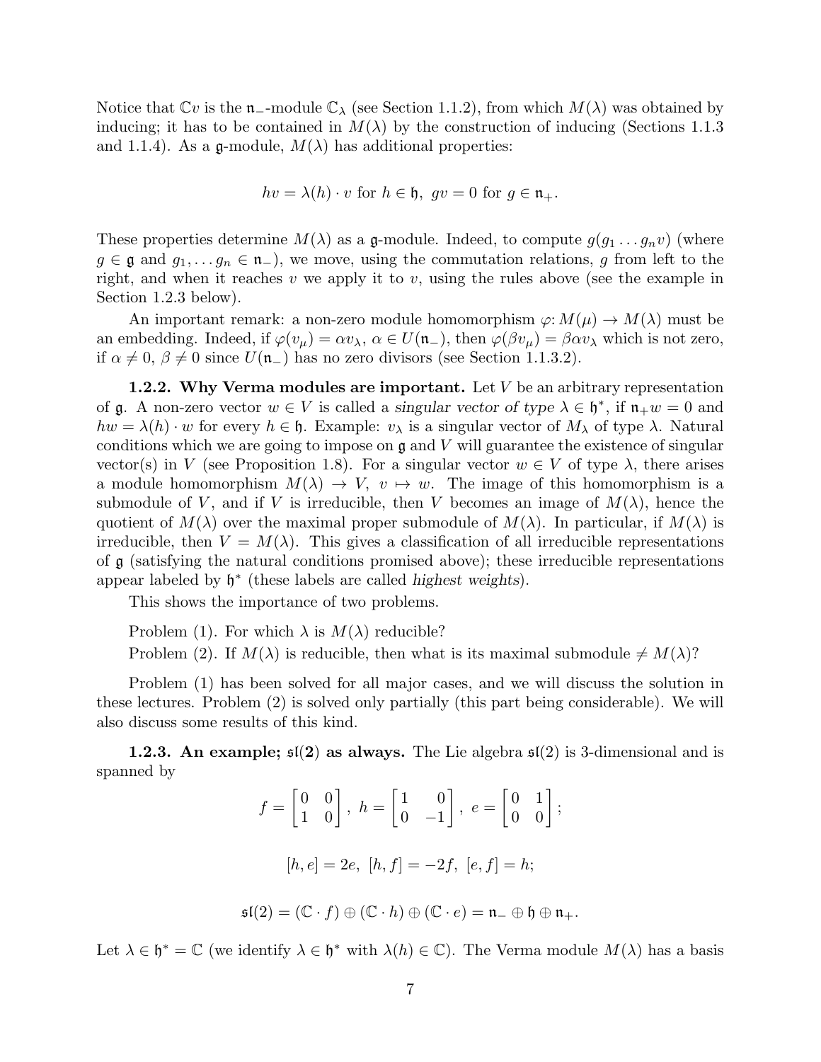Notice that $\mathbb{C}v$ is the $\mathfrak{n}_-$-module $\mathbb{C}_\lambda$ (see Section 1.1.2), from which $M(\lambda)$ was obtained by inducing; it has to be contained in $M(\lambda)$ by the construction of inducing (Sections 1.1.3 and 1.1.4). As a $\mathfrak{g}$-module, $M(\lambda)$ has additional properties:

$$hv = \lambda(h) \cdot v \text{ for } h \in \mathfrak{h},\ gv = 0 \text{ for } g \in \mathfrak{n}_+.$$

These properties determine $M(\lambda)$ as a $\mathfrak{g}$-module. Indeed, to compute $g(g_1 \dots g_n v)$ (where $g \in \mathfrak{g}$ and $g_1, \dots g_n \in \mathfrak{n}_-$), we move, using the commutation relations, $g$ from left to the right, and when it reaches $v$ we apply it to $v$, using the rules above (see the example in Section 1.2.3 below).

An important remark: a non-zero module homomorphism $\varphi\colon M(\mu) \to M(\lambda)$ must be an embedding. Indeed, if $\varphi(v_\mu) = \alpha v_\lambda$, $\alpha \in U(\mathfrak{n}_-)$, then $\varphi(\beta v_\mu) = \beta\alpha v_\lambda$ which is not zero, if $\alpha \neq 0$, $\beta \neq 0$ since $U(\mathfrak{n}_-)$ has no zero divisors (see Section 1.1.3.2).

**1.2.2. Why Verma modules are important.** Let $V$ be an arbitrary representation of $\mathfrak{g}$. A non-zero vector $w \in V$ is called a *singular vector of type* $\lambda \in \mathfrak{h}^*$, if $\mathfrak{n}_+ w = 0$ and $hw = \lambda(h) \cdot w$ for every $h \in \mathfrak{h}$. Example: $v_\lambda$ is a singular vector of $M_\lambda$ of type $\lambda$. Natural conditions which we are going to impose on $\mathfrak{g}$ and $V$ will guarantee the existence of singular vector(s) in $V$ (see Proposition 1.8). For a singular vector $w \in V$ of type $\lambda$, there arises a module homomorphism $M(\lambda) \to V$, $v \mapsto w$. The image of this homomorphism is a submodule of $V$, and if $V$ is irreducible, then $V$ becomes an image of $M(\lambda)$, hence the quotient of $M(\lambda)$ over the maximal proper submodule of $M(\lambda)$. In particular, if $M(\lambda)$ is irreducible, then $V = M(\lambda)$. This gives a classification of all irreducible representations of $\mathfrak{g}$ (satisfying the natural conditions promised above); these irreducible representations appear labeled by $\mathfrak{h}^*$ (these labels are called *highest weights*).

This shows the importance of two problems.

Problem (1). For which $\lambda$ is $M(\lambda)$ reducible?

Problem (2). If $M(\lambda)$ is reducible, then what is its maximal submodule $\neq M(\lambda)$?

Problem (1) has been solved for all major cases, and we will discuss the solution in these lectures. Problem (2) is solved only partially (this part being considerable). We will also discuss some results of this kind.

**1.2.3. An example; $\mathfrak{sl}(2)$ as always.** The Lie algebra $\mathfrak{sl}(2)$ is 3-dimensional and is spanned by

$$f = \begin{bmatrix} 0 & 0 \\ 1 & 0 \end{bmatrix},\ h = \begin{bmatrix} 1 & 0 \\ 0 & -1 \end{bmatrix},\ e = \begin{bmatrix} 0 & 1 \\ 0 & 0 \end{bmatrix};$$

$$[h, e] = 2e,\ [h, f] = -2f,\ [e, f] = h;$$

$$\mathfrak{sl}(2) = (\mathbb{C} \cdot f) \oplus (\mathbb{C} \cdot h) \oplus (\mathbb{C} \cdot e) = \mathfrak{n}_- \oplus \mathfrak{h} \oplus \mathfrak{n}_+.$$

Let $\lambda \in \mathfrak{h}^* = \mathbb{C}$ (we identify $\lambda \in \mathfrak{h}^*$ with $\lambda(h) \in \mathbb{C}$). The Verma module $M(\lambda)$ has a basis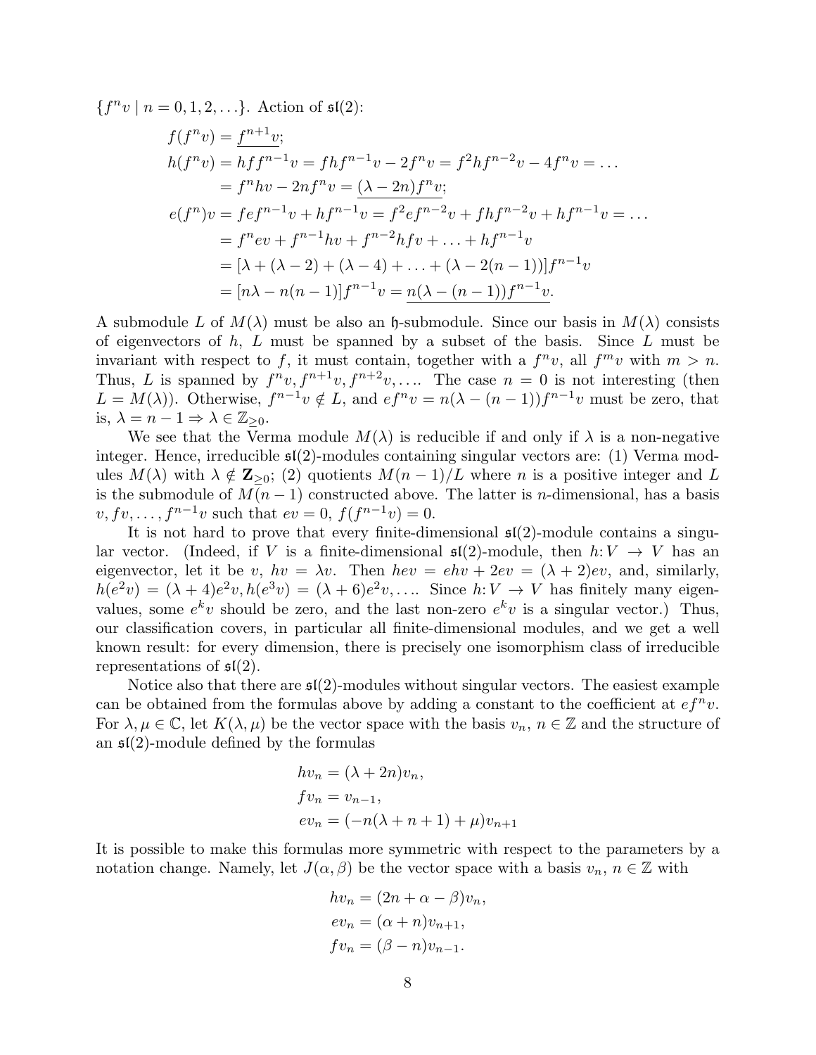$\{f^n v \mid n = 0, 1, 2, \ldots\}$. Action of $\mathfrak{sl}(2)$:

$$
\begin{aligned}
f(f^n v) &= \underline{f^{n+1} v};\\
h(f^n v) &= hff^{n-1}v = fhf^{n-1}v - 2f^n v = f^2 h f^{n-2} v - 4 f^n v = \ldots\\
&= f^n h v - 2n f^n v = \underline{(\lambda - 2n) f^n v};\\
e(f^n)v &= fef^{n-1}v + hf^{n-1}v = f^2 e f^{n-2} v + fhf^{n-2}v + hf^{n-1}v = \ldots\\
&= f^n e v + f^{n-1} h v + f^{n-2} h f v + \ldots + h f^{n-1} v\\
&= [\lambda + (\lambda - 2) + (\lambda - 4) + \ldots + (\lambda - 2(n-1))] f^{n-1} v\\
&= [n\lambda - n(n-1)] f^{n-1} v = \underline{n(\lambda - (n-1)) f^{n-1} v}.
\end{aligned}
$$

A submodule $L$ of $M(\lambda)$ must be also an $\mathfrak{h}$-submodule. Since our basis in $M(\lambda)$ consists of eigenvectors of $h$, $L$ must be spanned by a subset of the basis. Since $L$ must be invariant with respect to $f$, it must contain, together with a $f^n v$, all $f^m v$ with $m > n$. Thus, $L$ is spanned by $f^n v, f^{n+1} v, f^{n+2} v, \ldots$. The case $n = 0$ is not interesting (then $L = M(\lambda)$). Otherwise, $f^{n-1} v \notin L$, and $ef^n v = n(\lambda - (n-1)) f^{n-1} v$ must be zero, that is, $\lambda = n - 1 \Rightarrow \lambda \in \mathbb{Z}_{\geq 0}$.

We see that the Verma module $M(\lambda)$ is reducible if and only if $\lambda$ is a non-negative integer. Hence, irreducible $\mathfrak{sl}(2)$-modules containing singular vectors are: (1) Verma modules $M(\lambda)$ with $\lambda \notin \mathbf{Z}_{\geq 0}$; (2) quotients $M(n-1)/L$ where $n$ is a positive integer and $L$ is the submodule of $M(n-1)$ constructed above. The latter is $n$-dimensional, has a basis $v, fv, \ldots, f^{n-1} v$ such that $ev = 0$, $f(f^{n-1} v) = 0$.

It is not hard to prove that every finite-dimensional $\mathfrak{sl}(2)$-module contains a singular vector. (Indeed, if $V$ is a finite-dimensional $\mathfrak{sl}(2)$-module, then $h\colon V \to V$ has an eigenvector, let it be $v$, $hv = \lambda v$. Then $hev = ehv + 2ev = (\lambda + 2) ev$, and, similarly, $h(e^2 v) = (\lambda + 4) e^2 v, h(e^3 v) = (\lambda + 6) e^2 v, \ldots$. Since $h\colon V \to V$ has finitely many eigenvalues, some $e^k v$ should be zero, and the last non-zero $e^k v$ is a singular vector.) Thus, our classification covers, in particular all finite-dimensional modules, and we get a well known result: for every dimension, there is precisely one isomorphism class of irreducible representations of $\mathfrak{sl}(2)$.

Notice also that there are $\mathfrak{sl}(2)$-modules without singular vectors. The easiest example can be obtained from the formulas above by adding a constant to the coefficient at $ef^n v$. For $\lambda, \mu \in \mathbb{C}$, let $K(\lambda, \mu)$ be the vector space with the basis $v_n$, $n \in \mathbb{Z}$ and the structure of an $\mathfrak{sl}(2)$-module defined by the formulas

$$
\begin{aligned}
hv_n &= (\lambda + 2n) v_n,\\
fv_n &= v_{n-1},\\
ev_n &= (-n(\lambda + n + 1) + \mu) v_{n+1}
\end{aligned}
$$

It is possible to make this formulas more symmetric with respect to the parameters by a notation change. Namely, let $J(\alpha, \beta)$ be the vector space with a basis $v_n$, $n \in \mathbb{Z}$ with

$$
\begin{aligned}
hv_n &= (2n + \alpha - \beta) v_n,\\
ev_n &= (\alpha + n) v_{n+1},\\
fv_n &= (\beta - n) v_{n-1}.
\end{aligned}
$$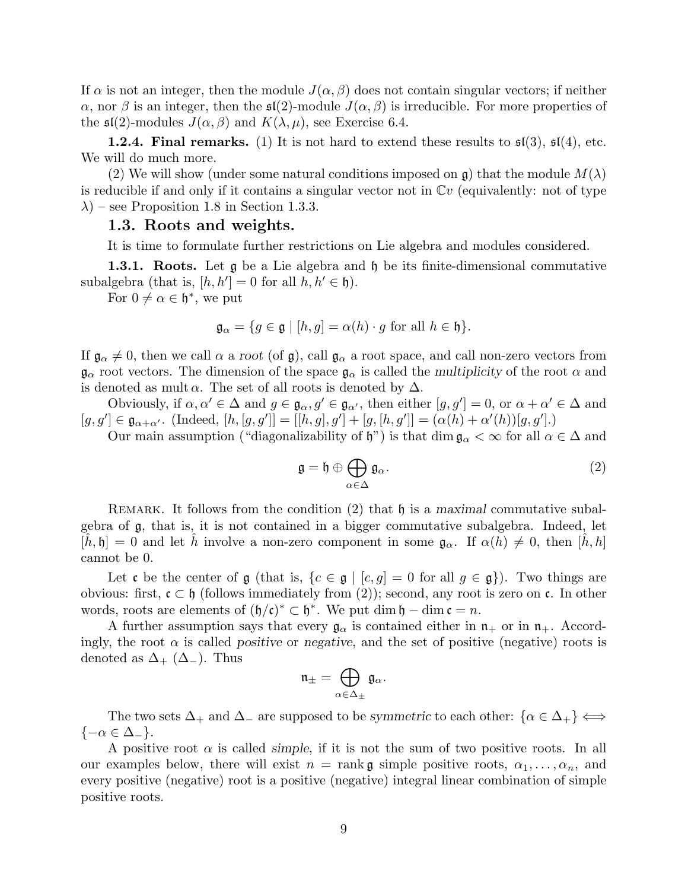If $\alpha$ is not an integer, then the module $J(\alpha,\beta)$ does not contain singular vectors; if neither $\alpha$, nor $\beta$ is an integer, then the $\mathfrak{sl}(2)$-module $J(\alpha,\beta)$ is irreducible. For more properties of the $\mathfrak{sl}(2)$-modules $J(\alpha,\beta)$ and $K(\lambda,\mu)$, see Exercise 6.4.

**1.2.4. Final remarks.** (1) It is not hard to extend these results to $\mathfrak{sl}(3)$, $\mathfrak{sl}(4)$, etc. We will do much more.

(2) We will show (under some natural conditions imposed on $\mathfrak{g}$) that the module $M(\lambda)$ is reducible if and only if it contains a singular vector not in $\mathbb{C}v$ (equivalently: not of type $\lambda$) – see Proposition 1.8 in Section 1.3.3.

## 1.3. Roots and weights.

It is time to formulate further restrictions on Lie algebra and modules considered.

**1.3.1. Roots.** Let $\mathfrak{g}$ be a Lie algebra and $\mathfrak{h}$ be its finite-dimensional commutative subalgebra (that is, $[h,h']=0$ for all $h,h'\in\mathfrak{h}$).

For $0\neq\alpha\in\mathfrak{h}^*$, we put

$$\mathfrak{g}_\alpha=\{g\in\mathfrak{g}\mid [h,g]=\alpha(h)\cdot g \text{ for all } h\in\mathfrak{h}\}.$$

If $\mathfrak{g}_\alpha\neq 0$, then we call $\alpha$ a *root* (of $\mathfrak{g}$), call $\mathfrak{g}_\alpha$ a root space, and call non-zero vectors from $\mathfrak{g}_\alpha$ root vectors. The dimension of the space $\mathfrak{g}_\alpha$ is called the *multiplicity* of the root $\alpha$ and is denoted as $\operatorname{mult}\alpha$. The set of all roots is denoted by $\Delta$.

Obviously, if $\alpha,\alpha'\in\Delta$ and $g\in\mathfrak{g}_\alpha, g'\in\mathfrak{g}_{\alpha'}$, then either $[g,g']=0$, or $\alpha+\alpha'\in\Delta$ and $[g,g']\in\mathfrak{g}_{\alpha+\alpha'}$. (Indeed, $[h,[g,g']]=[[h,g],g']+[g,[h,g']]=(\alpha(h)+\alpha'(h))[g,g']$.)

Our main assumption ("diagonalizability of $\mathfrak{h}$") is that $\dim\mathfrak{g}_\alpha<\infty$ for all $\alpha\in\Delta$ and

$$\mathfrak{g}=\mathfrak{h}\oplus\bigoplus_{\alpha\in\Delta}\mathfrak{g}_\alpha. \tag{2}$$

REMARK. It follows from the condition (2) that $\mathfrak{h}$ is a *maximal* commutative subalgebra of $\mathfrak{g}$, that is, it is not contained in a bigger commutative subalgebra. Indeed, let $[\hat{h},\mathfrak{h}]=0$ and let $\hat{h}$ involve a non-zero component in some $\mathfrak{g}_\alpha$. If $\alpha(h)\neq 0$, then $[\hat{h},h]$ cannot be 0.

Let $\mathfrak{c}$ be the center of $\mathfrak{g}$ (that is, $\{c\in\mathfrak{g}\mid [c,g]=0 \text{ for all } g\in\mathfrak{g}\}$). Two things are obvious: first, $\mathfrak{c}\subset\mathfrak{h}$ (follows immediately from (2)); second, any root is zero on $\mathfrak{c}$. In other words, roots are elements of $(\mathfrak{h}/\mathfrak{c})^*\subset\mathfrak{h}^*$. We put $\dim\mathfrak{h}-\dim\mathfrak{c}=n$.

A further assumption says that every $\mathfrak{g}_\alpha$ is contained either in $\mathfrak{n}_+$ or in $\mathfrak{n}_+$. Accordingly, the root $\alpha$ is called *positive* or *negative*, and the set of positive (negative) roots is denoted as $\Delta_+$ ($\Delta_-$). Thus

$$\mathfrak{n}_\pm=\bigoplus_{\alpha\in\Delta_\pm}\mathfrak{g}_\alpha.$$

The two sets $\Delta_+$ and $\Delta_-$ are supposed to be *symmetric* to each other: $\{\alpha\in\Delta_+\}\iff\{-\alpha\in\Delta_-\}$.

A positive root $\alpha$ is called *simple*, if it is not the sum of two positive roots. In all our examples below, there will exist $n=\operatorname{rank}\mathfrak{g}$ simple positive roots, $\alpha_1,\dots,\alpha_n$, and every positive (negative) root is a positive (negative) integral linear combination of simple positive roots.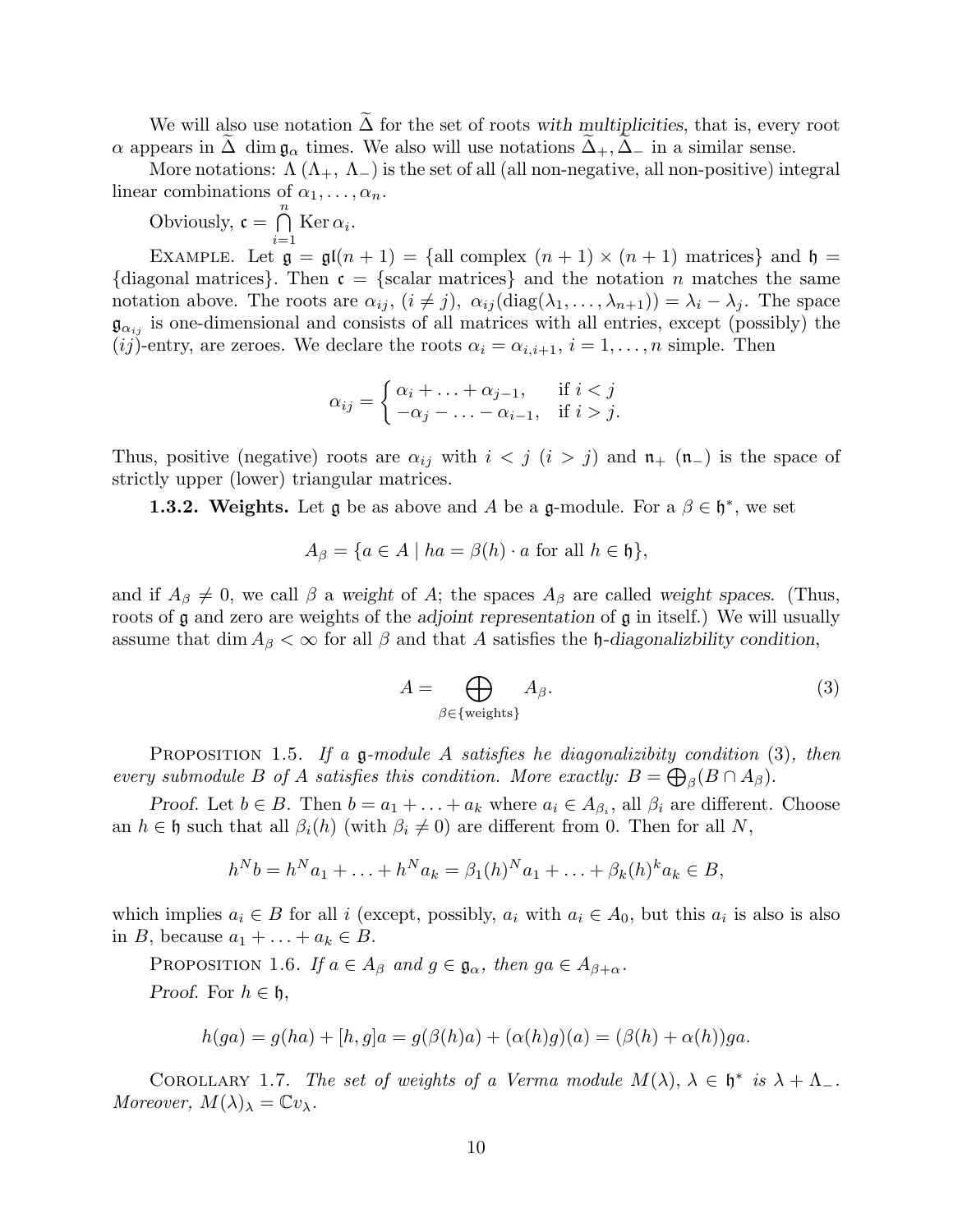We will also use notation $\widetilde{\Delta}$ for the set of roots *with multiplicities*, that is, every root $\alpha$ appears in $\widetilde{\Delta}$ $\dim \mathfrak{g}_\alpha$ times. We also will use notations $\widetilde{\Delta}_+, \widetilde{\Delta}_-$ in a similar sense.

More notations: $\Lambda$ ($\Lambda_+$, $\Lambda_-$) is the set of all (all non-negative, all non-positive) integral linear combinations of $\alpha_1, \dots, \alpha_n$.

Obviously, $\mathfrak{c} = \bigcap_{i=1}^{n} \operatorname{Ker} \alpha_i$.

EXAMPLE. Let $\mathfrak{g} = \mathfrak{gl}(n+1) = \{$all complex $(n+1) \times (n+1)$ matrices$\}$ and $\mathfrak{h} = \{$diagonal matrices$\}$. Then $\mathfrak{c} = \{$scalar matrices$\}$ and the notation $n$ matches the same notation above. The roots are $\alpha_{ij}$, $(i \neq j)$, $\alpha_{ij}(\operatorname{diag}(\lambda_1, \dots, \lambda_{n+1})) = \lambda_i - \lambda_j$. The space $\mathfrak{g}_{\alpha_{ij}}$ is one-dimensional and consists of all matrices with all entries, except (possibly) the $(ij)$-entry, are zeroes. We declare the roots $\alpha_i = \alpha_{i,i+1}$, $i = 1, \dots, n$ simple. Then

$$\alpha_{ij} = \begin{cases} \alpha_i + \ldots + \alpha_{j-1}, & \text{if } i < j \\ -\alpha_j - \ldots - \alpha_{i-1}, & \text{if } i > j. \end{cases}$$

Thus, positive (negative) roots are $\alpha_{ij}$ with $i < j$ ($i > j$) and $\mathfrak{n}_+$ ($\mathfrak{n}_-$) is the space of strictly upper (lower) triangular matrices.

**1.3.2. Weights.** Let $\mathfrak{g}$ be as above and $A$ be a $\mathfrak{g}$-module. For a $\beta \in \mathfrak{h}^*$, we set

$$A_\beta = \{a \in A \mid ha = \beta(h) \cdot a \text{ for all } h \in \mathfrak{h}\},$$

and if $A_\beta \neq 0$, we call $\beta$ a *weight* of $A$; the spaces $A_\beta$ are called *weight spaces*. (Thus, roots of $\mathfrak{g}$ and zero are weights of the *adjoint representation* of $\mathfrak{g}$ in itself.) We will usually assume that $\dim A_\beta < \infty$ for all $\beta$ and that $A$ satisfies the $\mathfrak{h}$-*diagonalizbility condition*,

$$A = \bigoplus_{\beta \in \{\text{weights}\}} A_\beta. \tag{3}$$

PROPOSITION 1.5. *If a $\mathfrak{g}$-module $A$ satisfies he diagonalizibity condition* (3)*, then every submodule $B$ of $A$ satisfies this condition. More exactly: $B = \bigoplus_\beta (B \cap A_\beta)$.*

*Proof.* Let $b \in B$. Then $b = a_1 + \ldots + a_k$ where $a_i \in A_{\beta_i}$, all $\beta_i$ are different. Choose an $h \in \mathfrak{h}$ such that all $\beta_i(h)$ (with $\beta_i \neq 0$) are different from 0. Then for all $N$,

$$h^N b = h^N a_1 + \ldots + h^N a_k = \beta_1(h)^N a_1 + \ldots + \beta_k(h)^k a_k \in B,$$

which implies $a_i \in B$ for all $i$ (except, possibly, $a_i$ with $a_i \in A_0$, but this $a_i$ is also is also in $B$, because $a_1 + \ldots + a_k \in B$.

PROPOSITION 1.6. *If $a \in A_\beta$ and $g \in \mathfrak{g}_\alpha$, then $ga \in A_{\beta+\alpha}$.*

*Proof.* For $h \in \mathfrak{h}$,

$$h(ga) = g(ha) + [h, g]a = g(\beta(h)a) + (\alpha(h)g)(a) = (\beta(h) + \alpha(h))ga.$$

COROLLARY 1.7. *The set of weights of a Verma module $M(\lambda)$, $\lambda \in \mathfrak{h}^*$ is $\lambda + \Lambda_-$. Moreover, $M(\lambda)_\lambda = \mathbb{C}v_\lambda$.*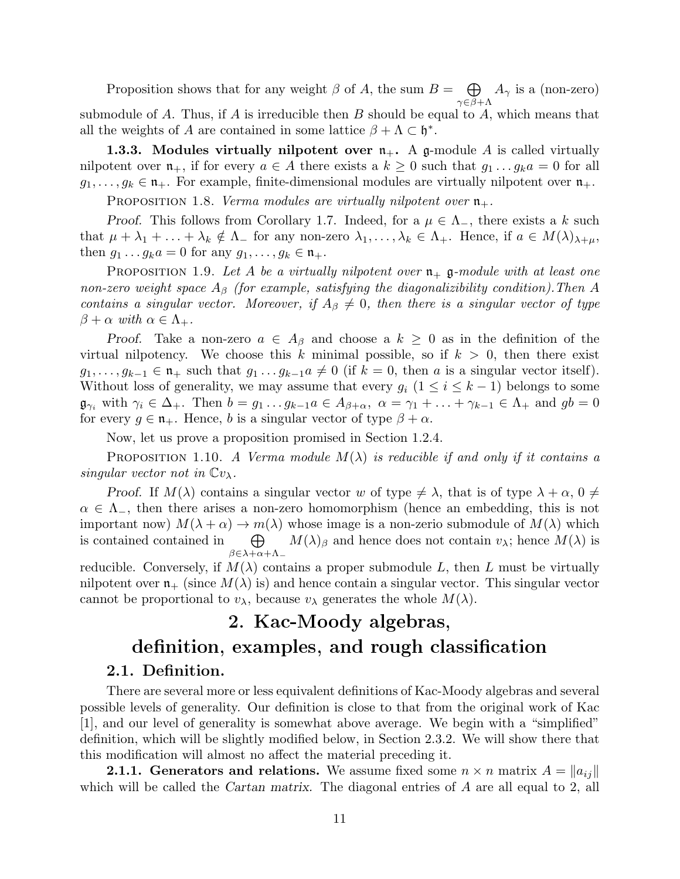Proposition shows that for any weight $\beta$ of $A$, the sum $B = \bigoplus_{\gamma \in \beta + \Lambda} A_\gamma$ is a (non-zero) submodule of $A$. Thus, if $A$ is irreducible then $B$ should be equal to $A$, which means that all the weights of $A$ are contained in some lattice $\beta + \Lambda \subset \mathfrak{h}^*$.

**1.3.3. Modules virtually nilpotent over $\mathfrak{n}_+$.** A $\mathfrak{g}$-module $A$ is called virtually nilpotent over $\mathfrak{n}_+$, if for every $a \in A$ there exists a $k \geq 0$ such that $g_1 \dots g_k a = 0$ for all $g_1, \dots, g_k \in \mathfrak{n}_+$. For example, finite-dimensional modules are virtually nilpotent over $\mathfrak{n}_+$.

Proposition 1.8. *Verma modules are virtually nilpotent over $\mathfrak{n}_+$.*

*Proof.* This follows from Corollary 1.7. Indeed, for a $\mu \in \Lambda_-$, there exists a $k$ such that $\mu + \lambda_1 + \dots + \lambda_k \notin \Lambda_-$ for any non-zero $\lambda_1, \dots, \lambda_k \in \Lambda_+$. Hence, if $a \in M(\lambda)_{\lambda+\mu}$, then $g_1 \dots g_k a = 0$ for any $g_1, \dots, g_k \in \mathfrak{n}_+$.

Proposition 1.9. *Let $A$ be a virtually nilpotent over $\mathfrak{n}_+$ $\mathfrak{g}$-module with at least one non-zero weight space $A_\beta$ (for example, satisfying the diagonalizibility condition).Then $A$ contains a singular vector. Moreover, if $A_\beta \neq 0$, then there is a singular vector of type $\beta + \alpha$ with $\alpha \in \Lambda_+$.*

*Proof.* Take a non-zero $a \in A_\beta$ and choose a $k \geq 0$ as in the definition of the virtual nilpotency. We choose this $k$ minimal possible, so if $k > 0$, then there exist $g_1, \dots, g_{k-1} \in \mathfrak{n}_+$ such that $g_1 \dots g_{k-1} a \neq 0$ (if $k = 0$, then $a$ is a singular vector itself). Without loss of generality, we may assume that every $g_i$ $(1 \leq i \leq k-1)$ belongs to some $\mathfrak{g}_{\gamma_i}$ with $\gamma_i \in \Delta_+$. Then $b = g_1 \dots g_{k-1} a \in A_{\beta+\alpha}$, $\alpha = \gamma_1 + \dots + \gamma_{k-1} \in \Lambda_+$ and $gb = 0$ for every $g \in \mathfrak{n}_+$. Hence, $b$ is a singular vector of type $\beta + \alpha$.

Now, let us prove a proposition promised in Section 1.2.4.

Proposition 1.10. *A Verma module $M(\lambda)$ is reducible if and only if it contains a singular vector not in $\mathbb{C}v_\lambda$.*

*Proof.* If $M(\lambda)$ contains a singular vector $w$ of type $\neq \lambda$, that is of type $\lambda + \alpha$, $0 \neq \alpha \in \Lambda_-$, then there arises a non-zero homomorphism (hence an embedding, this is not important now) $M(\lambda + \alpha) \to m(\lambda)$ whose image is a non-zerio submodule of $M(\lambda)$ which is contained contained in $\bigoplus_{\beta \in \lambda + \alpha + \Lambda_-} M(\lambda)_\beta$ and hence does not contain $v_\lambda$; hence $M(\lambda)$ is reducible. Conversely, if $M(\lambda)$ contains a proper submodule $L$, then $L$ must be virtually nilpotent over $\mathfrak{n}_+$ (since $M(\lambda)$ is) and hence contain a singular vector. This singular vector cannot be proportional to $v_\lambda$, because $v_\lambda$ generates the whole $M(\lambda)$.

# 2. Kac-Moody algebras, definition, examples, and rough classification

## 2.1. Definition.

There are several more or less equivalent definitions of Kac-Moody algebras and several possible levels of generality. Our definition is close to that from the original work of Kac [1], and our level of generality is somewhat above average. We begin with a "simplified" definition, which will be slightly modified below, in Section 2.3.2. We will show there that this modification will almost no affect the material preceding it.

**2.1.1. Generators and relations.** We assume fixed some $n \times n$ matrix $A = \|a_{ij}\|$ which will be called the *Cartan matrix.* The diagonal entries of $A$ are all equal to 2, all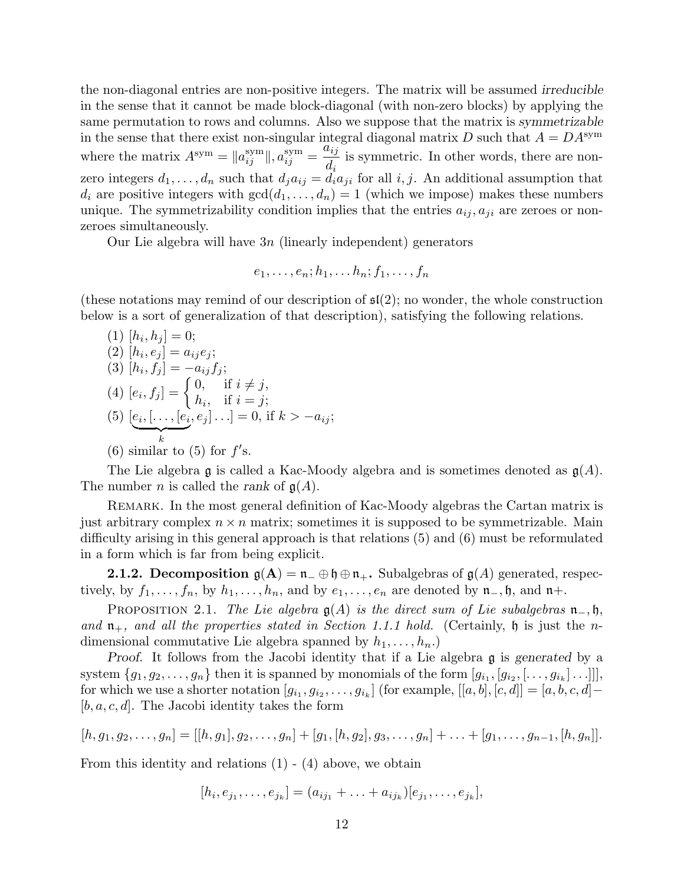the non-diagonal entries are non-positive integers. The matrix will be assumed *irreducible* in the sense that it cannot be made block-diagonal (with non-zero blocks) by applying the same permutation to rows and columns. Also we suppose that the matrix is *symmetrizable* in the sense that there exist non-singular integral diagonal matrix $D$ such that $A = DA^{\text{sym}}$ where the matrix $A^{\text{sym}} = \|a_{ij}^{\text{sym}}\|, a_{ij}^{\text{sym}} = \dfrac{a_{ij}}{d_i}$ is symmetric. In other words, there are non-zero integers $d_1, \ldots, d_n$ such that $d_j a_{ij} = d_i a_{ji}$ for all $i, j$. An additional assumption that $d_i$ are positive integers with $\gcd(d_1, \ldots, d_n) = 1$ (which we impose) makes these numbers unique. The symmetrizability condition implies that the entries $a_{ij}, a_{ji}$ are zeroes or non-zeroes simultaneously.

Our Lie algebra will have $3n$ (linearly independent) generators

$$e_1, \ldots, e_n; h_1, \ldots h_n; f_1, \ldots, f_n$$

(these notations may remind of our description of $\mathfrak{sl}(2)$; no wonder, the whole construction below is a sort of generalization of that description), satisfying the following relations.

(1) $[h_i, h_j] = 0$;
(2) $[h_i, e_j] = a_{ij} e_j$;
(3) $[h_i, f_j] = -a_{ij} f_j$;
(4) $[e_i, f_j] = \begin{cases} 0, & \text{if } i \neq j, \\ h_i, & \text{if } i = j; \end{cases}$
(5) $\underbrace{[e_i, [\ldots, [e_i}_{k}, e_j] \ldots] = 0$, if $k > -a_{ij}$;
(6) similar to (5) for $f'$s.

The Lie algebra $\mathfrak{g}$ is called a Kac-Moody algebra and is sometimes denoted as $\mathfrak{g}(A)$. The number $n$ is called the *rank* of $\mathfrak{g}(A)$.

Remark. In the most general definition of Kac-Moody algebras the Cartan matrix is just arbitrary complex $n \times n$ matrix; sometimes it is supposed to be symmetrizable. Main difficulty arising in this general approach is that relations (5) and (6) must be reformulated in a form which is far from being explicit.

**2.1.2. Decomposition $\mathfrak{g}(\mathbf{A}) = \mathfrak{n}_- \oplus \mathfrak{h} \oplus \mathfrak{n}_+$.** Subalgebras of $\mathfrak{g}(A)$ generated, respectively, by $f_1, \ldots, f_n$, by $h_1, \ldots, h_n$, and by $e_1, \ldots, e_n$ are denoted by $\mathfrak{n}_-, \mathfrak{h}$, and $\mathfrak{n}+$.

Proposition 2.1. *The Lie algebra $\mathfrak{g}(A)$ is the direct sum of Lie subalgebras $\mathfrak{n}_-, \mathfrak{h}$, and $\mathfrak{n}_+$, and all the properties stated in Section 1.1.1 hold.* (Certainly, $\mathfrak{h}$ is just the $n$-dimensional commutative Lie algebra spanned by $h_1, \ldots, h_n$.)

*Proof.* It follows from the Jacobi identity that if a Lie algebra $\mathfrak{g}$ is *generated* by a system $\{g_1, g_2, \ldots, g_n\}$ then it is spanned by monomials of the form $[g_{i_1}, [g_{i_2}, [\ldots, g_{i_k}] \ldots]]]$, for which we use a shorter notation $[g_{i_1}, g_{i_2}, \ldots, g_{i_k}]$ (for example, $[[a, b], [c, d]] = [a, b, c, d] - [b, a, c, d]$. The Jacobi identity takes the form

$$[h, g_1, g_2, \ldots, g_n] = [[h, g_1], g_2, \ldots, g_n] + [g_1, [h, g_2], g_3, \ldots, g_n] + \ldots + [g_1, \ldots, g_{n-1}, [h, g_n]].$$

From this identity and relations (1) - (4) above, we obtain

$$[h_i, e_{j_1}, \ldots, e_{j_k}] = (a_{ij_1} + \ldots + a_{ij_k})[e_{j_1}, \ldots, e_{j_k}],$$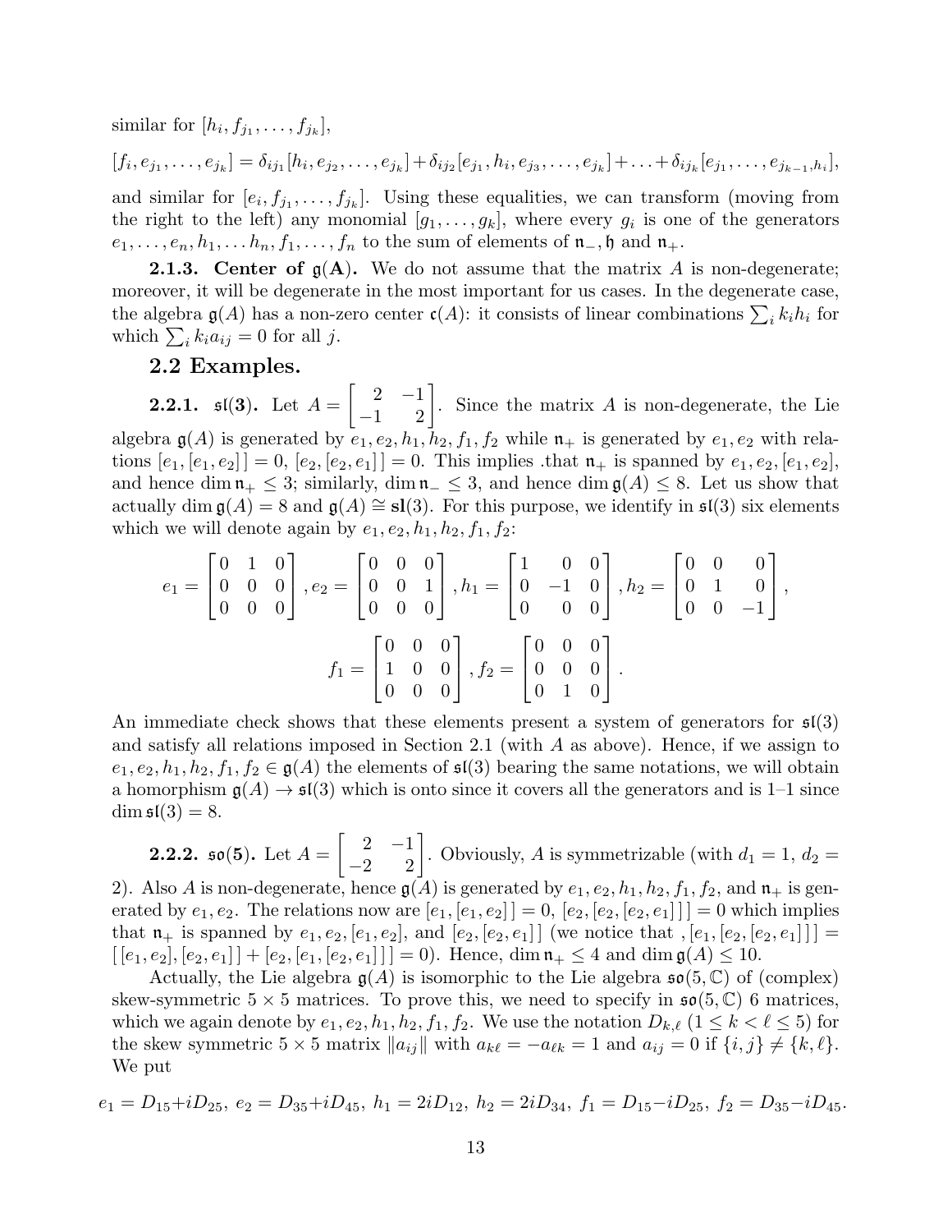similar for $[h_i, f_{j_1}, \ldots, f_{j_k}]$,

$$[f_i, e_{j_1}, \ldots, e_{j_k}] = \delta_{ij_1}[h_i, e_{j_2}, \ldots, e_{j_k}] + \delta_{ij_2}[e_{j_1}, h_i, e_{j_3}, \ldots, e_{j_k}] + \ldots + \delta_{ij_k}[e_{j_1}, \ldots, e_{j_{k-1}, h_i}],$$

and similar for $[e_i, f_{j_1}, \ldots, f_{j_k}]$. Using these equalities, we can transform (moving from the right to the left) any monomial $[g_1, \ldots, g_k]$, where every $g_i$ is one of the generators $e_1, \ldots, e_n, h_1, \ldots h_n, f_1, \ldots, f_n$ to the sum of elements of $\mathfrak{n}_-, \mathfrak{h}$ and $\mathfrak{n}_+$.

**2.1.3. Center of $\mathfrak{g}(\mathbf{A})$.** We do not assume that the matrix $A$ is non-degenerate; moreover, it will be degenerate in the most important for us cases. In the degenerate case, the algebra $\mathfrak{g}(A)$ has a non-zero center $\mathfrak{c}(A)$: it consists of linear combinations $\sum_i k_i h_i$ for which $\sum_i k_i a_{ij} = 0$ for all $j$.

## 2.2 Examples.

**2.2.1. $\mathfrak{sl}(3)$.** Let $A = \begin{bmatrix} 2 & -1 \\ -1 & 2 \end{bmatrix}$. Since the matrix $A$ is non-degenerate, the Lie algebra $\mathfrak{g}(A)$ is generated by $e_1, e_2, h_1, h_2, f_1, f_2$ while $\mathfrak{n}_+$ is generated by $e_1, e_2$ with relations $[e_1, [e_1, e_2]] = 0$, $[e_2, [e_2, e_1]] = 0$. This implies .that $\mathfrak{n}_+$ is spanned by $e_1, e_2, [e_1, e_2]$, and hence $\dim \mathfrak{n}_+ \leq 3$; similarly, $\dim \mathfrak{n}_- \leq 3$, and hence $\dim \mathfrak{g}(A) \leq 8$. Let us show that actually $\dim \mathfrak{g}(A) = 8$ and $\mathfrak{g}(A) \cong \mathbf{sl}(3)$. For this purpose, we identify in $\mathfrak{sl}(3)$ six elements which we will denote again by $e_1, e_2, h_1, h_2, f_1, f_2$:

$$e_1 = \begin{bmatrix} 0 & 1 & 0 \\ 0 & 0 & 0 \\ 0 & 0 & 0 \end{bmatrix}, e_2 = \begin{bmatrix} 0 & 0 & 0 \\ 0 & 0 & 1 \\ 0 & 0 & 0 \end{bmatrix}, h_1 = \begin{bmatrix} 1 & 0 & 0 \\ 0 & -1 & 0 \\ 0 & 0 & 0 \end{bmatrix}, h_2 = \begin{bmatrix} 0 & 0 & 0 \\ 0 & 1 & 0 \\ 0 & 0 & -1 \end{bmatrix},$$

$$f_1 = \begin{bmatrix} 0 & 0 & 0 \\ 1 & 0 & 0 \\ 0 & 0 & 0 \end{bmatrix}, f_2 = \begin{bmatrix} 0 & 0 & 0 \\ 0 & 0 & 0 \\ 0 & 1 & 0 \end{bmatrix}.$$

An immediate check shows that these elements present a system of generators for $\mathfrak{sl}(3)$ and satisfy all relations imposed in Section 2.1 (with $A$ as above). Hence, if we assign to $e_1, e_2, h_1, h_2, f_1, f_2 \in \mathfrak{g}(A)$ the elements of $\mathfrak{sl}(3)$ bearing the same notations, we will obtain a homorphism $\mathfrak{g}(A) \to \mathfrak{sl}(3)$ which is onto since it covers all the generators and is 1–1 since $\dim \mathfrak{sl}(3) = 8$.

**2.2.2. $\mathfrak{so}(5)$.** Let $A = \begin{bmatrix} 2 & -1 \\ -2 & 2 \end{bmatrix}$. Obviously, $A$ is symmetrizable (with $d_1 = 1$, $d_2 = 2$). Also $A$ is non-degenerate, hence $\mathfrak{g}(A)$ is generated by $e_1, e_2, h_1, h_2, f_1, f_2$, and $\mathfrak{n}_+$ is generated by $e_1, e_2$. The relations now are $[e_1, [e_1, e_2]] = 0$, $[e_2, [e_2, [e_2, e_1]]] = 0$ which implies that $\mathfrak{n}_+$ is spanned by $e_1, e_2, [e_1, e_2]$, and $[e_2, [e_2, e_1]]$ (we notice that , $[e_1, [e_2, [e_2, e_1]]] = [[e_1, e_2], [e_2, e_1]] + [e_2, [e_1, [e_2, e_1]]] = 0$). Hence, $\dim \mathfrak{n}_+ \leq 4$ and $\dim \mathfrak{g}(A) \leq 10$.

Actually, the Lie algebra $\mathfrak{g}(A)$ is isomorphic to the Lie algebra $\mathfrak{so}(5, \mathbb{C})$ of (complex) skew-symmetric $5 \times 5$ matrices. To prove this, we need to specify in $\mathfrak{so}(5, \mathbb{C})$ 6 matrices, which we again denote by $e_1, e_2, h_1, h_2, f_1, f_2$. We use the notation $D_{k,\ell}$ $(1 \leq k < \ell \leq 5)$ for the skew symmetric $5 \times 5$ matrix $\|a_{ij}\|$ with $a_{k\ell} = -a_{\ell k} = 1$ and $a_{ij} = 0$ if $\{i, j\} \neq \{k, \ell\}$. We put

$$e_1 = D_{15} + iD_{25},\ e_2 = D_{35} + iD_{45},\ h_1 = 2iD_{12},\ h_2 = 2iD_{34},\ f_1 = D_{15} - iD_{25},\ f_2 = D_{35} - iD_{45}.$$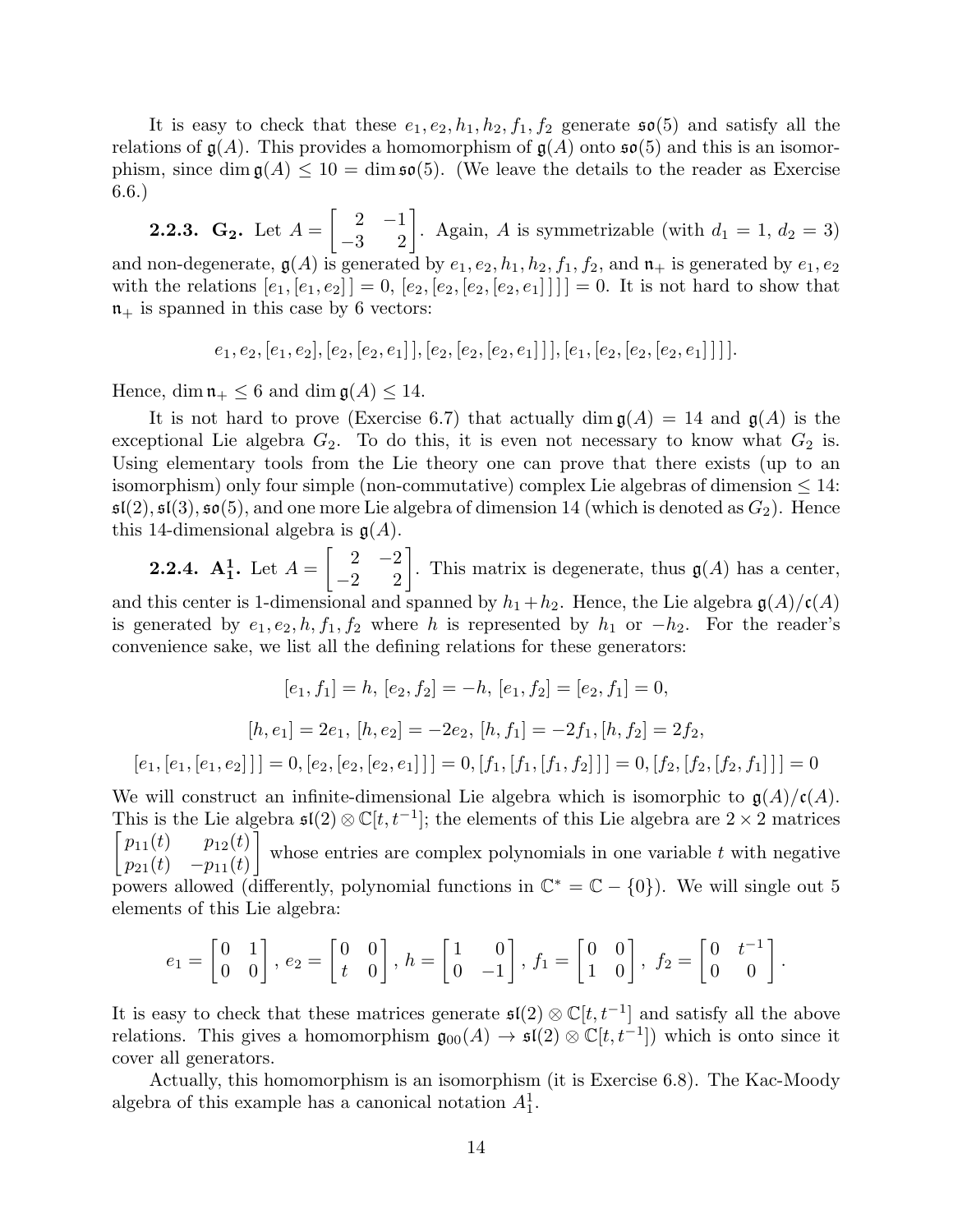It is easy to check that these $e_1, e_2, h_1, h_2, f_1, f_2$ generate $\mathfrak{so}(5)$ and satisfy all the relations of $\mathfrak{g}(A)$. This provides a homomorphism of $\mathfrak{g}(A)$ onto $\mathfrak{so}(5)$ and this is an isomorphism, since $\dim \mathfrak{g}(A) \leq 10 = \dim \mathfrak{so}(5)$. (We leave the details to the reader as Exercise 6.6.)

**2.2.3. $\mathbf{G_2}$.** Let $A = \begin{bmatrix} 2 & -1 \\ -3 & 2 \end{bmatrix}$. Again, $A$ is symmetrizable (with $d_1 = 1$, $d_2 = 3$) and non-degenerate, $\mathfrak{g}(A)$ is generated by $e_1, e_2, h_1, h_2, f_1, f_2$, and $\mathfrak{n}_+$ is generated by $e_1, e_2$ with the relations $[e_1, [e_1, e_2]] = 0$, $[e_2, [e_2, [e_2, [e_2, e_1]]]] = 0$. It is not hard to show that $\mathfrak{n}_+$ is spanned in this case by 6 vectors:

$$e_1, e_2, [e_1, e_2], [e_2, [e_2, e_1]], [e_2, [e_2, [e_2, e_1]]], [e_1, [e_2, [e_2, [e_2, e_1]]]].$$

Hence, $\dim \mathfrak{n}_+ \leq 6$ and $\dim \mathfrak{g}(A) \leq 14$.

It is not hard to prove (Exercise 6.7) that actually $\dim \mathfrak{g}(A) = 14$ and $\mathfrak{g}(A)$ is the exceptional Lie algebra $G_2$. To do this, it is even not necessary to know what $G_2$ is. Using elementary tools from the Lie theory one can prove that there exists (up to an isomorphism) only four simple (non-commutative) complex Lie algebras of dimension $\leq 14$: $\mathfrak{sl}(2), \mathfrak{sl}(3), \mathfrak{so}(5)$, and one more Lie algebra of dimension 14 (which is denoted as $G_2$). Hence this 14-dimensional algebra is $\mathfrak{g}(A)$.

**2.2.4. $\mathbf{A_1^1}$.** Let $A = \begin{bmatrix} 2 & -2 \\ -2 & 2 \end{bmatrix}$. This matrix is degenerate, thus $\mathfrak{g}(A)$ has a center, and this center is 1-dimensional and spanned by $h_1 + h_2$. Hence, the Lie algebra $\mathfrak{g}(A)/\mathfrak{c}(A)$ is generated by $e_1, e_2, h, f_1, f_2$ where $h$ is represented by $h_1$ or $-h_2$. For the reader's convenience sake, we list all the defining relations for these generators:

$$[e_1, f_1] = h,\ [e_2, f_2] = -h,\ [e_1, f_2] = [e_2, f_1] = 0,$$

$$[h, e_1] = 2e_1,\ [h, e_2] = -2e_2,\ [h, f_1] = -2f_1, [h, f_2] = 2f_2,$$

$$[e_1, [e_1, [e_1, e_2]]] = 0, [e_2, [e_2, [e_2, e_1]]] = 0, [f_1, [f_1, [f_1, f_2]]] = 0, [f_2, [f_2, [f_2, f_1]]] = 0$$

We will construct an infinite-dimensional Lie algebra which is isomorphic to $\mathfrak{g}(A)/\mathfrak{c}(A)$. This is the Lie algebra $\mathfrak{sl}(2) \otimes \mathbb{C}[t, t^{-1}]$; the elements of this Lie algebra are $2 \times 2$ matrices $\begin{bmatrix} p_{11}(t) & p_{12}(t) \\ p_{21}(t) & -p_{11}(t) \end{bmatrix}$ whose entries are complex polynomials in one variable $t$ with negative powers allowed (differently, polynomial functions in $\mathbb{C}^* = \mathbb{C} - \{0\}$). We will single out 5 elements of this Lie algebra:

$$e_1 = \begin{bmatrix} 0 & 1 \\ 0 & 0 \end{bmatrix},\ e_2 = \begin{bmatrix} 0 & 0 \\ t & 0 \end{bmatrix},\ h = \begin{bmatrix} 1 & 0 \\ 0 & -1 \end{bmatrix},\ f_1 = \begin{bmatrix} 0 & 0 \\ 1 & 0 \end{bmatrix},\ f_2 = \begin{bmatrix} 0 & t^{-1} \\ 0 & 0 \end{bmatrix}.$$

It is easy to check that these matrices generate $\mathfrak{sl}(2) \otimes \mathbb{C}[t, t^{-1}]$ and satisfy all the above relations. This gives a homomorphism $\mathfrak{g}_{00}(A) \to \mathfrak{sl}(2) \otimes \mathbb{C}[t, t^{-1}])$ which is onto since it cover all generators.

Actually, this homomorphism is an isomorphism (it is Exercise 6.8). The Kac-Moody algebra of this example has a canonical notation $A_1^1$.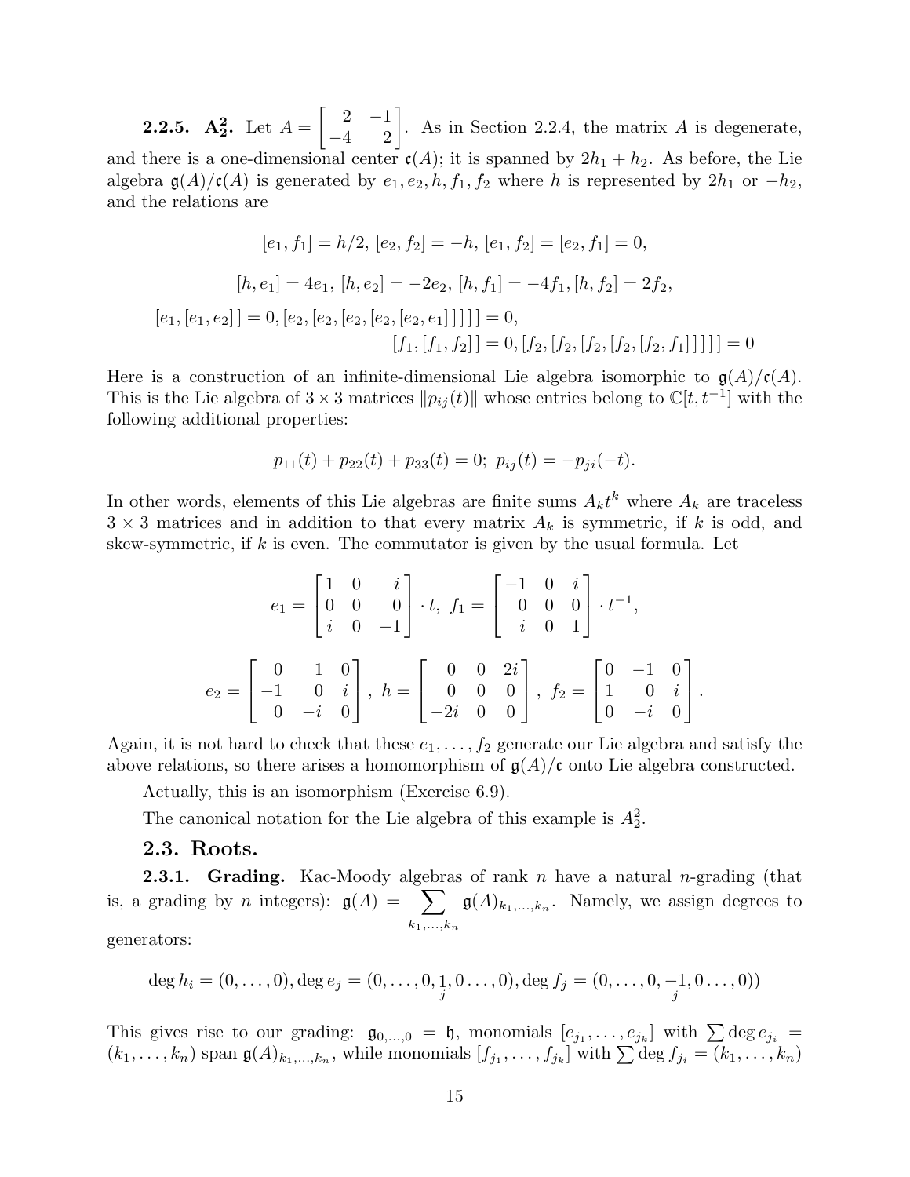**2.2.5. $\mathbf{A_2^2}$.** Let $A = \begin{bmatrix} 2 & -1 \\ -4 & 2 \end{bmatrix}$. As in Section 2.2.4, the matrix $A$ is degenerate, and there is a one-dimensional center $\mathfrak{c}(A)$; it is spanned by $2h_1 + h_2$. As before, the Lie algebra $\mathfrak{g}(A)/\mathfrak{c}(A)$ is generated by $e_1, e_2, h, f_1, f_2$ where $h$ is represented by $2h_1$ or $-h_2$, and the relations are

$$[e_1, f_1] = h/2,\ [e_2, f_2] = -h,\ [e_1, f_2] = [e_2, f_1] = 0,$$

$$[h, e_1] = 4e_1,\ [h, e_2] = -2e_2,\ [h, f_1] = -4f_1, [h, f_2] = 2f_2,$$

$$[e_1, [e_1, e_2]] = 0, [e_2, [e_2, [e_2, [e_2, [e_2, e_1]]]]] = 0,$$
$$[f_1, [f_1, f_2]] = 0, [f_2, [f_2, [f_2, [f_2, [f_2, f_1]]]]] = 0$$

Here is a construction of an infinite-dimensional Lie algebra isomorphic to $\mathfrak{g}(A)/\mathfrak{c}(A)$. This is the Lie algebra of $3 \times 3$ matrices $\|p_{ij}(t)\|$ whose entries belong to $\mathbb{C}[t, t^{-1}]$ with the following additional properties:

$$p_{11}(t) + p_{22}(t) + p_{33}(t) = 0;\ p_{ij}(t) = -p_{ji}(-t).$$

In other words, elements of this Lie algebras are finite sums $A_k t^k$ where $A_k$ are traceless $3 \times 3$ matrices and in addition to that every matrix $A_k$ is symmetric, if $k$ is odd, and skew-symmetric, if $k$ is even. The commutator is given by the usual formula. Let

$$e_1 = \begin{bmatrix} 1 & 0 & i \\ 0 & 0 & 0 \\ i & 0 & -1 \end{bmatrix} \cdot t,\ f_1 = \begin{bmatrix} -1 & 0 & i \\ 0 & 0 & 0 \\ i & 0 & 1 \end{bmatrix} \cdot t^{-1},$$

$$e_2 = \begin{bmatrix} 0 & 1 & 0 \\ -1 & 0 & i \\ 0 & -i & 0 \end{bmatrix},\ h = \begin{bmatrix} 0 & 0 & 2i \\ 0 & 0 & 0 \\ -2i & 0 & 0 \end{bmatrix},\ f_2 = \begin{bmatrix} 0 & -1 & 0 \\ 1 & 0 & i \\ 0 & -i & 0 \end{bmatrix}.$$

Again, it is not hard to check that these $e_1, \ldots, f_2$ generate our Lie algebra and satisfy the above relations, so there arises a homomorphism of $\mathfrak{g}(A)/\mathfrak{c}$ onto Lie algebra constructed.

Actually, this is an isomorphism (Exercise 6.9).

The canonical notation for the Lie algebra of this example is $A_2^2$.

## 2.3. Roots.

**2.3.1. Grading.** Kac-Moody algebras of rank $n$ have a natural $n$-grading (that is, a grading by $n$ integers): $\mathfrak{g}(A) = \sum_{k_1, \ldots, k_n} \mathfrak{g}(A)_{k_1, \ldots, k_n}$. Namely, we assign degrees to generators:

$$\deg h_i = (0, \ldots, 0), \deg e_j = (0, \ldots, 0, \underset{j}{1}, 0 \ldots, 0), \deg f_j = (0, \ldots, 0, \underset{j}{-1}, 0 \ldots, 0))$$

This gives rise to our grading: $\mathfrak{g}_{0,\ldots,0} = \mathfrak{h}$, monomials $[e_{j_1}, \ldots, e_{j_k}]$ with $\sum \deg e_{j_i} = (k_1, \ldots, k_n)$ span $\mathfrak{g}(A)_{k_1, \ldots, k_n}$, while monomials $[f_{j_1}, \ldots, f_{j_k}]$ with $\sum \deg f_{j_i} = (k_1, \ldots, k_n)$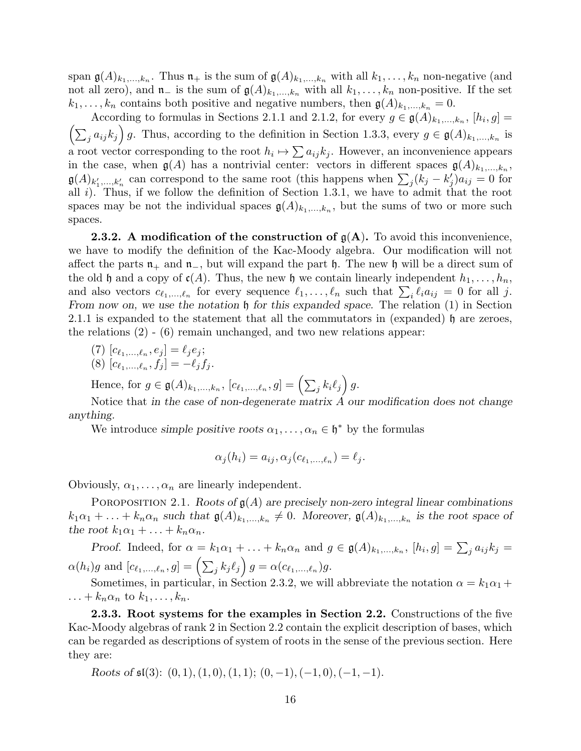span $\mathfrak{g}(A)_{k_1,\dots,k_n}$. Thus $\mathfrak{n}_+$ is the sum of $\mathfrak{g}(A)_{k_1,\dots,k_n}$ with all $k_1,\dots,k_n$ non-negative (and not all zero), and $\mathfrak{n}_-$ is the sum of $\mathfrak{g}(A)_{k_1,\dots,k_n}$ with all $k_1,\dots,k_n$ non-positive. If the set $k_1,\dots,k_n$ contains both positive and negative numbers, then $\mathfrak{g}(A)_{k_1,\dots,k_n} = 0$.

According to formulas in Sections 2.1.1 and 2.1.2, for every $g \in \mathfrak{g}(A)_{k_1,\dots,k_n}$, $[h_i, g] = \left(\sum_j a_{ij}k_j\right) g$. Thus, according to the definition in Section 1.3.3, every $g \in \mathfrak{g}(A)_{k_1,\dots,k_n}$ is a root vector corresponding to the root $h_i \mapsto \sum a_{ij}k_j$. However, an inconvenience appears in the case, when $\mathfrak{g}(A)$ has a nontrivial center: vectors in different spaces $\mathfrak{g}(A)_{k_1,\dots,k_n}$, $\mathfrak{g}(A)_{k'_1,\dots,k'_n}$ can correspond to the same root (this happens when $\sum_j (k_j - k'_j)a_{ij} = 0$ for all $i$). Thus, if we follow the definition of Section 1.3.1, we have to admit that the root spaces may be not the individual spaces $\mathfrak{g}(A)_{k_1,\dots,k_n}$, but the sums of two or more such spaces.

**2.3.2. A modification of the construction of $\mathfrak{g}(\mathbf{A})$.** To avoid this inconvenience, we have to modify the definition of the Kac-Moody algebra. Our modification will not affect the parts $\mathfrak{n}_+$ and $\mathfrak{n}_-$, but will expand the part $\mathfrak{h}$. The new $\mathfrak{h}$ will be a direct sum of the old $\mathfrak{h}$ and a copy of $\mathfrak{c}(A)$. Thus, the new $\mathfrak{h}$ we contain linearly independent $h_1,\dots,h_n$, and also vectors $c_{\ell_1,\dots,\ell_n}$ for every sequence $\ell_1,\dots,\ell_n$ such that $\sum_i \ell_i a_{ij} = 0$ for all $j$. *From now on, we use the notation $\mathfrak{h}$ for this expanded space.* The relation (1) in Section 2.1.1 is expanded to the statement that all the commutators in (expanded) $\mathfrak{h}$ are zeroes, the relations (2) - (6) remain unchanged, and two new relations appear:

(7) $[c_{\ell_1,\dots,\ell_n}, e_j] = \ell_j e_j$;
(8) $[c_{\ell_1,\dots,\ell_n}, f_j] = -\ell_j f_j$.

Hence, for $g \in \mathfrak{g}(A)_{k_1,\dots,k_n}$, $[c_{\ell_1,\dots,\ell_n}, g] = \left(\sum_j k_i \ell_j\right) g$.

Notice that *in the case of non-degenerate matrix $A$ our modification does not change anything.*

We introduce *simple positive roots* $\alpha_1,\dots,\alpha_n \in \mathfrak{h}^*$ by the formulas

$$\alpha_j(h_i) = a_{ij}, \alpha_j(c_{\ell_1,\dots,\ell_n}) = \ell_j.$$

Obviously, $\alpha_1,\dots,\alpha_n$ are linearly independent.

POROPOSITION 2.1. *Roots of $\mathfrak{g}(A)$ are precisely non-zero integral linear combinations $k_1\alpha_1 + \dots + k_n\alpha_n$ such that $\mathfrak{g}(A)_{k_1,\dots,k_n} \neq 0$. Moreover, $\mathfrak{g}(A)_{k_1,\dots,k_n}$ is the root space of the root $k_1\alpha_1 + \dots + k_n\alpha_n$.*

*Proof.* Indeed, for $\alpha = k_1\alpha_1 + \dots + k_n\alpha_n$ and $g \in \mathfrak{g}(A)_{k_1,\dots,k_n}$, $[h_i, g] = \sum_j a_{ij}k_j = \alpha(h_i)g$ and $[c_{\ell_1,\dots,\ell_n}, g] = \left(\sum_j k_j\ell_j\right) g = \alpha(c_{\ell_1,\dots,\ell_n})g$.

Sometimes, in particular, in Section 2.3.2, we will abbreviate the notation $\alpha = k_1\alpha_1 + \dots + k_n\alpha_n$ to $k_1,\dots,k_n$.

**2.3.3. Root systems for the examples in Section 2.2.** Constructions of the five Kac-Moody algebras of rank 2 in Section 2.2 contain the explicit description of bases, which can be regarded as descriptions of system of roots in the sense of the previous section. Here they are:

*Roots of $\mathfrak{sl}(3)$:* $(0,1),(1,0),(1,1);\ (0,-1),(-1,0),(-1,-1)$.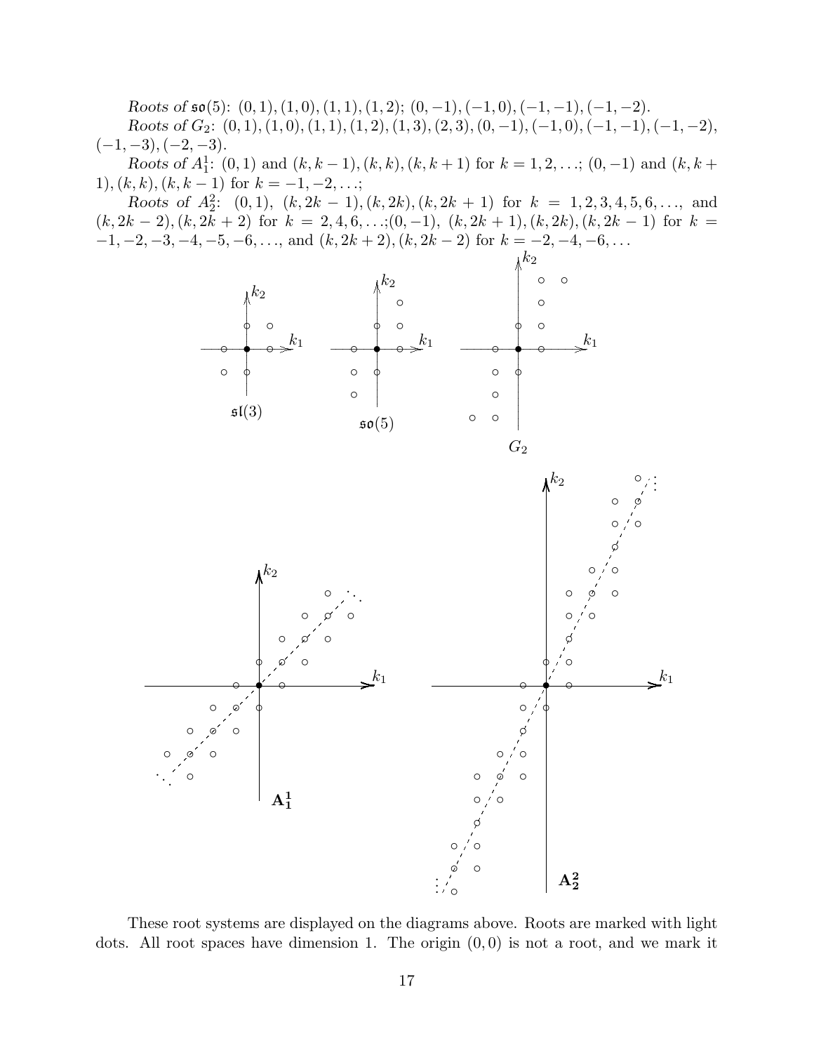*Roots of* $\mathfrak{so}(5)$: $(0,1),(1,0),(1,1),(1,2)$; $(0,-1),(-1,0),(-1,-1),(-1,-2)$.

*Roots of* $G_2$: $(0,1),(1,0),(1,1),(1,2),(1,3),(2,3),(0,-1),(-1,0),(-1,-1),(-1,-2),$ $(-1,-3),(-2,-3)$.

*Roots of* $A_1^1$: $(0,1)$ and $(k,k-1),(k,k),(k,k+1)$ for $k=1,2,\ldots$; $(0,-1)$ and $(k,k+1),(k,k),(k,k-1)$ for $k=-1,-2,\ldots$;

*Roots of* $A_2^2$: $(0,1)$, $(k,2k-1),(k,2k),(k,2k+1)$ for $k=1,2,3,4,5,6,\ldots$, and $(k,2k-2),(k,2k+2)$ for $k=2,4,6,\ldots$;$(0,-1)$, $(k,2k+1),(k,2k),(k,2k-1)$ for $k=-1,-2,-3,-4,-5,-6,\ldots$, and $(k,2k+2),(k,2k-2)$ for $k=-2,-4,-6,\ldots$

These root systems are displayed on the diagrams above. Roots are marked with light dots. All root spaces have dimension 1. The origin $(0,0)$ is not a root, and we mark it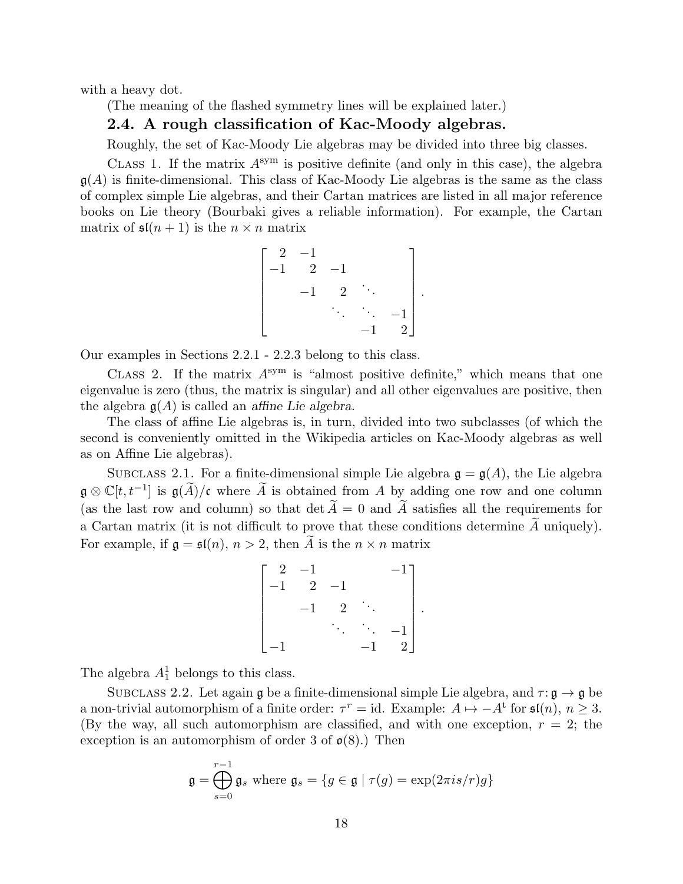with a heavy dot.

(The meaning of the flashed symmetry lines will be explained later.)

## 2.4. A rough classification of Kac-Moody algebras.

Roughly, the set of Kac-Moody Lie algebras may be divided into three big classes.

Class 1. If the matrix $A^{\text{sym}}$ is positive definite (and only in this case), the algebra $\mathfrak{g}(A)$ is finite-dimensional. This class of Kac-Moody Lie algebras is the same as the class of complex simple Lie algebras, and their Cartan matrices are listed in all major reference books on Lie theory (Bourbaki gives a reliable information). For example, the Cartan matrix of $\mathfrak{sl}(n+1)$ is the $n \times n$ matrix

$$\begin{bmatrix} 2 & -1 & & & \\ -1 & 2 & -1 & & \\ & -1 & 2 & \ddots & \\ & & \ddots & \ddots & -1 \\ & & & -1 & 2 \end{bmatrix}.$$

Our examples in Sections 2.2.1 - 2.2.3 belong to this class.

Class 2. If the matrix $A^{\text{sym}}$ is "almost positive definite," which means that one eigenvalue is zero (thus, the matrix is singular) and all other eigenvalues are positive, then the algebra $\mathfrak{g}(A)$ is called an *affine Lie algebra*.

The class of affine Lie algebras is, in turn, divided into two subclasses (of which the second is conveniently omitted in the Wikipedia articles on Kac-Moody algebras as well as on Affine Lie algebras).

Subclass 2.1. For a finite-dimensional simple Lie algebra $\mathfrak{g} = \mathfrak{g}(A)$, the Lie algebra $\mathfrak{g} \otimes \mathbb{C}[t, t^{-1}]$ is $\mathfrak{g}(\widetilde{A})/\mathfrak{c}$ where $\widetilde{A}$ is obtained from $A$ by adding one row and one column (as the last row and column) so that $\det \widetilde{A} = 0$ and $\widetilde{A}$ satisfies all the requirements for a Cartan matrix (it is not difficult to prove that these conditions determine $\widetilde{A}$ uniquely). For example, if $\mathfrak{g} = \mathfrak{sl}(n)$, $n > 2$, then $\widetilde{A}$ is the $n \times n$ matrix

$$\begin{bmatrix} 2 & -1 & & & -1 \\ -1 & 2 & -1 & & \\ & -1 & 2 & \ddots & \\ & & \ddots & \ddots & -1 \\ -1 & & & -1 & 2 \end{bmatrix}.$$

The algebra $A_1^1$ belongs to this class.

Subclass 2.2. Let again $\mathfrak{g}$ be a finite-dimensional simple Lie algebra, and $\tau\colon \mathfrak{g} \to \mathfrak{g}$ be a non-trivial automorphism of a finite order: $\tau^r = \text{id}$. Example: $A \mapsto -A^{\text{t}}$ for $\mathfrak{sl}(n)$, $n \geq 3$. (By the way, all such automorphism are classified, and with one exception, $r = 2$; the exception is an automorphism of order 3 of $\mathfrak{o}(8)$.) Then

$$\mathfrak{g} = \bigoplus_{s=0}^{r-1} \mathfrak{g}_s \text{ where } \mathfrak{g}_s = \{g \in \mathfrak{g} \mid \tau(g) = \exp(2\pi i s/r) g\}$$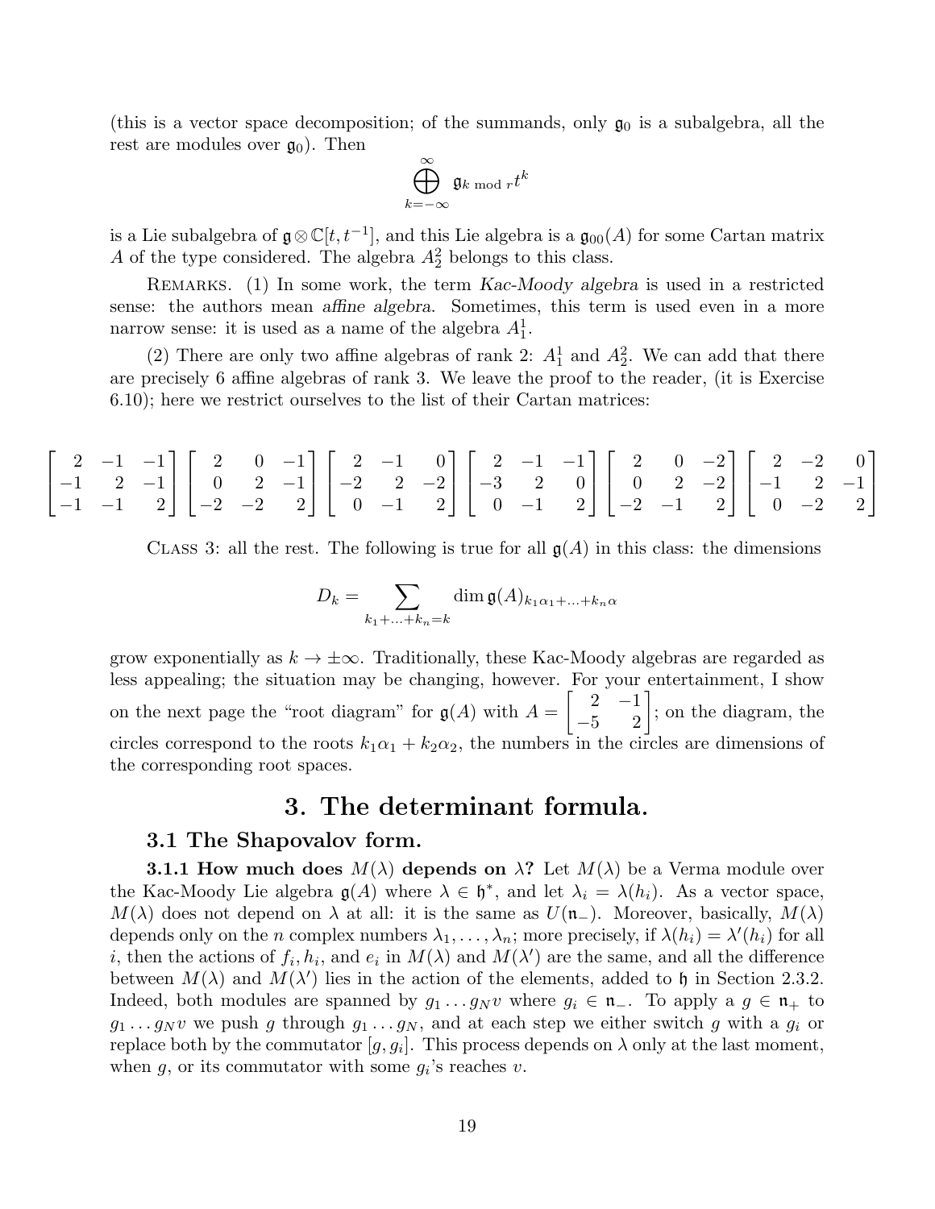(this is a vector space decomposition; of the summands, only $\mathfrak{g}_0$ is a subalgebra, all the rest are modules over $\mathfrak{g}_0$). Then

$$\bigoplus_{k=-\infty}^{\infty} \mathfrak{g}_{k \bmod r} t^k$$

is a Lie subalgebra of $\mathfrak{g} \otimes \mathbb{C}[t, t^{-1}]$, and this Lie algebra is a $\mathfrak{g}_{00}(A)$ for some Cartan matrix $A$ of the type considered. The algebra $A_2^2$ belongs to this class.

Remarks. (1) In some work, the term *Kac-Moody algebra* is used in a restricted sense: the authors mean *affine algebra*. Sometimes, this term is used even in a more narrow sense: it is used as a name of the algebra $A_1^1$.

(2) There are only two affine algebras of rank 2: $A_1^1$ and $A_2^2$. We can add that there are precisely 6 affine algebras of rank 3. We leave the proof to the reader, (it is Exercise 6.10); here we restrict ourselves to the list of their Cartan matrices:

$$\begin{bmatrix} 2 & -1 & -1 \\ -1 & 2 & -1 \\ -1 & -1 & 2 \end{bmatrix} \begin{bmatrix} 2 & 0 & -1 \\ 0 & 2 & -1 \\ -2 & -2 & 2 \end{bmatrix} \begin{bmatrix} 2 & -1 & 0 \\ -2 & 2 & -2 \\ 0 & -1 & 2 \end{bmatrix} \begin{bmatrix} 2 & -1 & -1 \\ -3 & 2 & 0 \\ 0 & -1 & 2 \end{bmatrix} \begin{bmatrix} 2 & 0 & -2 \\ 0 & 2 & -2 \\ -2 & -1 & 2 \end{bmatrix} \begin{bmatrix} 2 & -2 & 0 \\ -1 & 2 & -1 \\ 0 & -2 & 2 \end{bmatrix}$$

Class 3: all the rest. The following is true for all $\mathfrak{g}(A)$ in this class: the dimensions

$$D_k = \sum_{k_1+\ldots+k_n=k} \dim \mathfrak{g}(A)_{k_1\alpha_1+\ldots+k_n\alpha}$$

grow exponentially as $k \to \pm\infty$. Traditionally, these Kac-Moody algebras are regarded as less appealing; the situation may be changing, however. For your entertainment, I show on the next page the "root diagram" for $\mathfrak{g}(A)$ with $A = \begin{bmatrix} 2 & -1 \\ -5 & 2 \end{bmatrix}$; on the diagram, the circles correspond to the roots $k_1\alpha_1 + k_2\alpha_2$, the numbers in the circles are dimensions of the corresponding root spaces.

# 3. The determinant formula.

## 3.1 The Shapovalov form.

**3.1.1 How much does $M(\lambda)$ depends on $\lambda$?** Let $M(\lambda)$ be a Verma module over the Kac-Moody Lie algebra $\mathfrak{g}(A)$ where $\lambda \in \mathfrak{h}^*$, and let $\lambda_i = \lambda(h_i)$. As a vector space, $M(\lambda)$ does not depend on $\lambda$ at all: it is the same as $U(\mathfrak{n}_-)$. Moreover, basically, $M(\lambda)$ depends only on the $n$ complex numbers $\lambda_1, \ldots, \lambda_n$; more precisely, if $\lambda(h_i) = \lambda'(h_i)$ for all $i$, then the actions of $f_i, h_i$, and $e_i$ in $M(\lambda)$ and $M(\lambda')$ are the same, and all the difference between $M(\lambda)$ and $M(\lambda')$ lies in the action of the elements, added to $\mathfrak{h}$ in Section 2.3.2. Indeed, both modules are spanned by $g_1 \ldots g_N v$ where $g_i \in \mathfrak{n}_-$. To apply a $g \in \mathfrak{n}_+$ to $g_1 \ldots g_N v$ we push $g$ through $g_1 \ldots g_N$, and at each step we either switch $g$ with a $g_i$ or replace both by the commutator $[g, g_i]$. This process depends on $\lambda$ only at the last moment, when $g$, or its commutator with some $g_i$'s reaches $v$.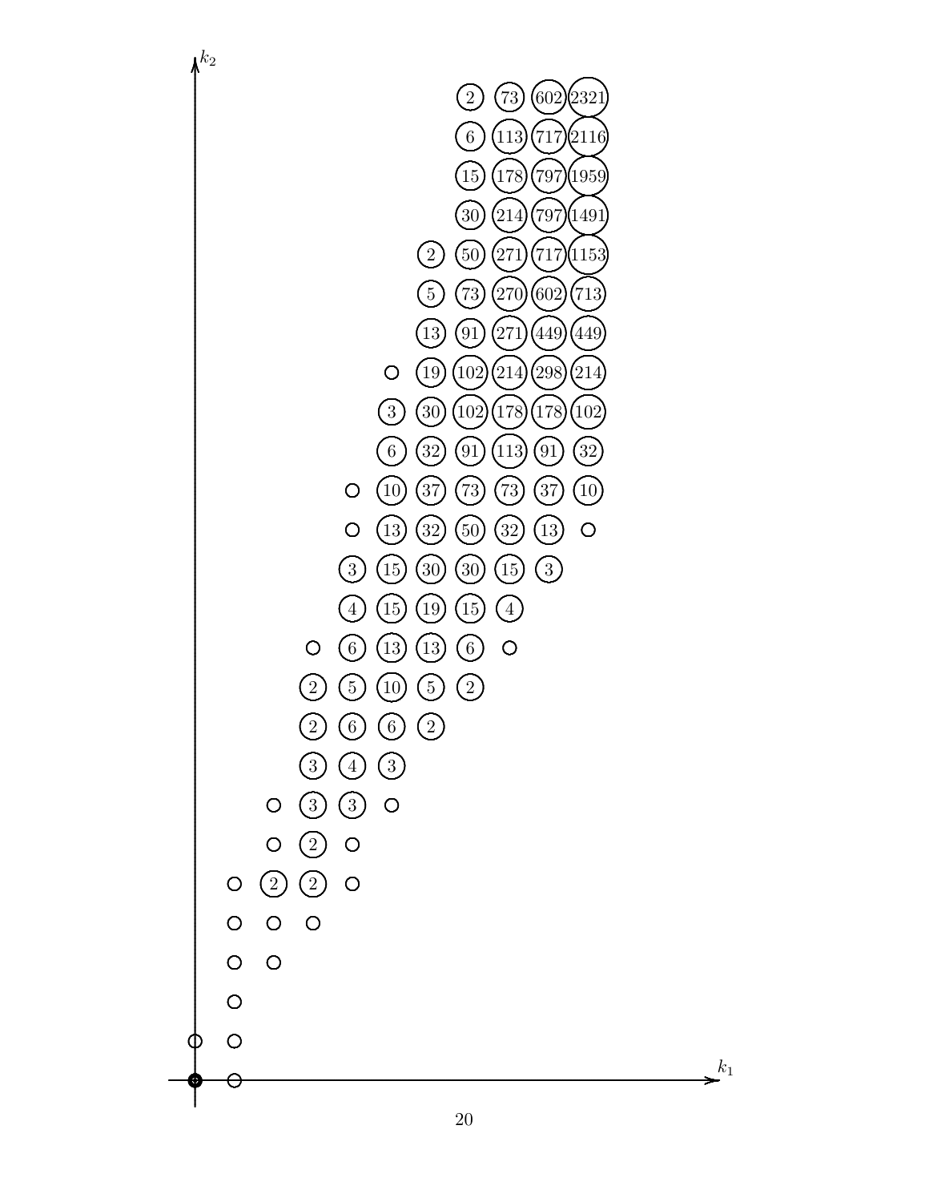| $k_2$ \ $k_1$ | 0 | 1 | 2 | 3 | 4 | 5 | 6 | 7 | 8 | 9 | 10 |
|---|---|---|---|---|---|---|---|---|---|---|---|
| 25 | | | | | | | | 2 | 73 | 602 | 2321 |
| 24 | | | | | | | | 6 | 113 | 717 | 2116 |
| 23 | | | | | | | | 15 | 178 | 797 | 1959 |
| 22 | | | | | | | | 30 | 214 | 797 | 1491 |
| 21 | | | | | | | 2 | 50 | 271 | 717 | 1153 |
| 20 | | | | | | | 5 | 73 | 270 | 602 | 713 |
| 19 | | | | | | | 13 | 91 | 271 | 449 | 449 |
| 18 | | | | | | ○ | 19 | 102 | 214 | 298 | 214 |
| 17 | | | | | | 3 | 30 | 102 | 178 | 178 | 102 |
| 16 | | | | | | 6 | 32 | 91 | 113 | 91 | 32 |
| 15 | | | | | ○ | 10 | 37 | 73 | 73 | 37 | 10 |
| 14 | | | | | ○ | 13 | 32 | 50 | 32 | 13 | ○ |
| 13 | | | | | 3 | 15 | 30 | 30 | 15 | 3 | |
| 12 | | | | | 4 | 15 | 19 | 15 | 4 | | |
| 11 | | | | ○ | 6 | 13 | 13 | 6 | ○ | | |
| 10 | | | | 2 | 5 | 10 | 5 | 2 | | | |
| 9 | | | | 2 | 6 | 6 | 2 | | | | |
| 8 | | | | 3 | 4 | 3 | | | | | |
| 7 | | | ○ | 3 | 3 | ○ | | | | | |
| 6 | | | ○ | 2 | ○ | | | | | | |
| 5 | | ○ | 2 | 2 | ○ | | | | | | |
| 4 | | ○ | ○ | ○ | | | | | | | |
| 3 | | ○ | ○ | | | | | | | | |
| 2 | | ○ | | | | | | | | | |
| 1 | ○ | ○ | | | | | | | | | |
| 0 | ◉ | ○ | | | | | | | | | |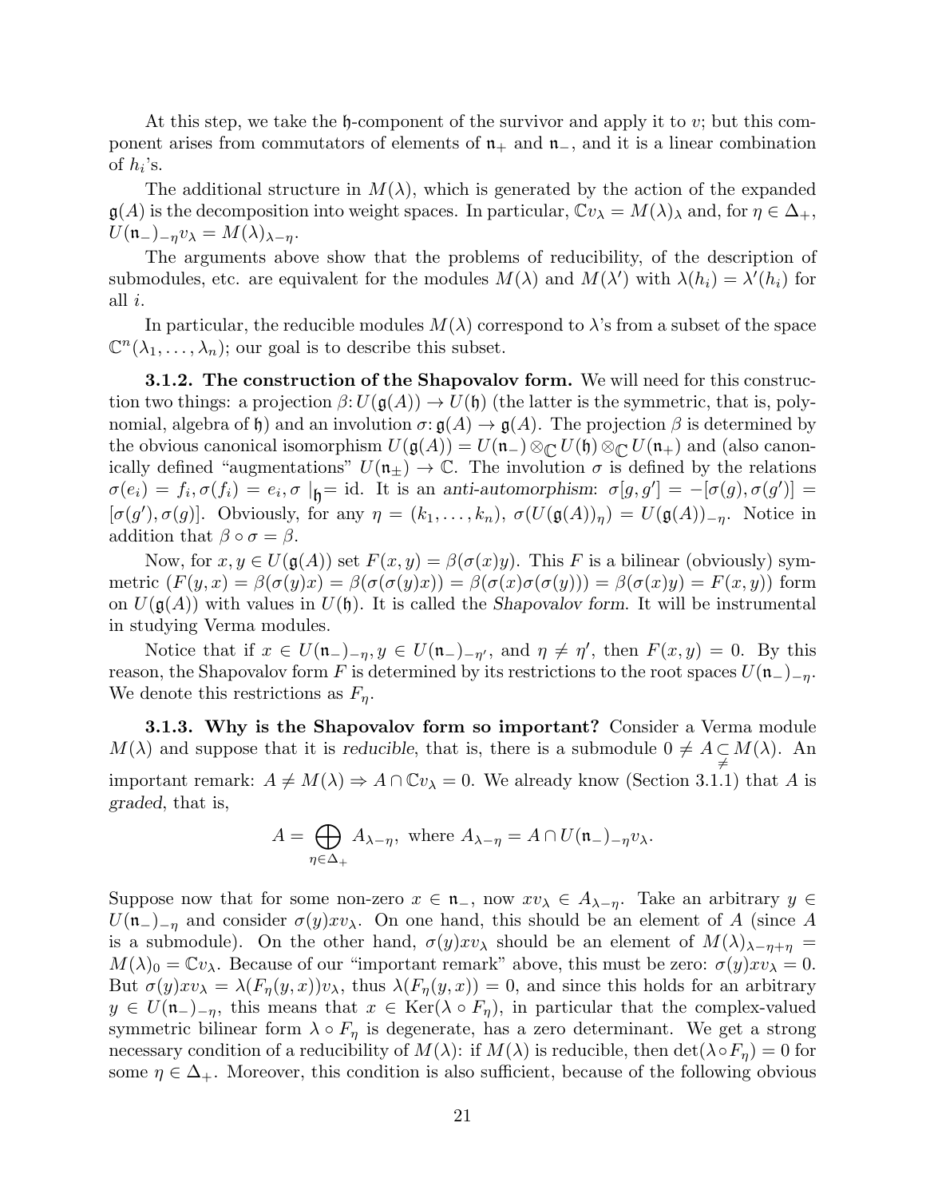At this step, we take the $\mathfrak{h}$-component of the survivor and apply it to $v$; but this component arises from commutators of elements of $\mathfrak{n}_+$ and $\mathfrak{n}_-$, and it is a linear combination of $h_i$'s.

The additional structure in $M(\lambda)$, which is generated by the action of the expanded $\mathfrak{g}(A)$ is the decomposition into weight spaces. In particular, $\mathbb{C}v_\lambda = M(\lambda)_\lambda$ and, for $\eta \in \Delta_+$, $U(\mathfrak{n}_-)_{-\eta}v_\lambda = M(\lambda)_{\lambda-\eta}$.

The arguments above show that the problems of reducibility, of the description of submodules, etc. are equivalent for the modules $M(\lambda)$ and $M(\lambda')$ with $\lambda(h_i) = \lambda'(h_i)$ for all $i$.

In particular, the reducible modules $M(\lambda)$ correspond to $\lambda$'s from a subset of the space $\mathbb{C}^n(\lambda_1, \ldots, \lambda_n)$; our goal is to describe this subset.

**3.1.2. The construction of the Shapovalov form.** We will need for this construction two things: a projection $\beta\colon U(\mathfrak{g}(A)) \to U(\mathfrak{h})$ (the latter is the symmetric, that is, polynomial, algebra of $\mathfrak{h}$) and an involution $\sigma\colon \mathfrak{g}(A) \to \mathfrak{g}(A)$. The projection $\beta$ is determined by the obvious canonical isomorphism $U(\mathfrak{g}(A)) = U(\mathfrak{n}_-) \otimes_{\mathbb{C}} U(\mathfrak{h}) \otimes_{\mathbb{C}} U(\mathfrak{n}_+)$ and (also canonically defined "augmentations" $U(\mathfrak{n}_\pm) \to \mathbb{C}$. The involution $\sigma$ is defined by the relations $\sigma(e_i) = f_i, \sigma(f_i) = e_i, \sigma \mid_{\mathfrak{h}} = \mathrm{id}$. It is an *anti-automorphism*: $\sigma[g, g'] = -[\sigma(g), \sigma(g')] = [\sigma(g'), \sigma(g)]$. Obviously, for any $\eta = (k_1, \ldots, k_n)$, $\sigma(U(\mathfrak{g}(A))_\eta) = U(\mathfrak{g}(A))_{-\eta}$. Notice in addition that $\beta \circ \sigma = \beta$.

Now, for $x, y \in U(\mathfrak{g}(A))$ set $F(x, y) = \beta(\sigma(x)y)$. This $F$ is a bilinear (obviously) symmetric ($F(y, x) = \beta(\sigma(y)x) = \beta(\sigma(\sigma(y)x)) = \beta(\sigma(x)\sigma(\sigma(y))) = \beta(\sigma(x)y) = F(x, y)$) form on $U(\mathfrak{g}(A))$ with values in $U(\mathfrak{h})$. It is called the *Shapovalov form*. It will be instrumental in studying Verma modules.

Notice that if $x \in U(\mathfrak{n}_-)_{-\eta}, y \in U(\mathfrak{n}_-)_{-\eta'}$, and $\eta \neq \eta'$, then $F(x, y) = 0$. By this reason, the Shapovalov form $F$ is determined by its restrictions to the root spaces $U(\mathfrak{n}_-)_{-\eta}$. We denote this restrictions as $F_\eta$.

**3.1.3. Why is the Shapovalov form so important?** Consider a Verma module $M(\lambda)$ and suppose that it is *reducible*, that is, there is a submodule $0 \neq A \underset{\neq}{\subset} M(\lambda)$. An important remark: $A \neq M(\lambda) \Rightarrow A \cap \mathbb{C}v_\lambda = 0$. We already know (Section 3.1.1) that $A$ is *graded*, that is,

$$A = \bigoplus_{\eta \in \Delta_+} A_{\lambda-\eta}, \text{ where } A_{\lambda-\eta} = A \cap U(\mathfrak{n}_-)_{-\eta}v_\lambda.$$

Suppose now that for some non-zero $x \in \mathfrak{n}_-$, now $xv_\lambda \in A_{\lambda-\eta}$. Take an arbitrary $y \in U(\mathfrak{n}_-)_{-\eta}$ and consider $\sigma(y)xv_\lambda$. On one hand, this should be an element of $A$ (since $A$ is a submodule). On the other hand, $\sigma(y)xv_\lambda$ should be an element of $M(\lambda)_{\lambda-\eta+\eta} = M(\lambda)_0 = \mathbb{C}v_\lambda$. Because of our "important remark" above, this must be zero: $\sigma(y)xv_\lambda = 0$. But $\sigma(y)xv_\lambda = \lambda(F_\eta(y, x))v_\lambda$, thus $\lambda(F_\eta(y, x)) = 0$, and since this holds for an arbitrary $y \in U(\mathfrak{n}_-)_{-\eta}$, this means that $x \in \mathrm{Ker}(\lambda \circ F_\eta)$, in particular that the complex-valued symmetric bilinear form $\lambda \circ F_\eta$ is degenerate, has a zero determinant. We get a strong necessary condition of a reducibility of $M(\lambda)$: if $M(\lambda)$ is reducible, then $\det(\lambda \circ F_\eta) = 0$ for some $\eta \in \Delta_+$. Moreover, this condition is also sufficient, because of the following obvious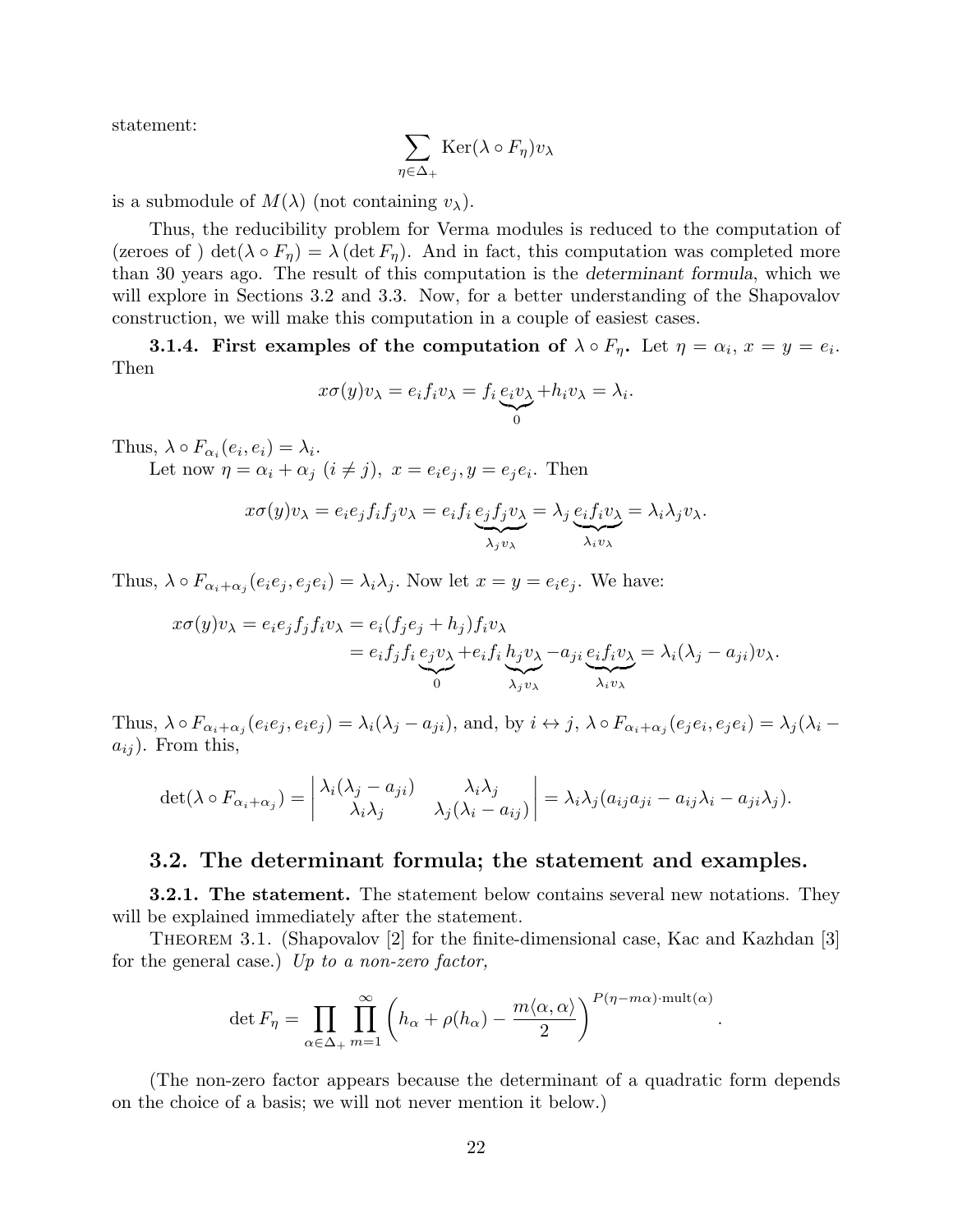statement:

$$\sum_{\eta\in\Delta_+}\mathrm{Ker}(\lambda\circ F_\eta)v_\lambda$$

is a submodule of $M(\lambda)$ (not containing $v_\lambda$).

Thus, the reducibility problem for Verma modules is reduced to the computation of (zeroes of ) $\det(\lambda\circ F_\eta)=\lambda(\det F_\eta)$. And in fact, this computation was completed more than 30 years ago. The result of this computation is the *determinant formula*, which we will explore in Sections 3.2 and 3.3. Now, for a better understanding of the Shapovalov construction, we will make this computation in a couple of easiest cases.

**3.1.4. First examples of the computation of $\lambda\circ F_\eta$.** Let $\eta=\alpha_i$, $x=y=e_i$. Then

$$x\sigma(y)v_\lambda = e_if_iv_\lambda = f_i\underbrace{e_iv_\lambda}_{0}+h_iv_\lambda=\lambda_i.$$

Thus, $\lambda\circ F_{\alpha_i}(e_i,e_i)=\lambda_i$.

Let now $\eta=\alpha_i+\alpha_j$ $(i\neq j)$, $x=e_ie_j, y=e_je_i$. Then

$$x\sigma(y)v_\lambda = e_ie_jf_if_jv_\lambda = e_if_i\underbrace{e_jf_jv_\lambda}_{\lambda_jv_\lambda}=\lambda_j\underbrace{e_if_iv_\lambda}_{\lambda_iv_\lambda}=\lambda_i\lambda_jv_\lambda.$$

Thus, $\lambda\circ F_{\alpha_i+\alpha_j}(e_ie_j,e_je_i)=\lambda_i\lambda_j$. Now let $x=y=e_ie_j$. We have:

$$\begin{aligned}x\sigma(y)v_\lambda = e_ie_jf_jf_iv_\lambda &= e_i(f_je_j+h_j)f_iv_\lambda\\ &= e_if_jf_i\underbrace{e_jv_\lambda}_{0}+e_if_i\underbrace{h_jv_\lambda}_{\lambda_jv_\lambda}-a_{ji}\underbrace{e_if_iv_\lambda}_{\lambda_iv_\lambda}=\lambda_i(\lambda_j-a_{ji})v_\lambda.\end{aligned}$$

Thus, $\lambda\circ F_{\alpha_i+\alpha_j}(e_ie_j,e_ie_j)=\lambda_i(\lambda_j-a_{ji})$, and, by $i\leftrightarrow j$, $\lambda\circ F_{\alpha_i+\alpha_j}(e_je_i,e_je_i)=\lambda_j(\lambda_i-a_{ij})$. From this,

$$\det(\lambda\circ F_{\alpha_i+\alpha_j})=\begin{vmatrix}\lambda_i(\lambda_j-a_{ji}) & \lambda_i\lambda_j\\ \lambda_i\lambda_j & \lambda_j(\lambda_i-a_{ij})\end{vmatrix}=\lambda_i\lambda_j(a_{ij}a_{ji}-a_{ij}\lambda_i-a_{ji}\lambda_j).$$

## 3.2. The determinant formula; the statement and examples.

**3.2.1. The statement.** The statement below contains several new notations. They will be explained immediately after the statement.

THEOREM 3.1. (Shapovalov [2] for the finite-dimensional case, Kac and Kazhdan [3] for the general case.) *Up to a non-zero factor,*

$$\det F_\eta=\prod_{\alpha\in\Delta_+}\prod_{m=1}^{\infty}\left(h_\alpha+\rho(h_\alpha)-\frac{m\langle\alpha,\alpha\rangle}{2}\right)^{P(\eta-m\alpha)\cdot\mathrm{mult}(\alpha)}.$$

(The non-zero factor appears because the determinant of a quadratic form depends on the choice of a basis; we will not never mention it below.)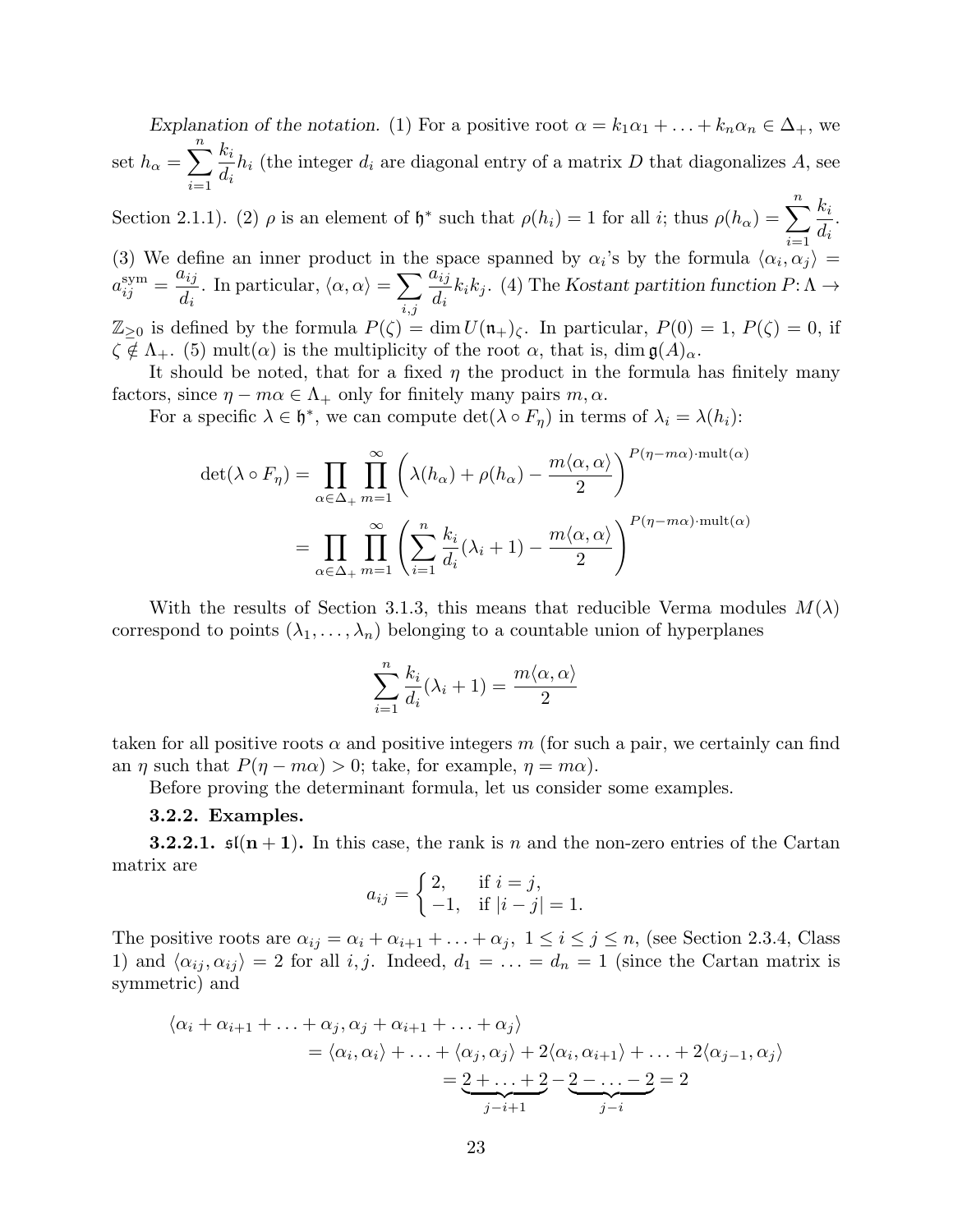*Explanation of the notation.* (1) For a positive root $\alpha = k_1\alpha_1 + \ldots + k_n\alpha_n \in \Delta_+$, we set $h_\alpha = \sum_{i=1}^{n} \frac{k_i}{d_i} h_i$ (the integer $d_i$ are diagonal entry of a matrix $D$ that diagonalizes $A$, see Section 2.1.1). (2) $\rho$ is an element of $\mathfrak{h}^*$ such that $\rho(h_i) = 1$ for all $i$; thus $\rho(h_\alpha) = \sum_{i=1}^{n} \frac{k_i}{d_i}$. (3) We define an inner product in the space spanned by $\alpha_i$'s by the formula $\langle \alpha_i, \alpha_j \rangle = a_{ij}^{\text{sym}} = \frac{a_{ij}}{d_i}$. In particular, $\langle \alpha, \alpha \rangle = \sum_{i,j} \frac{a_{ij}}{d_i} k_i k_j$. (4) The *Kostant partition function* $P \colon \Lambda \to \mathbb{Z}_{\geq 0}$ is defined by the formula $P(\zeta) = \dim U(\mathfrak{n}_+)_\zeta$. In particular, $P(0) = 1$, $P(\zeta) = 0$, if $\zeta \notin \Lambda_+$. (5) $\operatorname{mult}(\alpha)$ is the multiplicity of the root $\alpha$, that is, $\dim \mathfrak{g}(A)_\alpha$.

It should be noted, that for a fixed $\eta$ the product in the formula has finitely many factors, since $\eta - m\alpha \in \Lambda_+$ only for finitely many pairs $m, \alpha$.

For a specific $\lambda \in \mathfrak{h}^*$, we can compute $\det(\lambda \circ F_\eta)$ in terms of $\lambda_i = \lambda(h_i)$:

$$
\begin{aligned}
\det(\lambda \circ F_\eta) &= \prod_{\alpha \in \Delta_+} \prod_{m=1}^{\infty} \left( \lambda(h_\alpha) + \rho(h_\alpha) - \frac{m\langle \alpha, \alpha \rangle}{2} \right)^{P(\eta - m\alpha) \cdot \operatorname{mult}(\alpha)} \\
&= \prod_{\alpha \in \Delta_+} \prod_{m=1}^{\infty} \left( \sum_{i=1}^{n} \frac{k_i}{d_i}(\lambda_i + 1) - \frac{m\langle \alpha, \alpha \rangle}{2} \right)^{P(\eta - m\alpha) \cdot \operatorname{mult}(\alpha)}
\end{aligned}
$$

With the results of Section 3.1.3, this means that reducible Verma modules $M(\lambda)$ correspond to points $(\lambda_1, \ldots, \lambda_n)$ belonging to a countable union of hyperplanes

$$
\sum_{i=1}^{n} \frac{k_i}{d_i}(\lambda_i + 1) = \frac{m\langle \alpha, \alpha \rangle}{2}
$$

taken for all positive roots $\alpha$ and positive integers $m$ (for such a pair, we certainly can find an $\eta$ such that $P(\eta - m\alpha) > 0$; take, for example, $\eta = m\alpha$).

Before proving the determinant formula, let us consider some examples.

### 3.2.2. Examples.

**3.2.2.1. $\mathfrak{sl}(\mathbf{n+1})$.** In this case, the rank is $n$ and the non-zero entries of the Cartan matrix are

$$
a_{ij} = \begin{cases} 2, & \text{if } i = j, \\ -1, & \text{if } |i - j| = 1. \end{cases}
$$

The positive roots are $\alpha_{ij} = \alpha_i + \alpha_{i+1} + \ldots + \alpha_j$, $1 \leq i \leq j \leq n$, (see Section 2.3.4, Class 1) and $\langle \alpha_{ij}, \alpha_{ij} \rangle = 2$ for all $i, j$. Indeed, $d_1 = \ldots = d_n = 1$ (since the Cartan matrix is symmetric) and

$$
\begin{aligned}
\langle \alpha_i + \alpha_{i+1} + \ldots + \alpha_j, \alpha_j + \alpha_{i+1} + \ldots + \alpha_j \rangle \\
= \langle \alpha_i, \alpha_i \rangle + \ldots + \langle \alpha_j, \alpha_j \rangle + 2\langle \alpha_i, \alpha_{i+1} \rangle + \ldots + 2\langle \alpha_{j-1}, \alpha_j \rangle \\
= \underbrace{2 + \ldots + 2}_{j-i+1} - \underbrace{2 - \ldots - 2}_{j-i} = 2
\end{aligned}
$$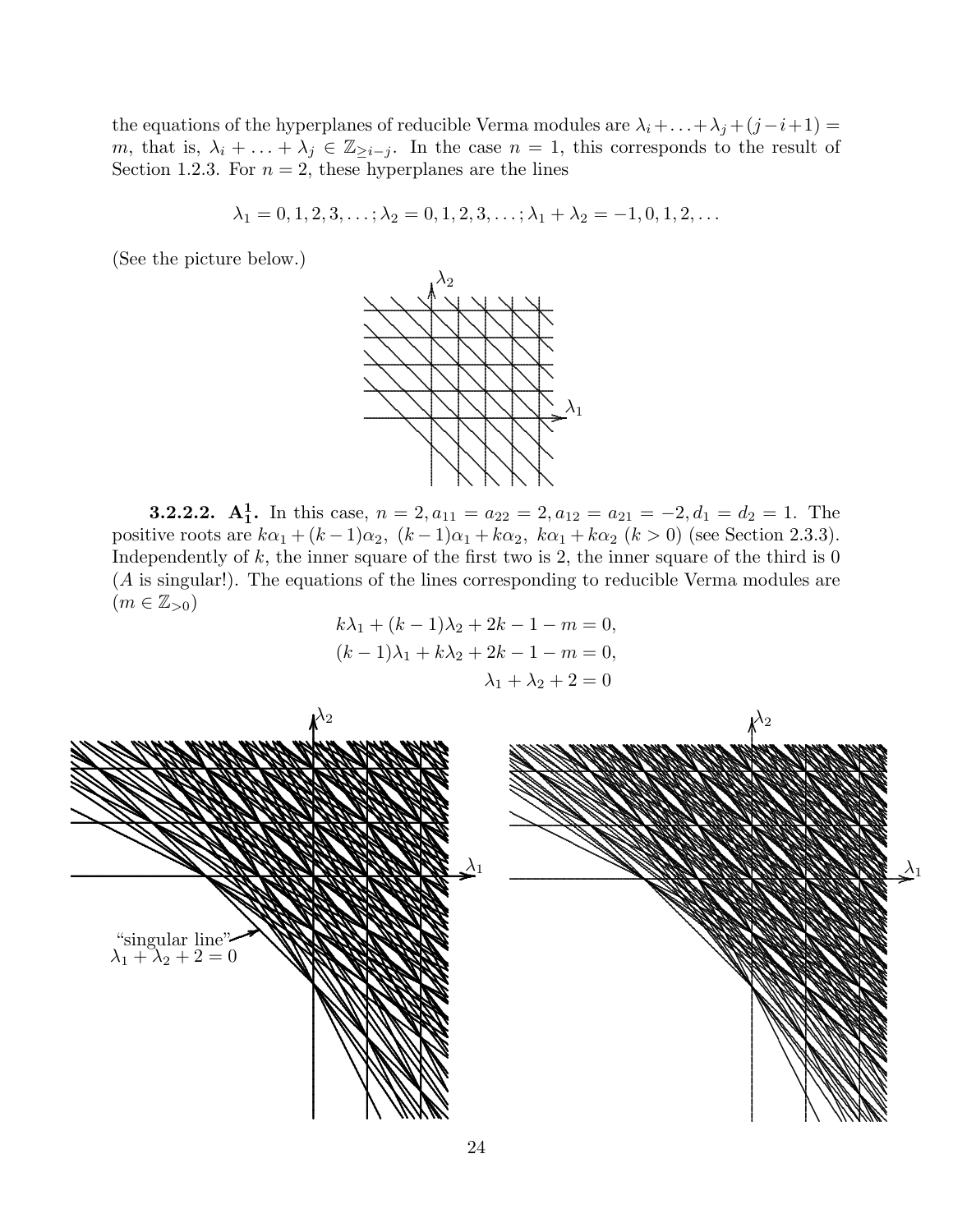the equations of the hyperplanes of reducible Verma modules are $\lambda_i + \ldots + \lambda_j + (j-i+1) = m$, that is, $\lambda_i + \ldots + \lambda_j \in \mathbb{Z}_{\geq i-j}$. In the case $n = 1$, this corresponds to the result of Section 1.2.3. For $n = 2$, these hyperplanes are the lines

$$\lambda_1 = 0, 1, 2, 3, \ldots; \lambda_2 = 0, 1, 2, 3, \ldots; \lambda_1 + \lambda_2 = -1, 0, 1, 2, \ldots$$

(See the picture below.)

**3.2.2.2. $\mathbf{A_1^1}$.** In this case, $n = 2, a_{11} = a_{22} = 2, a_{12} = a_{21} = -2, d_1 = d_2 = 1$. The positive roots are $k\alpha_1 + (k-1)\alpha_2,\ (k-1)\alpha_1 + k\alpha_2,\ k\alpha_1 + k\alpha_2\ (k > 0)$ (see Section 2.3.3). Independently of $k$, the inner square of the first two is 2, the inner square of the third is 0 ($A$ is singular!). The equations of the lines corresponding to reducible Verma modules are ($m \in \mathbb{Z}_{>0}$)

$$k\lambda_1 + (k-1)\lambda_2 + 2k - 1 - m = 0,$$
$$(k-1)\lambda_1 + k\lambda_2 + 2k - 1 - m = 0,$$
$$\lambda_1 + \lambda_2 + 2 = 0$$

"singular line" $\lambda_1 + \lambda_2 + 2 = 0$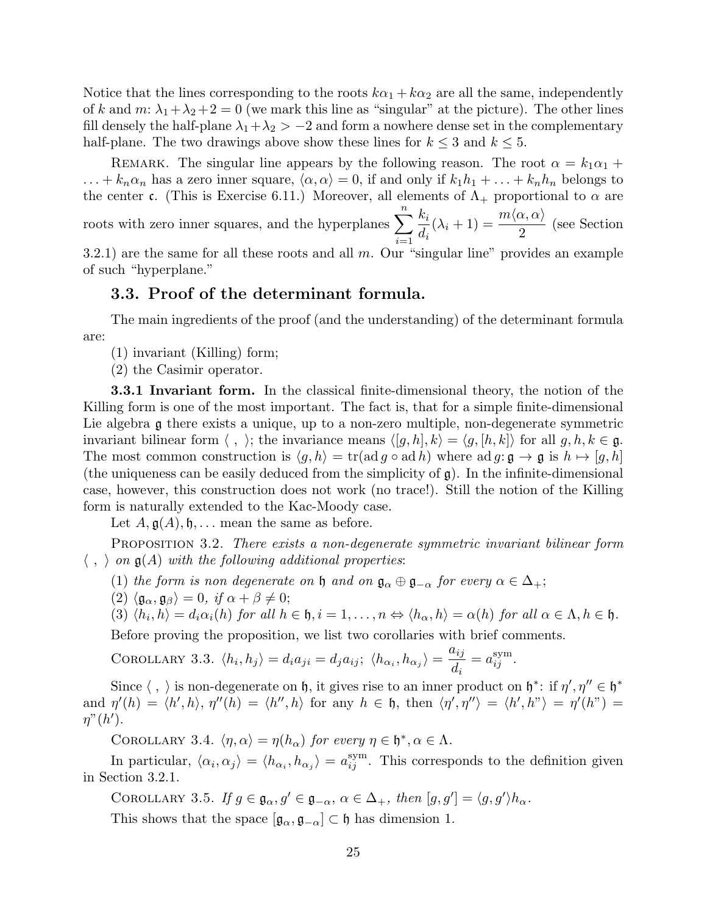Notice that the lines corresponding to the roots $k\alpha_1 + k\alpha_2$ are all the same, independently of $k$ and $m$: $\lambda_1+\lambda_2+2 = 0$ (we mark this line as "singular" at the picture). The other lines fill densely the half-plane $\lambda_1+\lambda_2 > -2$ and form a nowhere dense set in the complementary half-plane. The two drawings above show these lines for $k \leq 3$ and $k \leq 5$.

REMARK. The singular line appears by the following reason. The root $\alpha = k_1\alpha_1 + \ldots + k_n\alpha_n$ has a zero inner square, $\langle \alpha, \alpha \rangle = 0$, if and only if $k_1h_1 + \ldots + k_nh_n$ belongs to the center $\mathfrak{c}$. (This is Exercise 6.11.) Moreover, all elements of $\Lambda_+$ proportional to $\alpha$ are roots with zero inner squares, and the hyperplanes $\displaystyle\sum_{i=1}^{n} \frac{k_i}{d_i}(\lambda_i + 1) = \frac{m\langle \alpha, \alpha \rangle}{2}$ (see Section 3.2.1) are the same for all these roots and all $m$. Our "singular line" provides an example of such "hyperplane."

## 3.3. Proof of the determinant formula.

The main ingredients of the proof (and the understanding) of the determinant formula are:

(1) invariant (Killing) form;

(2) the Casimir operator.

**3.3.1 Invariant form.** In the classical finite-dimensional theory, the notion of the Killing form is one of the most important. The fact is, that for a simple finite-dimensional Lie algebra $\mathfrak{g}$ there exists a unique, up to a non-zero multiple, non-degenerate symmetric invariant bilinear form $\langle\ ,\ \rangle$; the invariance means $\langle [g,h],k\rangle = \langle g,[h,k]\rangle$ for all $g,h,k \in \mathfrak{g}$. The most common construction is $\langle g,h\rangle = \operatorname{tr}(\operatorname{ad} g \circ \operatorname{ad} h)$ where $\operatorname{ad} g\colon \mathfrak{g} \to \mathfrak{g}$ is $h \mapsto [g,h]$ (the uniqueness can be easily deduced from the simplicity of $\mathfrak{g}$). In the infinite-dimensional case, however, this construction does not work (no trace!). Still the notion of the Killing form is naturally extended to the Kac-Moody case.

Let $A, \mathfrak{g}(A), \mathfrak{h}, \ldots$ mean the same as before.

PROPOSITION 3.2. *There exists a non-degenerate symmetric invariant bilinear form $\langle\ ,\ \rangle$ on $\mathfrak{g}(A)$ with the following additional properties*:

(1) *the form is non degenerate on $\mathfrak{h}$ and on $\mathfrak{g}_\alpha \oplus \mathfrak{g}_{-\alpha}$ for every $\alpha \in \Delta_+$*;

(2) *$\langle \mathfrak{g}_\alpha, \mathfrak{g}_\beta\rangle = 0$, if $\alpha + \beta \neq 0$*;

(3) *$\langle h_i, h\rangle = d_i\alpha_i(h)$ for all $h \in \mathfrak{h}, i = 1, \ldots, n \Leftrightarrow \langle h_\alpha, h\rangle = \alpha(h)$ for all $\alpha \in \Lambda, h \in \mathfrak{h}$.*

Before proving the proposition, we list two corollaries with brief comments.

COROLLARY 3.3. *$\langle h_i, h_j\rangle = d_ia_{ji} = d_ja_{ij}$; $\langle h_{\alpha_i}, h_{\alpha_j}\rangle = \dfrac{a_{ij}}{d_i} = a_{ij}^{\rm sym}$.*

Since $\langle\ ,\ \rangle$ is non-degenerate on $\mathfrak{h}$, it gives rise to an inner product on $\mathfrak{h}^*$: if $\eta', \eta'' \in \mathfrak{h}^*$ and $\eta'(h) = \langle h', h\rangle$, $\eta''(h) = \langle h'', h\rangle$ for any $h \in \mathfrak{h}$, then $\langle \eta', \eta''\rangle = \langle h', h"\rangle = \eta'(h") = \eta"(h')$.

COROLLARY 3.4. *$\langle \eta, \alpha\rangle = \eta(h_\alpha)$ for every $\eta \in \mathfrak{h}^*, \alpha \in \Lambda$.*

In particular, $\langle \alpha_i, \alpha_j\rangle = \langle h_{\alpha_i}, h_{\alpha_j}\rangle = a_{ij}^{\rm sym}$. This corresponds to the definition given in Section 3.2.1.

COROLLARY 3.5. *If $g \in \mathfrak{g}_\alpha, g' \in \mathfrak{g}_{-\alpha}$, $\alpha \in \Delta_+$, then $[g, g'] = \langle g, g'\rangle h_\alpha$.*

This shows that the space $[\mathfrak{g}_\alpha, \mathfrak{g}_{-\alpha}] \subset \mathfrak{h}$ has dimension 1.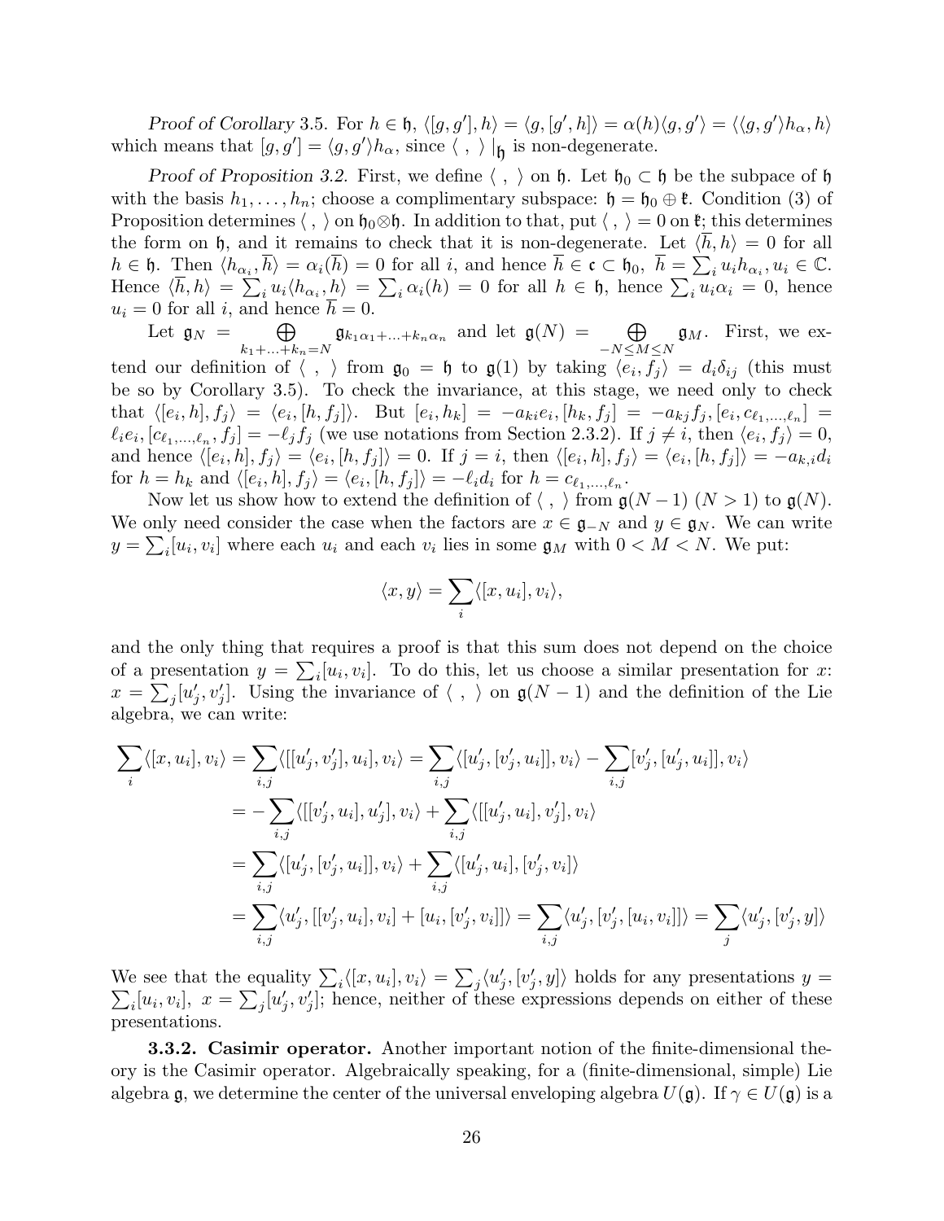*Proof of Corollary* 3.5. For $h \in \mathfrak{h}$, $\langle [g, g'], h\rangle = \langle g, [g', h]\rangle = \alpha(h)\langle g, g'\rangle = \langle \langle g, g'\rangle h_\alpha, h\rangle$ which means that $[g, g'] = \langle g, g'\rangle h_\alpha$, since $\langle\ ,\ \rangle|_{\mathfrak{h}}$ is non-degenerate.

*Proof of Proposition 3.2.* First, we define $\langle\ ,\ \rangle$ on $\mathfrak{h}$. Let $\mathfrak{h}_0 \subset \mathfrak{h}$ be the subpace of $\mathfrak{h}$ with the basis $h_1, \dots, h_n$; choose a complimentary subspace: $\mathfrak{h} = \mathfrak{h}_0 \oplus \mathfrak{k}$. Condition (3) of Proposition determines $\langle\ ,\ \rangle$ on $\mathfrak{h}_0 \otimes \mathfrak{h}$. In addition to that, put $\langle\ ,\ \rangle = 0$ on $\mathfrak{k}$; this determines the form on $\mathfrak{h}$, and it remains to check that it is non-degenerate. Let $\langle \overline{h}, h\rangle = 0$ for all $h \in \mathfrak{h}$. Then $\langle h_{\alpha_i}, \overline{h}\rangle = \alpha_i(\overline{h}) = 0$ for all $i$, and hence $\overline{h} \in \mathfrak{c} \subset \mathfrak{h}_0$, $\overline{h} = \sum_i u_i h_{\alpha_i}, u_i \in \mathbb{C}$. Hence $\langle \overline{h}, h\rangle = \sum_i u_i \langle h_{\alpha_i}, h\rangle = \sum_i \alpha_i(h) = 0$ for all $h \in \mathfrak{h}$, hence $\sum_i u_i \alpha_i = 0$, hence $u_i = 0$ for all $i$, and hence $\overline{h} = 0$.

Let $\mathfrak{g}_N = \bigoplus\limits_{k_1+\ldots+k_n=N} \mathfrak{g}_{k_1\alpha_1+\ldots+k_n\alpha_n}$ and let $\mathfrak{g}(N) = \bigoplus\limits_{-N\le M\le N} \mathfrak{g}_M$. First, we extend our definition of $\langle\ ,\ \rangle$ from $\mathfrak{g}_0 = \mathfrak{h}$ to $\mathfrak{g}(1)$ by taking $\langle e_i, f_j\rangle = d_i\delta_{ij}$ (this must be so by Corollary 3.5). To check the invariance, at this stage, we need only to check that $\langle [e_i, h], f_j\rangle = \langle e_i, [h, f_j]\rangle$. But $[e_i, h_k] = -a_{ki}e_i, [h_k, f_j] = -a_{kj}f_j, [e_i, c_{\ell_1,\ldots,\ell_n}] = \ell_i e_i, [c_{\ell_1,\ldots,\ell_n}, f_j] = -\ell_j f_j$ (we use notations from Section 2.3.2). If $j \neq i$, then $\langle e_i, f_j\rangle = 0$, and hence $\langle [e_i, h], f_j\rangle = \langle e_i, [h, f_j]\rangle = 0$. If $j = i$, then $\langle [e_i, h], f_j\rangle = \langle e_i, [h, f_j]\rangle = -a_{k,i}d_i$ for $h = h_k$ and $\langle [e_i, h], f_j\rangle = \langle e_i, [h, f_j]\rangle = -\ell_i d_i$ for $h = c_{\ell_1,\ldots,\ell_n}$.

Now let us show how to extend the definition of $\langle\ ,\ \rangle$ from $\mathfrak{g}(N-1)$ $(N > 1)$ to $\mathfrak{g}(N)$. We only need consider the case when the factors are $x \in \mathfrak{g}_{-N}$ and $y \in \mathfrak{g}_N$. We can write $y = \sum_i [u_i, v_i]$ where each $u_i$ and each $v_i$ lies in some $\mathfrak{g}_M$ with $0 < M < N$. We put:

$$\langle x, y\rangle = \sum_i \langle [x, u_i], v_i\rangle,$$

and the only thing that requires a proof is that this sum does not depend on the choice of a presentation $y = \sum_i [u_i, v_i]$. To do this, let us choose a similar presentation for $x$: $x = \sum_j [u'_j, v'_j]$. Using the invariance of $\langle\ ,\ \rangle$ on $\mathfrak{g}(N-1)$ and the definition of the Lie algebra, we can write:

$$\begin{aligned}
\sum_i \langle [x, u_i], v_i\rangle &= \sum_{i,j} \langle [[u'_j, v'_j], u_i], v_i\rangle = \sum_{i,j} \langle [u'_j, [v'_j, u_i]], v_i\rangle - \sum_{i,j} [v'_j, [u'_j, u_i]], v_i\rangle \\
&= -\sum_{i,j} \langle [[v'_j, u_i], u'_j], v_i\rangle + \sum_{i,j} \langle [[u'_j, u_i], v'_j], v_i\rangle \\
&= \sum_{i,j} \langle [u'_j, [v'_j, u_i]], v_i\rangle + \sum_{i,j} \langle [u'_j, u_i], [v'_j, v_i]\rangle \\
&= \sum_{i,j} \langle u'_j, [[v'_j, u_i], v_i] + [u_i, [v'_j, v_i]]\rangle = \sum_{i,j} \langle u'_j, [v'_j, [u_i, v_i]]\rangle = \sum_j \langle u'_j, [v'_j, y]\rangle
\end{aligned}$$

We see that the equality $\sum_i \langle [x, u_i], v_i\rangle = \sum_j \langle u'_j, [v'_j, y]\rangle$ holds for any presentations $y = \sum_i [u_i, v_i]$, $x = \sum_j [u'_j, v'_j]$; hence, neither of these expressions depends on either of these presentations.

**3.3.2. Casimir operator.** Another important notion of the finite-dimensional theory is the Casimir operator. Algebraically speaking, for a (finite-dimensional, simple) Lie algebra $\mathfrak{g}$, we determine the center of the universal enveloping algebra $U(\mathfrak{g})$. If $\gamma \in U(\mathfrak{g})$ is a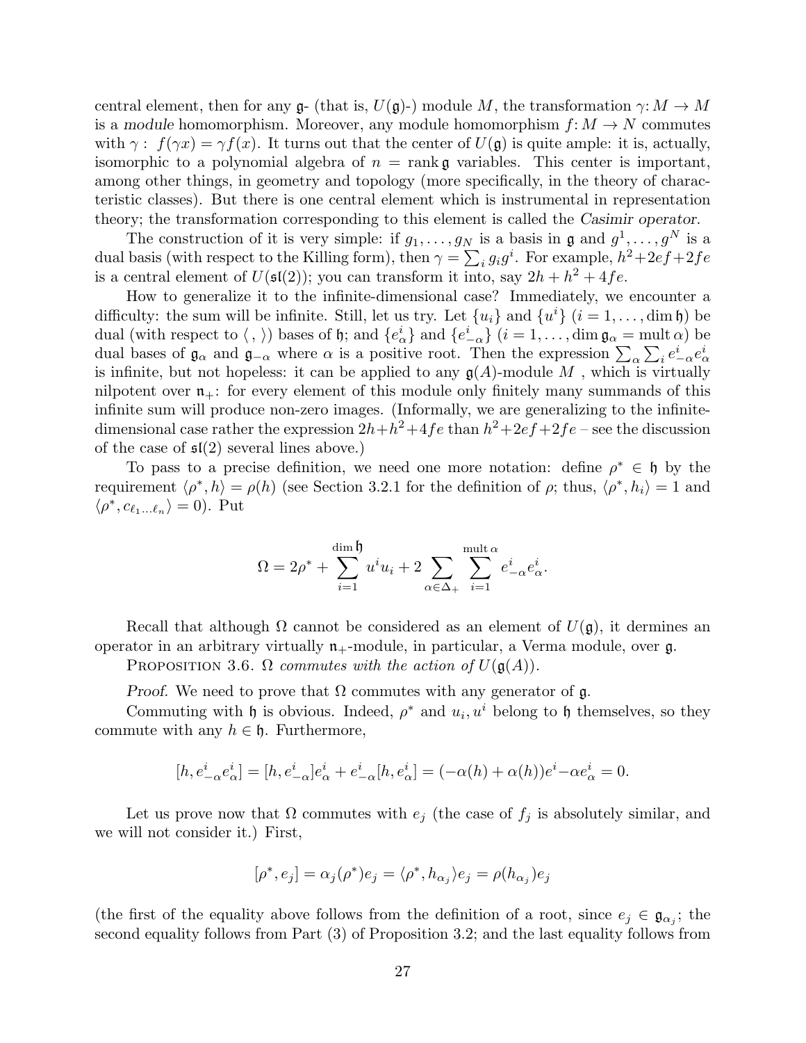central element, then for any $\mathfrak{g}$- (that is, $U(\mathfrak{g})$-) module $M$, the transformation $\gamma\colon M \to M$ is a *module* homomorphism. Moreover, any module homomorphism $f\colon M \to N$ commutes with $\gamma$ : $f(\gamma x) = \gamma f(x)$. It turns out that the center of $U(\mathfrak{g})$ is quite ample: it is, actually, isomorphic to a polynomial algebra of $n = \operatorname{rank} \mathfrak{g}$ variables. This center is important, among other things, in geometry and topology (more specifically, in the theory of characteristic classes). But there is one central element which is instrumental in representation theory; the transformation corresponding to this element is called the *Casimir operator*.

The construction of it is very simple: if $g_1, \dots, g_N$ is a basis in $\mathfrak{g}$ and $g^1, \dots, g^N$ is a dual basis (with respect to the Killing form), then $\gamma = \sum_i g_i g^i$. For example, $h^2 + 2ef + 2fe$ is a central element of $U(\mathfrak{sl}(2))$; you can transform it into, say $2h + h^2 + 4fe$.

How to generalize it to the infinite-dimensional case? Immediately, we encounter a difficulty: the sum will be infinite. Still, let us try. Let $\{u_i\}$ and $\{u^i\}$ ($i = 1, \dots, \dim \mathfrak{h}$) be dual (with respect to $\langle\, , \,\rangle$) bases of $\mathfrak{h}$; and $\{e^i_\alpha\}$ and $\{e^i_{-\alpha}\}$ ($i = 1, \dots, \dim \mathfrak{g}_\alpha = \operatorname{mult} \alpha$) be dual bases of $\mathfrak{g}_\alpha$ and $\mathfrak{g}_{-\alpha}$ where $\alpha$ is a positive root. Then the expression $\sum_\alpha \sum_i e^i_{-\alpha} e^i_\alpha$ is infinite, but not hopeless: it can be applied to any $\mathfrak{g}(A)$-module $M$ , which is virtually nilpotent over $\mathfrak{n}_+$: for every element of this module only finitely many summands of this infinite sum will produce non-zero images. (Informally, we are generalizing to the infinite-dimensional case rather the expression $2h + h^2 + 4fe$ than $h^2 + 2ef + 2fe$ – see the discussion of the case of $\mathfrak{sl}(2)$ several lines above.)

To pass to a precise definition, we need one more notation: define $\rho^* \in \mathfrak{h}$ by the requirement $\langle \rho^*, h\rangle = \rho(h)$ (see Section 3.2.1 for the definition of $\rho$; thus, $\langle \rho^*, h_i\rangle = 1$ and $\langle \rho^*, c_{\ell_1 \dots \ell_n}\rangle = 0$). Put

$$\Omega = 2\rho^* + \sum_{i=1}^{\dim \mathfrak{h}} u^i u_i + 2 \sum_{\alpha \in \Delta_+} \sum_{i=1}^{\operatorname{mult} \alpha} e^i_{-\alpha} e^i_\alpha.$$

Recall that although $\Omega$ cannot be considered as an element of $U(\mathfrak{g})$, it dermines an operator in an arbitrary virtually $\mathfrak{n}_+$-module, in particular, a Verma module, over $\mathfrak{g}$.

Proposition 3.6. *$\Omega$ commutes with the action of $U(\mathfrak{g}(A))$.*

*Proof.* We need to prove that $\Omega$ commutes with any generator of $\mathfrak{g}$.

Commuting with $\mathfrak{h}$ is obvious. Indeed, $\rho^*$ and $u_i, u^i$ belong to $\mathfrak{h}$ themselves, so they commute with any $h \in \mathfrak{h}$. Furthermore,

$$[h, e^i_{-\alpha} e^i_\alpha] = [h, e^i_{-\alpha}] e^i_\alpha + e^i_{-\alpha} [h, e^i_\alpha] = (-\alpha(h) + \alpha(h)) e^i - \alpha e^i_\alpha = 0.$$

Let us prove now that $\Omega$ commutes with $e_j$ (the case of $f_j$ is absolutely similar, and we will not consider it.) First,

$$[\rho^*, e_j] = \alpha_j(\rho^*) e_j = \langle \rho^*, h_{\alpha_j}\rangle e_j = \rho(h_{\alpha_j}) e_j$$

(the first of the equality above follows from the definition of a root, since $e_j \in \mathfrak{g}_{\alpha_j}$; the second equality follows from Part (3) of Proposition 3.2; and the last equality follows from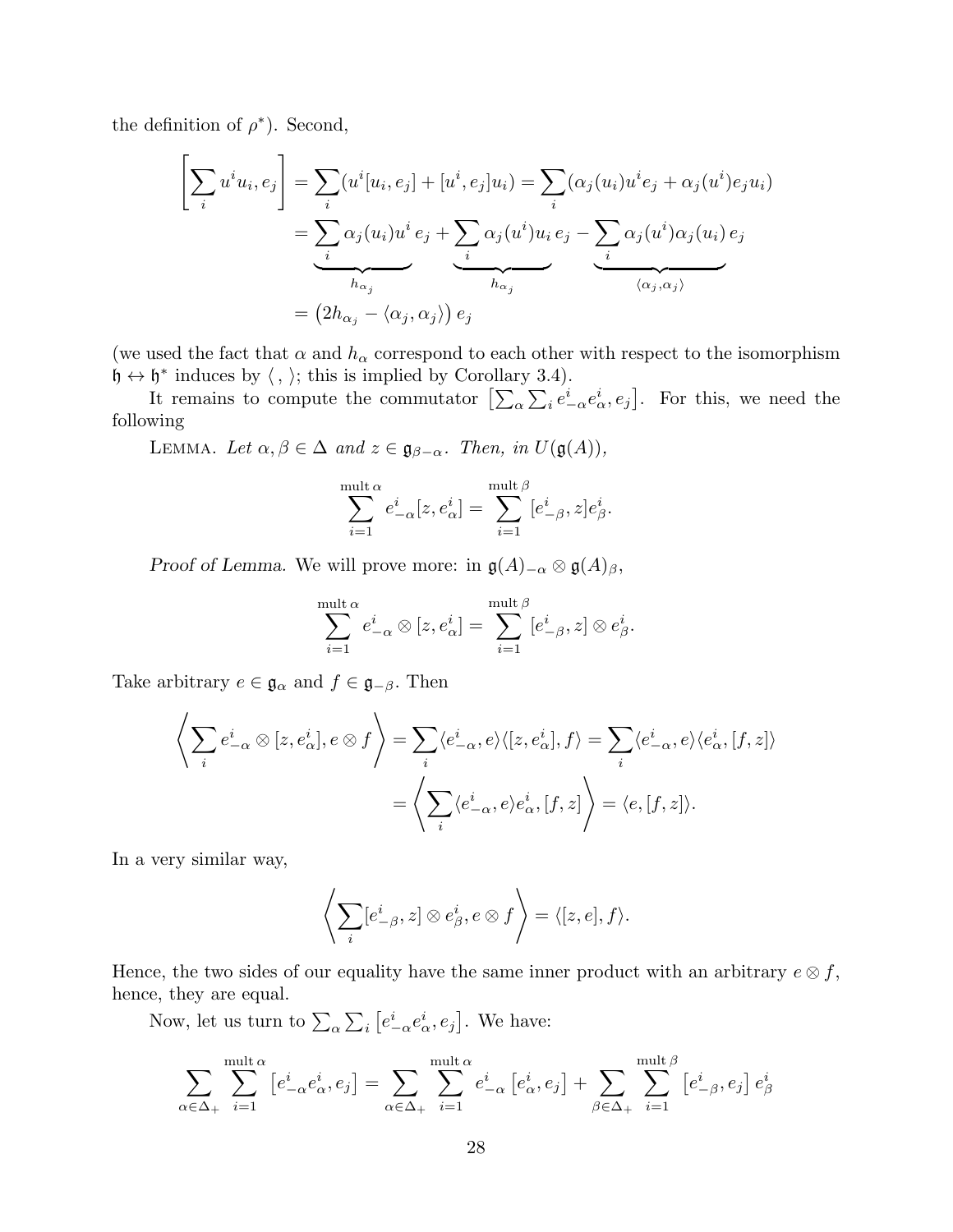the definition of $\rho^*$). Second,

$$
\begin{aligned}
\left[\sum_i u^i u_i, e_j\right] &= \sum_i (u^i[u_i, e_j] + [u^i, e_j]u_i) = \sum_i (\alpha_j(u_i)u^i e_j + \alpha_j(u^i)e_j u_i) \\
&= \underbrace{\sum_i \alpha_j(u_i)u^i}_{h_{\alpha_j}} e_j + \underbrace{\sum_i \alpha_j(u^i)u_i}_{h_{\alpha_j}} e_j - \underbrace{\sum_i \alpha_j(u^i)\alpha_j(u_i)}_{\langle \alpha_j, \alpha_j \rangle} e_j \\
&= \left(2h_{\alpha_j} - \langle \alpha_j, \alpha_j \rangle\right) e_j
\end{aligned}
$$

(we used the fact that $\alpha$ and $h_\alpha$ correspond to each other with respect to the isomorphism $\mathfrak{h} \leftrightarrow \mathfrak{h}^*$ induces by $\langle\, , \rangle$; this is implied by Corollary 3.4).

It remains to compute the commutator $\left[\sum_\alpha \sum_i e^i_{-\alpha} e^i_\alpha, e_j\right]$. For this, we need the following

Lemma. *Let $\alpha, \beta \in \Delta$ and $z \in \mathfrak{g}_{\beta-\alpha}$. Then, in $U(\mathfrak{g}(A))$,*

$$
\sum_{i=1}^{\operatorname{mult}\alpha} e^i_{-\alpha}[z, e^i_\alpha] = \sum_{i=1}^{\operatorname{mult}\beta} [e^i_{-\beta}, z] e^i_\beta.
$$

*Proof of Lemma.* We will prove more: in $\mathfrak{g}(A)_{-\alpha} \otimes \mathfrak{g}(A)_\beta$,

$$
\sum_{i=1}^{\operatorname{mult}\alpha} e^i_{-\alpha} \otimes [z, e^i_\alpha] = \sum_{i=1}^{\operatorname{mult}\beta} [e^i_{-\beta}, z] \otimes e^i_\beta.
$$

Take arbitrary $e \in \mathfrak{g}_\alpha$ and $f \in \mathfrak{g}_{-\beta}$. Then

$$
\begin{aligned}
\left\langle \sum_i e^i_{-\alpha} \otimes [z, e^i_\alpha], e \otimes f \right\rangle &= \sum_i \langle e^i_{-\alpha}, e\rangle \langle [z, e^i_\alpha], f\rangle = \sum_i \langle e^i_{-\alpha}, e\rangle \langle e^i_\alpha, [f, z]\rangle \\
&= \left\langle \sum_i \langle e^i_{-\alpha}, e\rangle e^i_\alpha, [f, z] \right\rangle = \langle e, [f, z]\rangle.
\end{aligned}
$$

In a very similar way,

$$
\left\langle \sum_i [e^i_{-\beta}, z] \otimes e^i_\beta, e \otimes f \right\rangle = \langle [z, e], f\rangle.
$$

Hence, the two sides of our equality have the same inner product with an arbitrary $e \otimes f$, hence, they are equal.

Now, let us turn to $\sum_\alpha \sum_i \left[e^i_{-\alpha} e^i_\alpha, e_j\right]$. We have:

$$
\sum_{\alpha \in \Delta_+} \sum_{i=1}^{\operatorname{mult}\alpha} \left[e^i_{-\alpha} e^i_\alpha, e_j\right] = \sum_{\alpha \in \Delta_+} \sum_{i=1}^{\operatorname{mult}\alpha} e^i_{-\alpha} \left[e^i_\alpha, e_j\right] + \sum_{\beta \in \Delta_+} \sum_{i=1}^{\operatorname{mult}\beta} \left[e^i_{-\beta}, e_j\right] e^i_\beta
$$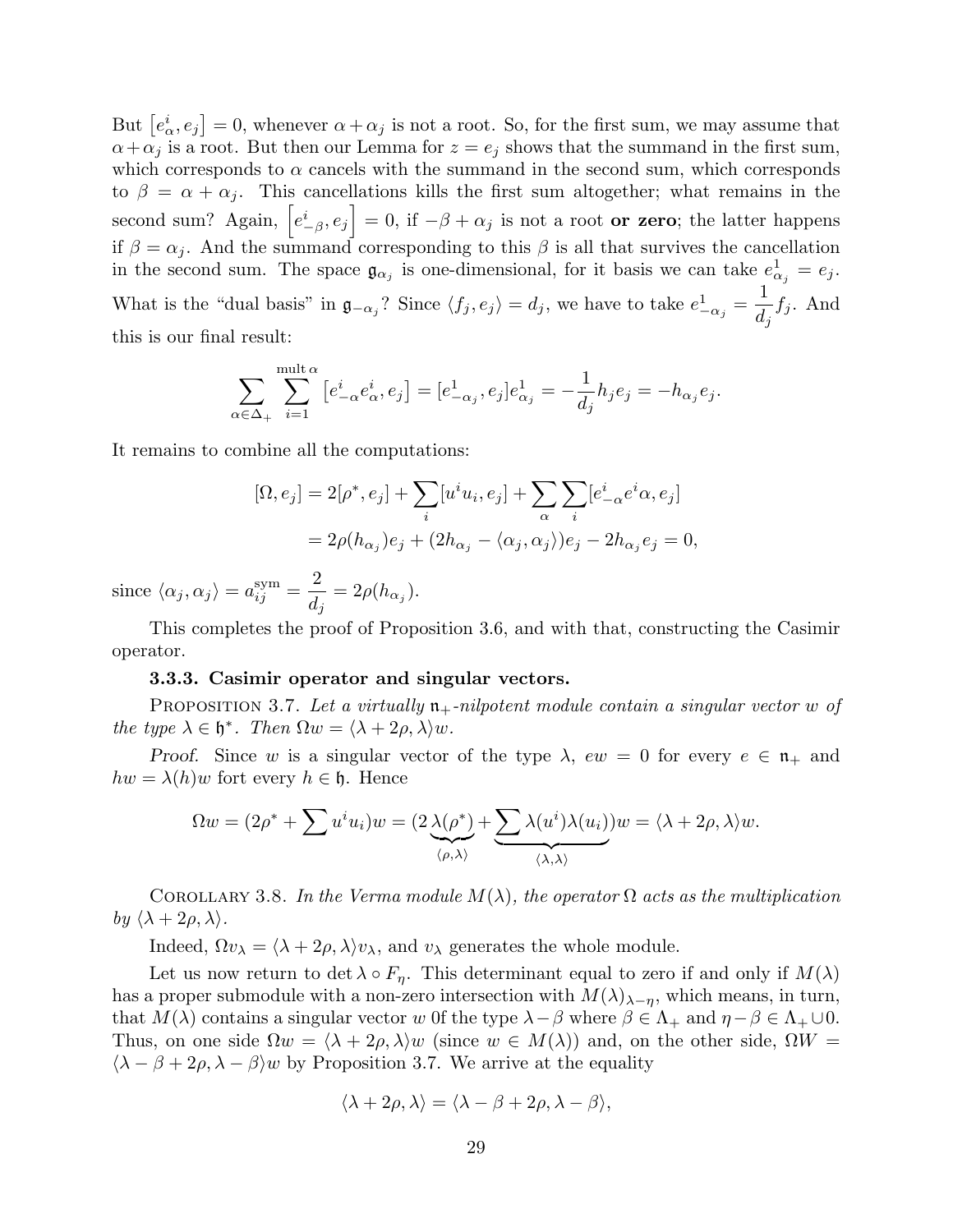But $\left[e^i_\alpha, e_j\right] = 0$, whenever $\alpha + \alpha_j$ is not a root. So, for the first sum, we may assume that $\alpha + \alpha_j$ is a root. But then our Lemma for $z = e_j$ shows that the summand in the first sum, which corresponds to $\alpha$ cancels with the summand in the second sum, which corresponds to $\beta = \alpha + \alpha_j$. This cancellations kills the first sum altogether; what remains in the second sum? Again, $\left[e^i_{-\beta}, e_j\right] = 0$, if $-\beta + \alpha_j$ is not a root **or zero**; the latter happens if $\beta = \alpha_j$. And the summand corresponding to this $\beta$ is all that survives the cancellation in the second sum. The space $\mathfrak{g}_{\alpha_j}$ is one-dimensional, for it basis we can take $e^1_{\alpha_j} = e_j$. What is the "dual basis" in $\mathfrak{g}_{-\alpha_j}$? Since $\langle f_j, e_j\rangle = d_j$, we have to take $e^1_{-\alpha_j} = \dfrac{1}{d_j} f_j$. And this is our final result:

$$\sum_{\alpha\in\Delta_+}\sum_{i=1}^{\operatorname{mult}\alpha}\left[e^i_{-\alpha}e^i_\alpha, e_j\right] = [e^1_{-\alpha_j}, e_j]e^1_{\alpha_j} = -\frac{1}{d_j}h_j e_j = -h_{\alpha_j}e_j.$$

It remains to combine all the computations:

$$\begin{aligned}
[\Omega, e_j] &= 2[\rho^*, e_j] + \sum_i [u^i u_i, e_j] + \sum_\alpha\sum_i [e^i_{-\alpha}e^i\alpha, e_j] \\
&= 2\rho(h_{\alpha_j})e_j + (2h_{\alpha_j} - \langle\alpha_j, \alpha_j\rangle)e_j - 2h_{\alpha_j}e_j = 0,
\end{aligned}$$

since $\langle\alpha_j, \alpha_j\rangle = a^{\text{sym}}_{ij} = \dfrac{2}{d_j} = 2\rho(h_{\alpha_j})$.

This completes the proof of Proposition 3.6, and with that, constructing the Casimir operator.

### 3.3.3. Casimir operator and singular vectors.

Proposition 3.7. *Let a virtually $\mathfrak{n}_+$-nilpotent module contain a singular vector $w$ of the type $\lambda \in \mathfrak{h}^*$. Then $\Omega w = \langle\lambda + 2\rho, \lambda\rangle w$.*

*Proof.* Since $w$ is a singular vector of the type $\lambda$, $ew = 0$ for every $e \in \mathfrak{n}_+$ and $hw = \lambda(h)w$ fort every $h \in \mathfrak{h}$. Hence

$$\Omega w = (2\rho^* + \sum u^i u_i)w = (2\underbrace{\lambda(\rho^*)}_{\langle\rho,\lambda\rangle} + \underbrace{\sum\lambda(u^i)\lambda(u_i)}_{\langle\lambda,\lambda\rangle})w = \langle\lambda + 2\rho, \lambda\rangle w.$$

Corollary 3.8. *In the Verma module $M(\lambda)$, the operator $\Omega$ acts as the multiplication by $\langle\lambda + 2\rho, \lambda\rangle$.*

Indeed, $\Omega v_\lambda = \langle\lambda + 2\rho, \lambda\rangle v_\lambda$, and $v_\lambda$ generates the whole module.

Let us now return to $\det\lambda\circ F_\eta$. This determinant equal to zero if and only if $M(\lambda)$ has a proper submodule with a non-zero intersection with $M(\lambda)_{\lambda-\eta}$, which means, in turn, that $M(\lambda)$ contains a singular vector $w$ 0f the type $\lambda - \beta$ where $\beta \in \Lambda_+$ and $\eta - \beta \in \Lambda_+ \cup 0$. Thus, on one side $\Omega w = \langle\lambda + 2\rho, \lambda\rangle w$ (since $w \in M(\lambda)$) and, on the other side, $\Omega W = \langle\lambda - \beta + 2\rho, \lambda - \beta\rangle w$ by Proposition 3.7. We arrive at the equality

$$\langle\lambda + 2\rho, \lambda\rangle = \langle\lambda - \beta + 2\rho, \lambda - \beta\rangle,$$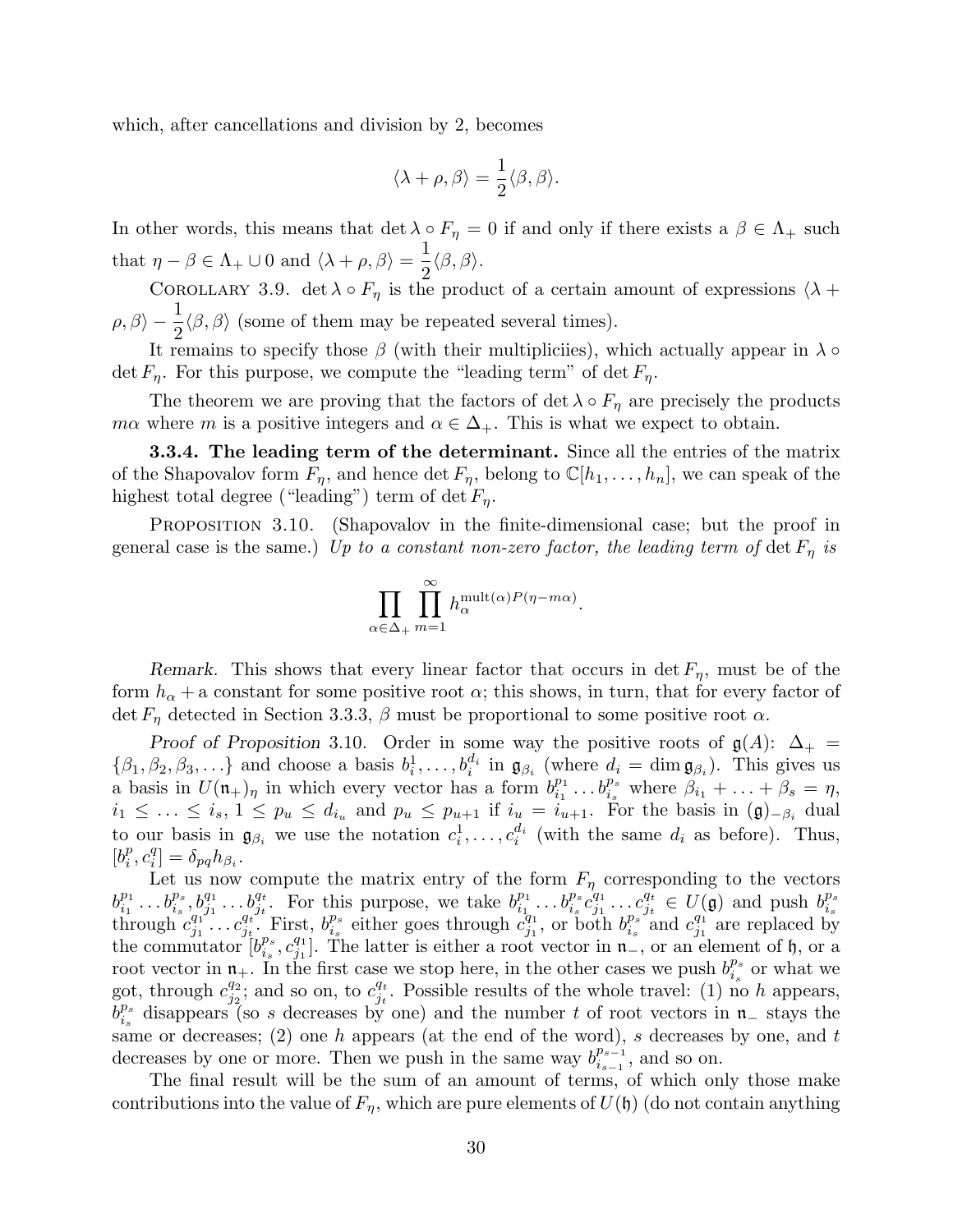which, after cancellations and division by 2, becomes

$$\langle \lambda + \rho, \beta \rangle = \frac{1}{2}\langle \beta, \beta \rangle.$$

In other words, this means that $\det \lambda \circ F_\eta = 0$ if and only if there exists a $\beta \in \Lambda_+$ such that $\eta - \beta \in \Lambda_+ \cup 0$ and $\langle \lambda + \rho, \beta \rangle = \dfrac{1}{2}\langle \beta, \beta \rangle$.

COROLLARY 3.9. $\det \lambda \circ F_\eta$ is the product of a certain amount of expressions $\langle \lambda + \rho, \beta \rangle - \dfrac{1}{2}\langle \beta, \beta \rangle$ (some of them may be repeated several times).

It remains to specify those $\beta$ (with their multipliciies), which actually appear in $\lambda \circ \det F_\eta$. For this purpose, we compute the "leading term" of $\det F_\eta$.

The theorem we are proving that the factors of $\det \lambda \circ F_\eta$ are precisely the products $m\alpha$ where $m$ is a positive integers and $\alpha \in \Delta_+$. This is what we expect to obtain.

**3.3.4. The leading term of the determinant.** Since all the entries of the matrix of the Shapovalov form $F_\eta$, and hence $\det F_\eta$, belong to $\mathbb{C}[h_1, \ldots, h_n]$, we can speak of the highest total degree ("leading") term of $\det F_\eta$.

PROPOSITION 3.10. (Shapovalov in the finite-dimensional case; but the proof in general case is the same.) *Up to a constant non-zero factor, the leading term of* $\det F_\eta$ *is*

$$\prod_{\alpha \in \Delta_+} \prod_{m=1}^{\infty} h_\alpha^{\mathrm{mult}(\alpha) P(\eta - m\alpha)}.$$

*Remark.* This shows that every linear factor that occurs in $\det F_\eta$, must be of the form $h_\alpha$ + a constant for some positive root $\alpha$; this shows, in turn, that for every factor of $\det F_\eta$ detected in Section 3.3.3, $\beta$ must be proportional to some positive root $\alpha$.

*Proof of Proposition* 3.10. Order in some way the positive roots of $\mathfrak{g}(A)$: $\Delta_+ = \{\beta_1, \beta_2, \beta_3, \ldots\}$ and choose a basis $b_i^1, \ldots, b_i^{d_i}$ in $\mathfrak{g}_{\beta_i}$ (where $d_i = \dim \mathfrak{g}_{\beta_i}$). This gives us a basis in $U(\mathfrak{n}_+)_\eta$ in which every vector has a form $b_{i_1}^{p_1} \ldots b_{i_s}^{p_s}$ where $\beta_{i_1} + \ldots + \beta_s = \eta$, $i_1 \leq \ldots \leq i_s$, $1 \leq p_u \leq d_{i_u}$ and $p_u \leq p_{u+1}$ if $i_u = i_{u+1}$. For the basis in $(\mathfrak{g})_{-\beta_i}$ dual to our basis in $\mathfrak{g}_{\beta_i}$ we use the notation $c_i^1, \ldots, c_i^{d_i}$ (with the same $d_i$ as before). Thus, $[b_i^p, c_i^q] = \delta_{pq} h_{\beta_i}$.

Let us now compute the matrix entry of the form $F_\eta$ corresponding to the vectors $b_{i_1}^{p_1} \ldots b_{i_s}^{p_s}, b_{j_1}^{q_1} \ldots b_{j_t}^{q_t}$. For this purpose, we take $b_{i_1}^{p_1} \ldots b_{i_s}^{p_s} c_{j_1}^{q_1} \ldots c_{j_t}^{q_t} \in U(\mathfrak{g})$ and push $b_{i_s}^{p_s}$ through $c_{j_1}^{q_1} \ldots c_{j_t}^{q_t}$. First, $b_{i_s}^{p_s}$ either goes through $c_{j_1}^{q_1}$, or both $b_{i_s}^{p_s}$ and $c_{j_1}^{q_1}$ are replaced by the commutator $[b_{i_s}^{p_s}, c_{j_1}^{q_1}]$. The latter is either a root vector in $\mathfrak{n}_-$, or an element of $\mathfrak{h}$, or a root vector in $\mathfrak{n}_+$. In the first case we stop here, in the other cases we push $b_{i_s}^{p_s}$ or what we got, through $c_{j_2}^{q_2}$; and so on, to $c_{j_t}^{q_t}$. Possible results of the whole travel: (1) no $h$ appears, $b_{i_s}^{p_s}$ disappears (so $s$ decreases by one) and the number $t$ of root vectors in $\mathfrak{n}_-$ stays the same or decreases; (2) one $h$ appears (at the end of the word), $s$ decreases by one, and $t$ decreases by one or more. Then we push in the same way $b_{i_{s-1}}^{p_{s-1}}$, and so on.

The final result will be the sum of an amount of terms, of which only those make contributions into the value of $F_\eta$, which are pure elements of $U(\mathfrak{h})$ (do not contain anything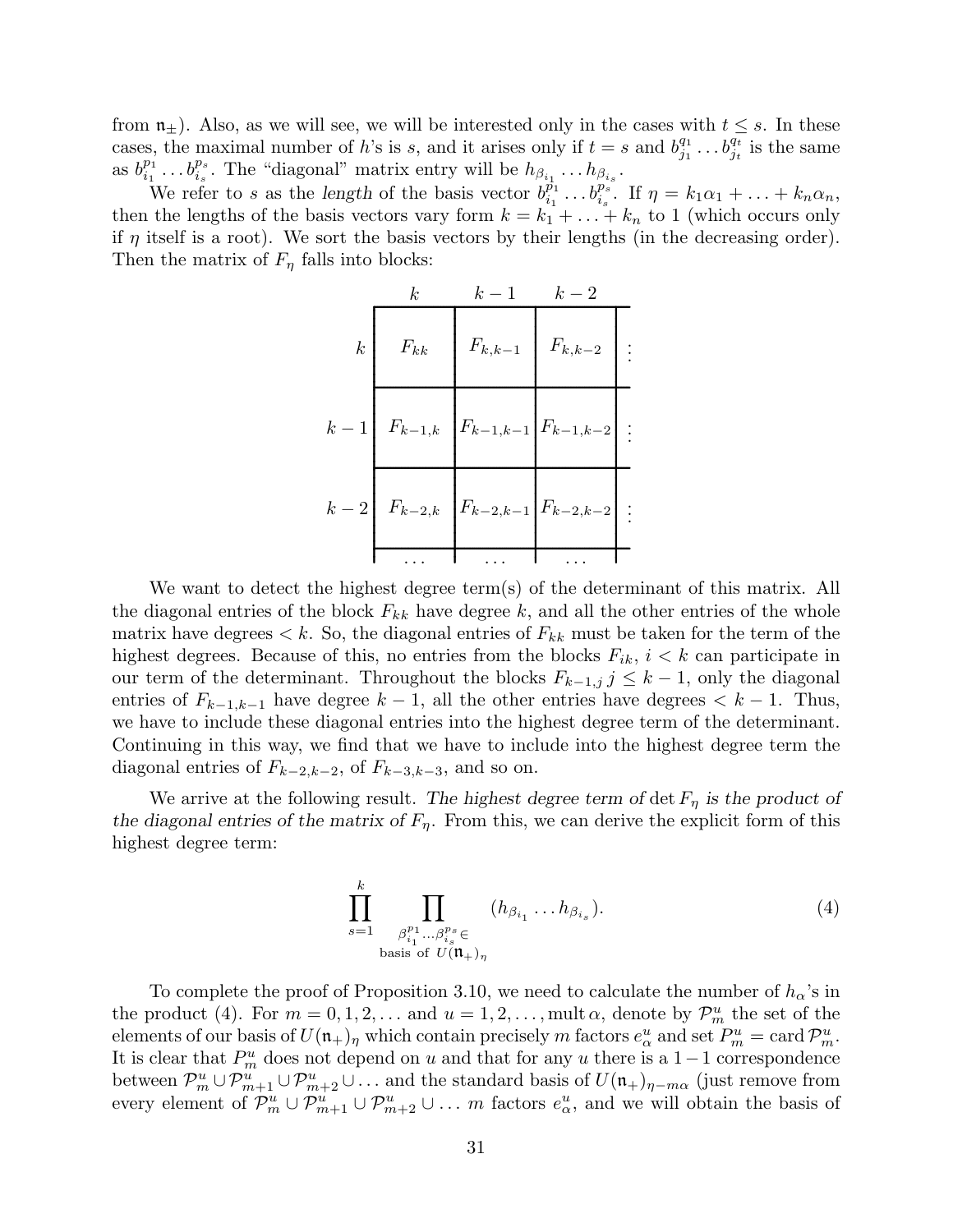from $\mathfrak{n}_\pm$). Also, as we will see, we will be interested only in the cases with $t \le s$. In these cases, the maximal number of $h$'s is $s$, and it arises only if $t = s$ and $b_{j_1}^{q_1} \dots b_{j_t}^{q_t}$ is the same as $b_{i_1}^{p_1} \dots b_{i_s}^{p_s}$. The "diagonal" matrix entry will be $h_{\beta_{i_1}} \dots h_{\beta_{i_s}}$.

We refer to $s$ as the *length* of the basis vector $b_{i_1}^{p_1} \dots b_{i_s}^{p_s}$. If $\eta = k_1\alpha_1 + \dots + k_n\alpha_n$, then the lengths of the basis vectors vary form $k = k_1 + \dots + k_n$ to 1 (which occurs only if $\eta$ itself is a root). We sort the basis vectors by their lengths (in the decreasing order). Then the matrix of $F_\eta$ falls into blocks:

|  | $k$ | $k-1$ | $k-2$ |  |
|---|---|---|---|---|
| $k$ | $F_{kk}$ | $F_{k,k-1}$ | $F_{k,k-2}$ | $\vdots$ |
| $k-1$ | $F_{k-1,k}$ | $F_{k-1,k-1}$ | $F_{k-1,k-2}$ | $\vdots$ |
| $k-2$ | $F_{k-2,k}$ | $F_{k-2,k-1}$ | $F_{k-2,k-2}$ | $\vdots$ |
|  | $\dots$ | $\dots$ | $\dots$ |  |

We want to detect the highest degree term(s) of the determinant of this matrix. All the diagonal entries of the block $F_{kk}$ have degree $k$, and all the other entries of the whole matrix have degrees $< k$. So, the diagonal entries of $F_{kk}$ must be taken for the term of the highest degrees. Because of this, no entries from the blocks $F_{ik}$, $i < k$ can participate in our term of the determinant. Throughout the blocks $F_{k-1,j}$ $j \le k-1$, only the diagonal entries of $F_{k-1,k-1}$ have degree $k-1$, all the other entries have degrees $< k-1$. Thus, we have to include these diagonal entries into the highest degree term of the determinant. Continuing in this way, we find that we have to include into the highest degree term the diagonal entries of $F_{k-2,k-2}$, of $F_{k-3,k-3}$, and so on.

We arrive at the following result. *The highest degree term of* $\det F_\eta$ *is the product of the diagonal entries of the matrix of* $F_\eta$. From this, we can derive the explicit form of this highest degree term:

$$\prod_{s=1}^{k} \prod_{\substack{\beta_{i_1}^{p_1}\dots\beta_{i_s}^{p_s}\in \\ \text{basis of } U(\mathfrak{n}_+)_\eta}} (h_{\beta_{i_1}} \dots h_{\beta_{i_s}}). \tag{4}$$

To complete the proof of Proposition 3.10, we need to calculate the number of $h_\alpha$'s in the product (4). For $m = 0, 1, 2, \dots$ and $u = 1, 2, \dots, \operatorname{mult}\alpha$, denote by $\mathcal{P}_m^u$ the set of the elements of our basis of $U(\mathfrak{n}_+)_\eta$ which contain precisely $m$ factors $e_\alpha^u$ and set $P_m^u = \operatorname{card}\mathcal{P}_m^u$. It is clear that $P_m^u$ does not depend on $u$ and that for any $u$ there is a $1-1$ correspondence between $\mathcal{P}_m^u \cup \mathcal{P}_{m+1}^u \cup \mathcal{P}_{m+2}^u \cup \dots$ and the standard basis of $U(\mathfrak{n}_+)_{\eta - m\alpha}$ (just remove from every element of $\mathcal{P}_m^u \cup \mathcal{P}_{m+1}^u \cup \mathcal{P}_{m+2}^u \cup \dots$ $m$ factors $e_\alpha^u$, and we will obtain the basis of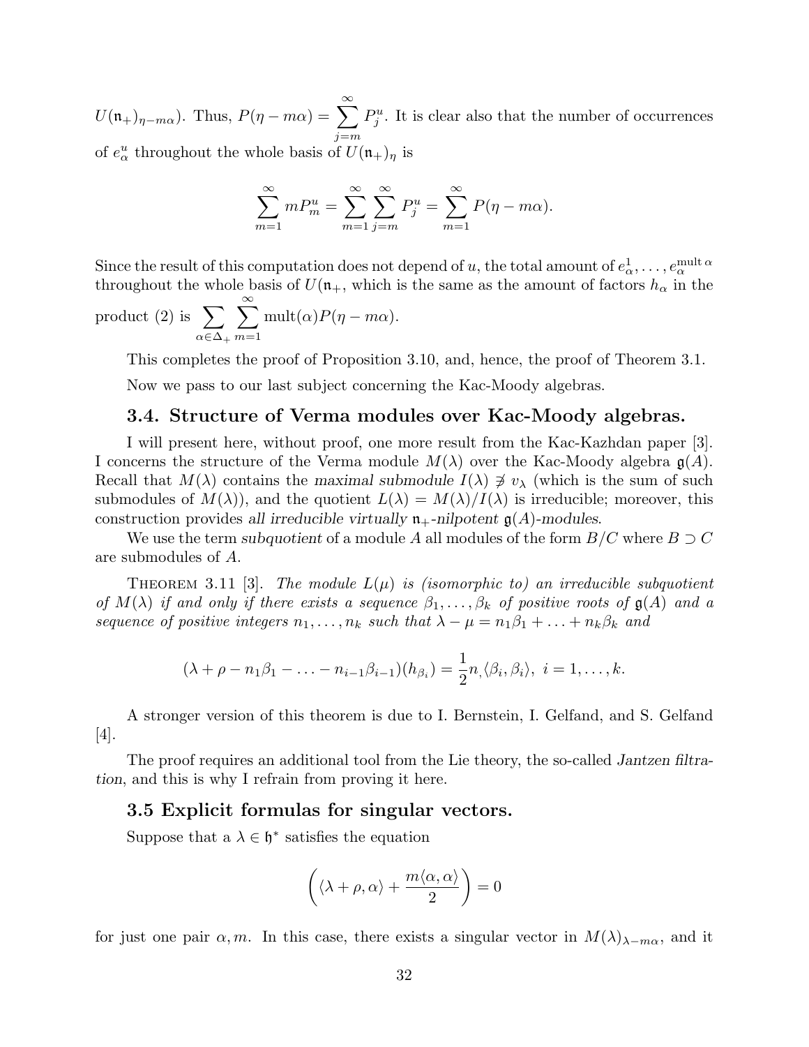$U(\mathfrak{n}_+)_{\eta-m\alpha}$). Thus, $P(\eta - m\alpha) = \sum_{j=m}^{\infty} P_j^u$. It is clear also that the number of occurrences of $e_\alpha^u$ throughout the whole basis of $U(\mathfrak{n}_+)_\eta$ is

$$\sum_{m=1}^{\infty} m P_m^u = \sum_{m=1}^{\infty} \sum_{j=m}^{\infty} P_j^u = \sum_{m=1}^{\infty} P(\eta - m\alpha).$$

Since the result of this computation does not depend of $u$, the total amount of $e_\alpha^1, \ldots, e_\alpha^{\operatorname{mult} \alpha}$ throughout the whole basis of $U(\mathfrak{n}_+$, which is the same as the amount of factors $h_\alpha$ in the product (2) is $\sum_{\alpha \in \Delta_+} \sum_{m=1}^{\infty} \operatorname{mult}(\alpha) P(\eta - m\alpha)$.

This completes the proof of Proposition 3.10, and, hence, the proof of Theorem 3.1.

Now we pass to our last subject concerning the Kac-Moody algebras.

### 3.4. Structure of Verma modules over Kac-Moody algebras.

I will present here, without proof, one more result from the Kac-Kazhdan paper [3]. I concerns the structure of the Verma module $M(\lambda)$ over the Kac-Moody algebra $\mathfrak{g}(A)$. Recall that $M(\lambda)$ contains the *maximal submodule* $I(\lambda) \not\ni v_\lambda$ (which is the sum of such submodules of $M(\lambda)$), and the quotient $L(\lambda) = M(\lambda)/I(\lambda)$ is irreducible; moreover, this construction provides *all irreducible virtually* $\mathfrak{n}_+$*-nilpotent* $\mathfrak{g}(A)$*-modules*.

We use the term *subquotient* of a module $A$ all modules of the form $B/C$ where $B \supset C$ are submodules of $A$.

THEOREM 3.11 [3]. *The module $L(\mu)$ is (isomorphic to) an irreducible subquotient of $M(\lambda)$ if and only if there exists a sequence $\beta_1, \ldots, \beta_k$ of positive roots of $\mathfrak{g}(A)$ and a sequence of positive integers $n_1, \ldots, n_k$ such that $\lambda - \mu = n_1\beta_1 + \ldots + n_k\beta_k$ and*

$$(\lambda + \rho - n_1\beta_1 - \ldots - n_{i-1}\beta_{i-1})(h_{\beta_i}) = \frac{1}{2} n_, \langle \beta_i, \beta_i \rangle, \; i = 1, \ldots, k.$$

A stronger version of this theorem is due to I. Bernstein, I. Gelfand, and S. Gelfand [4].

The proof requires an additional tool from the Lie theory, the so-called *Jantzen filtration*, and this is why I refrain from proving it here.

### 3.5 Explicit formulas for singular vectors.

Suppose that a $\lambda \in \mathfrak{h}^*$ satisfies the equation

$$\left( \langle \lambda + \rho, \alpha \rangle + \frac{m\langle \alpha, \alpha \rangle}{2} \right) = 0$$

for just one pair $\alpha, m$. In this case, there exists a singular vector in $M(\lambda)_{\lambda - m\alpha}$, and it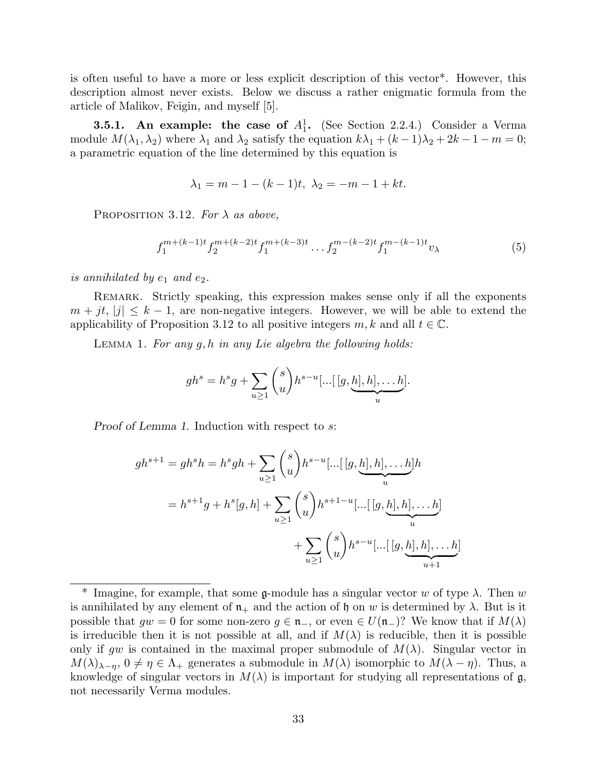is often useful to have a more or less explicit description of this vector*. However, this description almost never exists. Below we discuss a rather enigmatic formula from the article of Malikov, Feigin, and myself [5].

**3.5.1. An example: the case of $A_1^1$.** (See Section 2.2.4.) Consider a Verma module $M(\lambda_1, \lambda_2)$ where $\lambda_1$ and $\lambda_2$ satisfy the equation $k\lambda_1 + (k-1)\lambda_2 + 2k - 1 - m = 0$; a parametric equation of the line determined by this equation is

$$\lambda_1 = m - 1 - (k-1)t,\ \lambda_2 = -m - 1 + kt.$$

PROPOSITION 3.12. *For $\lambda$ as above,*

$$f_1^{m+(k-1)t} f_2^{m+(k-2)t} f_1^{m+(k-3)t} \dots f_2^{m-(k-2)t} f_1^{m-(k-1)t} v_\lambda \tag{5}$$

*is annihilated by $e_1$ and $e_2$.*

REMARK. Strictly speaking, this expression makes sense only if all the exponents $m + jt$, $|j| \le k-1$, are non-negative integers. However, we will be able to extend the applicability of Proposition 3.12 to all positive integers $m, k$ and all $t \in \mathbb{C}$.

LEMMA 1. *For any $g, h$ in any Lie algebra the following holds:*

$$gh^s = h^s g + \sum_{u \ge 1} \binom{s}{u} h^{s-u} [\dots[\,[g, \underbrace{h], h], \dots h}_{u}].$$

*Proof of Lemma 1.* Induction with respect to $s$:

$$\begin{aligned} gh^{s+1} = gh^s h &= h^s gh + \sum_{u \ge 1} \binom{s}{u} h^{s-u} [\dots[\,[g, \underbrace{h], h], \dots h}_{u}] h \\ &= h^{s+1} g + h^s [g, h] + \sum_{u \ge 1} \binom{s}{u} h^{s+1-u} [\dots[\,[g, \underbrace{h], h], \dots h}_{u}] \\ &\qquad + \sum_{u \ge 1} \binom{s}{u} h^{s-u} [\dots[\,[g, \underbrace{h], h], \dots h}_{u+1}] \end{aligned}$$

---

* Imagine, for example, that some $\mathfrak{g}$-module has a singular vector $w$ of type $\lambda$. Then $w$ is annihilated by any element of $\mathfrak{n}_+$ and the action of $\mathfrak{h}$ on $w$ is determined by $\lambda$. But is it possible that $gw = 0$ for some non-zero $g \in \mathfrak{n}_-$, or even $\in U(\mathfrak{n}_-)$? We know that if $M(\lambda)$ is irreducible then it is not possible at all, and if $M(\lambda)$ is reducible, then it is possible only if $gw$ is contained in the maximal proper submodule of $M(\lambda)$. Singular vector in $M(\lambda)_{\lambda-\eta}$, $0 \ne \eta \in \Lambda_+$ generates a submodule in $M(\lambda)$ isomorphic to $M(\lambda - \eta)$. Thus, a knowledge of singular vectors in $M(\lambda)$ is important for studying all representations of $\mathfrak{g}$, not necessarily Verma modules.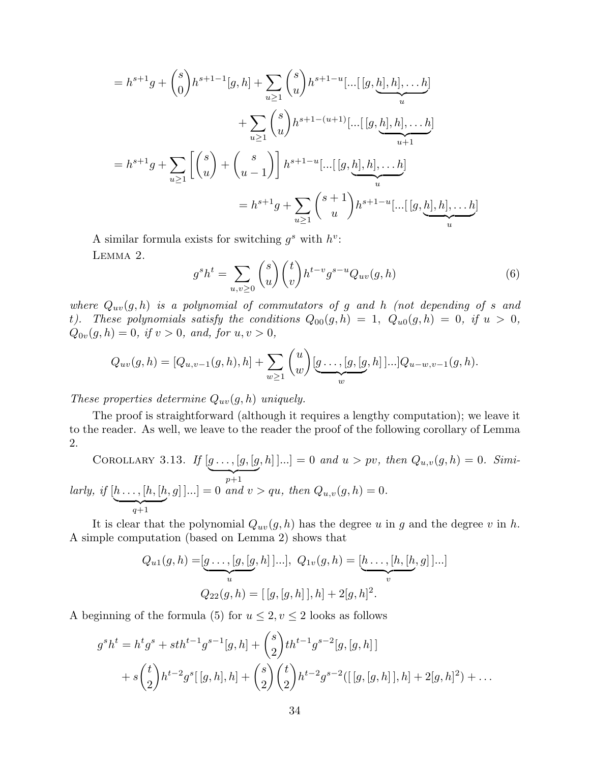$$= h^{s+1}g + \binom{s}{0} h^{s+1-1}[g,h] + \sum_{u\geq 1} \binom{s}{u} h^{s+1-u}[...[\,[g, \underbrace{h], h], \ldots h}_{u}]$$

$$+ \sum_{u\geq 1} \binom{s}{u} h^{s+1-(u+1)}[...[\,[g, \underbrace{h], h], \ldots h}_{u+1}]$$

$$= h^{s+1}g + \sum_{u\geq 1} \left[ \binom{s}{u} + \binom{s}{u-1} \right] h^{s+1-u}[...[\,[g, \underbrace{h], h], \ldots h}_{u}]$$

$$= h^{s+1}g + \sum_{u\geq 1} \binom{s+1}{u} h^{s+1-u}[...[\,[g, \underbrace{h], h], \ldots h}_{u}]$$

A similar formula exists for switching $g^s$ with $h^v$:

Lemma 2.

$$g^s h^t = \sum_{u,v\geq 0} \binom{s}{u}\binom{t}{v} h^{t-v} g^{s-u} Q_{uv}(g,h) \tag{6}$$

*where $Q_{uv}(g,h)$ is a polynomial of commutators of $g$ and $h$ (not depending of $s$ and $t$). These polynomials satisfy the conditions $Q_{00}(g,h) = 1$, $Q_{u0}(g,h) = 0$, if $u > 0$, $Q_{0v}(g,h) = 0$, if $v > 0$, and, for $u, v > 0$,*

$$Q_{uv}(g,h) = [Q_{u,v-1}(g,h), h] + \sum_{w\geq 1} \binom{u}{w} [\underbrace{g \ldots, [g, [g}_{w}, h]\,]...] Q_{u-w,v-1}(g,h).$$

*These properties determine $Q_{uv}(g,h)$ uniquely.*

The proof is straightforward (although it requires a lengthy computation); we leave it to the reader. As well, we leave to the reader the proof of the following corollary of Lemma 2.

Corollary 3.13. *If $[\underbrace{g \ldots, [g, [g}_{p+1}, h]\,]...] = 0$ and $u > pv$, then $Q_{u,v}(g,h) = 0$. Similarly, if $[\underbrace{h \ldots, [h, [h}_{q+1}, g]\,]...] = 0$ and $v > qu$, then $Q_{u,v}(g,h) = 0$.*

It is clear that the polynomial $Q_{uv}(g,h)$ has the degree $u$ in $g$ and the degree $v$ in $h$. A simple computation (based on Lemma 2) shows that

$$Q_{u1}(g,h) = [\underbrace{g \ldots, [g, [g}_{u}, h]\,]...], \; Q_{1v}(g,h) = [\underbrace{h \ldots, [h, [h}_{v}, g]\,]...]$$

$$Q_{22}(g,h) = [\,[g,[g,h]\,], h] + 2[g,h]^2.$$

A beginning of the formula (5) for $u \leq 2, v \leq 2$ looks as follows

$$g^s h^t = h^t g^s + st h^{t-1} g^{s-1}[g,h] + \binom{s}{2} t h^{t-1} g^{s-2}[g,[g,h]\,]$$

$$+ s\binom{t}{2} h^{t-2} g^s [\,[g,h],h] + \binom{s}{2}\binom{t}{2} h^{t-2} g^{s-2}([\,[g,[g,h]\,],h] + 2[g,h]^2) + \ldots$$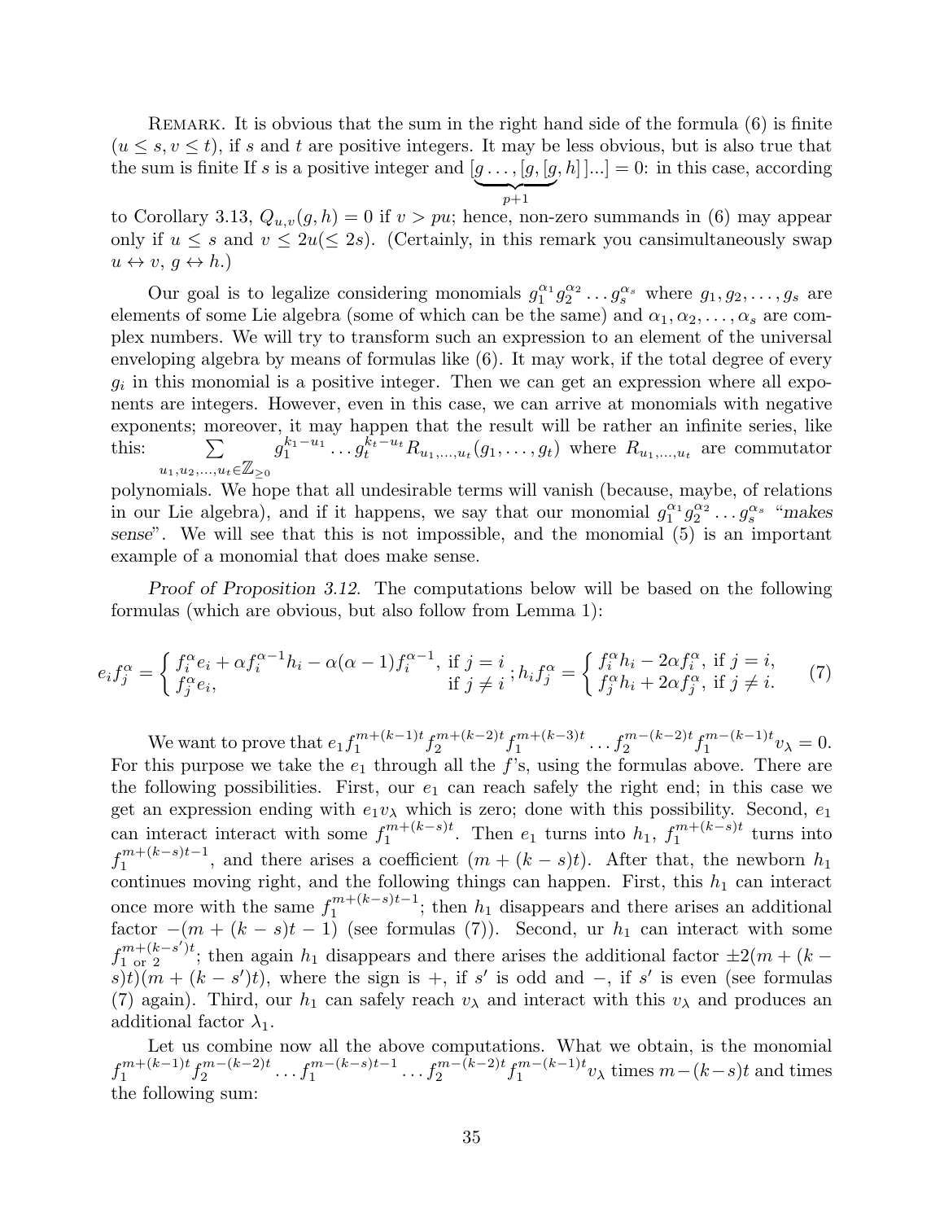Remark. It is obvious that the sum in the right hand side of the formula (6) is finite ($u \le s, v \le t$), if $s$ and $t$ are positive integers. It may be less obvious, but is also true that the sum is finite If $s$ is a positive integer and $\underbrace{[g \dots, [g, [g}_{p+1}, h]]\dots] = 0$: in this case, according to Corollary 3.13, $Q_{u,v}(g,h) = 0$ if $v > pu$; hence, non-zero summands in (6) may appear only if $u \le s$ and $v \le 2u (\le 2s)$. (Certainly, in this remark you cansimultaneously swap $u \leftrightarrow v$, $g \leftrightarrow h$.)

Our goal is to legalize considering monomials $g_1^{\alpha_1} g_2^{\alpha_2} \dots g_s^{\alpha_s}$ where $g_1, g_2, \dots, g_s$ are elements of some Lie algebra (some of which can be the same) and $\alpha_1, \alpha_2, \dots, \alpha_s$ are complex numbers. We will try to transform such an expression to an element of the universal enveloping algebra by means of formulas like (6). It may work, if the total degree of every $g_i$ in this monomial is a positive integer. Then we can get an expression where all exponents are integers. However, even in this case, we can arrive at monomials with negative exponents; moreover, it may happen that the result will be rather an infinite series, like this: $\sum_{u_1, u_2, \dots, u_t \in \mathbb{Z}_{\ge 0}} g_1^{k_1 - u_1} \dots g_t^{k_t - u_t} R_{u_1, \dots, u_t}(g_1, \dots, g_t)$ where $R_{u_1, \dots, u_t}$ are commutator polynomials. We hope that all undesirable terms will vanish (because, maybe, of relations in our Lie algebra), and if it happens, we say that our monomial $g_1^{\alpha_1} g_2^{\alpha_2} \dots g_s^{\alpha_s}$ "*makes sense*". We will see that this is not impossible, and the monomial (5) is an important example of a monomial that does make sense.

*Proof of Proposition 3.12.* The computations below will be based on the following formulas (which are obvious, but also follow from Lemma 1):

$$e_i f_j^\alpha = \begin{cases} f_i^\alpha e_i + \alpha f_i^{\alpha-1} h_i - \alpha(\alpha-1) f_i^{\alpha-1}, & \text{if } j = i \\ f_j^\alpha e_i, & \text{if } j \neq i \end{cases}; \; h_i f_j^\alpha = \begin{cases} f_i^\alpha h_i - 2\alpha f_i^\alpha, & \text{if } j = i, \\ f_j^\alpha h_i + 2\alpha f_j^\alpha, & \text{if } j \neq i. \end{cases} \quad (7)$$

We want to prove that $e_1 f_1^{m+(k-1)t} f_2^{m+(k-2)t} f_1^{m+(k-3)t} \dots f_2^{m-(k-2)t} f_1^{m-(k-1)t} v_\lambda = 0$. For this purpose we take the $e_1$ through all the $f$'s, using the formulas above. There are the following possibilities. First, our $e_1$ can reach safely the right end; in this case we get an expression ending with $e_1 v_\lambda$ which is zero; done with this possibility. Second, $e_1$ can interact interact with some $f_1^{m+(k-s)t}$. Then $e_1$ turns into $h_1$, $f_1^{m+(k-s)t}$ turns into $f_1^{m+(k-s)t-1}$, and there arises a coefficient $(m + (k-s)t)$. After that, the newborn $h_1$ continues moving right, and the following things can happen. First, this $h_1$ can interact once more with the same $f_1^{m+(k-s)t-1}$; then $h_1$ disappears and there arises an additional factor $-(m + (k-s)t - 1)$ (see formulas (7)). Second, ur $h_1$ can interact with some $f_{1 \text{ or } 2}^{m+(k-s')t}$; then again $h_1$ disappears and there arises the additional factor $\pm 2(m + (k-s)t)(m + (k-s')t)$, where the sign is $+$, if $s'$ is odd and $-$, if $s'$ is even (see formulas (7) again). Third, our $h_1$ can safely reach $v_\lambda$ and interact with this $v_\lambda$ and produces an additional factor $\lambda_1$.

Let us combine now all the above computations. What we obtain, is the monomial $f_1^{m+(k-1)t} f_2^{m-(k-2)t} \dots f_1^{m-(k-s)t-1} \dots f_2^{m-(k-2)t} f_1^{m-(k-1)t} v_\lambda$ times $m-(k-s)t$ and times the following sum: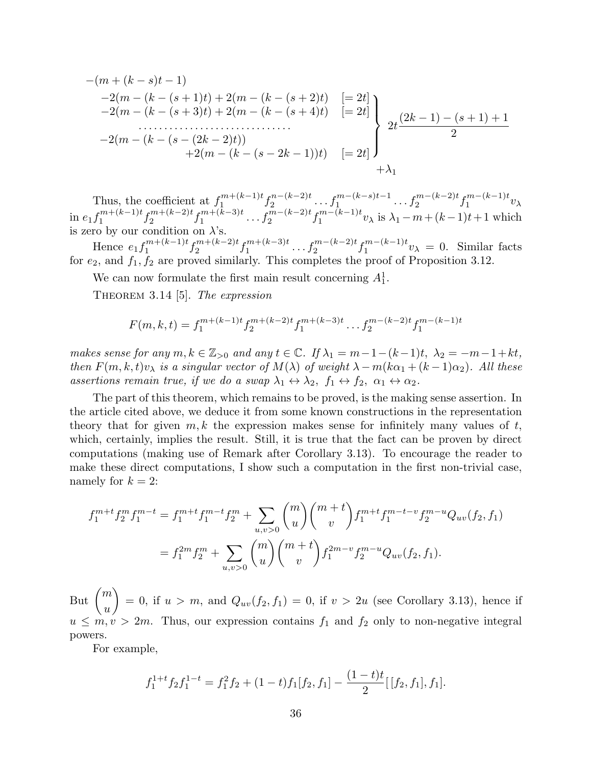$$
\begin{array}{l}
-(m+(k-s)t-1) \\
\quad \left.\begin{array}{ll}
-2(m-(k-(s+1)t)+2(m-(k-(s+2)t) & [=2t] \\
-2(m-(k-(s+3)t)+2(m-(k-(s+4)t) & [=2t] \\
\quad \cdots\cdots\cdots\cdots\cdots\cdots\cdots\cdots\cdots\cdots & \\
-2(m-(k-(s-(2k-2)t)) & \\
\qquad\qquad +2(m-(k-(s-2k-1))t) & [=2t]
\end{array}\right\} 2t\frac{(2k-1)-(s+1)+1}{2} \\
\qquad\qquad\qquad\qquad\qquad\qquad\qquad\qquad +\lambda_1
\end{array}
$$

Thus, the coefficient at $f_1^{m+(k-1)t}f_2^{n-(k-2)t}\dots f_1^{m-(k-s)t-1}\dots f_2^{m-(k-2)t}f_1^{m-(k-1)t}v_\lambda$ in $e_1f_1^{m+(k-1)t}f_2^{m+(k-2)t}f_1^{m+(k-3)t}\dots f_2^{m-(k-2)t}f_1^{m-(k-1)t}v_\lambda$ is $\lambda_1-m+(k-1)t+1$ which is zero by our condition on $\lambda$'s.

Hence $e_1f_1^{m+(k-1)t}f_2^{m+(k-2)t}f_1^{m+(k-3)t}\dots f_2^{m-(k-2)t}f_1^{m-(k-1)t}v_\lambda = 0$. Similar facts for $e_2$, and $f_1, f_2$ are proved similarly. This completes the proof of Proposition 3.12.

We can now formulate the first main result concerning $A_1^1$.

Theorem 3.14 [5]. *The expression*

$$F(m,k,t) = f_1^{m+(k-1)t}f_2^{m+(k-2)t}f_1^{m+(k-3)t}\dots f_2^{m-(k-2)t}f_1^{m-(k-1)t}$$

*makes sense for any $m,k\in\mathbb{Z}_{>0}$ and any $t\in\mathbb{C}$. If $\lambda_1 = m-1-(k-1)t,\ \lambda_2 = -m-1+kt$, then $F(m,k,t)v_\lambda$ is a singular vector of $M(\lambda)$ of weight $\lambda - m(k\alpha_1+(k-1)\alpha_2)$. All these assertions remain true, if we do a swap $\lambda_1\leftrightarrow\lambda_2,\ f_1\leftrightarrow f_2,\ \alpha_1\leftrightarrow\alpha_2$.*

The part of this theorem, which remains to be proved, is the making sense assertion. In the article cited above, we deduce it from some known constructions in the representation theory that for given $m,k$ the expression makes sense for infinitely many values of $t$, which, certainly, implies the result. Still, it is true that the fact can be proven by direct computations (making use of Remark after Corollary 3.13). To encourage the reader to make these direct computations, I show such a computation in the first non-trivial case, namely for $k=2$:

$$
\begin{aligned}
f_1^{m+t}f_2^mf_1^{m-t} &= f_1^{m+t}f_1^{m-t}f_2^m + \sum_{u,v>0}\binom{m}{u}\binom{m+t}{v}f_1^{m+t}f_1^{m-t-v}f_2^{m-u}Q_{uv}(f_2,f_1) \\
&= f_1^{2m}f_2^m + \sum_{u,v>0}\binom{m}{u}\binom{m+t}{v}f_1^{2m-v}f_2^{m-u}Q_{uv}(f_2,f_1).
\end{aligned}
$$

But $\binom{m}{u} = 0$, if $u>m$, and $Q_{uv}(f_2,f_1)=0$, if $v>2u$ (see Corollary 3.13), hence if $u\le m, v>2m$. Thus, our expression contains $f_1$ and $f_2$ only to non-negative integral powers.

For example,

$$f_1^{1+t}f_2f_1^{1-t} = f_1^2f_2 + (1-t)f_1[f_2,f_1] - \frac{(1-t)t}{2}[\,[f_2,f_1],f_1].$$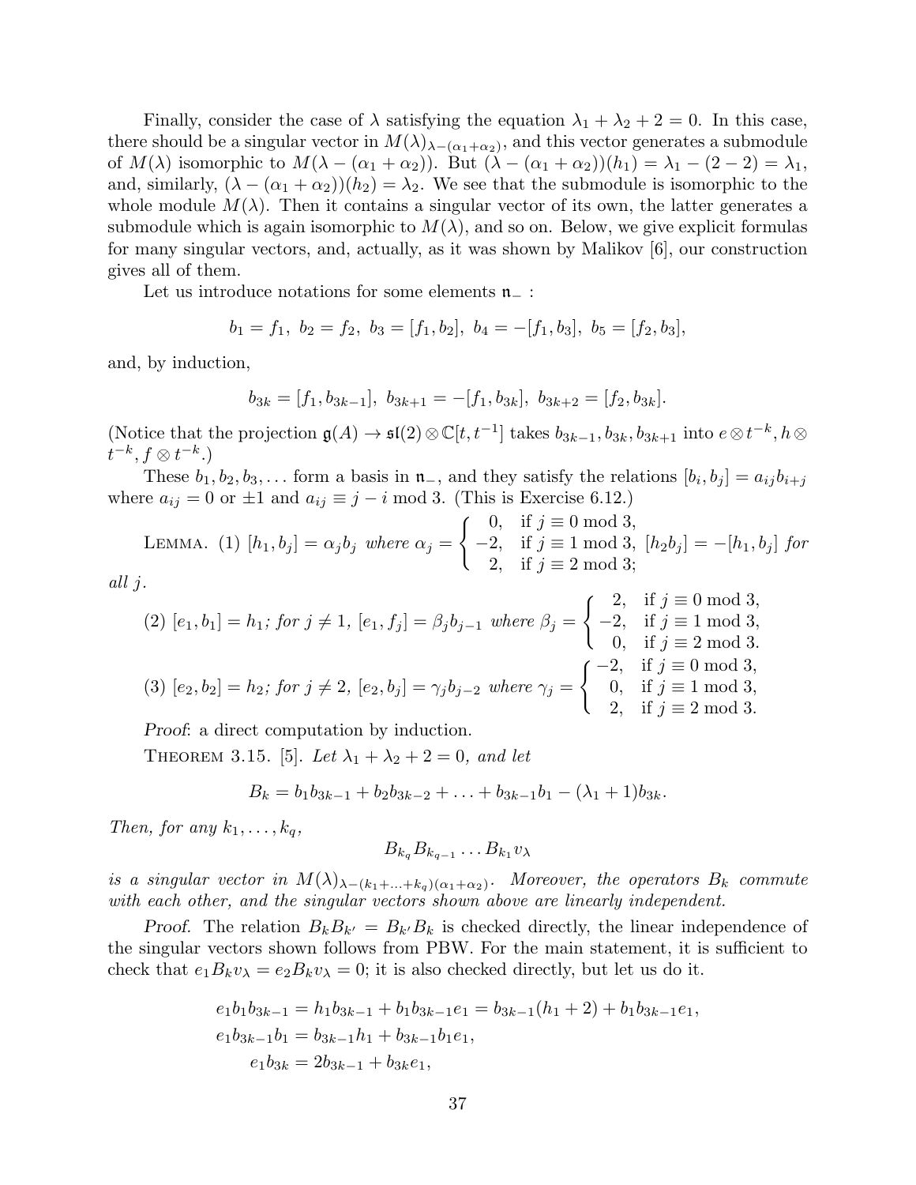Finally, consider the case of $\lambda$ satisfying the equation $\lambda_1 + \lambda_2 + 2 = 0$. In this case, there should be a singular vector in $M(\lambda)_{\lambda-(\alpha_1+\alpha_2)}$, and this vector generates a submodule of $M(\lambda)$ isomorphic to $M(\lambda - (\alpha_1 + \alpha_2))$. But $(\lambda - (\alpha_1 + \alpha_2))(h_1) = \lambda_1 - (2 - 2) = \lambda_1$, and, similarly, $(\lambda - (\alpha_1 + \alpha_2))(h_2) = \lambda_2$. We see that the submodule is isomorphic to the whole module $M(\lambda)$. Then it contains a singular vector of its own, the latter generates a submodule which is again isomorphic to $M(\lambda)$, and so on. Below, we give explicit formulas for many singular vectors, and, actually, as it was shown by Malikov [6], our construction gives all of them.

Let us introduce notations for some elements $\mathfrak{n}_-$ :

$$b_1 = f_1,\ b_2 = f_2,\ b_3 = [f_1, b_2],\ b_4 = -[f_1, b_3],\ b_5 = [f_2, b_3],$$

and, by induction,

$$b_{3k} = [f_1, b_{3k-1}],\ b_{3k+1} = -[f_1, b_{3k}],\ b_{3k+2} = [f_2, b_{3k}].$$

(Notice that the projection $\mathfrak{g}(A) \to \mathfrak{sl}(2) \otimes \mathbb{C}[t, t^{-1}]$ takes $b_{3k-1}, b_{3k}, b_{3k+1}$ into $e \otimes t^{-k}, h \otimes t^{-k}, f \otimes t^{-k}$.)

These $b_1, b_2, b_3, \ldots$ form a basis in $\mathfrak{n}_-$, and they satisfy the relations $[b_i, b_j] = a_{ij} b_{i+j}$ where $a_{ij} = 0$ or $\pm 1$ and $a_{ij} \equiv j - i \bmod 3$. (This is Exercise 6.12.)

Lemma. (1) $[h_1, b_j] = \alpha_j b_j$ *where* $\alpha_j = \begin{cases} 0, & \text{if } j \equiv 0 \bmod 3, \\ -2, & \text{if } j \equiv 1 \bmod 3, \\ 2, & \text{if } j \equiv 2 \bmod 3; \end{cases}$ $[h_2 b_j] = -[h_1, b_j]$ *for all* $j$.

(2) $[e_1, b_1] = h_1$*; for* $j \neq 1$, $[e_1, f_j] = \beta_j b_{j-1}$ *where* $\beta_j = \begin{cases} 2, & \text{if } j \equiv 0 \bmod 3, \\ -2, & \text{if } j \equiv 1 \bmod 3, \\ 0, & \text{if } j \equiv 2 \bmod 3. \end{cases}$

(3) $[e_2, b_2] = h_2$*; for* $j \neq 2$, $[e_2, b_j] = \gamma_j b_{j-2}$ *where* $\gamma_j = \begin{cases} -2, & \text{if } j \equiv 0 \bmod 3, \\ 0, & \text{if } j \equiv 1 \bmod 3, \\ 2, & \text{if } j \equiv 2 \bmod 3. \end{cases}$

*Proof*: a direct computation by induction.

Theorem 3.15. [5]. *Let* $\lambda_1 + \lambda_2 + 2 = 0$*, and let*

$$B_k = b_1 b_{3k-1} + b_2 b_{3k-2} + \ldots + b_{3k-1} b_1 - (\lambda_1 + 1) b_{3k}.$$

*Then, for any* $k_1, \ldots, k_q$,

$$B_{k_q} B_{k_{q-1}} \ldots B_{k_1} v_\lambda$$

*is a singular vector in* $M(\lambda)_{\lambda-(k_1+\ldots+k_q)(\alpha_1+\alpha_2)}$. *Moreover, the operators* $B_k$ *commute with each other, and the singular vectors shown above are linearly independent.*

*Proof.* The relation $B_k B_{k'} = B_{k'} B_k$ is checked directly, the linear independence of the singular vectors shown follows from PBW. For the main statement, it is sufficient to check that $e_1 B_k v_\lambda = e_2 B_k v_\lambda = 0$; it is also checked directly, but let us do it.

$$\begin{aligned} e_1 b_1 b_{3k-1} &= h_1 b_{3k-1} + b_1 b_{3k-1} e_1 = b_{3k-1}(h_1 + 2) + b_1 b_{3k-1} e_1, \\ e_1 b_{3k-1} b_1 &= b_{3k-1} h_1 + b_{3k-1} b_1 e_1, \\ e_1 b_{3k} &= 2 b_{3k-1} + b_{3k} e_1, \end{aligned}$$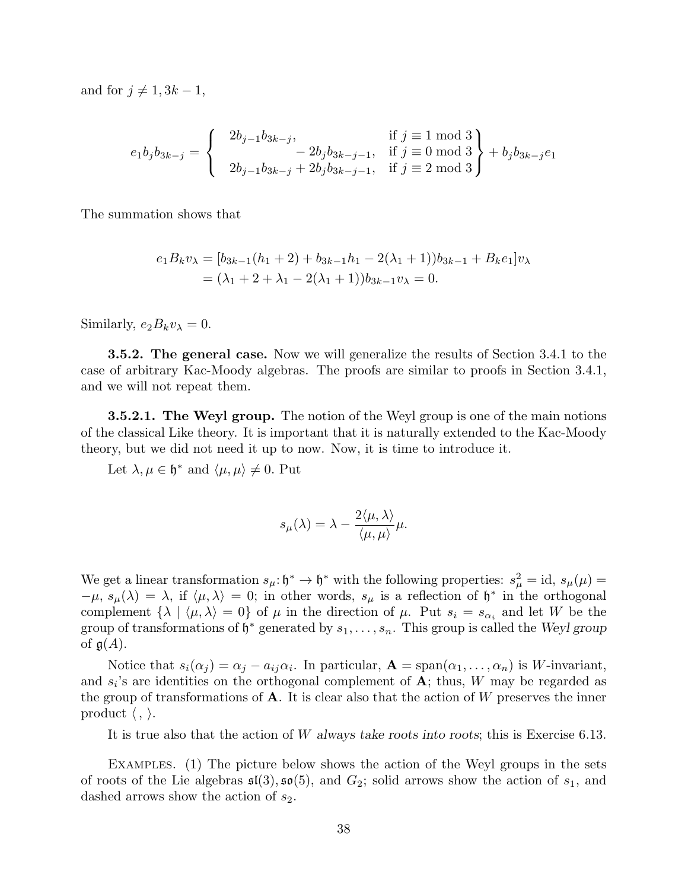and for $j \neq 1, 3k-1$,

$$e_1 b_j b_{3k-j} = \left\{ \begin{array}{ll} 2b_{j-1}b_{3k-j}, & \text{if } j \equiv 1 \bmod 3 \\ \qquad\qquad\quad - 2b_j b_{3k-j-1}, & \text{if } j \equiv 0 \bmod 3 \\ 2b_{j-1}b_{3k-j} + 2b_j b_{3k-j-1}, & \text{if } j \equiv 2 \bmod 3 \end{array} \right\} + b_j b_{3k-j} e_1$$

The summation shows that

$$\begin{aligned} e_1 B_k v_\lambda &= [b_{3k-1}(h_1+2) + b_{3k-1}h_1 - 2(\lambda_1+1))b_{3k-1} + B_k e_1]v_\lambda \\ &= (\lambda_1 + 2 + \lambda_1 - 2(\lambda_1+1))b_{3k-1}v_\lambda = 0. \end{aligned}$$

Similarly, $e_2 B_k v_\lambda = 0$.

**3.5.2. The general case.** Now we will generalize the results of Section 3.4.1 to the case of arbitrary Kac-Moody algebras. The proofs are similar to proofs in Section 3.4.1, and we will not repeat them.

**3.5.2.1. The Weyl group.** The notion of the Weyl group is one of the main notions of the classical Like theory. It is important that it is naturally extended to the Kac-Moody theory, but we did not need it up to now. Now, it is time to introduce it.

Let $\lambda, \mu \in \mathfrak{h}^*$ and $\langle \mu, \mu \rangle \neq 0$. Put

$$s_\mu(\lambda) = \lambda - \frac{2\langle \mu, \lambda \rangle}{\langle \mu, \mu \rangle}\mu.$$

We get a linear transformation $s_\mu \colon \mathfrak{h}^* \to \mathfrak{h}^*$ with the following properties: $s_\mu^2 = \mathrm{id}$, $s_\mu(\mu) = -\mu$, $s_\mu(\lambda) = \lambda$, if $\langle \mu, \lambda \rangle = 0$; in other words, $s_\mu$ is a reflection of $\mathfrak{h}^*$ in the orthogonal complement $\{\lambda \mid \langle \mu, \lambda \rangle = 0\}$ of $\mu$ in the direction of $\mu$. Put $s_i = s_{\alpha_i}$ and let $W$ be the group of transformations of $\mathfrak{h}^*$ generated by $s_1, \ldots, s_n$. This group is called the *Weyl group* of $\mathfrak{g}(A)$.

Notice that $s_i(\alpha_j) = \alpha_j - a_{ij}\alpha_i$. In particular, $\mathbf{A} = \mathrm{span}(\alpha_1, \ldots, \alpha_n)$ is $W$-invariant, and $s_i$'s are identities on the orthogonal complement of $\mathbf{A}$; thus, $W$ may be regarded as the group of transformations of $\mathbf{A}$. It is clear also that the action of $W$ preserves the inner product $\langle\, , \,\rangle$.

It is true also that the action of $W$ *always take roots into roots*; this is Exercise 6.13.

Examples. (1) The picture below shows the action of the Weyl groups in the sets of roots of the Lie algebras $\mathfrak{sl}(3), \mathfrak{so}(5)$, and $G_2$; solid arrows show the action of $s_1$, and dashed arrows show the action of $s_2$.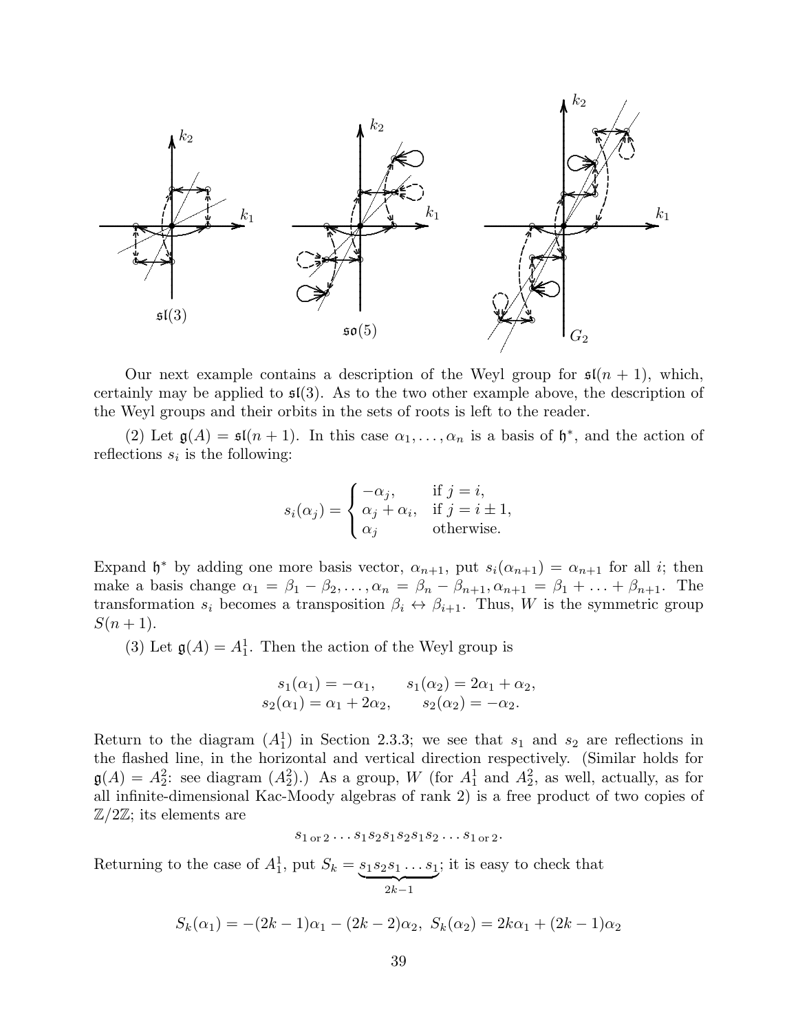$\mathfrak{sl}(3)$ $\mathfrak{so}(5)$ $G_2$

Our next example contains a description of the Weyl group for $\mathfrak{sl}(n+1)$, which, certainly may be applied to $\mathfrak{sl}(3)$. As to the two other example above, the description of the Weyl groups and their orbits in the sets of roots is left to the reader.

(2) Let $\mathfrak{g}(A) = \mathfrak{sl}(n+1)$. In this case $\alpha_1, \ldots, \alpha_n$ is a basis of $\mathfrak{h}^*$, and the action of reflections $s_i$ is the following:

$$s_i(\alpha_j) = \begin{cases} -\alpha_j, & \text{if } j = i, \\ \alpha_j + \alpha_i, & \text{if } j = i \pm 1, \\ \alpha_j & \text{otherwise.} \end{cases}$$

Expand $\mathfrak{h}^*$ by adding one more basis vector, $\alpha_{n+1}$, put $s_i(\alpha_{n+1}) = \alpha_{n+1}$ for all $i$; then make a basis change $\alpha_1 = \beta_1 - \beta_2, \ldots, \alpha_n = \beta_n - \beta_{n+1}, \alpha_{n+1} = \beta_1 + \ldots + \beta_{n+1}$. The transformation $s_i$ becomes a transposition $\beta_i \leftrightarrow \beta_{i+1}$. Thus, $W$ is the symmetric group $S(n+1)$.

(3) Let $\mathfrak{g}(A) = A_1^1$. Then the action of the Weyl group is

$$\begin{array}{ll} s_1(\alpha_1) = -\alpha_1, & s_1(\alpha_2) = 2\alpha_1 + \alpha_2, \\ s_2(\alpha_1) = \alpha_1 + 2\alpha_2, & s_2(\alpha_2) = -\alpha_2. \end{array}$$

Return to the diagram $(A_1^1)$ in Section 2.3.3; we see that $s_1$ and $s_2$ are reflections in the flashed line, in the horizontal and vertical direction respectively. (Similar holds for $\mathfrak{g}(A) = A_2^2$: see diagram $(A_2^2)$.) As a group, $W$ (for $A_1^1$ and $A_2^2$, as well, actually, as for all infinite-dimensional Kac-Moody algebras of rank 2) is a free product of two copies of $\mathbb{Z}/2\mathbb{Z}$; its elements are

$$s_{1\text{ or }2} \ldots s_1 s_2 s_1 s_2 s_1 s_2 \ldots s_{1\text{ or }2}.$$

Returning to the case of $A_1^1$, put $S_k = \underbrace{s_1 s_2 s_1 \ldots s_1}_{2k-1}$; it is easy to check that

$$S_k(\alpha_1) = -(2k-1)\alpha_1 - (2k-2)\alpha_2, \ S_k(\alpha_2) = 2k\alpha_1 + (2k-1)\alpha_2$$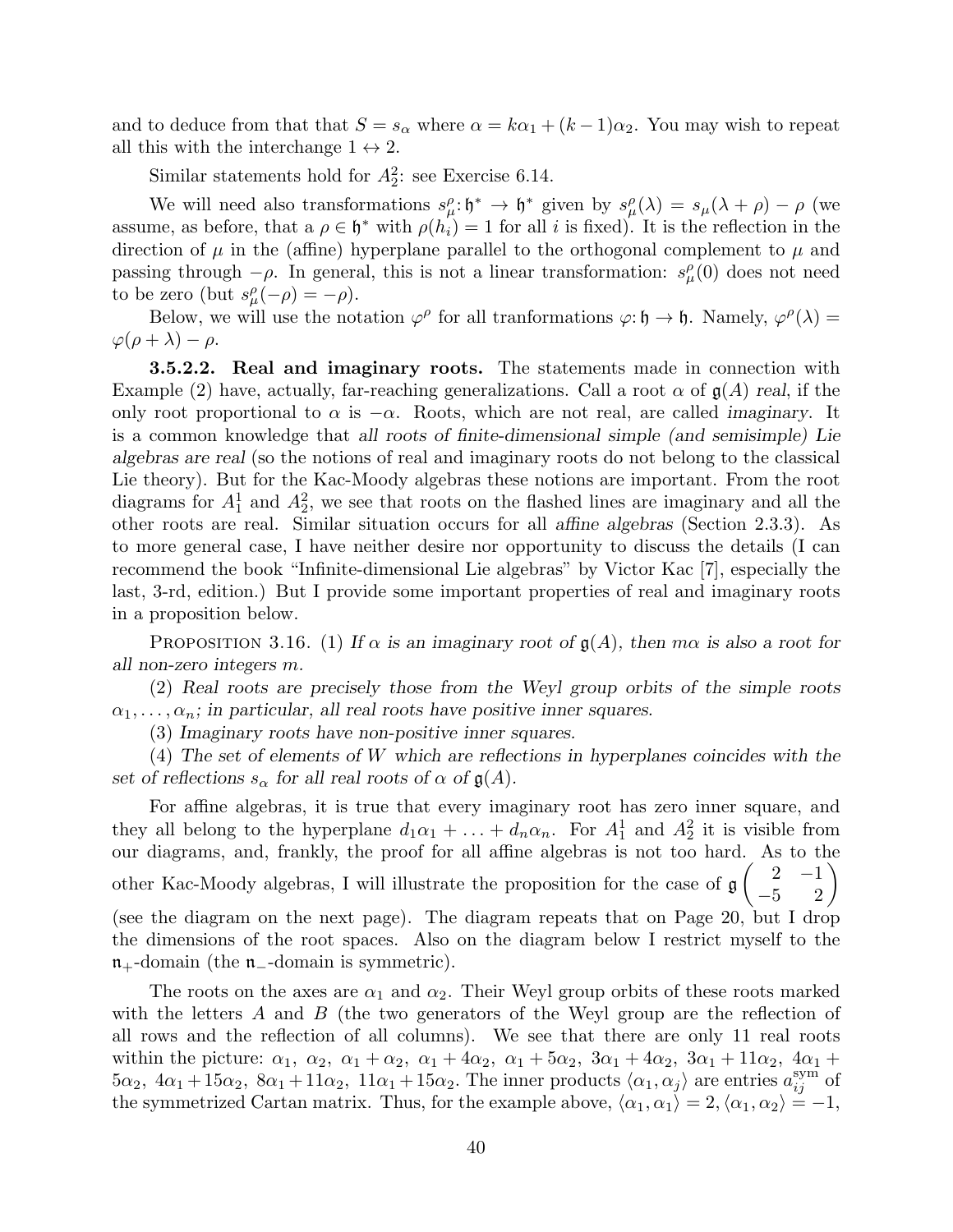and to deduce from that that $S = s_\alpha$ where $\alpha = k\alpha_1 + (k-1)\alpha_2$. You may wish to repeat all this with the interchange $1 \leftrightarrow 2$.

Similar statements hold for $A_2^2$: see Exercise 6.14.

We will need also transformations $s_\mu^\rho : \mathfrak{h}^* \to \mathfrak{h}^*$ given by $s_\mu^\rho(\lambda) = s_\mu(\lambda + \rho) - \rho$ (we assume, as before, that a $\rho \in \mathfrak{h}^*$ with $\rho(h_i) = 1$ for all $i$ is fixed). It is the reflection in the direction of $\mu$ in the (affine) hyperplane parallel to the orthogonal complement to $\mu$ and passing through $-\rho$. In general, this is not a linear transformation: $s_\mu^\rho(0)$ does not need to be zero (but $s_\mu^\rho(-\rho) = -\rho$).

Below, we will use the notation $\varphi^\rho$ for all tranformations $\varphi : \mathfrak{h} \to \mathfrak{h}$. Namely, $\varphi^\rho(\lambda) = \varphi(\rho + \lambda) - \rho$.

**3.5.2.2. Real and imaginary roots.** The statements made in connection with Example (2) have, actually, far-reaching generalizations. Call a root $\alpha$ of $\mathfrak{g}(A)$ *real*, if the only root proportional to $\alpha$ is $-\alpha$. Roots, which are not real, are called *imaginary*. It is a common knowledge that *all roots of finite-dimensional simple (and semisimple) Lie algebras are real* (so the notions of real and imaginary roots do not belong to the classical Lie theory). But for the Kac-Moody algebras these notions are important. From the root diagrams for $A_1^1$ and $A_2^2$, we see that roots on the flashed lines are imaginary and all the other roots are real. Similar situation occurs for all *affine algebras* (Section 2.3.3). As to more general case, I have neither desire nor opportunity to discuss the details (I can recommend the book "Infinite-dimensional Lie algebras" by Victor Kac [7], especially the last, 3-rd, edition.) But I provide some important properties of real and imaginary roots in a proposition below.

PROPOSITION 3.16. (1) *If $\alpha$ is an imaginary root of $\mathfrak{g}(A)$, then $m\alpha$ is also a root for all non-zero integers $m$.*

(2) *Real roots are precisely those from the Weyl group orbits of the simple roots $\alpha_1, \dots, \alpha_n$; in particular, all real roots have positive inner squares.*

(3) *Imaginary roots have non-positive inner squares.*

(4) *The set of elements of $W$ which are reflections in hyperplanes coincides with the set of reflections $s_\alpha$ for all real roots of $\alpha$ of $\mathfrak{g}(A)$.*

For affine algebras, it is true that every imaginary root has zero inner square, and they all belong to the hyperplane $d_1\alpha_1 + \dots + d_n\alpha_n$. For $A_1^1$ and $A_2^2$ it is visible from our diagrams, and, frankly, the proof for all affine algebras is not too hard. As to the other Kac-Moody algebras, I will illustrate the proposition for the case of $\mathfrak{g}\begin{pmatrix} 2 & -1 \\ -5 & 2 \end{pmatrix}$ (see the diagram on the next page). The diagram repeats that on Page 20, but I drop the dimensions of the root spaces. Also on the diagram below I restrict myself to the $\mathfrak{n}_+$-domain (the $\mathfrak{n}_-$-domain is symmetric).

The roots on the axes are $\alpha_1$ and $\alpha_2$. Their Weyl group orbits of these roots marked with the letters $A$ and $B$ (the two generators of the Weyl group are the reflection of all rows and the reflection of all columns). We see that there are only 11 real roots within the picture: $\alpha_1$, $\alpha_2$, $\alpha_1 + \alpha_2$, $\alpha_1 + 4\alpha_2$, $\alpha_1 + 5\alpha_2$, $3\alpha_1 + 4\alpha_2$, $3\alpha_1 + 11\alpha_2$, $4\alpha_1 + 5\alpha_2$, $4\alpha_1 + 15\alpha_2$, $8\alpha_1 + 11\alpha_2$, $11\alpha_1 + 15\alpha_2$. The inner products $\langle \alpha_1, \alpha_j \rangle$ are entries $a_{ij}^{\mathrm{sym}}$ of the symmetrized Cartan matrix. Thus, for the example above, $\langle \alpha_1, \alpha_1 \rangle = 2$, $\langle \alpha_1, \alpha_2 \rangle = -1$,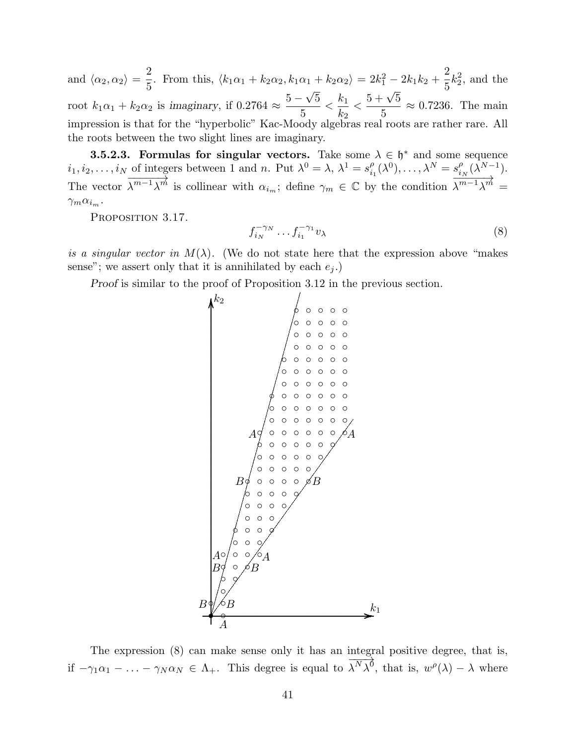and $\langle \alpha_2, \alpha_2 \rangle = \dfrac{2}{5}$. From this, $\langle k_1\alpha_1 + k_2\alpha_2, k_1\alpha_1 + k_2\alpha_2 \rangle = 2k_1^2 - 2k_1k_2 + \dfrac{2}{5}k_2^2$, and the root $k_1\alpha_1 + k_2\alpha_2$ is *imaginary*, if $0.2764 \approx \dfrac{5-\sqrt{5}}{5} < \dfrac{k_1}{k_2} < \dfrac{5+\sqrt{5}}{5} \approx 0.7236$. The main impression is that for the "hyperbolic" Kac-Moody algebras real roots are rather rare. All the roots between the two slight lines are imaginary.

**3.5.2.3. Formulas for singular vectors.** Take some $\lambda \in \mathfrak{h}^*$ and some sequence $i_1, i_2, \ldots, i_N$ of integers between 1 and $n$. Put $\lambda^0 = \lambda$, $\lambda^1 = s^\rho_{i_1}(\lambda^0), \ldots, \lambda^N = s^\rho_{i_N}(\lambda^{N-1})$. The vector $\overrightarrow{\lambda^{m-1}\lambda^m}$ is collinear with $\alpha_{i_m}$; define $\gamma_m \in \mathbb{C}$ by the condition $\overrightarrow{\lambda^{m-1}\lambda^m} = \gamma_m \alpha_{i_m}$.

PROPOSITION 3.17.

$$f_{i_N}^{-\gamma_N} \ldots f_{i_1}^{-\gamma_1} v_\lambda \tag{8}$$

*is a singular vector in* $M(\lambda)$. (We do not state here that the expression above "makes sense"; we assert only that it is annihilated by each $e_j$.)

*Proof* is similar to the proof of Proposition 3.12 in the previous section.

The expression (8) can make sense only it has an integral positive degree, that is, if $-\gamma_1\alpha_1 - \ldots - \gamma_N\alpha_N \in \Lambda_+$. This degree is equal to $\overrightarrow{\lambda^N\lambda^0}$, that is, $w^\rho(\lambda) - \lambda$ where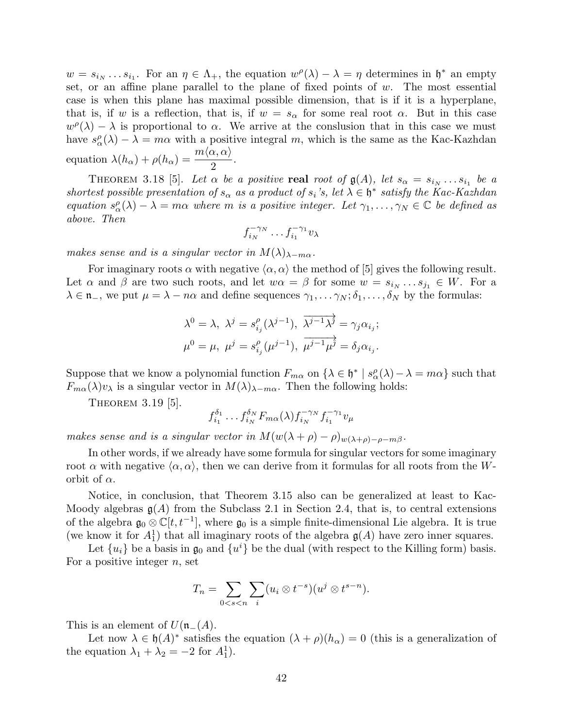$w = s_{i_N} \dots s_{i_1}$. For an $\eta \in \Lambda_+$, the equation $w^\rho(\lambda) - \lambda = \eta$ determines in $\mathfrak{h}^*$ an empty set, or an affine plane parallel to the plane of fixed points of $w$. The most essential case is when this plane has maximal possible dimension, that is if it is a hyperplane, that is, if $w$ is a reflection, that is, if $w = s_\alpha$ for some real root $\alpha$. But in this case $w^\rho(\lambda) - \lambda$ is proportional to $\alpha$. We arrive at the conslusion that in this case we must have $s^\rho_\alpha(\lambda) - \lambda = m\alpha$ with a positive integral $m$, which is the same as the Kac-Kazhdan equation $\lambda(h_\alpha) + \rho(h_\alpha) = \dfrac{m\langle \alpha, \alpha\rangle}{2}$.

THEOREM 3.18 [5]. *Let $\alpha$ be a positive* **real** *root of $\mathfrak{g}(A)$, let $s_\alpha = s_{i_N} \dots s_{i_1}$ be a shortest possible presentation of $s_\alpha$ as a product of $s_i$'s, let $\lambda \in \mathfrak{h}^*$ satisfy the Kac-Kazhdan equation $s^\rho_\alpha(\lambda) - \lambda = m\alpha$ where $m$ is a positive integer. Let $\gamma_1, \dots, \gamma_N \in \mathbb{C}$ be defined as above. Then*

$$f_{i_N}^{-\gamma_N} \dots f_{i_1}^{-\gamma_1} v_\lambda$$

*makes sense and is a singular vector in $M(\lambda)_{\lambda - m\alpha}$.*

For imaginary roots $\alpha$ with negative $\langle \alpha, \alpha\rangle$ the method of [5] gives the following result. Let $\alpha$ and $\beta$ are two such roots, and let $w\alpha = \beta$ for some $w = s_{i_N} \dots s_{j_1} \in W$. For a $\lambda \in \mathfrak{n}_-$, we put $\mu = \lambda - n\alpha$ and define sequences $\gamma_1, \dots \gamma_N; \delta_1, \dots, \delta_N$ by the formulas:

$$\lambda^0 = \lambda,\ \lambda^j = s^\rho_{i_j}(\lambda^{j-1}),\ \overrightarrow{\lambda^{j-1}\lambda^j} = \gamma_j \alpha_{i_j};$$
$$\mu^0 = \mu,\ \mu^j = s^\rho_{i_j}(\mu^{j-1}),\ \overrightarrow{\mu^{j-1}\mu^j} = \delta_j \alpha_{i_j}.$$

Suppose that we know a polynomial function $F_{m\alpha}$ on $\{\lambda \in \mathfrak{h}^* \mid s^\rho_\alpha(\lambda) - \lambda = m\alpha\}$ such that $F_{m\alpha}(\lambda) v_\lambda$ is a singular vector in $M(\lambda)_{\lambda - m\alpha}$. Then the following holds:

THEOREM 3.19 [5].

$$f_{i_1}^{\delta_1} \dots f_{i_N}^{\delta_N} F_{m\alpha}(\lambda) f_{i_N}^{-\gamma_N} f_{i_1}^{-\gamma_1} v_\mu$$

*makes sense and is a singular vector in $M(w(\lambda + \rho) - \rho)_{w(\lambda+\rho)-\rho-m\beta}$.*

In other words, if we already have some formula for singular vectors for some imaginary root $\alpha$ with negative $\langle \alpha, \alpha\rangle$, then we can derive from it formulas for all roots from the $W$-orbit of $\alpha$.

Notice, in conclusion, that Theorem 3.15 also can be generalized at least to Kac-Moody algebras $\mathfrak{g}(A)$ from the Subclass 2.1 in Section 2.4, that is, to central extensions of the algebra $\mathfrak{g}_0 \otimes \mathbb{C}[t, t^{-1}]$, where $\mathfrak{g}_0$ is a simple finite-dimensional Lie algebra. It is true (we know it for $A_1^1$) that all imaginary roots of the algebra $\mathfrak{g}(A)$ have zero inner squares.

Let $\{u_i\}$ be a basis in $\mathfrak{g}_0$ and $\{u^i\}$ be the dual (with respect to the Killing form) basis. For a positive integer $n$, set

$$T_n = \sum_{0<s<n} \sum_i (u_i \otimes t^{-s})(u^j \otimes t^{s-n}).$$

This is an element of $U(\mathfrak{n}_-(A)$.

Let now $\lambda \in \mathfrak{h}(A)^*$ satisfies the equation $(\lambda + \rho)(h_\alpha) = 0$ (this is a generalization of the equation $\lambda_1 + \lambda_2 = -2$ for $A_1^1$).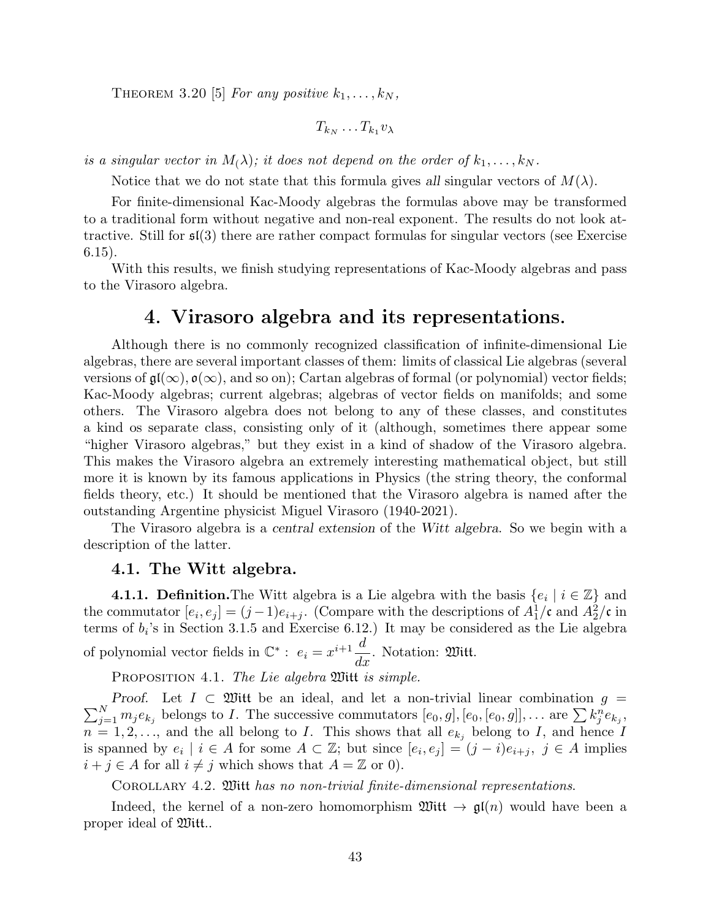THEOREM 3.20 [5] *For any positive $k_1, \ldots, k_N$,*

$$T_{k_N} \ldots T_{k_1} v_\lambda$$

*is a singular vector in $M_(\lambda)$; it does not depend on the order of $k_1, \ldots, k_N$.*

Notice that we do not state that this formula gives *all* singular vectors of $M(\lambda)$.

For finite-dimensional Kac-Moody algebras the formulas above may be transformed to a traditional form without negative and non-real exponent. The results do not look attractive. Still for $\mathfrak{sl}(3)$ there are rather compact formulas for singular vectors (see Exercise 6.15).

With this results, we finish studying representations of Kac-Moody algebras and pass to the Virasoro algebra.

# 4. Virasoro algebra and its representations.

Although there is no commonly recognized classification of infinite-dimensional Lie algebras, there are several important classes of them: limits of classical Lie algebras (several versions of $\mathfrak{gl}(\infty), \mathfrak{o}(\infty)$, and so on); Cartan algebras of formal (or polynomial) vector fields; Kac-Moody algebras; current algebras; algebras of vector fields on manifolds; and some others. The Virasoro algebra does not belong to any of these classes, and constitutes a kind os separate class, consisting only of it (although, sometimes there appear some "higher Virasoro algebras," but they exist in a kind of shadow of the Virasoro algebra. This makes the Virasoro algebra an extremely interesting mathematical object, but still more it is known by its famous applications in Physics (the string theory, the conformal fields theory, etc.) It should be mentioned that the Virasoro algebra is named after the outstanding Argentine physicist Miguel Virasoro (1940-2021).

The Virasoro algebra is a *central extension* of the *Witt algebra*. So we begin with a description of the latter.

## 4.1. The Witt algebra.

**4.1.1. Definition.**The Witt algebra is a Lie algebra with the basis $\{e_i \mid i \in \mathbb{Z}\}$ and the commutator $[e_i, e_j] = (j-1)e_{i+j}$. (Compare with the descriptions of $A_1^1/\mathfrak{c}$ and $A_2^2/\mathfrak{c}$ in terms of $b_i$'s in Section 3.1.5 and Exercise 6.12.) It may be considered as the Lie algebra of polynomial vector fields in $\mathbb{C}^*$ : $e_i = x^{i+1}\dfrac{d}{dx}$. Notation: $\mathfrak{Witt}$.

PROPOSITION 4.1. *The Lie algebra $\mathfrak{Witt}$ is simple.*

*Proof.* Let $I \subset \mathfrak{Witt}$ be an ideal, and let a non-trivial linear combination $g = \sum_{j=1}^N m_j e_{k_j}$ belongs to $I$. The successive commutators $[e_0, g], [e_0, [e_0, g]], \ldots$ are $\sum k_j^n e_{k_j}$, $n = 1, 2, \ldots$, and the all belong to $I$. This shows that all $e_{k_j}$ belong to $I$, and hence $I$ is spanned by $e_i \mid i \in A$ for some $A \subset \mathbb{Z}$; but since $[e_i, e_j] = (j-i)e_{i+j},\ j \in A$ implies $i + j \in A$ for all $i \neq j$ which shows that $A = \mathbb{Z}$ or 0).

COROLLARY 4.2. *$\mathfrak{Witt}$ has no non-trivial finite-dimensional representations.*

Indeed, the kernel of a non-zero homomorphism $\mathfrak{Witt} \to \mathfrak{gl}(n)$ would have been a proper ideal of $\mathfrak{Witt}$..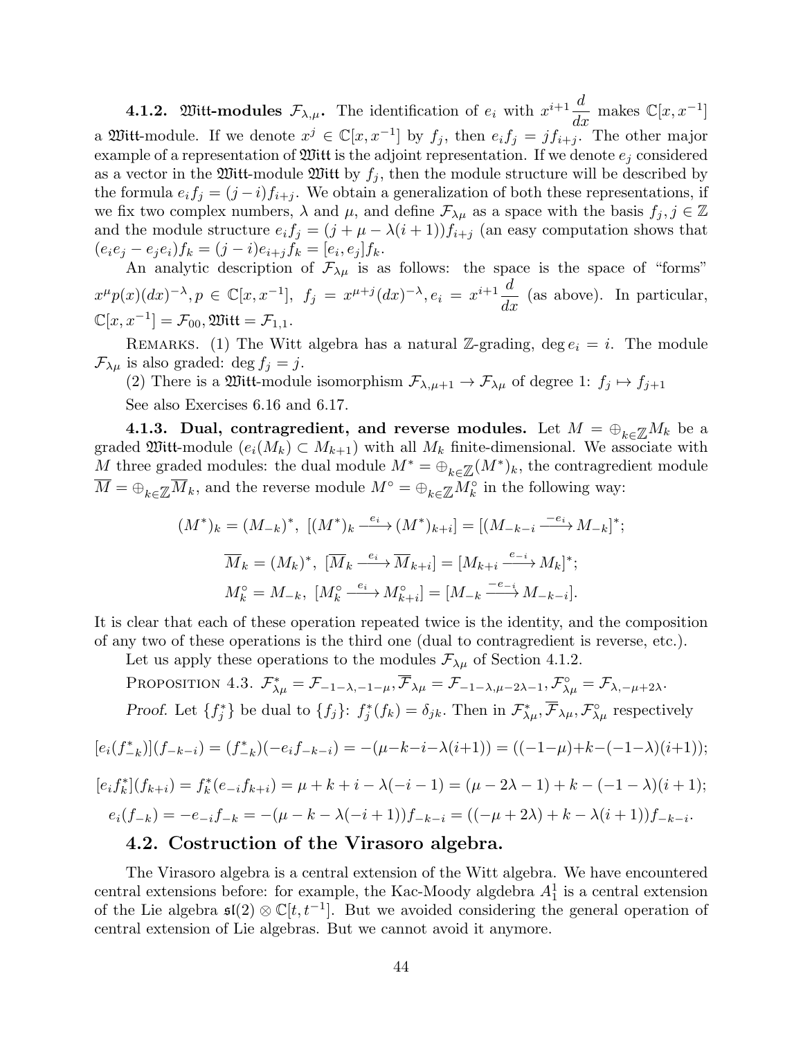**4.1.2. $\mathfrak{Witt}$-modules $\mathcal{F}_{\lambda,\mu}$.** The identification of $e_i$ with $x^{i+1}\dfrac{d}{dx}$ makes $\mathbb{C}[x,x^{-1}]$ a $\mathfrak{Witt}$-module. If we denote $x^j \in \mathbb{C}[x,x^{-1}]$ by $f_j$, then $e_i f_j = j f_{i+j}$. The other major example of a representation of $\mathfrak{Witt}$ is the adjoint representation. If we denote $e_j$ considered as a vector in the $\mathfrak{Witt}$-module $\mathfrak{Witt}$ by $f_j$, then the module structure will be described by the formula $e_i f_j = (j-i) f_{i+j}$. We obtain a generalization of both these representations, if we fix two complex numbers, $\lambda$ and $\mu$, and define $\mathcal{F}_{\lambda\mu}$ as a space with the basis $f_j, j \in \mathbb{Z}$ and the module structure $e_i f_j = (j+\mu-\lambda(i+1)) f_{i+j}$ (an easy computation shows that $(e_i e_j - e_j e_i) f_k = (j-i) e_{i+j} f_k = [e_i, e_j] f_k$.

An analytic description of $\mathcal{F}_{\lambda\mu}$ is as follows: the space is the space of "forms" $x^\mu p(x)(dx)^{-\lambda}, p \in \mathbb{C}[x,x^{-1}],\ f_j = x^{\mu+j}(dx)^{-\lambda}, e_i = x^{i+1}\dfrac{d}{dx}$ (as above). In particular, $\mathbb{C}[x,x^{-1}] = \mathcal{F}_{00}, \mathfrak{Witt} = \mathcal{F}_{1,1}$.

Remarks. (1) The Witt algebra has a natural $\mathbb{Z}$-grading, $\deg e_i = i$. The module $\mathcal{F}_{\lambda\mu}$ is also graded: $\deg f_j = j$.

(2) There is a $\mathfrak{Witt}$-module isomorphism $\mathcal{F}_{\lambda,\mu+1} \to \mathcal{F}_{\lambda\mu}$ of degree 1: $f_j \mapsto f_{j+1}$

See also Exercises 6.16 and 6.17.

**4.1.3. Dual, contragredient, and reverse modules.** Let $M = \oplus_{k\in\mathbb{Z}} M_k$ be a graded $\mathfrak{Witt}$-module ($e_i(M_k) \subset M_{k+1}$) with all $M_k$ finite-dimensional. We associate with $M$ three graded modules: the dual module $M^* = \oplus_{k\in\mathbb{Z}}(M^*)_k$, the contragredient module $\overline{M} = \oplus_{k\in\mathbb{Z}}\overline{M}_k$, and the reverse module $M^\circ = \oplus_{k\in\mathbb{Z}} M^\circ_k$ in the following way:

$$(M^*)_k = (M_{-k})^*,\ [(M^*)_k \xrightarrow{e_i} (M^*)_{k+i}] = [(M_{-k-i} \xrightarrow{-e_i} M_{-k}]^*;$$

$$\overline{M}_k = (M_k)^*,\ [\overline{M}_k \xrightarrow{e_i} \overline{M}_{k+i}] = [M_{k+i} \xrightarrow{e_{-i}} M_k]^*;$$

$$M^\circ_k = M_{-k},\ [M^\circ_k \xrightarrow{e_i} M^\circ_{k+i}] = [M_{-k} \xrightarrow{-e_{-i}} M_{-k-i}].$$

It is clear that each of these operation repeated twice is the identity, and the composition of any two of these operations is the third one (dual to contragredient is reverse, etc.).

Let us apply these operations to the modules $\mathcal{F}_{\lambda\mu}$ of Section 4.1.2.

Proposition 4.3. $\mathcal{F}^*_{\lambda\mu} = \mathcal{F}_{-1-\lambda,-1-\mu}, \overline{\mathcal{F}}_{\lambda\mu} = \mathcal{F}_{-1-\lambda,\mu-2\lambda-1}, \mathcal{F}^\circ_{\lambda\mu} = \mathcal{F}_{\lambda,-\mu+2\lambda}$.

*Proof.* Let $\{f^*_j\}$ be dual to $\{f_j\}$: $f^*_j(f_k) = \delta_{jk}$. Then in $\mathcal{F}^*_{\lambda\mu}, \overline{\mathcal{F}}_{\lambda\mu}, \mathcal{F}^\circ_{\lambda\mu}$ respectively

$$[e_i(f^*_{-k})](f_{-k-i}) = (f^*_{-k})(-e_i f_{-k-i}) = -(\mu-k-i-\lambda(i+1)) = ((-1-\mu)+k-(-1-\lambda)(i+1));$$

$$[e_i f^*_k](f_{k+i}) = f^*_k(e_{-i} f_{k+i}) = \mu+k+i-\lambda(-i-1) = (\mu-2\lambda-1)+k-(-1-\lambda)(i+1);$$

$$e_i(f_{-k}) = -e_{-i} f_{-k} = -(\mu-k-\lambda(-i+1)) f_{-k-i} = ((-\mu+2\lambda)+k-\lambda(i+1)) f_{-k-i}.$$

## 4.2. Costruction of the Virasoro algebra.

The Virasoro algebra is a central extension of the Witt algebra. We have encountered central extensions before: for example, the Kac-Moody algdebra $A^1_1$ is a central extension of the Lie algebra $\mathfrak{sl}(2) \otimes \mathbb{C}[t,t^{-1}]$. But we avoided considering the general operation of central extension of Lie algebras. But we cannot avoid it anymore.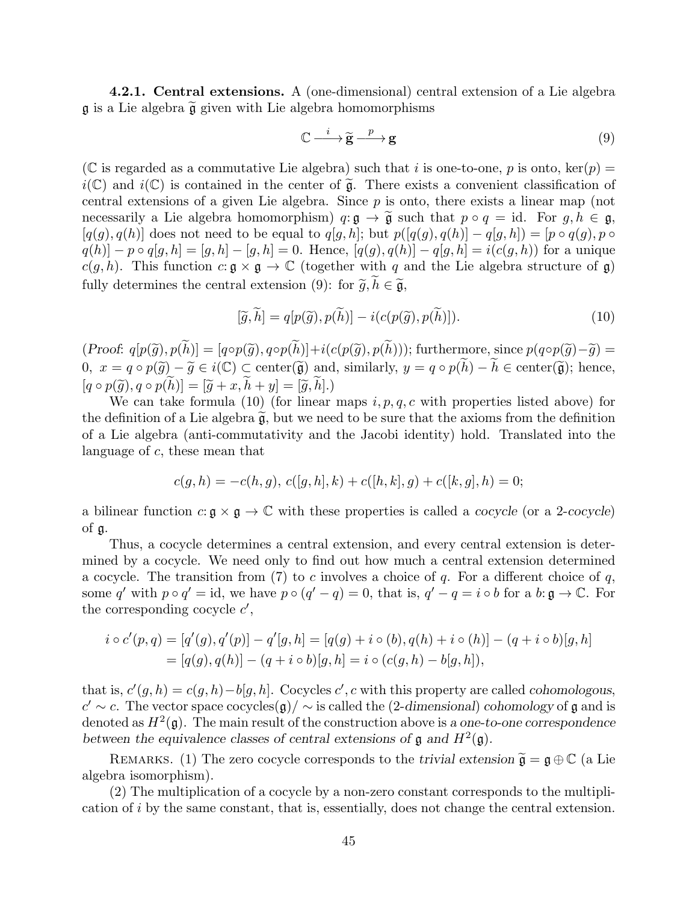**4.2.1. Central extensions.** A (one-dimensional) central extension of a Lie algebra $\mathfrak{g}$ is a Lie algebra $\widetilde{\mathfrak{g}}$ given with Lie algebra homomorphisms

$$\mathbb{C} \xrightarrow{i} \widetilde{\mathfrak{g}} \xrightarrow{p} \mathfrak{g} \tag{9}$$

($\mathbb{C}$ is regarded as a commutative Lie algebra) such that $i$ is one-to-one, $p$ is onto, $\ker(p) = i(\mathbb{C})$ and $i(\mathbb{C})$ is contained in the center of $\widetilde{\mathfrak{g}}$. There exists a convenient classification of central extensions of a given Lie algebra. Since $p$ is onto, there exists a linear map (not necessarily a Lie algebra homomorphism) $q: \mathfrak{g} \to \widetilde{\mathfrak{g}}$ such that $p \circ q = \mathrm{id}$. For $g, h \in \mathfrak{g}$, $[q(g), q(h)]$ does not need to be equal to $q[g,h]$; but $p([q(g), q(h)] - q[g,h]) = [p \circ q(g), p \circ q(h)] - p \circ q[g,h] = [g,h] - [g,h] = 0$. Hence, $[q(g), q(h)] - q[g,h] = i(c(g,h))$ for a unique $c(g,h)$. This function $c: \mathfrak{g} \times \mathfrak{g} \to \mathbb{C}$ (together with $q$ and the Lie algebra structure of $\mathfrak{g}$) fully determines the central extension (9): for $\widetilde{g}, \widetilde{h} \in \widetilde{\mathfrak{g}}$,

$$[\widetilde{g}, \widetilde{h}] = q[p(\widetilde{g}), p(\widetilde{h})] - i(c(p(\widetilde{g}), p(\widetilde{h}])). \tag{10}$$

(*Proof*: $q[p(\widetilde{g}), p(\widetilde{h})] = [q \circ p(\widetilde{g}), q \circ p(\widetilde{h})] + i(c(p(\widetilde{g}), p(\widetilde{h})))$; furthermore, since $p(q \circ p(\widetilde{g}) - \widetilde{g}) = 0$, $x = q \circ p(\widetilde{g}) - \widetilde{g} \in i(\mathbb{C}) \subset \text{center}(\widetilde{\mathfrak{g}})$ and, similarly, $y = q \circ p(\widetilde{h}) - \widetilde{h} \in \text{center}(\widetilde{\mathfrak{g}})$; hence, $[q \circ p(\widetilde{g}), q \circ p(\widetilde{h})] = [\widetilde{g} + x, \widetilde{h} + y] = [\widetilde{g}, \widetilde{h}]$.)

We can take formula (10) (for linear maps $i, p, q, c$ with properties listed above) for the definition of a Lie algebra $\widetilde{\mathfrak{g}}$, but we need to be sure that the axioms from the definition of a Lie algebra (anti-commutativity and the Jacobi identity) hold. Translated into the language of $c$, these mean that

$$c(g,h) = -c(h,g),\ c([g,h],k) + c([h,k],g) + c([k,g],h) = 0;$$

a bilinear function $c: \mathfrak{g} \times \mathfrak{g} \to \mathbb{C}$ with these properties is called a *cocycle* (or a *2-cocycle*) of $\mathfrak{g}$.

Thus, a cocycle determines a central extension, and every central extension is determined by a cocycle. We need only to find out how much a central extension determined a cocycle. The transition from (7) to $c$ involves a choice of $q$. For a different choice of $q$, some $q'$ with $p \circ q' = \mathrm{id}$, we have $p \circ (q' - q) = 0$, that is, $q' - q = i \circ b$ for a $b: \mathfrak{g} \to \mathbb{C}$. For the corresponding cocycle $c'$,

$$\begin{aligned} i \circ c'(p,q) &= [q'(g), q'(p)] - q'[g,h] = [q(g) + i \circ (b), q(h) + i \circ (h)] - (q + i \circ b)[g,h] \\ &= [q(g), q(h)] - (q + i \circ b)[g,h] = i \circ (c(g,h) - b[g,h]), \end{aligned}$$

that is, $c'(g,h) = c(g,h) - b[g,h]$. Cocycles $c', c$ with this property are called *cohomologous*, $c' \sim c$. The vector space cocycles$(\mathfrak{g})/\sim$ is called the (*2-dimensional*) *cohomology* of $\mathfrak{g}$ and is denoted as $H^2(\mathfrak{g})$. The main result of the construction above is *a one-to-one correspondence between the equivalence classes of central extensions of $\mathfrak{g}$ and $H^2(\mathfrak{g})$*.

REMARKS. (1) The zero cocycle corresponds to the *trivial extension* $\widetilde{\mathfrak{g}} = \mathfrak{g} \oplus \mathbb{C}$ (a Lie algebra isomorphism).

(2) The multiplication of a cocycle by a non-zero constant corresponds to the multiplication of $i$ by the same constant, that is, essentially, does not change the central extension.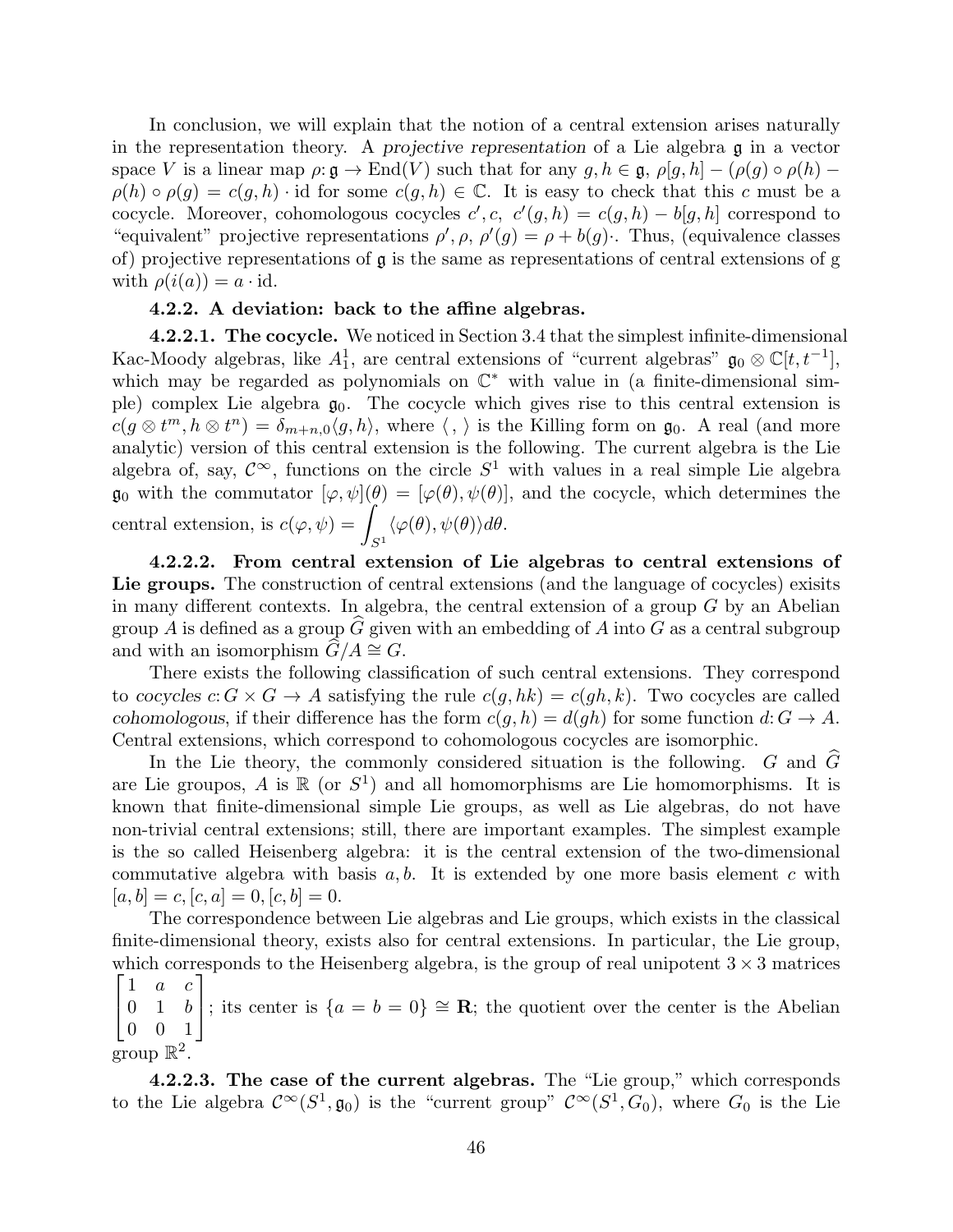In conclusion, we will explain that the notion of a central extension arises naturally in the representation theory. A *projective representation* of a Lie algebra $\mathfrak{g}$ in a vector space $V$ is a linear map $\rho: \mathfrak{g} \to \mathrm{End}(V)$ such that for any $g, h \in \mathfrak{g}$, $\rho[g,h] - (\rho(g) \circ \rho(h) - \rho(h) \circ \rho(g) = c(g,h) \cdot \mathrm{id}$ for some $c(g,h) \in \mathbb{C}$. It is easy to check that this $c$ must be a cocycle. Moreover, cohomologous cocycles $c', c,\ c'(g,h) = c(g,h) - b[g,h]$ correspond to "equivalent" projective representations $\rho', \rho,\ \rho'(g) = \rho + b(g)\cdot$. Thus, (equivalence classes of) projective representations of $\mathfrak{g}$ is the same as representations of central extensions of g with $\rho(i(a)) = a \cdot \mathrm{id}$.

#### 4.2.2. A deviation: back to the affine algebras.

**4.2.2.1. The cocycle.** We noticed in Section 3.4 that the simplest infinite-dimensional Kac-Moody algebras, like $A_1^1$, are central extensions of "current algebras" $\mathfrak{g}_0 \otimes \mathbb{C}[t, t^{-1}]$, which may be regarded as polynomials on $\mathbb{C}^*$ with value in (a finite-dimensional simple) complex Lie algebra $\mathfrak{g}_0$. The cocycle which gives rise to this central extension is $c(g \otimes t^m, h \otimes t^n) = \delta_{m+n,0}\langle g, h\rangle$, where $\langle\, ,\, \rangle$ is the Killing form on $\mathfrak{g}_0$. A real (and more analytic) version of this central extension is the following. The current algebra is the Lie algebra of, say, $\mathcal{C}^\infty$, functions on the circle $S^1$ with values in a real simple Lie algebra $\mathfrak{g}_0$ with the commutator $[\varphi, \psi](\theta) = [\varphi(\theta), \psi(\theta)]$, and the cocycle, which determines the central extension, is $c(\varphi, \psi) = \displaystyle\int_{S^1} \langle \varphi(\theta), \psi(\theta)\rangle d\theta$.

**4.2.2.2. From central extension of Lie algebras to central extensions of Lie groups.** The construction of central extensions (and the language of cocycles) exisits in many different contexts. In algebra, the central extension of a group $G$ by an Abelian group $A$ is defined as a group $\widehat{G}$ given with an embedding of $A$ into $G$ as a central subgroup and with an isomorphism $\widehat{G}/A \cong G$.

There exists the following classification of such central extensions. They correspond to *cocycles* $c: G \times G \to A$ satisfying the rule $c(g, hk) = c(gh, k)$. Two cocycles are called *cohomologous*, if their difference has the form $c(g,h) = d(gh)$ for some function $d: G \to A$. Central extensions, which correspond to cohomologous cocycles are isomorphic.

In the Lie theory, the commonly considered situation is the following. $G$ and $\widehat{G}$ are Lie groupos, $A$ is $\mathbb{R}$ (or $S^1$) and all homomorphisms are Lie homomorphisms. It is known that finite-dimensional simple Lie groups, as well as Lie algebras, do not have non-trivial central extensions; still, there are important examples. The simplest example is the so called Heisenberg algebra: it is the central extension of the two-dimensional commutative algebra with basis $a, b$. It is extended by one more basis element $c$ with $[a,b] = c, [c,a] = 0, [c,b] = 0$.

The correspondence between Lie algebras and Lie groups, which exists in the classical finite-dimensional theory, exists also for central extensions. In particular, the Lie group, which corresponds to the Heisenberg algebra, is the group of real unipotent $3 \times 3$ matrices $\begin{bmatrix} 1 & a & c \\ 0 & 1 & b \\ 0 & 0 & 1 \end{bmatrix}$; its center is $\{a = b = 0\} \cong \mathbf{R}$; the quotient over the center is the Abelian group $\mathbb{R}^2$.

**4.2.2.3. The case of the current algebras.** The "Lie group," which corresponds to the Lie algebra $\mathcal{C}^\infty(S^1, \mathfrak{g}_0)$ is the "current group" $\mathcal{C}^\infty(S^1, G_0)$, where $G_0$ is the Lie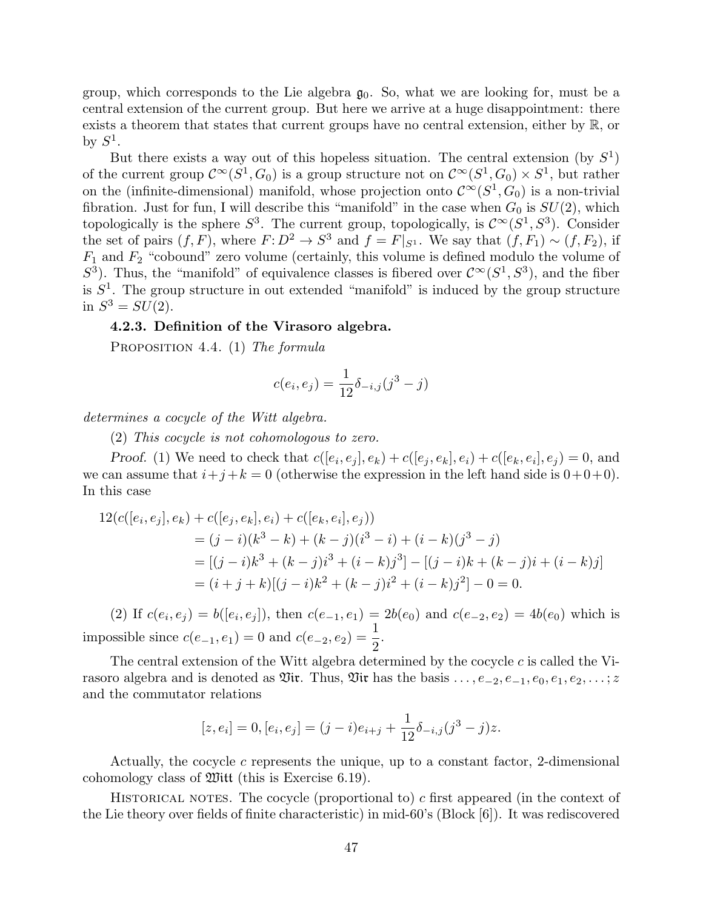group, which corresponds to the Lie algebra $\mathfrak{g}_0$. So, what we are looking for, must be a central extension of the current group. But here we arrive at a huge disappointment: there exists a theorem that states that current groups have no central extension, either by $\mathbb{R}$, or by $S^1$.

But there exists a way out of this hopeless situation. The central extension (by $S^1$) of the current group $\mathcal{C}^\infty(S^1, G_0)$ is a group structure not on $\mathcal{C}^\infty(S^1, G_0) \times S^1$, but rather on the (infinite-dimensional) manifold, whose projection onto $\mathcal{C}^\infty(S^1, G_0)$ is a non-trivial fibration. Just for fun, I will describe this "manifold" in the case when $G_0$ is $SU(2)$, which topologically is the sphere $S^3$. The current group, topologically, is $\mathcal{C}^\infty(S^1, S^3)$. Consider the set of pairs $(f, F)$, where $F\colon D^2 \to S^3$ and $f = F|_{S^1}$. We say that $(f, F_1) \sim (f, F_2)$, if $F_1$ and $F_2$ "cobound" zero volume (certainly, this volume is defined modulo the volume of $S^3$). Thus, the "manifold" of equivalence classes is fibered over $\mathcal{C}^\infty(S^1, S^3)$, and the fiber is $S^1$. The group structure in out extended "manifold" is induced by the group structure in $S^3 = SU(2)$.

**4.2.3. Definition of the Virasoro algebra.**

Proposition 4.4. (1) *The formula*

$$c(e_i, e_j) = \frac{1}{12}\delta_{-i,j}(j^3 - j)$$

*determines a cocycle of the Witt algebra.*

(2) *This cocycle is not cohomologous to zero.*

*Proof.* (1) We need to check that $c([e_i, e_j], e_k) + c([e_j, e_k], e_i) + c([e_k, e_i], e_j) = 0$, and we can assume that $i+j+k = 0$ (otherwise the expression in the left hand side is $0+0+0$). In this case

$$\begin{aligned}
12(c([e_i, e_j], e_k) &+ c([e_j, e_k], e_i) + c([e_k, e_i], e_j)) \\
&= (j-i)(k^3 - k) + (k-j)(i^3 - i) + (i-k)(j^3 - j) \\
&= [(j-i)k^3 + (k-j)i^3 + (i-k)j^3] - [(j-i)k + (k-j)i + (i-k)j] \\
&= (i+j+k)[(j-i)k^2 + (k-j)i^2 + (i-k)j^2] - 0 = 0.
\end{aligned}$$

(2) If $c(e_i, e_j) = b([e_i, e_j])$, then $c(e_{-1}, e_1) = 2b(e_0)$ and $c(e_{-2}, e_2) = 4b(e_0)$ which is impossible since $c(e_{-1}, e_1) = 0$ and $c(e_{-2}, e_2) = \dfrac{1}{2}$.

The central extension of the Witt algebra determined by the cocycle $c$ is called the Virasoro algebra and is denoted as $\mathfrak{Vir}$. Thus, $\mathfrak{Vir}$ has the basis $\ldots, e_{-2}, e_{-1}, e_0, e_1, e_2, \ldots; z$ and the commutator relations

$$[z, e_i] = 0, [e_i, e_j] = (j-i)e_{i+j} + \frac{1}{12}\delta_{-i,j}(j^3 - j)z.$$

Actually, the cocycle $c$ represents the unique, up to a constant factor, 2-dimensional cohomology class of $\mathfrak{Witt}$ (this is Exercise 6.19).

Historical notes. The cocycle (proportional to) $c$ first appeared (in the context of the Lie theory over fields of finite characteristic) in mid-60's (Block [6]). It was rediscovered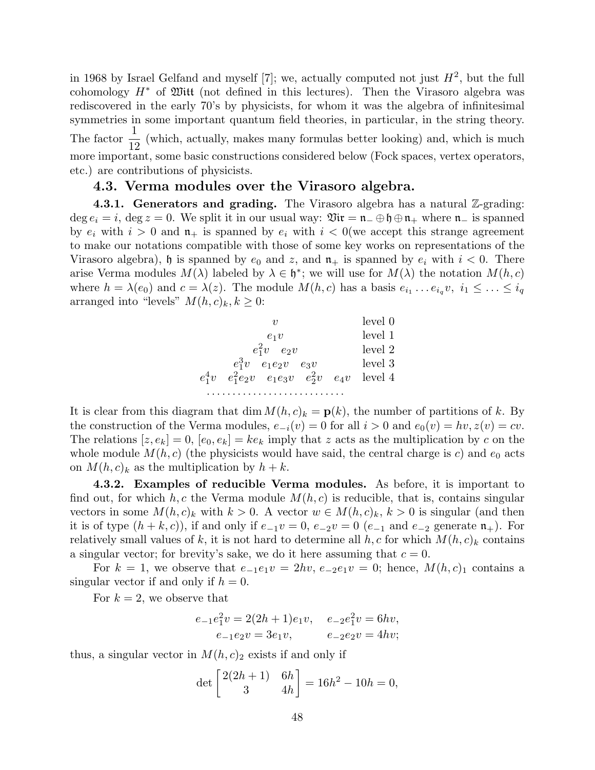in 1968 by Israel Gelfand and myself [7]; we, actually computed not just $H^2$, but the full cohomology $H^*$ of $\mathfrak{Witt}$ (not defined in this lectures). Then the Virasoro algebra was rediscovered in the early 70's by physicists, for whom it was the algebra of infinitesimal symmetries in some important quantum field theories, in particular, in the string theory. The factor $\dfrac{1}{12}$ (which, actually, makes many formulas better looking) and, which is much more important, some basic constructions considered below (Fock spaces, vertex operators, etc.) are contributions of physicists.

## 4.3. Verma modules over the Virasoro algebra.

**4.3.1. Generators and grading.** The Virasoro algebra has a natural $\mathbb{Z}$-grading: $\deg e_i = i$, $\deg z = 0$. We split it in our usual way: $\mathfrak{Vir} = \mathfrak{n}_- \oplus \mathfrak{h} \oplus \mathfrak{n}_+$ where $\mathfrak{n}_-$ is spanned by $e_i$ with $i > 0$ and $\mathfrak{n}_+$ is spanned by $e_i$ with $i < 0$(we accept this strange agreement to make our notations compatible with those of some key works on representations of the Virasoro algebra), $\mathfrak{h}$ is spanned by $e_0$ and $z$, and $\mathfrak{n}_+$ is spanned by $e_i$ with $i < 0$. There arise Verma modules $M(\lambda)$ labeled by $\lambda \in \mathfrak{h}^*$; we will use for $M(\lambda)$ the notation $M(h, c)$ where $h = \lambda(e_0)$ and $c = \lambda(z)$. The module $M(h, c)$ has a basis $e_{i_1} \dots e_{i_q} v$, $i_1 \le \dots \le i_q$ arranged into "levels" $M(h, c)_k, k \ge 0$:

$$
\begin{array}{cl}
v & \text{level } 0 \\
e_1 v & \text{level } 1 \\
e_1^2 v \quad e_2 v & \text{level } 2 \\
e_1^3 v \quad e_1 e_2 v \quad e_3 v & \text{level } 3 \\
e_1^4 v \quad e_1^2 e_2 v \quad e_1 e_3 v \quad e_2^2 v \quad e_4 v & \text{level } 4 \\
\cdots\cdots\cdots\cdots\cdots\cdots\cdots\cdots &
\end{array}
$$

It is clear from this diagram that $\dim M(h, c)_k = \mathbf{p}(k)$, the number of partitions of $k$. By the construction of the Verma modules, $e_{-i}(v) = 0$ for all $i > 0$ and $e_0(v) = hv, z(v) = cv$. The relations $[z, e_k] = 0$, $[e_0, e_k] = ke_k$ imply that $z$ acts as the multiplication by $c$ on the whole module $M(h, c)$ (the physicists would have said, the central charge is $c$) and $e_0$ acts on $M(h, c)_k$ as the multiplication by $h + k$.

**4.3.2. Examples of reducible Verma modules.** As before, it is important to find out, for which $h, c$ the Verma module $M(h, c)$ is reducible, that is, contains singular vectors in some $M(h, c)_k$ with $k > 0$. A vector $w \in M(h, c)_k$, $k > 0$ is singular (and then it is of type $(h + k, c)$), if and only if $e_{-1}v = 0$, $e_{-2}v = 0$ ($e_{-1}$ and $e_{-2}$ generate $\mathfrak{n}_+$). For relatively small values of $k$, it is not hard to determine all $h, c$ for which $M(h, c)_k$ contains a singular vector; for brevity's sake, we do it here assuming that $c = 0$.

For $k = 1$, we observe that $e_{-1}e_1 v = 2hv$, $e_{-2}e_1 v = 0$; hence, $M(h, c)_1$ contains a singular vector if and only if $h = 0$.

For $k = 2$, we observe that

$$
\begin{aligned}
e_{-1}e_1^2 v &= 2(2h+1)e_1 v, \quad & e_{-2}e_1^2 v &= 6hv, \\
e_{-1}e_2 v &= 3e_1 v, & e_{-2}e_2 v &= 4hv;
\end{aligned}
$$

thus, a singular vector in $M(h, c)_2$ exists if and only if

$$
\det \begin{bmatrix} 2(2h+1) & 6h \\ 3 & 4h \end{bmatrix} = 16h^2 - 10h = 0,
$$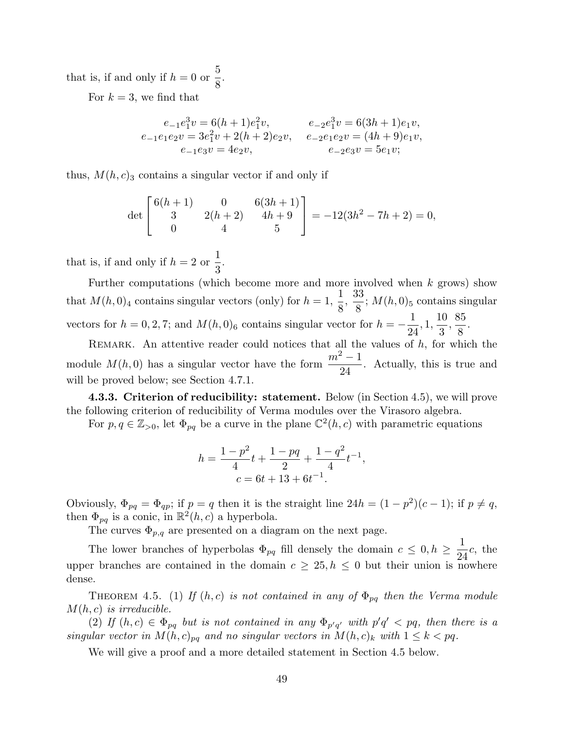that is, if and only if $h = 0$ or $\dfrac{5}{8}$.

For $k = 3$, we find that

$$
\begin{aligned}
e_{-1}e_1^3 v &= 6(h+1)e_1^2 v, & e_{-2}e_1^3 v &= 6(3h+1)e_1 v,\\
e_{-1}e_1e_2 v &= 3e_1^2 v + 2(h+2)e_2 v, & e_{-2}e_1e_2 v &= (4h+9)e_1 v,\\
e_{-1}e_3 v &= 4e_2 v, & e_{-2}e_3 v &= 5e_1 v;
\end{aligned}
$$

thus, $M(h,c)_3$ contains a singular vector if and only if

$$
\det \begin{bmatrix} 6(h+1) & 0 & 6(3h+1) \\ 3 & 2(h+2) & 4h+9 \\ 0 & 4 & 5 \end{bmatrix} = -12(3h^2 - 7h + 2) = 0,
$$

that is, if and only if $h = 2$ or $\dfrac{1}{3}$.

Further computations (which become more and more involved when $k$ grows) show that $M(h,0)_4$ contains singular vectors (only) for $h = 1, \dfrac{1}{8}, \dfrac{33}{8}$; $M(h,0)_5$ contains singular vectors for $h = 0, 2, 7$; and $M(h,0)_6$ contains singular vector for $h = -\dfrac{1}{24}, 1, \dfrac{10}{3}, \dfrac{85}{8}$.

Remark. An attentive reader could notices that all the values of $h$, for which the module $M(h,0)$ has a singular vector have the form $\dfrac{m^2-1}{24}$. Actually, this is true and will be proved below; see Section 4.7.1.

**4.3.3. Criterion of reducibility: statement.** Below (in Section 4.5), we will prove the following criterion of reducibility of Verma modules over the Virasoro algebra.

For $p, q \in \mathbb{Z}_{>0}$, let $\Phi_{pq}$ be a curve in the plane $\mathbb{C}^2(h,c)$ with parametric equations

$$
\begin{gathered}
h = \frac{1-p^2}{4}t + \frac{1-pq}{2} + \frac{1-q^2}{4}t^{-1},\\
c = 6t + 13 + 6t^{-1}.
\end{gathered}
$$

Obviously, $\Phi_{pq} = \Phi_{qp}$; if $p = q$ then it is the straight line $24h = (1-p^2)(c-1)$; if $p \neq q$, then $\Phi_{pq}$ is a conic, in $\mathbb{R}^2(h,c)$ a hyperbola.

The curves $\Phi_{p,q}$ are presented on a diagram on the next page.

The lower branches of hyperbolas $\Phi_{pq}$ fill densely the domain $c \leq 0, h \geq \dfrac{1}{24}c$, the upper branches are contained in the domain $c \geq 25, h \leq 0$ but their union is nowhere dense.

Theorem 4.5. *(1) If $(h,c)$ is not contained in any of $\Phi_{pq}$ then the Verma module $M(h,c)$ is irreducible.*

*(2) If $(h,c) \in \Phi_{pq}$ but is not contained in any $\Phi_{p'q'}$ with $p'q' < pq$, then there is a singular vector in $M(h,c)_{pq}$ and no singular vectors in $M(h,c)_k$ with $1 \leq k < pq$.*

We will give a proof and a more detailed statement in Section 4.5 below.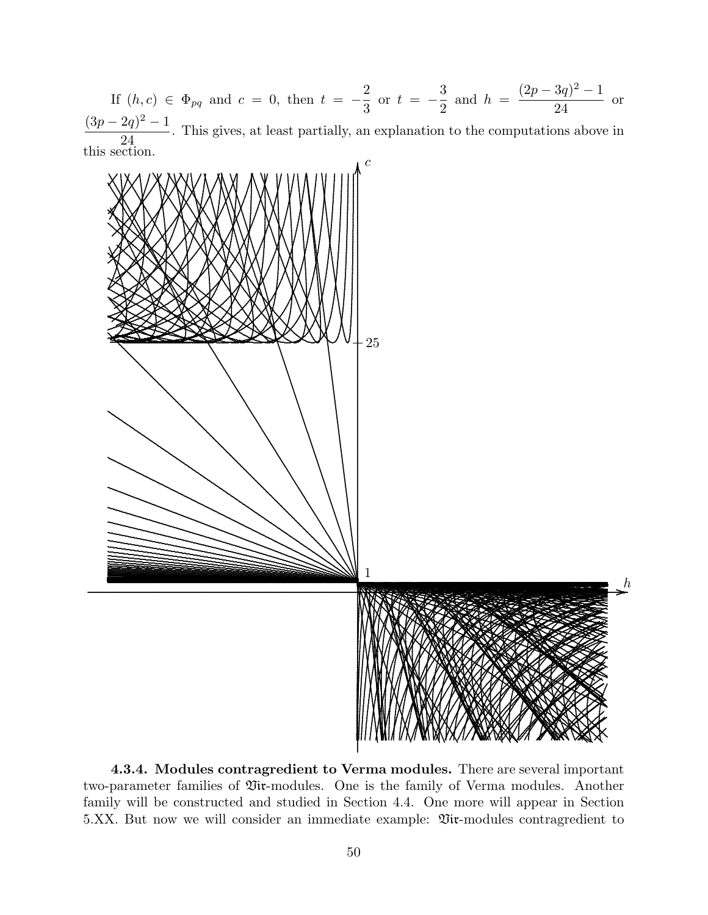If $(h, c) \in \Phi_{pq}$ and $c = 0$, then $t = -\dfrac{2}{3}$ or $t = -\dfrac{3}{2}$ and $h = \dfrac{(2p-3q)^2-1}{24}$ or $\dfrac{(3p-2q)^2-1}{24}$. This gives, at least partially, an explanation to the computations above in this section.

**4.3.4. Modules contragredient to Verma modules.** There are several important two-parameter families of $\mathfrak{Vir}$-modules. One is the family of Verma modules. Another family will be constructed and studied in Section 4.4. One more will appear in Section 5.XX. But now we will consider an immediate example: $\mathfrak{Vir}$-modules contragredient to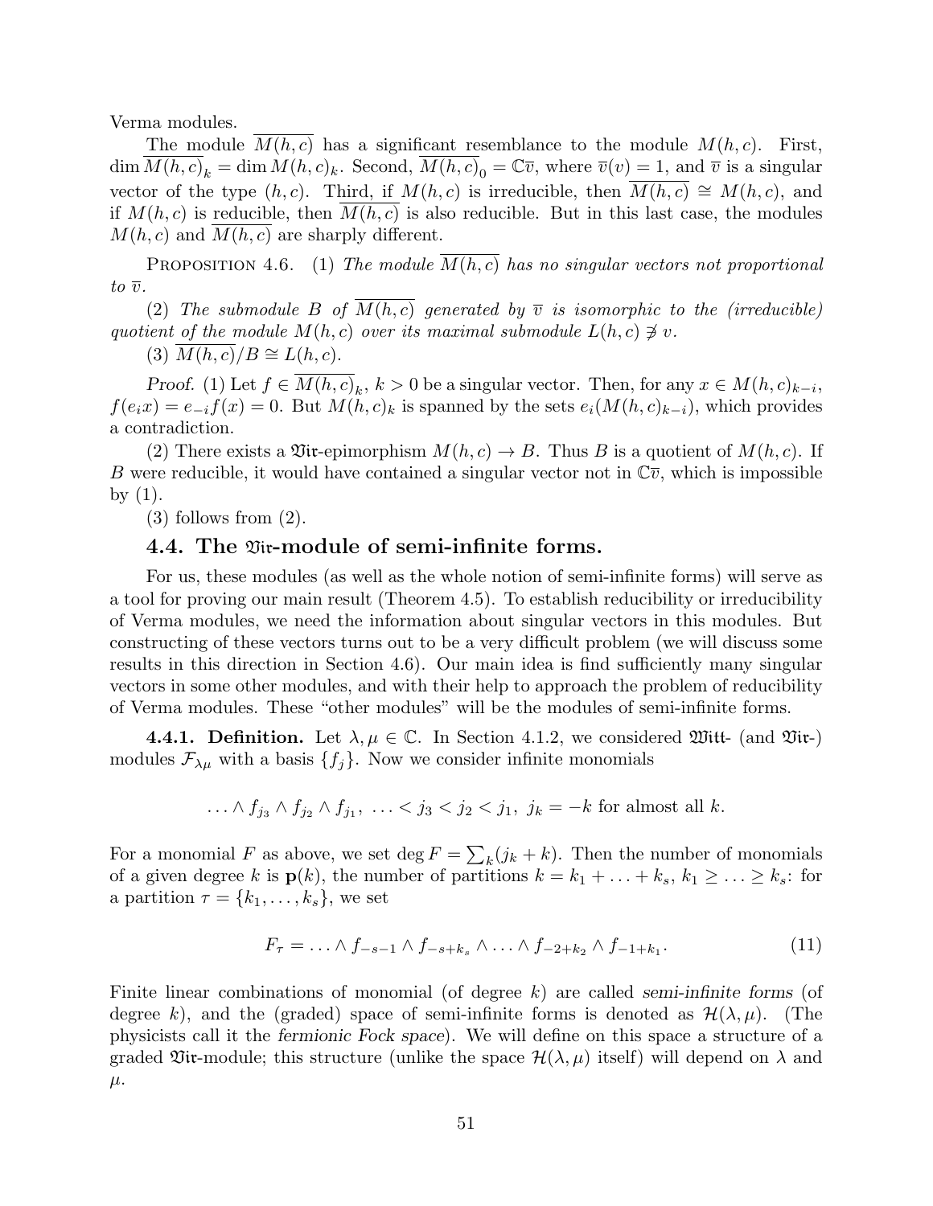Verma modules.

The module $\overline{M(h,c)}$ has a significant resemblance to the module $M(h,c)$. First, $\dim \overline{M(h,c)}_k = \dim M(h,c)_k$. Second, $\overline{M(h,c)}_0 = \mathbb{C}\overline{v}$, where $\overline{v}(v) = 1$, and $\overline{v}$ is a singular vector of the type $(h,c)$. Third, if $M(h,c)$ is irreducible, then $\overline{M(h,c)} \cong M(h,c)$, and if $M(h,c)$ is reducible, then $\overline{M(h,c)}$ is also reducible. But in this last case, the modules $M(h,c)$ and $\overline{M(h,c)}$ are sharply different.

PROPOSITION 4.6. (1) *The module $\overline{M(h,c)}$ has no singular vectors not proportional to $\overline{v}$.*

(2) *The submodule $B$ of $\overline{M(h,c)}$ generated by $\overline{v}$ is isomorphic to the (irreducible) quotient of the module $M(h,c)$ over its maximal submodule $L(h,c) \not\ni v$.*

(3) $\overline{M(h,c)}/B \cong L(h,c)$.

*Proof.* (1) Let $f \in \overline{M(h,c)}_k$, $k > 0$ be a singular vector. Then, for any $x \in M(h,c)_{k-i}$, $f(e_i x) = e_{-i} f(x) = 0$. But $M(h,c)_k$ is spanned by the sets $e_i(M(h,c)_{k-i})$, which provides a contradiction.

(2) There exists a $\mathfrak{Vir}$-epimorphism $M(h,c) \to B$. Thus $B$ is a quotient of $M(h,c)$. If $B$ were reducible, it would have contained a singular vector not in $\mathbb{C}\overline{v}$, which is impossible by (1).

(3) follows from (2).

## 4.4. The $\mathfrak{Vir}$-module of semi-infinite forms.

For us, these modules (as well as the whole notion of semi-infinite forms) will serve as a tool for proving our main result (Theorem 4.5). To establish reducibility or irreducibility of Verma modules, we need the information about singular vectors in this modules. But constructing of these vectors turns out to be a very difficult problem (we will discuss some results in this direction in Section 4.6). Our main idea is find sufficiently many singular vectors in some other modules, and with their help to approach the problem of reducibility of Verma modules. These "other modules" will be the modules of semi-infinite forms.

**4.4.1. Definition.** Let $\lambda, \mu \in \mathbb{C}$. In Section 4.1.2, we considered $\mathfrak{Witt}$- (and $\mathfrak{Vir}$-) modules $\mathcal{F}_{\lambda\mu}$ with a basis $\{f_j\}$. Now we consider infinite monomials

$$\ldots \wedge f_{j_3} \wedge f_{j_2} \wedge f_{j_1}, \ \ldots < j_3 < j_2 < j_1, \ j_k = -k \text{ for almost all } k.$$

For a monomial $F$ as above, we set $\deg F = \sum_k (j_k + k)$. Then the number of monomials of a given degree $k$ is $\mathbf{p}(k)$, the number of partitions $k = k_1 + \ldots + k_s$, $k_1 \geq \ldots \geq k_s$: for a partition $\tau = \{k_1, \ldots, k_s\}$, we set

$$F_\tau = \ldots \wedge f_{-s-1} \wedge f_{-s+k_s} \wedge \ldots \wedge f_{-2+k_2} \wedge f_{-1+k_1}. \tag{11}$$

Finite linear combinations of monomial (of degree $k$) are called *semi-infinite forms* (of degree $k$), and the (graded) space of semi-infinite forms is denoted as $\mathcal{H}(\lambda,\mu)$. (The physicists call it the *fermionic Fock space*). We will define on this space a structure of a graded $\mathfrak{Vir}$-module; this structure (unlike the space $\mathcal{H}(\lambda,\mu)$ itself) will depend on $\lambda$ and $\mu$.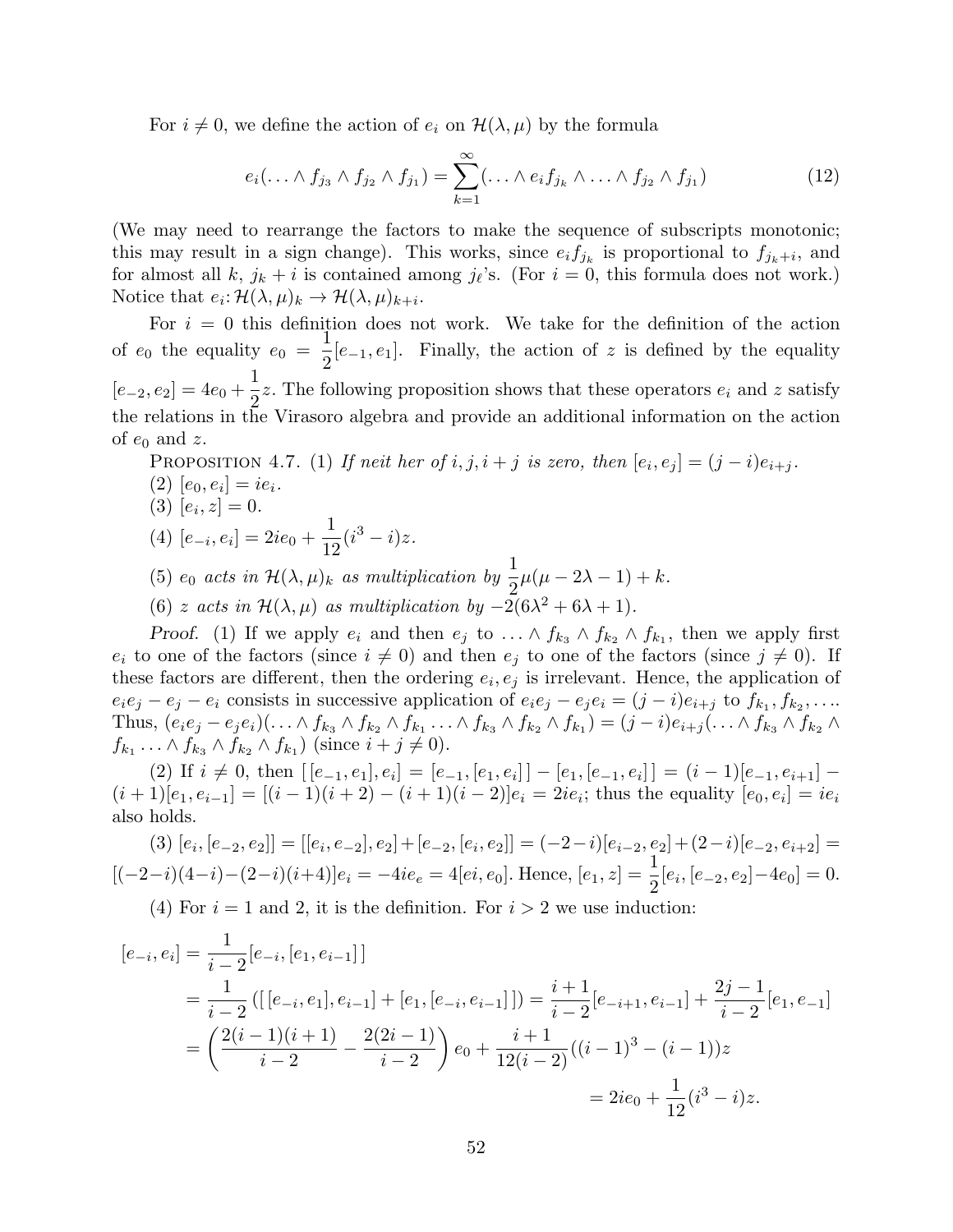For $i \neq 0$, we define the action of $e_i$ on $\mathcal{H}(\lambda, \mu)$ by the formula

$$e_i(\ldots \wedge f_{j_3} \wedge f_{j_2} \wedge f_{j_1}) = \sum_{k=1}^{\infty} (\ldots \wedge e_i f_{j_k} \wedge \ldots \wedge f_{j_2} \wedge f_{j_1}) \tag{12}$$

(We may need to rearrange the factors to make the sequence of subscripts monotonic; this may result in a sign change). This works, since $e_i f_{j_k}$ is proportional to $f_{j_k + i}$, and for almost all $k$, $j_k + i$ is contained among $j_\ell$'s. (For $i = 0$, this formula does not work.) Notice that $e_i \colon \mathcal{H}(\lambda, \mu)_k \to \mathcal{H}(\lambda, \mu)_{k+i}$.

For $i = 0$ this definition does not work. We take for the definition of the action of $e_0$ the equality $e_0 = \dfrac{1}{2}[e_{-1}, e_1]$. Finally, the action of $z$ is defined by the equality $[e_{-2}, e_2] = 4e_0 + \dfrac{1}{2}z$. The following proposition shows that these operators $e_i$ and $z$ satisfy the relations in the Virasoro algebra and provide an additional information on the action of $e_0$ and $z$.

Proposition 4.7. (1) *If neit her of $i, j, i+j$ is zero, then $[e_i, e_j] = (j - i)e_{i+j}$.*

(2) $[e_0, e_i] = ie_i$.

(3) $[e_i, z] = 0$.

(4) $[e_{-i}, e_i] = 2ie_0 + \dfrac{1}{12}(i^3 - i)z$.

(5) *$e_0$ acts in $\mathcal{H}(\lambda, \mu)_k$ as multiplication by $\dfrac{1}{2}\mu(\mu - 2\lambda - 1) + k$.*

(6) *$z$ acts in $\mathcal{H}(\lambda, \mu)$ as multiplication by $-2(6\lambda^2 + 6\lambda + 1)$.*

*Proof.* (1) If we apply $e_i$ and then $e_j$ to $\ldots \wedge f_{k_3} \wedge f_{k_2} \wedge f_{k_1}$, then we apply first $e_i$ to one of the factors (since $i \neq 0$) and then $e_j$ to one of the factors (since $j \neq 0$). If these factors are different, then the ordering $e_i, e_j$ is irrelevant. Hence, the application of $e_i e_j - e_j - e_i$ consists in successive application of $e_i e_j - e_j e_i = (j - i)e_{i+j}$ to $f_{k_1}, f_{k_2}, \ldots$. Thus, $(e_i e_j - e_j e_i)(\ldots \wedge f_{k_3} \wedge f_{k_2} \wedge f_{k_1} \ldots \wedge f_{k_3} \wedge f_{k_2} \wedge f_{k_1}) = (j - i)e_{i+j}(\ldots \wedge f_{k_3} \wedge f_{k_2} \wedge f_{k_1} \ldots \wedge f_{k_3} \wedge f_{k_2} \wedge f_{k_1})$ (since $i + j \neq 0$).

(2) If $i \neq 0$, then $[\,[e_{-1}, e_1], e_i] = [e_{-1}, [e_1, e_i]\,] - [e_1, [e_{-1}, e_i]\,] = (i - 1)[e_{-1}, e_{i+1}] - (i + 1)[e_1, e_{i-1}] = [(i - 1)(i + 2) - (i + 1)(i - 2)]e_i = 2ie_i$; thus the equality $[e_0, e_i] = ie_i$ also holds.

(3) $[e_i, [e_{-2}, e_2]] = [[e_i, e_{-2}], e_2] + [e_{-2}, [e_i, e_2]] = (-2 - i)[e_{i-2}, e_2] + (2 - i)[e_{-2}, e_{i+2}] = [(-2 - i)(4 - i) - (2 - i)(i + 4)]e_i = -4ie_e = 4[ei, e_0]$. Hence, $[e_1, z] = \dfrac{1}{2}[e_i, [e_{-2}, e_2] - 4e_0] = 0$.

(4) For $i = 1$ and 2, it is the definition. For $i > 2$ we use induction:

$$\begin{aligned}
[e_{-i}, e_i] &= \frac{1}{i - 2}[e_{-i}, [e_1, e_{i-1}]\,] \\
&= \frac{1}{i - 2}\left([\,[e_{-i}, e_1], e_{i-1}] + [e_1, [e_{-i}, e_{i-1}]\,]\right) = \frac{i + 1}{i - 2}[e_{-i+1}, e_{i-1}] + \frac{2j - 1}{i - 2}[e_1, e_{-1}] \\
&= \left(\frac{2(i - 1)(i + 1)}{i - 2} - \frac{2(2i - 1)}{i - 2}\right)e_0 + \frac{i + 1}{12(i - 2)}((i - 1)^3 - (i - 1))z \\
&= 2ie_0 + \frac{1}{12}(i^3 - i)z.
\end{aligned}$$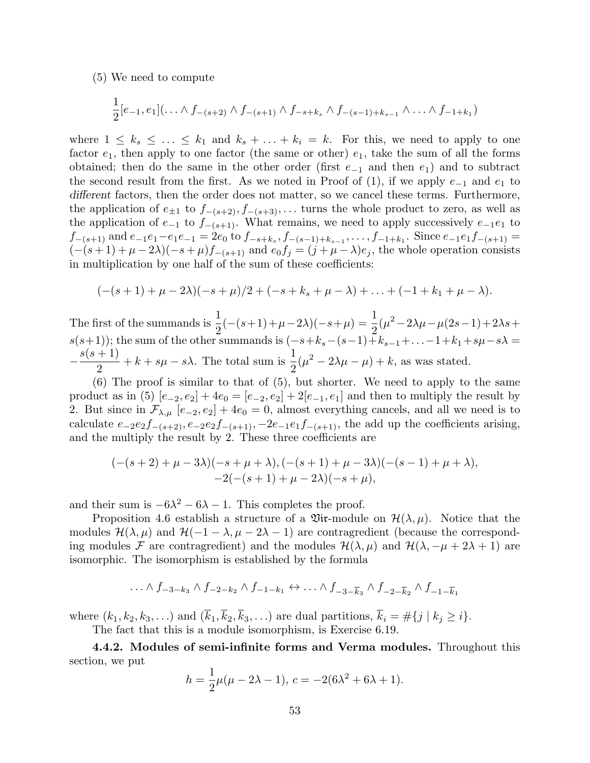(5) We need to compute

$$\frac{1}{2}[e_{-1}, e_1](\ldots \wedge f_{-(s+2)} \wedge f_{-(s+1)} \wedge f_{-s+k_s} \wedge f_{-(s-1)+k_{s-1}} \wedge \ldots \wedge f_{-1+k_1})$$

where $1 \leq k_s \leq \ldots \leq k_1$ and $k_s + \ldots + k_i = k$. For this, we need to apply to one factor $e_1$, then apply to one factor (the same or other) $e_1$, take the sum of all the forms obtained; then do the same in the other order (first $e_{-1}$ and then $e_1$) and to subtract the second result from the first. As we noted in Proof of (1), if we apply $e_{-1}$ and $e_1$ to *different* factors, then the order does not matter, so we cancel these terms. Furthermore, the application of $e_{\pm 1}$ to $f_{-(s+2)}, f_{-(s+3)}, \ldots$ turns the whole product to zero, as well as the application of $e_{-1}$ to $f_{-(s+1)}$. What remains, we need to apply successively $e_{-1}e_1$ to $f_{-(s+1)}$ and $e_{-1}e_1 - e_1e_{-1} = 2e_0$ to $f_{-s+k_s}, f_{-(s-1)+k_{s-1}}, \ldots, f_{-1+k_1}$. Since $e_{-1}e_1 f_{-(s+1)} = (-(s+1)+\mu-2\lambda)(-s+\mu)f_{-(s+1)}$ and $e_0 f_j = (j+\mu-\lambda)e_j$, the whole operation consists in multiplication by one half of the sum of these coefficients:

$$(-(s+1)+\mu-2\lambda)(-s+\mu)/2 + (-s+k_s+\mu-\lambda) + \ldots + (-1+k_1+\mu-\lambda).$$

The first of the summands is $\frac{1}{2}(-(s+1)+\mu-2\lambda)(-s+\mu) = \frac{1}{2}(\mu^2 - 2\lambda\mu - \mu(2s-1) + 2\lambda s + s(s+1))$; the sum of the other summands is $(-s+k_s-(s-1)+k_{s-1}+\ldots-1+k_1+s\mu-s\lambda = -\frac{s(s+1)}{2} + k + s\mu - s\lambda$. The total sum is $\frac{1}{2}(\mu^2 - 2\lambda\mu - \mu) + k$, as was stated.

(6) The proof is similar to that of (5), but shorter. We need to apply to the same product as in (5) $[e_{-2}, e_2] + 4e_0 = [e_{-2}, e_2] + 2[e_{-1}, e_1]$ and then to multiply the result by 2. But since in $\mathcal{F}_{\lambda,\mu}$ $[e_{-2}, e_2] + 4e_0 = 0$, almost everything cancels, and all we need is to calculate $e_{-2}e_2 f_{-(s+2)}, e_{-2}e_2 f_{-(s+1)}, -2e_{-1}e_1 f_{-(s+1)}$, the add up the coefficients arising, and the multiply the result by 2. These three coefficients are

$$(-(s+2)+\mu-3\lambda)(-s+\mu+\lambda), (-(s+1)+\mu-3\lambda)(-(s-1)+\mu+\lambda),$$
$$-2(-(s+1)+\mu-2\lambda)(-s+\mu),$$

and their sum is $-6\lambda^2 - 6\lambda - 1$. This completes the proof.

Proposition 4.6 establish a structure of a $\mathfrak{Vir}$-module on $\mathcal{H}(\lambda, \mu)$. Notice that the modules $\mathcal{H}(\lambda, \mu)$ and $\mathcal{H}(-1-\lambda, \mu-2\lambda-1)$ are contragredient (because the corresponding modules $\mathcal{F}$ are contragredient) and the modules $\mathcal{H}(\lambda, \mu)$ and $\mathcal{H}(\lambda, -\mu+2\lambda+1)$ are isomorphic. The isomorphism is established by the formula

$$\ldots \wedge f_{-3-k_3} \wedge f_{-2-k_2} \wedge f_{-1-k_1} \leftrightarrow \ldots \wedge f_{-3-\overline{k}_3} \wedge f_{-2-\overline{k}_2} \wedge f_{-1-\overline{k}_1}$$

where $(k_1, k_2, k_3, \ldots)$ and $(\overline{k}_1, \overline{k}_2, \overline{k}_3, \ldots)$ are dual partitions, $\overline{k}_i = \#\{j \mid k_j \geq i\}$.

The fact that this is a module isomorphism, is Exercise 6.19.

**4.4.2. Modules of semi-infinite forms and Verma modules.** Throughout this section, we put

$$h = \frac{1}{2}\mu(\mu - 2\lambda - 1), \; c = -2(6\lambda^2 + 6\lambda + 1).$$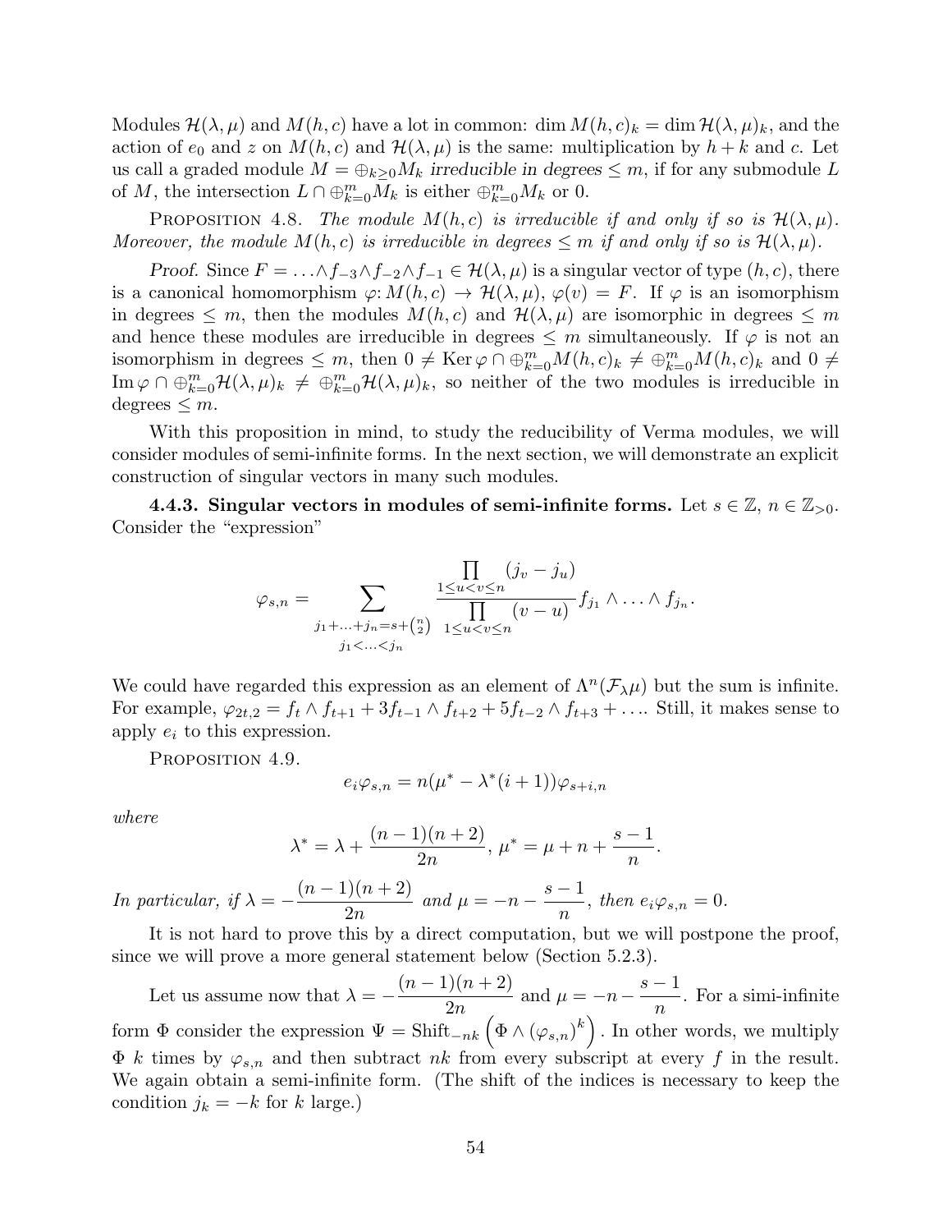Modules $\mathcal{H}(\lambda,\mu)$ and $M(h,c)$ have a lot in common: $\dim M(h,c)_k = \dim \mathcal{H}(\lambda,\mu)_k$, and the action of $e_0$ and $z$ on $M(h,c)$ and $\mathcal{H}(\lambda,\mu)$ is the same: multiplication by $h+k$ and $c$. Let us call a graded module $M = \oplus_{k\geq 0} M_k$ *irreducible in degrees* $\leq m$, if for any submodule $L$ of $M$, the intersection $L \cap \oplus_{k=0}^m M_k$ is either $\oplus_{k=0}^m M_k$ or 0.

PROPOSITION 4.8. *The module $M(h,c)$ is irreducible if and only if so is $\mathcal{H}(\lambda,\mu)$. Moreover, the module $M(h,c)$ is irreducible in degrees $\leq m$ if and only if so is $\mathcal{H}(\lambda,\mu)$.*

*Proof.* Since $F = \ldots \wedge f_{-3} \wedge f_{-2} \wedge f_{-1} \in \mathcal{H}(\lambda,\mu)$ is a singular vector of type $(h,c)$, there is a canonical homomorphism $\varphi \colon M(h,c) \to \mathcal{H}(\lambda,\mu)$, $\varphi(v) = F$. If $\varphi$ is an isomorphism in degrees $\leq m$, then the modules $M(h,c)$ and $\mathcal{H}(\lambda,\mu)$ are isomorphic in degrees $\leq m$ and hence these modules are irreducible in degrees $\leq m$ simultaneously. If $\varphi$ is not an isomorphism in degrees $\leq m$, then $0 \neq \operatorname{Ker}\varphi \cap \oplus_{k=0}^m M(h,c)_k \neq \oplus_{k=0}^m M(h,c)_k$ and $0 \neq \operatorname{Im}\varphi \cap \oplus_{k=0}^m \mathcal{H}(\lambda,\mu)_k \neq \oplus_{k=0}^m \mathcal{H}(\lambda,\mu)_k$, so neither of the two modules is irreducible in degrees $\leq m$.

With this proposition in mind, to study the reducibility of Verma modules, we will consider modules of semi-infinite forms. In the next section, we will demonstrate an explicit construction of singular vectors in many such modules.

**4.4.3. Singular vectors in modules of semi-infinite forms.** Let $s \in \mathbb{Z}$, $n \in \mathbb{Z}_{>0}$. Consider the "expression"

$$\varphi_{s,n} = \sum_{\substack{j_1+\ldots+j_n = s+\binom{n}{2} \\ j_1 < \ldots < j_n}} \frac{\prod\limits_{1\leq u<v\leq n} (j_v - j_u)}{\prod\limits_{1\leq u<v\leq n} (v-u)} f_{j_1} \wedge \ldots \wedge f_{j_n}.$$

We could have regarded this expression as an element of $\Lambda^n(\mathcal{F}_\lambda\mu)$ but the sum is infinite. For example, $\varphi_{2t,2} = f_t \wedge f_{t+1} + 3 f_{t-1} \wedge f_{t+2} + 5 f_{t-2} \wedge f_{t+3} + \ldots$. Still, it makes sense to apply $e_i$ to this expression.

PROPOSITION 4.9.
$$e_i \varphi_{s,n} = n(\mu^* - \lambda^*(i+1))\varphi_{s+i,n}$$
*where*
$$\lambda^* = \lambda + \frac{(n-1)(n+2)}{2n},\ \mu^* = \mu + n + \frac{s-1}{n}.$$
*In particular, if* $\lambda = -\dfrac{(n-1)(n+2)}{2n}$ *and* $\mu = -n - \dfrac{s-1}{n}$, *then* $e_i\varphi_{s,n} = 0$.

It is not hard to prove this by a direct computation, but we will postpone the proof, since we will prove a more general statement below (Section 5.2.3).

Let us assume now that $\lambda = -\dfrac{(n-1)(n+2)}{2n}$ and $\mu = -n - \dfrac{s-1}{n}$. For a simi-infinite form $\Phi$ consider the expression $\Psi = \operatorname{Shift}_{-nk}\left(\Phi \wedge (\varphi_{s,n})^k\right)$. In other words, we multiply $\Phi$ $k$ times by $\varphi_{s,n}$ and then subtract $nk$ from every subscript at every $f$ in the result. We again obtain a semi-infinite form. (The shift of the indices is necessary to keep the condition $j_k = -k$ for $k$ large.)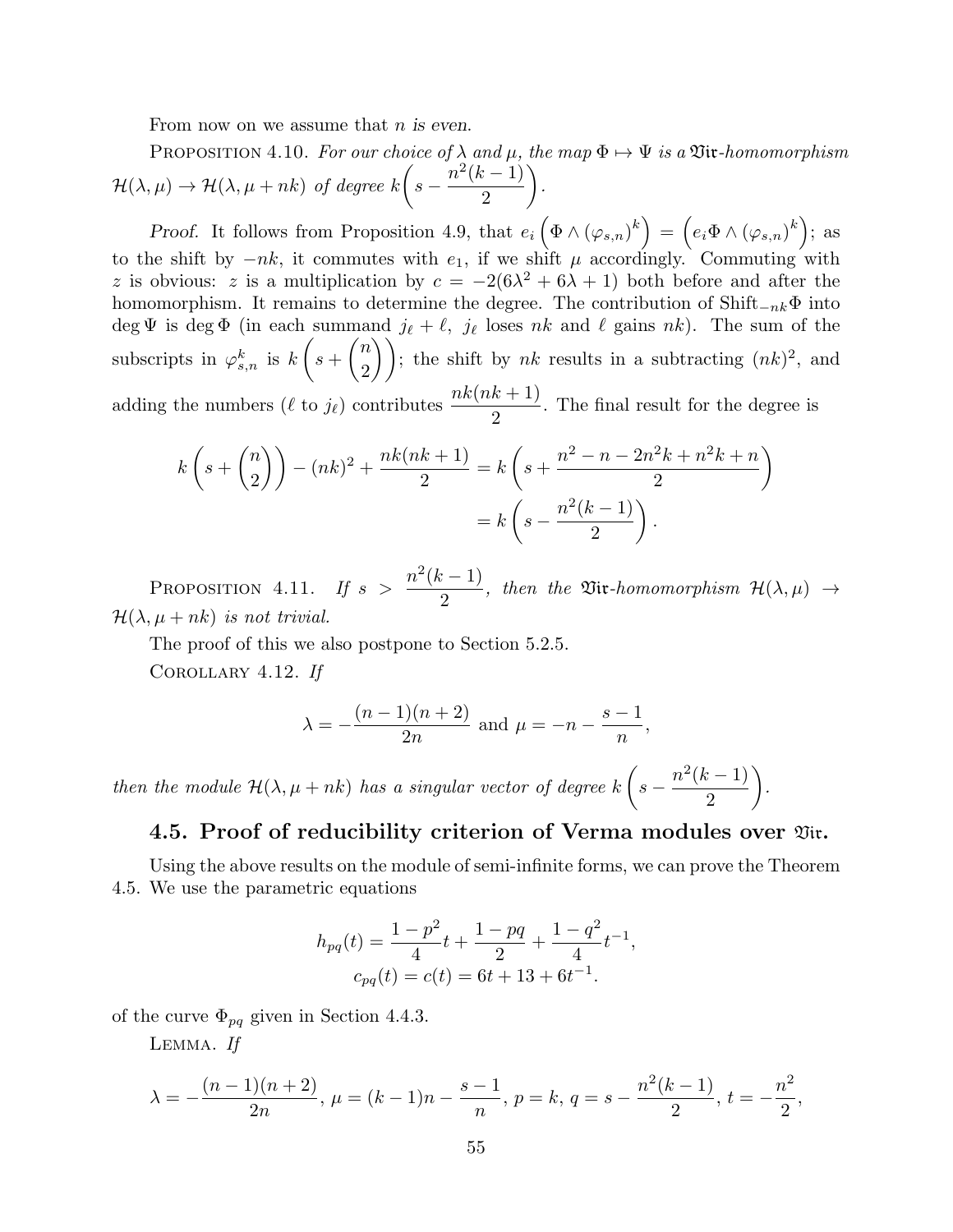From now on we assume that $n$ *is even*.

PROPOSITION 4.10. *For our choice of $\lambda$ and $\mu$, the map $\Phi \mapsto \Psi$ is a $\mathfrak{Vir}$-homomorphism $\mathcal{H}(\lambda, \mu) \to \mathcal{H}(\lambda, \mu + nk)$ of degree $k\left(s - \dfrac{n^2(k-1)}{2}\right)$.*

*Proof.* It follows from Proposition 4.9, that $e_i\left(\Phi \wedge (\varphi_{s,n})^k\right) = \left(e_i\Phi \wedge (\varphi_{s,n})^k\right)$; as to the shift by $-nk$, it commutes with $e_1$, if we shift $\mu$ accordingly. Commuting with $z$ is obvious: $z$ is a multiplication by $c = -2(6\lambda^2 + 6\lambda + 1)$ both before and after the homomorphism. It remains to determine the degree. The contribution of $\mathrm{Shift}_{-nk}\Phi$ into $\deg \Psi$ is $\deg \Phi$ (in each summand $j_\ell + \ell$, $j_\ell$ loses $nk$ and $\ell$ gains $nk$). The sum of the subscripts in $\varphi_{s,n}^k$ is $k\left(s + \dbinom{n}{2}\right)$; the shift by $nk$ results in a subtracting $(nk)^2$, and adding the numbers ($\ell$ to $j_\ell$) contributes $\dfrac{nk(nk+1)}{2}$. The final result for the degree is

$$
\begin{aligned}
k\left(s + \binom{n}{2}\right) - (nk)^2 + \frac{nk(nk+1)}{2} &= k\left(s + \frac{n^2 - n - 2n^2k + n^2k + n}{2}\right) \\
&= k\left(s - \frac{n^2(k-1)}{2}\right).
\end{aligned}
$$

PROPOSITION 4.11. *If $s > \dfrac{n^2(k-1)}{2}$, then the $\mathfrak{Vir}$-homomorphism $\mathcal{H}(\lambda, \mu) \to \mathcal{H}(\lambda, \mu + nk)$ is not trivial.*

The proof of this we also postpone to Section 5.2.5.

COROLLARY 4.12. *If*

$$
\lambda = -\frac{(n-1)(n+2)}{2n} \text{ and } \mu = -n - \frac{s-1}{n},
$$

*then the module $\mathcal{H}(\lambda, \mu + nk)$ has a singular vector of degree $k\left(s - \dfrac{n^2(k-1)}{2}\right)$.*

### 4.5. Proof of reducibility criterion of Verma modules over $\mathfrak{Vir}$.

Using the above results on the module of semi-infinite forms, we can prove the Theorem 4.5. We use the parametric equations

$$
\begin{aligned}
h_{pq}(t) &= \frac{1-p^2}{4}t + \frac{1-pq}{2} + \frac{1-q^2}{4}t^{-1}, \\
c_{pq}(t) &= c(t) = 6t + 13 + 6t^{-1}.
\end{aligned}
$$

of the curve $\Phi_{pq}$ given in Section 4.4.3.

LEMMA. *If*

$$
\lambda = -\frac{(n-1)(n+2)}{2n},\ \mu = (k-1)n - \frac{s-1}{n},\ p = k,\ q = s - \frac{n^2(k-1)}{2},\ t = -\frac{n^2}{2},
$$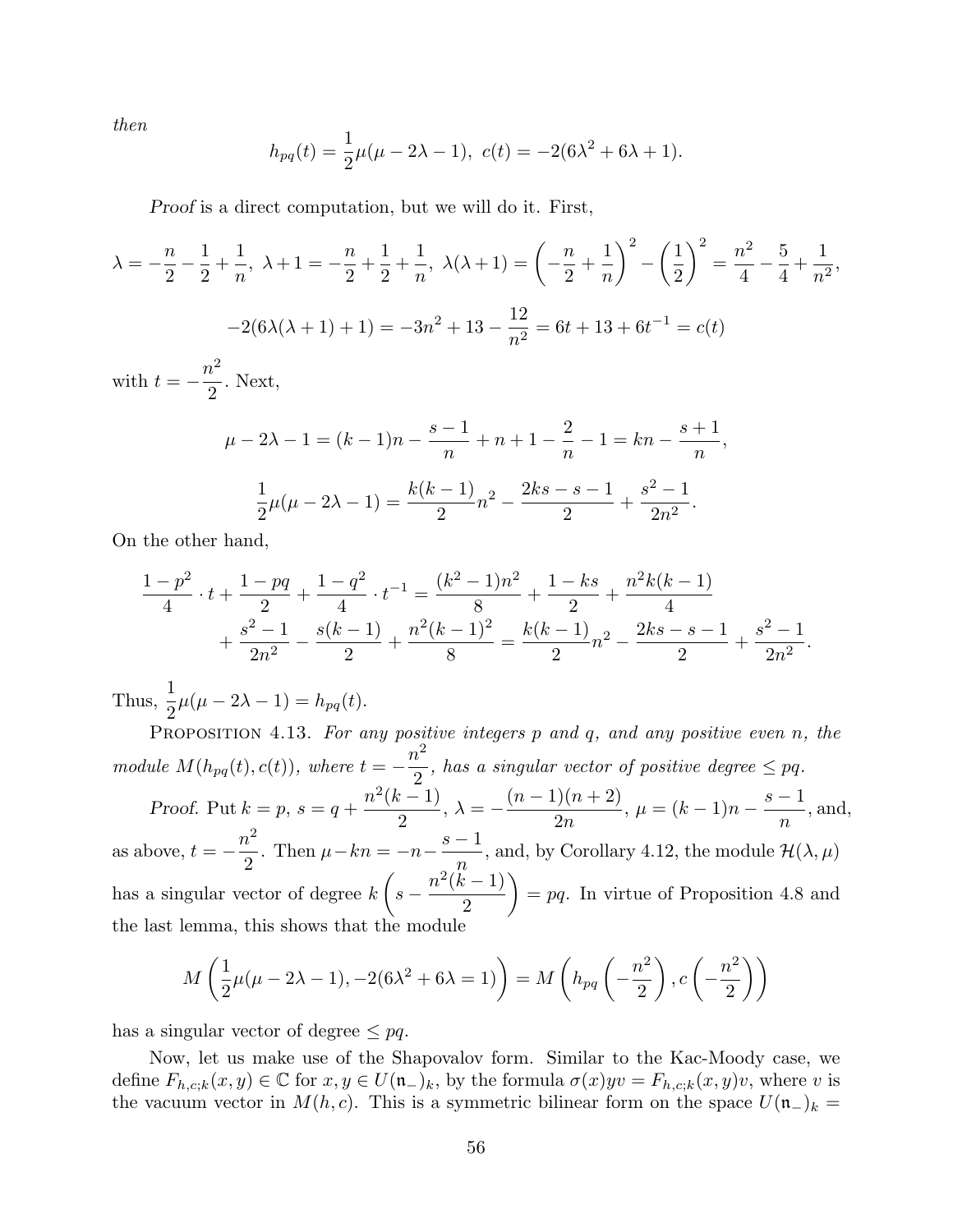*then*

$$h_{pq}(t) = \frac{1}{2}\mu(\mu - 2\lambda - 1),\ c(t) = -2(6\lambda^2 + 6\lambda + 1).$$

*Proof* is a direct computation, but we will do it. First,

$$\lambda = -\frac{n}{2} - \frac{1}{2} + \frac{1}{n},\ \lambda + 1 = -\frac{n}{2} + \frac{1}{2} + \frac{1}{n},\ \lambda(\lambda+1) = \left(-\frac{n}{2} + \frac{1}{n}\right)^2 - \left(\frac{1}{2}\right)^2 = \frac{n^2}{4} - \frac{5}{4} + \frac{1}{n^2},$$

$$-2(6\lambda(\lambda+1) + 1) = -3n^2 + 13 - \frac{12}{n^2} = 6t + 13 + 6t^{-1} = c(t)$$

with $t = -\dfrac{n^2}{2}$. Next,

$$\mu - 2\lambda - 1 = (k-1)n - \frac{s-1}{n} + n + 1 - \frac{2}{n} - 1 = kn - \frac{s+1}{n},$$

$$\frac{1}{2}\mu(\mu - 2\lambda - 1) = \frac{k(k-1)}{2}n^2 - \frac{2ks - s - 1}{2} + \frac{s^2 - 1}{2n^2}.$$

On the other hand,

$$\frac{1-p^2}{4}\cdot t + \frac{1-pq}{2} + \frac{1-q^2}{4}\cdot t^{-1} = \frac{(k^2-1)n^2}{8} + \frac{1-ks}{2} + \frac{n^2k(k-1)}{4}$$
$$+ \frac{s^2-1}{2n^2} - \frac{s(k-1)}{2} + \frac{n^2(k-1)^2}{8} = \frac{k(k-1)}{2}n^2 - \frac{2ks - s - 1}{2} + \frac{s^2-1}{2n^2}.$$

Thus, $\dfrac{1}{2}\mu(\mu - 2\lambda - 1) = h_{pq}(t)$.

Proposition 4.13. *For any positive integers $p$ and $q$, and any positive even $n$, the module $M(h_{pq}(t), c(t))$, where $t = -\dfrac{n^2}{2}$, has a singular vector of positive degree $\leq pq$.*

*Proof.* Put $k = p$, $s = q + \dfrac{n^2(k-1)}{2}$, $\lambda = -\dfrac{(n-1)(n+2)}{2n}$, $\mu = (k-1)n - \dfrac{s-1}{n}$, and, as above, $t = -\dfrac{n^2}{2}$. Then $\mu - kn = -n - \dfrac{s-1}{n}$, and, by Corollary 4.12, the module $\mathcal{H}(\lambda, \mu)$ has a singular vector of degree $k\left(s - \dfrac{n^2(k-1)}{2}\right) = pq$. In virtue of Proposition 4.8 and the last lemma, this shows that the module

$$M\left(\frac{1}{2}\mu(\mu - 2\lambda - 1), -2(6\lambda^2 + 6\lambda = 1)\right) = M\left(h_{pq}\left(-\frac{n^2}{2}\right), c\left(-\frac{n^2}{2}\right)\right)$$

has a singular vector of degree $\leq pq$.

Now, let us make use of the Shapovalov form. Similar to the Kac-Moody case, we define $F_{h,c;k}(x,y) \in \mathbb{C}$ for $x, y \in U(\mathfrak{n}_-)_k$, by the formula $\sigma(x)yv = F_{h,c;k}(x,y)v$, where $v$ is the vacuum vector in $M(h,c)$. This is a symmetric bilinear form on the space $U(\mathfrak{n}_-)_k =$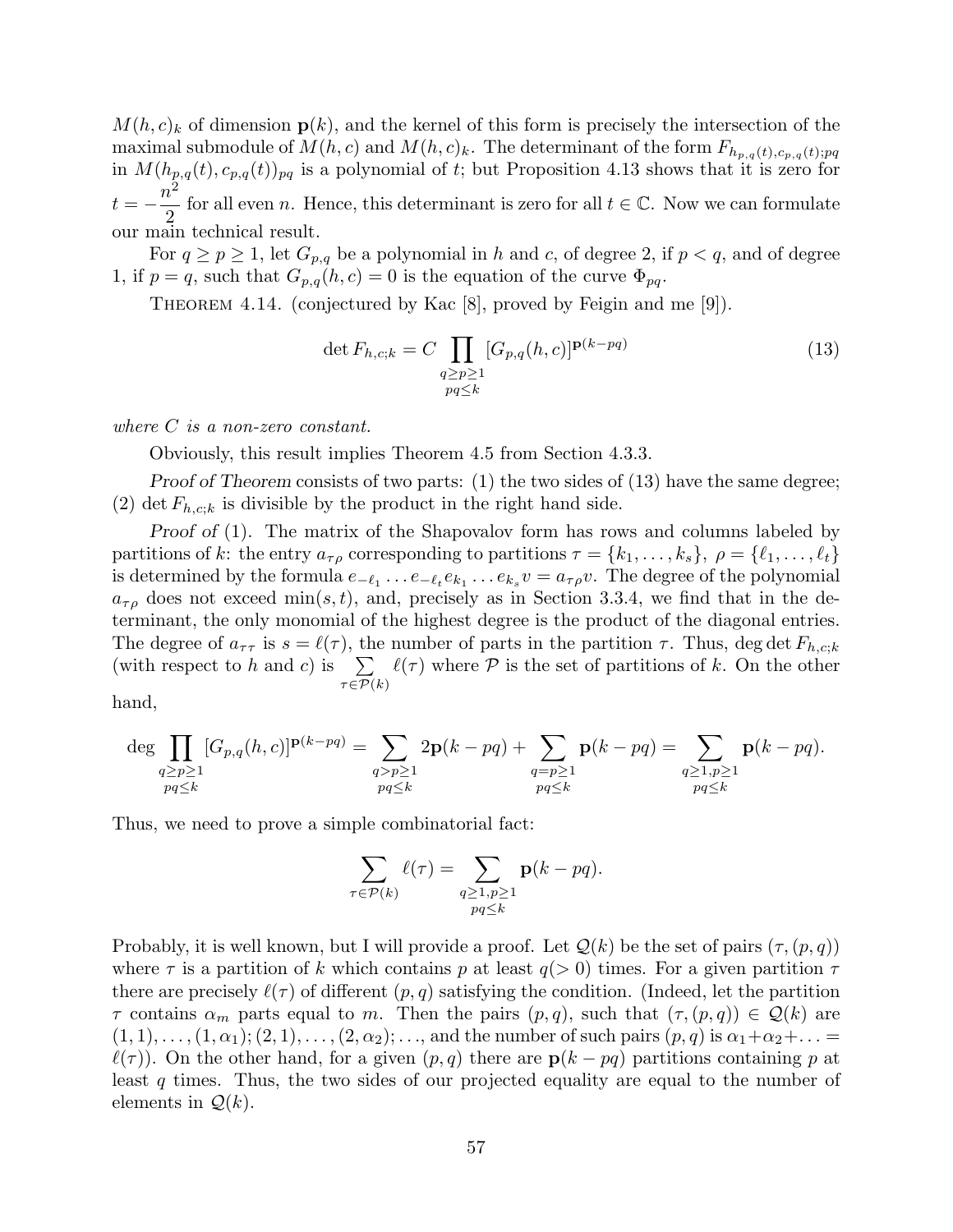$M(h,c)_k$ of dimension $\mathbf{p}(k)$, and the kernel of this form is precisely the intersection of the maximal submodule of $M(h,c)$ and $M(h,c)_k$. The determinant of the form $F_{h_{p,q}(t),c_{p,q}(t);pq}$ in $M(h_{p,q}(t),c_{p,q}(t))_{pq}$ is a polynomial of $t$; but Proposition 4.13 shows that it is zero for $t=-\dfrac{n^2}{2}$ for all even $n$. Hence, this determinant is zero for all $t\in\mathbb{C}$. Now we can formulate our main technical result.

For $q\ge p\ge 1$, let $G_{p,q}$ be a polynomial in $h$ and $c$, of degree 2, if $p<q$, and of degree 1, if $p=q$, such that $G_{p,q}(h,c)=0$ is the equation of the curve $\Phi_{pq}$.

Theorem 4.14. (conjectured by Kac [8], proved by Feigin and me [9]).

$$\det F_{h,c;k}=C\prod_{\substack{q\ge p\ge 1\\ pq\le k}}[G_{p,q}(h,c)]^{\mathbf{p}(k-pq)} \tag{13}$$

*where $C$ is a non-zero constant.*

Obviously, this result implies Theorem 4.5 from Section 4.3.3.

*Proof of Theorem* consists of two parts: (1) the two sides of (13) have the same degree; (2) $\det F_{h,c;k}$ is divisible by the product in the right hand side.

*Proof of* (1). The matrix of the Shapovalov form has rows and columns labeled by partitions of $k$: the entry $a_{\tau\rho}$ corresponding to partitions $\tau=\{k_1,\dots,k_s\},\ \rho=\{\ell_1,\dots,\ell_t\}$ is determined by the formula $e_{-\ell_1}\dots e_{-\ell_t}e_{k_1}\dots e_{k_s}v=a_{\tau\rho}v$. The degree of the polynomial $a_{\tau\rho}$ does not exceed $\min(s,t)$, and, precisely as in Section 3.3.4, we find that in the determinant, the only monomial of the highest degree is the product of the diagonal entries. The degree of $a_{\tau\tau}$ is $s=\ell(\tau)$, the number of parts in the partition $\tau$. Thus, $\deg\det F_{h,c;k}$ (with respect to $h$ and $c$) is $\sum\limits_{\tau\in\mathcal{P}(k)}\ell(\tau)$ where $\mathcal{P}$ is the set of partitions of $k$. On the other hand,

$$\deg\prod_{\substack{q\ge p\ge 1\\ pq\le k}}[G_{p,q}(h,c)]^{\mathbf{p}(k-pq)}=\sum_{\substack{q>p\ge 1\\ pq\le k}}2\mathbf{p}(k-pq)+\sum_{\substack{q=p\ge 1\\ pq\le k}}\mathbf{p}(k-pq)=\sum_{\substack{q\ge 1,p\ge 1\\ pq\le k}}\mathbf{p}(k-pq).$$

Thus, we need to prove a simple combinatorial fact:

$$\sum_{\tau\in\mathcal{P}(k)}\ell(\tau)=\sum_{\substack{q\ge 1,p\ge 1\\ pq\le k}}\mathbf{p}(k-pq).$$

Probably, it is well known, but I will provide a proof. Let $\mathcal{Q}(k)$ be the set of pairs $(\tau,(p,q))$ where $\tau$ is a partition of $k$ which contains $p$ at least $q(>0)$ times. For a given partition $\tau$ there are precisely $\ell(\tau)$ of different $(p,q)$ satisfying the condition. (Indeed, let the partition $\tau$ contains $\alpha_m$ parts equal to $m$. Then the pairs $(p,q)$, such that $(\tau,(p,q))\in\mathcal{Q}(k)$ are $(1,1),\dots,(1,\alpha_1);(2,1),\dots,(2,\alpha_2);\dots$, and the number of such pairs $(p,q)$ is $\alpha_1+\alpha_2+\dots=\ell(\tau)$). On the other hand, for a given $(p,q)$ there are $\mathbf{p}(k-pq)$ partitions containing $p$ at least $q$ times. Thus, the two sides of our projected equality are equal to the number of elements in $\mathcal{Q}(k)$.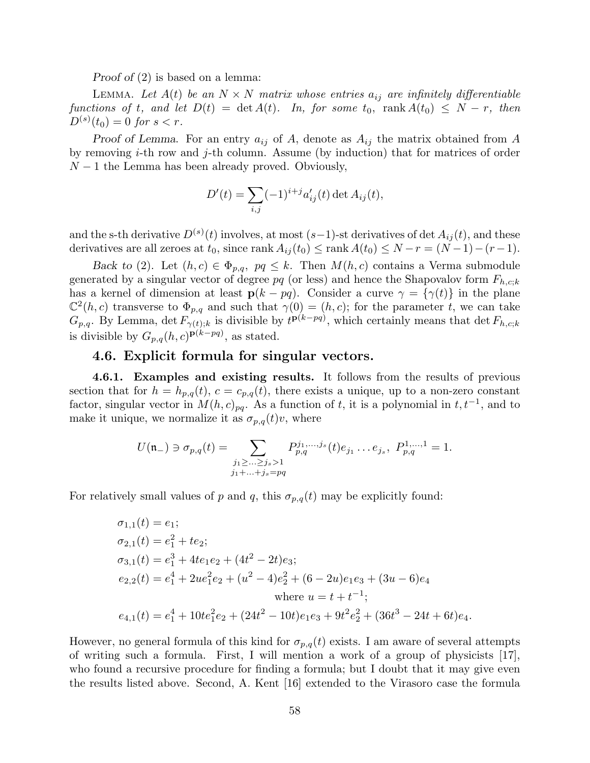*Proof of* (2) is based on a lemma:

LEMMA. *Let $A(t)$ be an $N \times N$ matrix whose entries $a_{ij}$ are infinitely differentiable functions of $t$, and let $D(t) = \det A(t)$. In, for some $t_0$, $\operatorname{rank} A(t_0) \le N - r$, then $D^{(s)}(t_0) = 0$ for $s < r$.*

*Proof of Lemma.* For an entry $a_{ij}$ of $A$, denote as $A_{ij}$ the matrix obtained from $A$ by removing $i$-th row and $j$-th column. Assume (by induction) that for matrices of order $N-1$ the Lemma has been already proved. Obviously,

$$D'(t) = \sum_{i,j} (-1)^{i+j} a'_{ij}(t) \det A_{ij}(t),$$

and the s-th derivative $D^{(s)}(t)$ involves, at most $(s-1)$-st derivatives of $\det A_{ij}(t)$, and these derivatives are all zeroes at $t_0$, since $\operatorname{rank} A_{ij}(t_0) \le \operatorname{rank} A(t_0) \le N - r = (N-1) - (r-1)$.

*Back to* (2). Let $(h,c) \in \Phi_{p,q}$, $pq \le k$. Then $M(h,c)$ contains a Verma submodule generated by a singular vector of degree $pq$ (or less) and hence the Shapovalov form $F_{h,c;k}$ has a kernel of dimension at least $\mathbf{p}(k - pq)$. Consider a curve $\gamma = \{\gamma(t)\}$ in the plane $\mathbb{C}^2(h,c)$ transverse to $\Phi_{p,q}$ and such that $\gamma(0) = (h,c)$; for the parameter $t$, we can take $G_{p,q}$. By Lemma, $\det F_{\gamma(t);k}$ is divisible by $t^{\mathbf{p}(k-pq)}$, which certainly means that $\det F_{h,c;k}$ is divisible by $G_{p,q}(h,c)^{\mathbf{p}(k-pq)}$, as stated.

## 4.6. Explicit formula for singular vectors.

**4.6.1. Examples and existing results.** It follows from the results of previous section that for $h = h_{p,q}(t)$, $c = c_{p,q}(t)$, there exists a unique, up to a non-zero constant factor, singular vector in $M(h,c)_{pq}$. As a function of $t$, it is a polynomial in $t, t^{-1}$, and to make it unique, we normalize it as $\sigma_{p,q}(t)v$, where

$$U(\mathfrak{n}_-) \ni \sigma_{p,q}(t) = \sum_{\substack{j_1 \ge \ldots \ge j_s > 1 \\ j_1 + \ldots + j_s = pq}} P_{p,q}^{j_1,\ldots,j_s}(t) e_{j_1} \ldots e_{j_s}, \; P_{p,q}^{1,\ldots,1} = 1.$$

For relatively small values of $p$ and $q$, this $\sigma_{p,q}(t)$ may be explicitly found:

$$\begin{aligned}
&\sigma_{1,1}(t) = e_1;\\
&\sigma_{2,1}(t) = e_1^2 + te_2;\\
&\sigma_{3,1}(t) = e_1^3 + 4te_1e_2 + (4t^2 - 2t)e_3;\\
&e_{2,2}(t) = e_1^4 + 2ue_1^2e_2 + (u^2 - 4)e_2^2 + (6 - 2u)e_1e_3 + (3u - 6)e_4\\
&\qquad\qquad\qquad \text{where } u = t + t^{-1};\\
&e_{4,1}(t) = e_1^4 + 10te_1^2e_2 + (24t^2 - 10t)e_1e_3 + 9t^2e_2^2 + (36t^3 - 24t + 6t)e_4.
\end{aligned}$$

However, no general formula of this kind for $\sigma_{p,q}(t)$ exists. I am aware of several attempts of writing such a formula. First, I will mention a work of a group of physicists [17], who found a recursive procedure for finding a formula; but I doubt that it may give even the results listed above. Second, A. Kent [16] extended to the Virasoro case the formula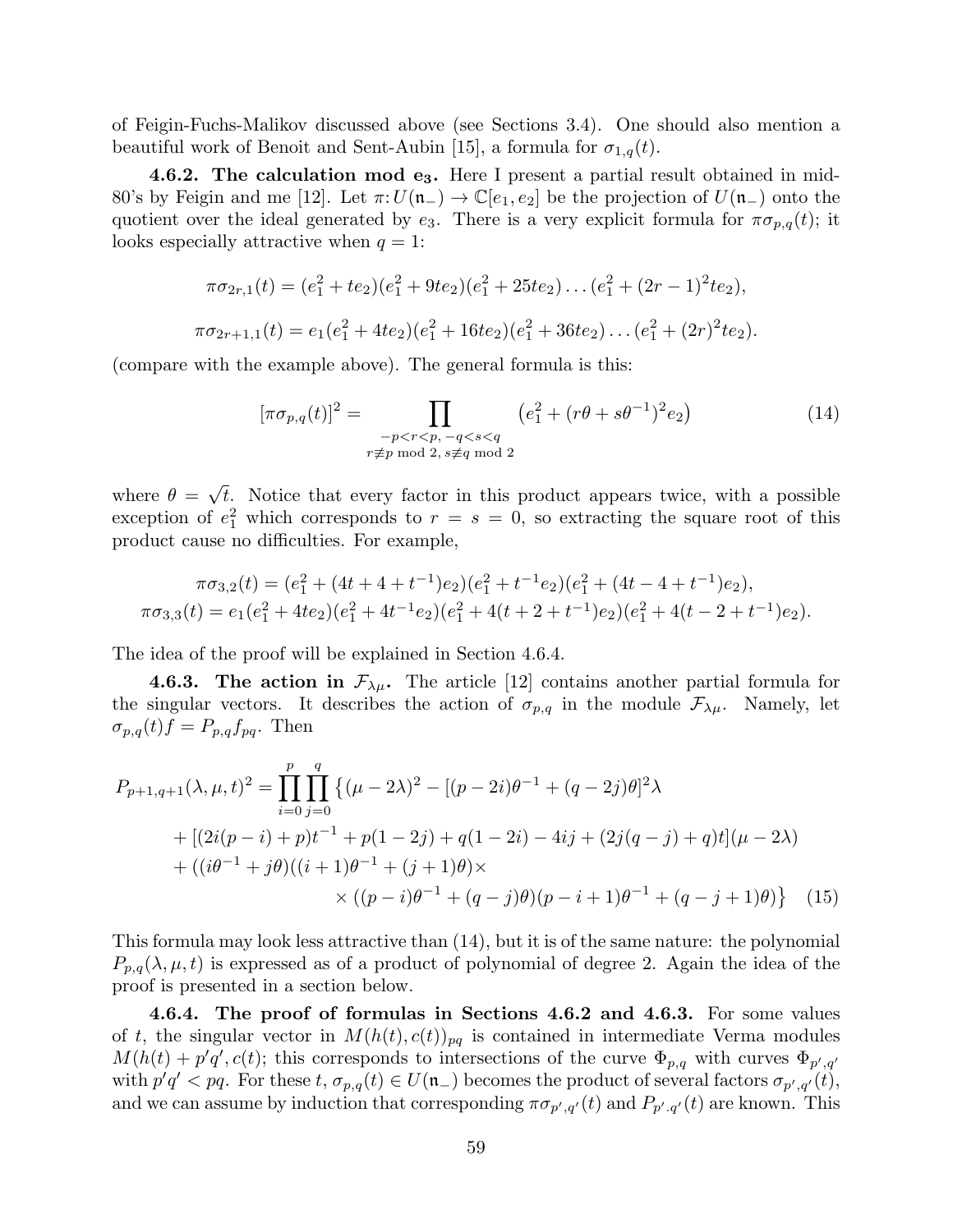of Feigin-Fuchs-Malikov discussed above (see Sections 3.4). One should also mention a beautiful work of Benoit and Sent-Aubin [15], a formula for $\sigma_{1,q}(t)$.

**4.6.2. The calculation mod $\mathbf{e_3}$.** Here I present a partial result obtained in mid-80's by Feigin and me [12]. Let $\pi\colon U(\mathfrak{n}_-) \to \mathbb{C}[e_1, e_2]$ be the projection of $U(\mathfrak{n}_-)$ onto the quotient over the ideal generated by $e_3$. There is a very explicit formula for $\pi\sigma_{p,q}(t)$; it looks especially attractive when $q = 1$:

$$\pi\sigma_{2r,1}(t) = (e_1^2 + te_2)(e_1^2 + 9te_2)(e_1^2 + 25te_2)\dots(e_1^2 + (2r-1)^2te_2),$$

$$\pi\sigma_{2r+1,1}(t) = e_1(e_1^2 + 4te_2)(e_1^2 + 16te_2)(e_1^2 + 36te_2)\dots(e_1^2 + (2r)^2te_2).$$

(compare with the example above). The general formula is this:

$$[\pi\sigma_{p,q}(t)]^2 = \prod_{\substack{-p<r<p,\ -q<s<q \\ r\not\equiv p \bmod 2,\ s\not\equiv q \bmod 2}} \left(e_1^2 + (r\theta + s\theta^{-1})^2 e_2\right) \tag{14}$$

where $\theta = \sqrt{t}$. Notice that every factor in this product appears twice, with a possible exception of $e_1^2$ which corresponds to $r = s = 0$, so extracting the square root of this product cause no difficulties. For example,

$$\pi\sigma_{3,2}(t) = (e_1^2 + (4t + 4 + t^{-1})e_2)(e_1^2 + t^{-1}e_2)(e_1^2 + (4t - 4 + t^{-1})e_2),$$
$$\pi\sigma_{3,3}(t) = e_1(e_1^2 + 4te_2)(e_1^2 + 4t^{-1}e_2)(e_1^2 + 4(t + 2 + t^{-1})e_2)(e_1^2 + 4(t - 2 + t^{-1})e_2).$$

The idea of the proof will be explained in Section 4.6.4.

**4.6.3. The action in $\mathcal{F}_{\lambda\mu}$.** The article [12] contains another partial formula for the singular vectors. It describes the action of $\sigma_{p,q}$ in the module $\mathcal{F}_{\lambda\mu}$. Namely, let $\sigma_{p,q}(t)f = P_{p,q}f_{pq}$. Then

$$\begin{aligned}
P_{p+1,q+1}(\lambda,\mu,t)^2 = \prod_{i=0}^{p}\prod_{j=0}^{q} \big\{ &(\mu - 2\lambda)^2 - [(p-2i)\theta^{-1} + (q-2j)\theta]^2\lambda \\
&+ [(2i(p-i) + p)t^{-1} + p(1-2j) + q(1-2i) - 4ij + (2j(q-j) + q)t](\mu - 2\lambda) \\
&+ ((i\theta^{-1} + j\theta)((i+1)\theta^{-1} + (j+1)\theta)\times \\
&\times ((p-i)\theta^{-1} + (q-j)\theta)(p-i+1)\theta^{-1} + (q-j+1)\theta)\big\}
\end{aligned} \tag{15}$$

This formula may look less attractive than (14), but it is of the same nature: the polynomial $P_{p,q}(\lambda, \mu, t)$ is expressed as of a product of polynomial of degree 2. Again the idea of the proof is presented in a section below.

**4.6.4. The proof of formulas in Sections 4.6.2 and 4.6.3.** For some values of $t$, the singular vector in $M(h(t), c(t))_{pq}$ is contained in intermediate Verma modules $M(h(t) + p'q', c(t)$; this corresponds to intersections of the curve $\Phi_{p,q}$ with curves $\Phi_{p',q'}$ with $p'q' < pq$. For these $t$, $\sigma_{p,q}(t) \in U(\mathfrak{n}_-)$ becomes the product of several factors $\sigma_{p',q'}(t)$, and we can assume by induction that corresponding $\pi\sigma_{p',q'}(t)$ and $P_{p'.q'}(t)$ are known. This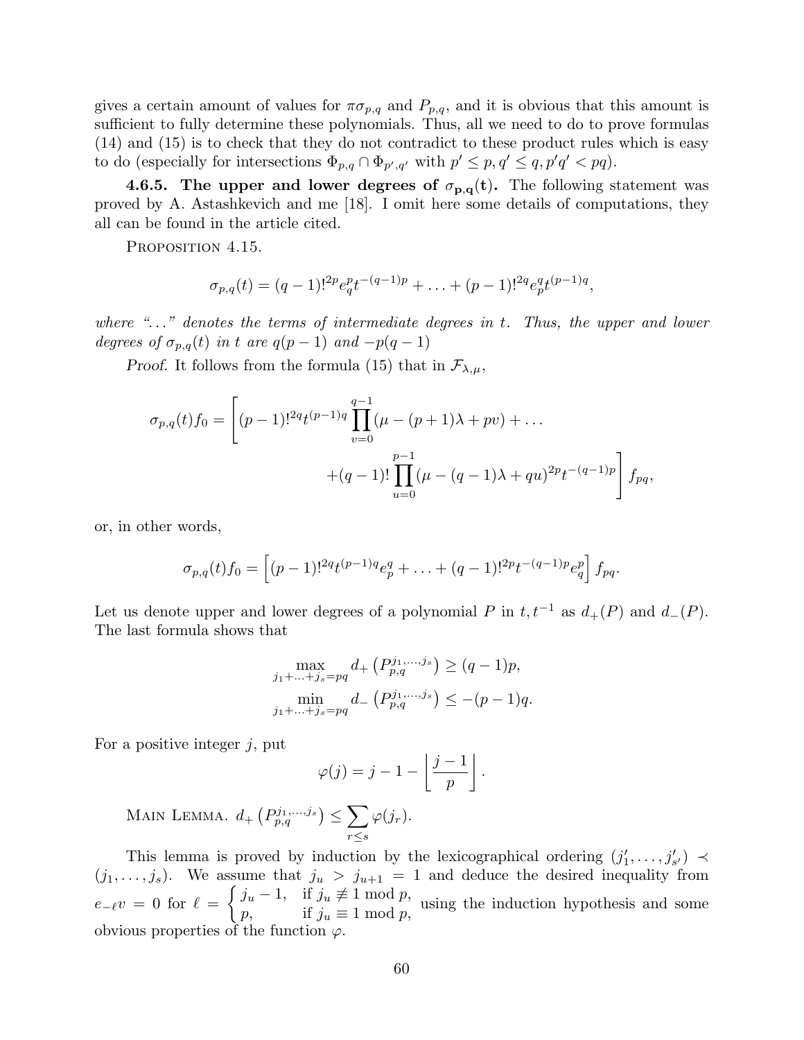gives a certain amount of values for $\pi\sigma_{p,q}$ and $P_{p,q}$, and it is obvious that this amount is sufficient to fully determine these polynomials. Thus, all we need to do to prove formulas (14) and (15) is to check that they do not contradict to these product rules which is easy to do (especially for intersections $\Phi_{p,q} \cap \Phi_{p',q'}$ with $p' \le p, q' \le q, p'q' < pq$).

**4.6.5. The upper and lower degrees of $\sigma_{p,q}(t)$.** The following statement was proved by A. Astashkevich and me [18]. I omit here some details of computations, they all can be found in the article cited.

PROPOSITION 4.15.

$$\sigma_{p,q}(t) = (q-1)!^{2p} e_q^p t^{-(q-1)p} + \ldots + (p-1)!^{2q} e_p^q t^{(p-1)q},$$

*where "..." denotes the terms of intermediate degrees in $t$. Thus, the upper and lower degrees of $\sigma_{p,q}(t)$ in $t$ are $q(p-1)$ and $-p(q-1)$*

*Proof.* It follows from the formula (15) that in $\mathcal{F}_{\lambda,\mu}$,

$$\sigma_{p,q}(t) f_0 = \Bigg[ (p-1)!^{2q} t^{(p-1)q} \prod_{v=0}^{q-1} (\mu - (p+1)\lambda + pv) + \ldots \\ + (q-1)! \prod_{u=0}^{p-1} (\mu - (q-1)\lambda + qu)^{2p} t^{-(q-1)p} \Bigg] f_{pq},$$

or, in other words,

$$\sigma_{p,q}(t) f_0 = \left[ (p-1)!^{2q} t^{(p-1)q} e_p^q + \ldots + (q-1)!^{2p} t^{-(q-1)p} e_q^p \right] f_{pq}.$$

Let us denote upper and lower degrees of a polynomial $P$ in $t, t^{-1}$ as $d_+(P)$ and $d_-(P)$. The last formula shows that

$$\max_{j_1 + \ldots + j_s = pq} d_+\left(P_{p,q}^{j_1,\ldots,j_s}\right) \ge (q-1)p,$$
$$\min_{j_1 + \ldots + j_s = pq} d_-\left(P_{p,q}^{j_1,\ldots,j_s}\right) \le -(p-1)q.$$

For a positive integer $j$, put

$$\varphi(j) = j - 1 - \left\lfloor \frac{j-1}{p} \right\rfloor.$$

MAIN LEMMA. $d_+\left(P_{p,q}^{j_1,\ldots,j_s}\right) \le \sum_{r \le s} \varphi(j_r)$.

This lemma is proved by induction by the lexicographical ordering $(j'_1, \ldots, j'_{s'}) \prec (j_1, \ldots, j_s)$. We assume that $j_u > j_{u+1} = 1$ and deduce the desired inequality from $e_{-\ell} v = 0$ for $\ell = \begin{cases} j_u - 1, & \text{if } j_u \not\equiv 1 \bmod p, \\ p, & \text{if } j_u \equiv 1 \bmod p, \end{cases}$ using the induction hypothesis and some obvious properties of the function $\varphi$.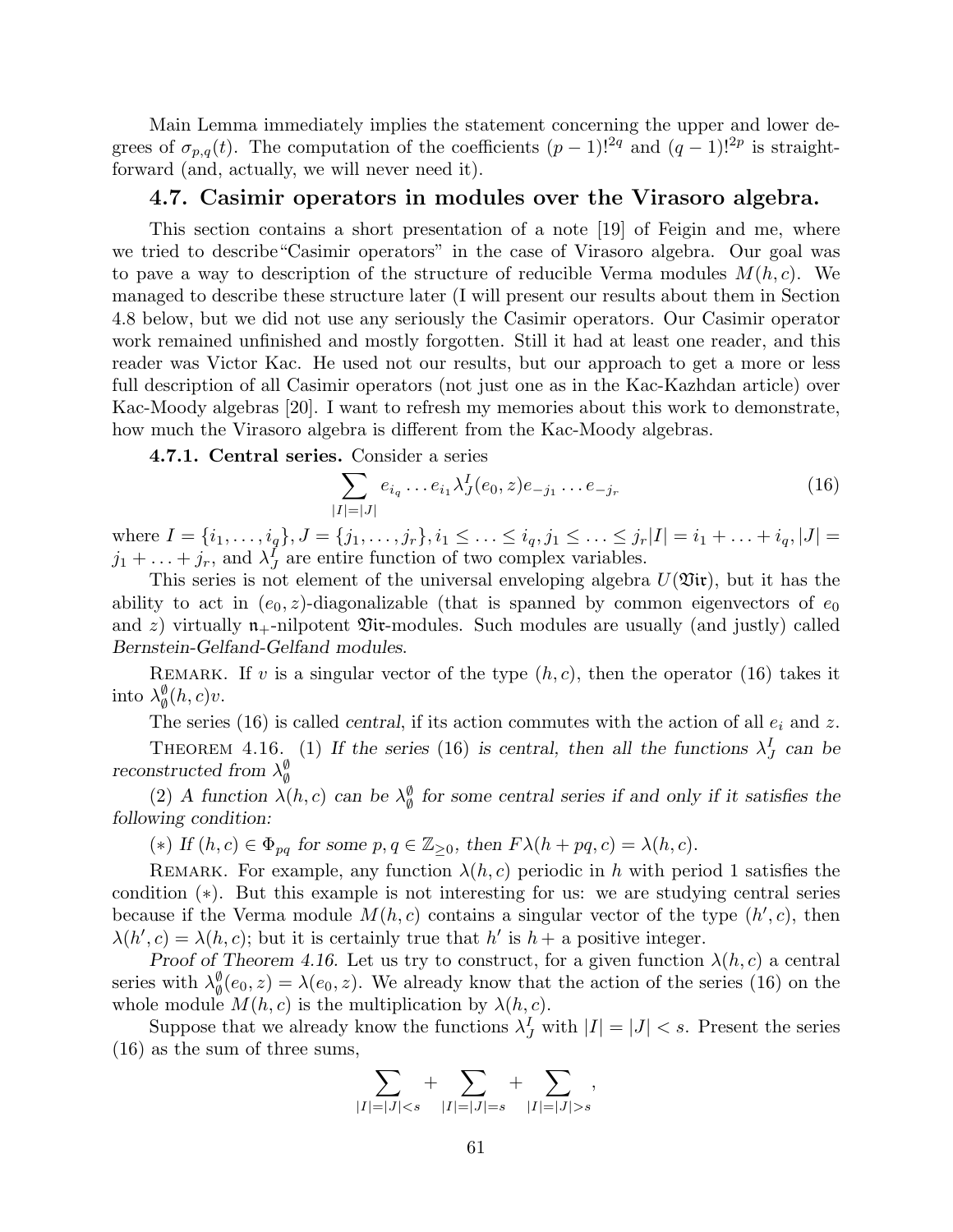Main Lemma immediately implies the statement concerning the upper and lower degrees of $\sigma_{p,q}(t)$. The computation of the coefficients $(p-1)!^{2q}$ and $(q-1)!^{2p}$ is straightforward (and, actually, we will never need it).

## 4.7. Casimir operators in modules over the Virasoro algebra.

This section contains a short presentation of a note [19] of Feigin and me, where we tried to describe"Casimir operators" in the case of Virasoro algebra. Our goal was to pave a way to description of the structure of reducible Verma modules $M(h,c)$. We managed to describe these structure later (I will present our results about them in Section 4.8 below, but we did not use any seriously the Casimir operators. Our Casimir operator work remained unfinished and mostly forgotten. Still it had at least one reader, and this reader was Victor Kac. He used not our results, but our approach to get a more or less full description of all Casimir operators (not just one as in the Kac-Kazhdan article) over Kac-Moody algebras [20]. I want to refresh my memories about this work to demonstrate, how much the Virasoro algebra is different from the Kac-Moody algebras.

**4.7.1. Central series.** Consider a series

$$\sum_{|I|=|J|} e_{i_q}\dots e_{i_1}\lambda^I_J(e_0,z)e_{-j_1}\dots e_{-j_r} \tag{16}$$

where $I=\{i_1,\dots,i_q\}, J=\{j_1,\dots,j_r\}, i_1\le\dots\le i_q, j_1\le\dots\le j_r |I|=i_1+\dots+i_q, |J|=j_1+\dots+j_r$, and $\lambda^I_J$ are entire function of two complex variables.

This series is not element of the universal enveloping algebra $U(\mathfrak{Vir})$, but it has the ability to act in $(e_0,z)$-diagonalizable (that is spanned by common eigenvectors of $e_0$ and $z$) virtually $\mathfrak{n}_+$-nilpotent $\mathfrak{Vir}$-modules. Such modules are usually (and justly) called *Bernstein-Gelfand-Gelfand modules*.

Remark. If $v$ is a singular vector of the type $(h,c)$, then the operator (16) takes it into $\lambda^\emptyset_\emptyset(h,c)v$.

The series (16) is called *central*, if its action commutes with the action of all $e_i$ and $z$.

Theorem 4.16. (1) *If the series* (16) *is central, then all the functions* $\lambda^I_J$ *can be reconstructed from* $\lambda^\emptyset_\emptyset$

(2) *A function* $\lambda(h,c)$ *can be* $\lambda^\emptyset_\emptyset$ *for some central series if and only if it satisfies the following condition:*

($*$) *If* $(h,c)\in\Phi_{pq}$ *for some* $p,q\in\mathbb{Z}_{\ge0}$, *then* $F\lambda(h+pq,c)=\lambda(h,c)$.

Remark. For example, any function $\lambda(h,c)$ periodic in $h$ with period 1 satisfies the condition ($*$). But this example is not interesting for us: we are studying central series because if the Verma module $M(h,c)$ contains a singular vector of the type $(h',c)$, then $\lambda(h',c)=\lambda(h,c)$; but it is certainly true that $h'$ is $h+$ a positive integer.

*Proof of Theorem 4.16.* Let us try to construct, for a given function $\lambda(h,c)$ a central series with $\lambda^\emptyset_\emptyset(e_0,z)=\lambda(e_0,z)$. We already know that the action of the series (16) on the whole module $M(h,c)$ is the multiplication by $\lambda(h,c)$.

Suppose that we already know the functions $\lambda^I_J$ with $|I|=|J|<s$. Present the series (16) as the sum of three sums,

$$\sum_{|I|=|J|<s}+\sum_{|I|=|J|=s}+\sum_{|I|=|J|>s},$$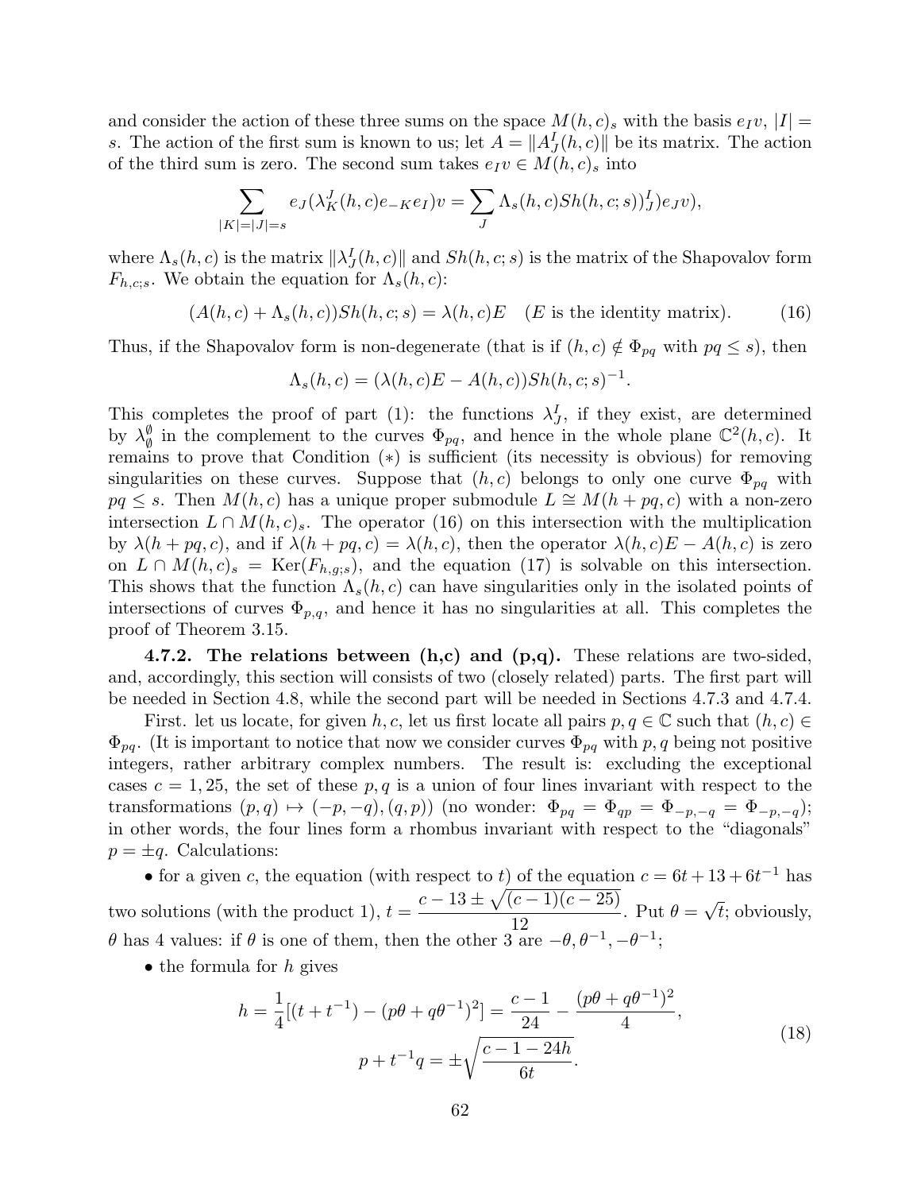and consider the action of these three sums on the space $M(h,c)_s$ with the basis $e_I v$, $|I| = s$. The action of the first sum is known to us; let $A = \|A^I_J(h,c)\|$ be its matrix. The action of the third sum is zero. The second sum takes $e_I v \in M(h,c)_s$ into

$$\sum_{|K|=|J|=s} e_J(\lambda^J_K(h,c)e_{-K}e_I)v = \sum_J \Lambda_s(h,c)Sh(h,c;s))^I_J)e_J v),$$

where $\Lambda_s(h,c)$ is the matrix $\|\lambda^I_J(h,c)\|$ and $Sh(h,c;s)$ is the matrix of the Shapovalov form $F_{h,c;s}$. We obtain the equation for $\Lambda_s(h,c)$:

$$(A(h,c) + \Lambda_s(h,c))Sh(h,c;s) = \lambda(h,c)E \quad (E \text{ is the identity matrix}). \tag{16}$$

Thus, if the Shapovalov form is non-degenerate (that is if $(h,c) \notin \Phi_{pq}$ with $pq \leq s$), then

$$\Lambda_s(h,c) = (\lambda(h,c)E - A(h,c))Sh(h,c;s)^{-1}.$$

This completes the proof of part (1): the functions $\lambda^I_J$, if they exist, are determined by $\lambda^\emptyset_\emptyset$ in the complement to the curves $\Phi_{pq}$, and hence in the whole plane $\mathbb{C}^2(h,c)$. It remains to prove that Condition $(*)$ is sufficient (its necessity is obvious) for removing singularities on these curves. Suppose that $(h,c)$ belongs to only one curve $\Phi_{pq}$ with $pq \leq s$. Then $M(h,c)$ has a unique proper submodule $L \cong M(h+pq,c)$ with a non-zero intersection $L \cap M(h,c)_s$. The operator (16) on this intersection with the multiplication by $\lambda(h+pq,c)$, and if $\lambda(h+pq,c) = \lambda(h,c)$, then the operator $\lambda(h,c)E - A(h,c)$ is zero on $L \cap M(h,c)_s = \mathrm{Ker}(F_{h,g;s})$, and the equation (17) is solvable on this intersection. This shows that the function $\Lambda_s(h,c)$ can have singularities only in the isolated points of intersections of curves $\Phi_{p,q}$, and hence it has no singularities at all. This completes the proof of Theorem 3.15.

**4.7.2. The relations between (h,c) and (p,q).** These relations are two-sided, and, accordingly, this section will consists of two (closely related) parts. The first part will be needed in Section 4.8, while the second part will be needed in Sections 4.7.3 and 4.7.4.

First. let us locate, for given $h,c$, let us first locate all pairs $p,q \in \mathbb{C}$ such that $(h,c) \in \Phi_{pq}$. (It is important to notice that now we consider curves $\Phi_{pq}$ with $p,q$ being not positive integers, rather arbitrary complex numbers. The result is: excluding the exceptional cases $c = 1, 25$, the set of these $p,q$ is a union of four lines invariant with respect to the transformations $(p,q) \mapsto (-p,-q),(q,p))$ (no wonder: $\Phi_{pq} = \Phi_{qp} = \Phi_{-p,-q} = \Phi_{-p,-q}$); in other words, the four lines form a rhombus invariant with respect to the "diagonals" $p = \pm q$. Calculations:

- for a given $c$, the equation (with respect to $t$) of the equation $c = 6t + 13 + 6t^{-1}$ has two solutions (with the product 1), $t = \dfrac{c - 13 \pm \sqrt{(c-1)(c-25)}}{12}$. Put $\theta = \sqrt{t}$; obviously, $\theta$ has 4 values: if $\theta$ is one of them, then the other 3 are $-\theta, \theta^{-1}, -\theta^{-1}$;
- the formula for $h$ gives

$$\begin{gathered} h = \frac{1}{4}[(t + t^{-1}) - (p\theta + q\theta^{-1})^2] = \frac{c-1}{24} - \frac{(p\theta + q\theta^{-1})^2}{4}, \\ p + t^{-1}q = \pm\sqrt{\frac{c - 1 - 24h}{6t}}. \end{gathered} \tag{18}$$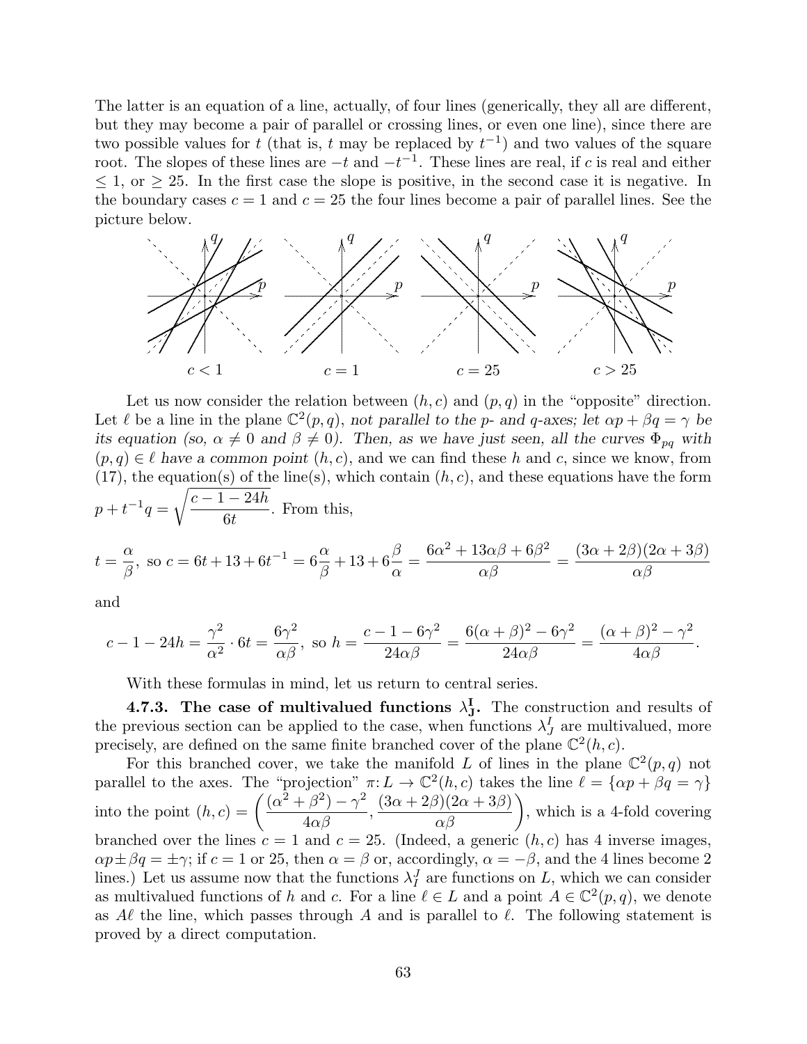The latter is an equation of a line, actually, of four lines (generically, they all are different, but they may become a pair of parallel or crossing lines, or even one line), since there are two possible values for $t$ (that is, $t$ may be replaced by $t^{-1}$) and two values of the square root. The slopes of these lines are $-t$ and $-t^{-1}$. These lines are real, if $c$ is real and either $\leq 1$, or $\geq 25$. In the first case the slope is positive, in the second case it is negative. In the boundary cases $c = 1$ and $c = 25$ the four lines become a pair of parallel lines. See the picture below.

$c < 1$ $\qquad$ $c = 1$ $\qquad$ $c = 25$ $\qquad$ $c > 25$

Let us now consider the relation between $(h, c)$ and $(p, q)$ in the "opposite" direction. Let $\ell$ be a line in the plane $\mathbb{C}^2(p, q)$, *not parallel to the $p$- and $q$-axes; let $\alpha p + \beta q = \gamma$ be its equation (so, $\alpha \neq 0$ and $\beta \neq 0$). Then, as we have just seen, all the curves $\Phi_{pq}$ with $(p, q) \in \ell$ have a common point $(h, c)$*, and we can find these $h$ and $c$, since we know, from (17), the equation(s) of the line(s), which contain $(h, c)$, and these equations have the form $p + t^{-1}q = \sqrt{\dfrac{c - 1 - 24h}{6t}}$. From this,

$$t = \frac{\alpha}{\beta}, \text{ so } c = 6t + 13 + 6t^{-1} = 6\frac{\alpha}{\beta} + 13 + 6\frac{\beta}{\alpha} = \frac{6\alpha^2 + 13\alpha\beta + 6\beta^2}{\alpha\beta} = \frac{(3\alpha + 2\beta)(2\alpha + 3\beta)}{\alpha\beta}$$

and

$$c - 1 - 24h = \frac{\gamma^2}{\alpha^2} \cdot 6t = \frac{6\gamma^2}{\alpha\beta}, \text{ so } h = \frac{c - 1 - 6\gamma^2}{24\alpha\beta} = \frac{6(\alpha + \beta)^2 - 6\gamma^2}{24\alpha\beta} = \frac{(\alpha + \beta)^2 - \gamma^2}{4\alpha\beta}.$$

With these formulas in mind, let us return to central series.

**4.7.3. The case of multivalued functions $\lambda^{\mathbf{I}}_{\mathbf{J}}$.** The construction and results of the previous section can be applied to the case, when functions $\lambda^I_J$ are multivalued, more precisely, are defined on the same finite branched cover of the plane $\mathbb{C}^2(h, c)$.

For this branched cover, we take the manifold $L$ of lines in the plane $\mathbb{C}^2(p, q)$ not parallel to the axes. The "projection" $\pi: L \to \mathbb{C}^2(h, c)$ takes the line $\ell = \{\alpha p + \beta q = \gamma\}$ into the point $(h, c) = \left(\dfrac{(\alpha^2 + \beta^2) - \gamma^2}{4\alpha\beta}, \dfrac{(3\alpha + 2\beta)(2\alpha + 3\beta)}{\alpha\beta}\right)$, which is a 4-fold covering branched over the lines $c = 1$ and $c = 25$. (Indeed, a generic $(h, c)$ has 4 inverse images, $\alpha p \pm \beta q = \pm\gamma$; if $c = 1$ or 25, then $\alpha = \beta$ or, accordingly, $\alpha = -\beta$, and the 4 lines become 2 lines.) Let us assume now that the functions $\lambda^J_I$ are functions on $L$, which we can consider as multivalued functions of $h$ and $c$. For a line $\ell \in L$ and a point $A \in \mathbb{C}^2(p, q)$, we denote as $A\ell$ the line, which passes through $A$ and is parallel to $\ell$. The following statement is proved by a direct computation.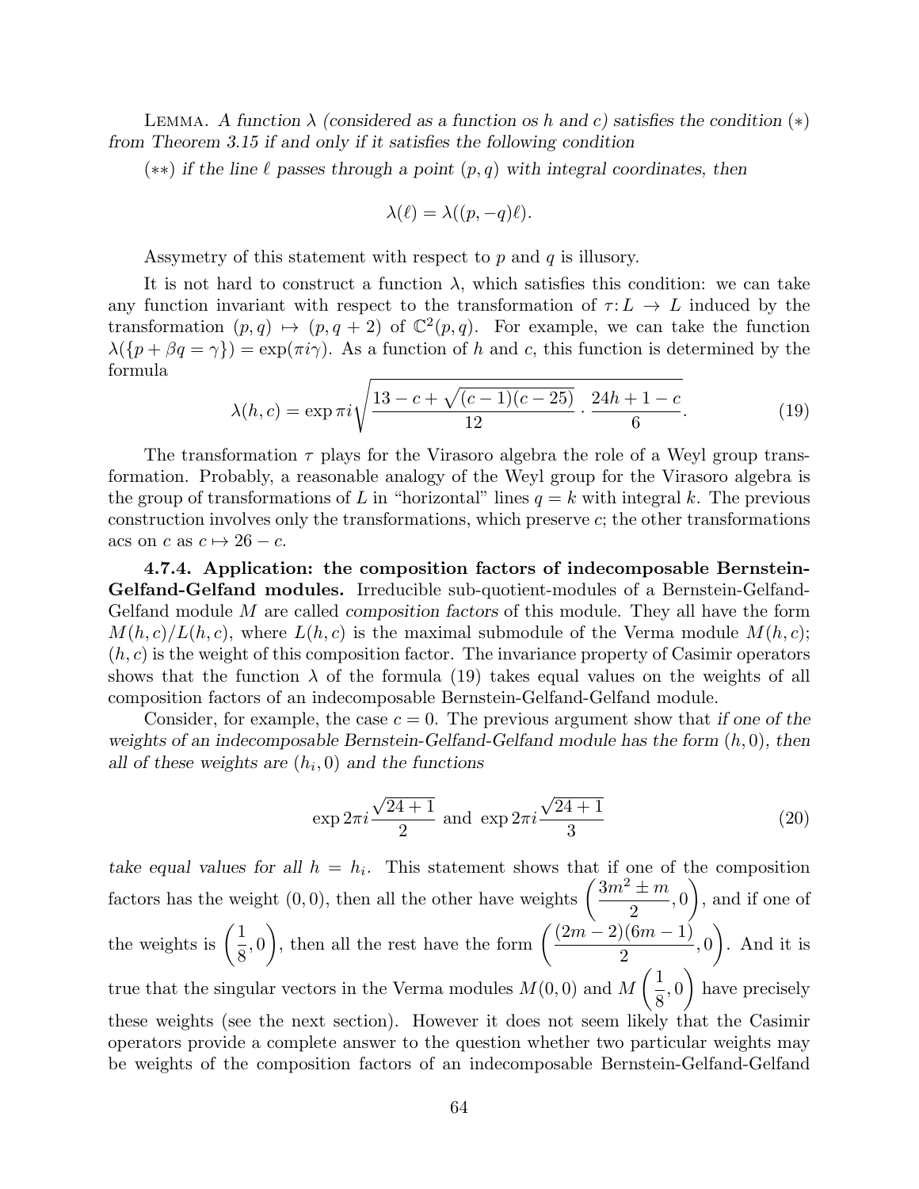Lemma. *A function $\lambda$ (considered as a function os $h$ and $c$) satisfies the condition $(*)$ from Theorem 3.15 if and only if it satisfies the following condition*

$(**)$ *if the line $\ell$ passes through a point $(p,q)$ with integral coordinates, then*

$$\lambda(\ell) = \lambda((p,-q)\ell).$$

Assymetry of this statement with respect to $p$ and $q$ is illusory.

It is not hard to construct a function $\lambda$, which satisfies this condition: we can take any function invariant with respect to the transformation of $\tau\colon L \to L$ induced by the transformation $(p,q) \mapsto (p,q+2)$ of $\mathbb{C}^2(p,q)$. For example, we can take the function $\lambda(\{p+\beta q = \gamma\}) = \exp(\pi i \gamma)$. As a function of $h$ and $c$, this function is determined by the formula

$$\lambda(h,c) = \exp \pi i \sqrt{\frac{13 - c + \sqrt{(c-1)(c-25)}}{12} \cdot \frac{24h + 1 - c}{6}}. \tag{19}$$

The transformation $\tau$ plays for the Virasoro algebra the role of a Weyl group transformation. Probably, a reasonable analogy of the Weyl group for the Virasoro algebra is the group of transformations of $L$ in "horizontal" lines $q = k$ with integral $k$. The previous construction involves only the transformations, which preserve $c$; the other transformations acs on $c$ as $c \mapsto 26 - c$.

**4.7.4. Application: the composition factors of indecomposable Bernstein-Gelfand-Gelfand modules.** Irreducible sub-quotient-modules of a Bernstein-Gelfand-Gelfand module $M$ are called *composition factors* of this module. They all have the form $M(h,c)/L(h,c)$, where $L(h,c)$ is the maximal submodule of the Verma module $M(h,c)$; $(h,c)$ is the weight of this composition factor. The invariance property of Casimir operators shows that the function $\lambda$ of the formula (19) takes equal values on the weights of all composition factors of an indecomposable Bernstein-Gelfand-Gelfand module.

Consider, for example, the case $c = 0$. The previous argument show that *if one of the weights of an indecomposable Bernstein-Gelfand-Gelfand module has the form $(h,0)$, then all of these weights are $(h_i,0)$ and the functions*

$$\exp 2\pi i \frac{\sqrt{24+1}}{2} \text{ and } \exp 2\pi i \frac{\sqrt{24+1}}{3} \tag{20}$$

*take equal values for all $h = h_i$.* This statement shows that if one of the composition factors has the weight $(0,0)$, then all the other have weights $\left(\dfrac{3m^2 \pm m}{2}, 0\right)$, and if one of the weights is $\left(\dfrac{1}{8}, 0\right)$, then all the rest have the form $\left(\dfrac{(2m-2)(6m-1)}{2}, 0\right)$. And it is true that the singular vectors in the Verma modules $M(0,0)$ and $M\left(\dfrac{1}{8}, 0\right)$ have precisely these weights (see the next section). However it does not seem likely that the Casimir operators provide a complete answer to the question whether two particular weights may be weights of the composition factors of an indecomposable Bernstein-Gelfand-Gelfand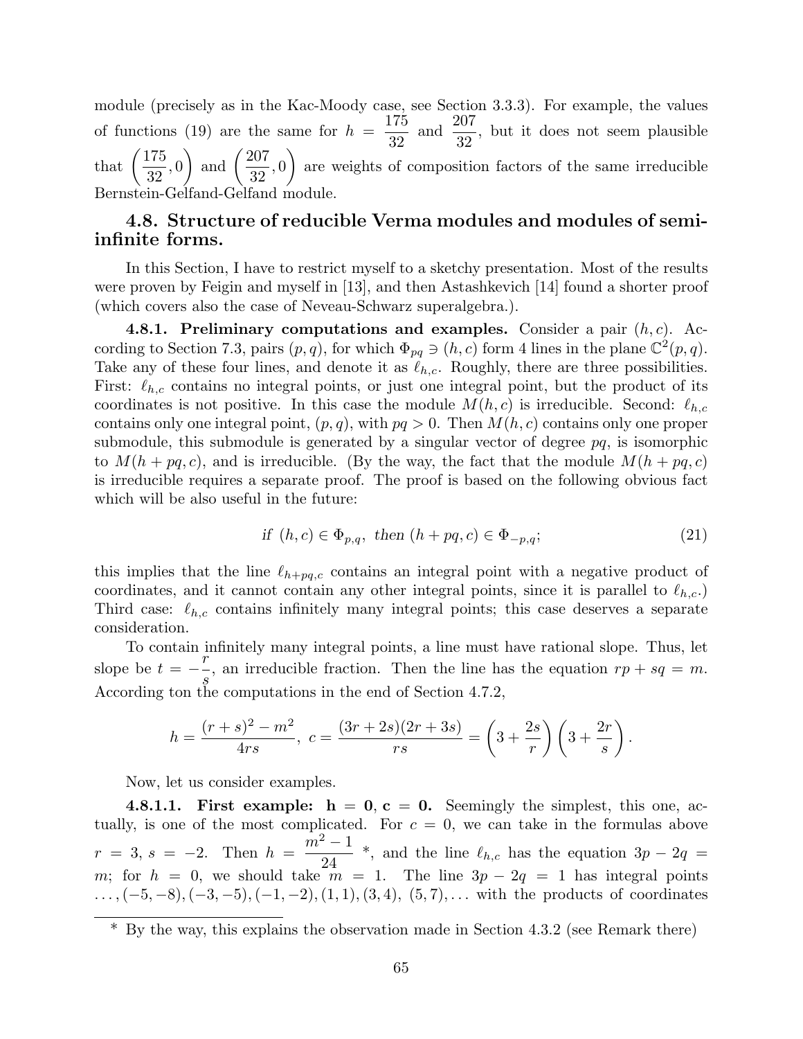module (precisely as in the Kac-Moody case, see Section 3.3.3). For example, the values of functions (19) are the same for $h = \dfrac{175}{32}$ and $\dfrac{207}{32}$, but it does not seem plausible that $\left(\dfrac{175}{32}, 0\right)$ and $\left(\dfrac{207}{32}, 0\right)$ are weights of composition factors of the same irreducible Bernstein-Gelfand-Gelfand module.

### 4.8. Structure of reducible Verma modules and modules of semi-infinite forms.

In this Section, I have to restrict myself to a sketchy presentation. Most of the results were proven by Feigin and myself in [13], and then Astashkevich [14] found a shorter proof (which covers also the case of Neveau-Schwarz superalgebra.).

**4.8.1. Preliminary computations and examples.** Consider a pair $(h, c)$. According to Section 7.3, pairs $(p, q)$, for which $\Phi_{pq} \ni (h, c)$ form 4 lines in the plane $\mathbb{C}^2(p, q)$. Take any of these four lines, and denote it as $\ell_{h,c}$. Roughly, there are three possibilities. First: $\ell_{h,c}$ contains no integral points, or just one integral point, but the product of its coordinates is not positive. In this case the module $M(h, c)$ is irreducible. Second: $\ell_{h,c}$ contains only one integral point, $(p, q)$, with $pq > 0$. Then $M(h, c)$ contains only one proper submodule, this submodule is generated by a singular vector of degree $pq$, is isomorphic to $M(h + pq, c)$, and is irreducible. (By the way, the fact that the module $M(h + pq, c)$ is irreducible requires a separate proof. The proof is based on the following obvious fact which will be also useful in the future:

$$\textit{if } (h, c) \in \Phi_{p,q}, \textit{ then } (h + pq, c) \in \Phi_{-p,q}; \tag{21}$$

this implies that the line $\ell_{h+pq,c}$ contains an integral point with a negative product of coordinates, and it cannot contain any other integral points, since it is parallel to $\ell_{h,c}$.) Third case: $\ell_{h,c}$ contains infinitely many integral points; this case deserves a separate consideration.

To contain infinitely many integral points, a line must have rational slope. Thus, let slope be $t = -\dfrac{r}{s}$, an irreducible fraction. Then the line has the equation $rp + sq = m$. According ton the computations in the end of Section 4.7.2,

$$h = \frac{(r + s)^2 - m^2}{4rs}, \; c = \frac{(3r + 2s)(2r + 3s)}{rs} = \left(3 + \frac{2s}{r}\right)\left(3 + \frac{2r}{s}\right).$$

Now, let us consider examples.

**4.8.1.1. First example: $\mathbf{h = 0, c = 0}$.** Seemingly the simplest, this one, actually, is one of the most complicated. For $c = 0$, we can take in the formulas above $r = 3, s = -2$. Then $h = \dfrac{m^2 - 1}{24}$ *, and the line $\ell_{h,c}$ has the equation $3p - 2q = m$; for $h = 0$, we should take $m = 1$. The line $3p - 2q = 1$ has integral points $\dots, (-5, -8), (-3, -5), (-1, -2), (1, 1), (3, 4), (5, 7), \dots$ with the products of coordinates

* By the way, this explains the observation made in Section 4.3.2 (see Remark there)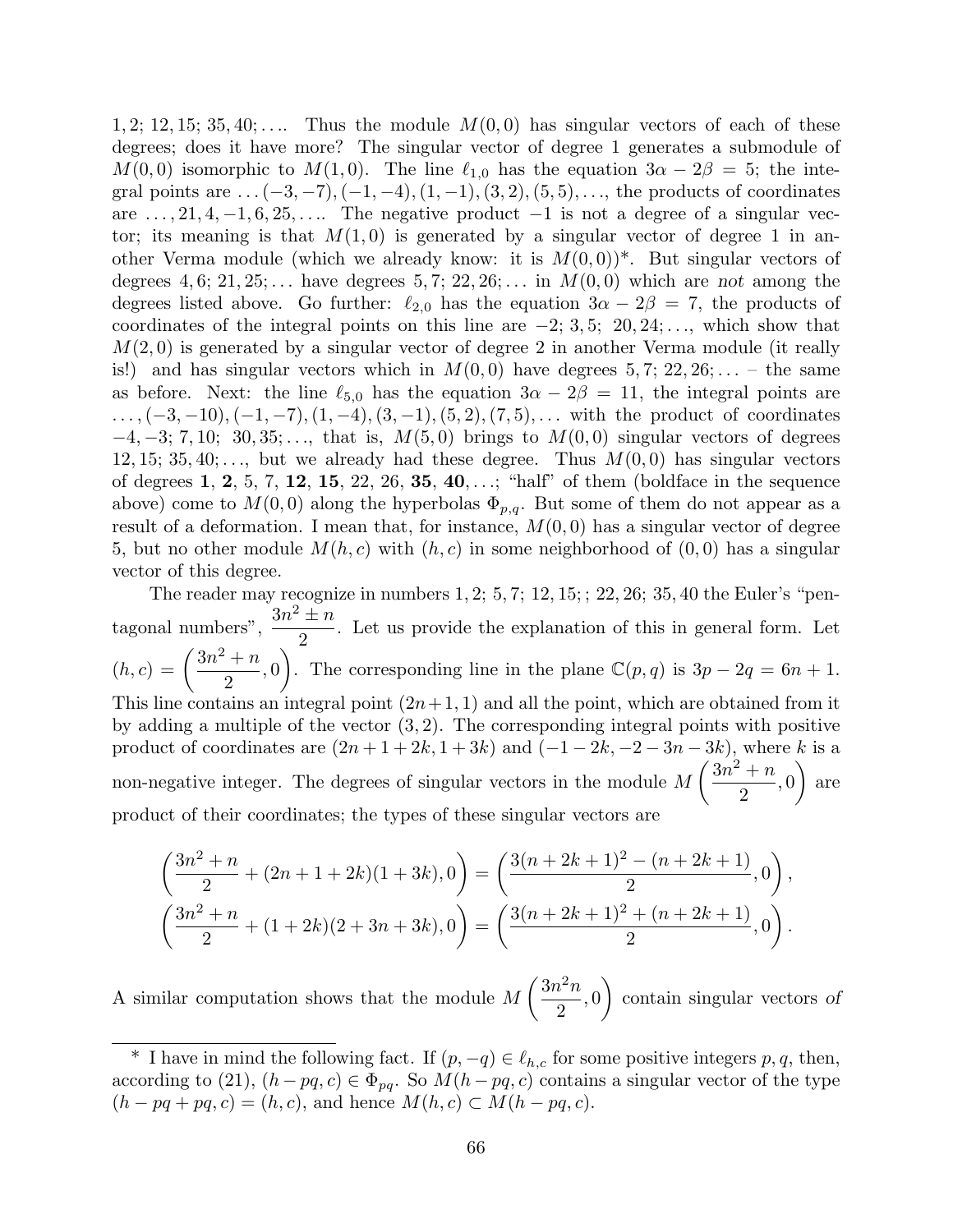1, 2; 12, 15; 35, 40; .... Thus the module $M(0,0)$ has singular vectors of each of these degrees; does it have more? The singular vector of degree 1 generates a submodule of $M(0,0)$ isomorphic to $M(1,0)$. The line $\ell_{1,0}$ has the equation $3\alpha - 2\beta = 5$; the integral points are $\dots(-3,-7),(-1,-4),(1,-1),(3,2),(5,5),\dots$, the products of coordinates are $\dots, 21, 4, -1, 6, 25, \dots$. The negative product $-1$ is not a degree of a singular vector; its meaning is that $M(1,0)$ is generated by a singular vector of degree 1 in another Verma module (which we already know: it is $M(0,0)$)*. But singular vectors of degrees 4, 6; 21, 25; ... have degrees 5, 7; 22, 26; ... in $M(0,0)$ which are *not* among the degrees listed above. Go further: $\ell_{2,0}$ has the equation $3\alpha - 2\beta = 7$, the products of coordinates of the integral points on this line are $-2$; 3, 5; 20, 24; ..., which show that $M(2,0)$ is generated by a singular vector of degree 2 in another Verma module (it really is!) and has singular vectors which in $M(0,0)$ have degrees 5, 7; 22, 26; ... – the same as before. Next: the line $\ell_{5,0}$ has the equation $3\alpha - 2\beta = 11$, the integral points are $\dots,(-3,-10),(-1,-7),(1,-4),(3,-1),(5,2),(7,5),\dots$ with the product of coordinates $-4, -3$; 7, 10; 30, 35; ..., that is, $M(5,0)$ brings to $M(0,0)$ singular vectors of degrees 12, 15; 35, 40; ..., but we already had these degree. Thus $M(0,0)$ has singular vectors of degrees **1**, **2**, 5, 7, **12**, **15**, 22, 26, **35**, **40**, ...; "half" of them (boldface in the sequence above) come to $M(0,0)$ along the hyperbolas $\Phi_{p,q}$. But some of them do not appear as a result of a deformation. I mean that, for instance, $M(0,0)$ has a singular vector of degree 5, but no other module $M(h,c)$ with $(h,c)$ in some neighborhood of $(0,0)$ has a singular vector of this degree.

The reader may recognize in numbers 1, 2; 5, 7; 12, 15; ; 22, 26; 35, 40 the Euler's "pentagonal numbers", $\dfrac{3n^2 \pm n}{2}$. Let us provide the explanation of this in general form. Let $(h,c) = \left(\dfrac{3n^2+n}{2}, 0\right)$. The corresponding line in the plane $\mathbb{C}(p,q)$ is $3p - 2q = 6n+1$. This line contains an integral point $(2n+1,1)$ and all the point, which are obtained from it by adding a multiple of the vector $(3,2)$. The corresponding integral points with positive product of coordinates are $(2n+1+2k, 1+3k)$ and $(-1-2k, -2-3n-3k)$, where $k$ is a non-negative integer. The degrees of singular vectors in the module $M\left(\dfrac{3n^2+n}{2}, 0\right)$ are product of their coordinates; the types of these singular vectors are

$$\left(\frac{3n^2+n}{2} + (2n+1+2k)(1+3k), 0\right) = \left(\frac{3(n+2k+1)^2 - (n+2k+1)}{2}, 0\right),$$
$$\left(\frac{3n^2+n}{2} + (1+2k)(2+3n+3k), 0\right) = \left(\frac{3(n+2k+1)^2 + (n+2k+1)}{2}, 0\right).$$

A similar computation shows that the module $M\left(\dfrac{3n^2 n}{2}, 0\right)$ contain singular vectors *of*

* I have in mind the following fact. If $(p,-q) \in \ell_{h,c}$ for some positive integers $p,q$, then, according to (21), $(h-pq, c) \in \Phi_{pq}$. So $M(h-pq,c)$ contains a singular vector of the type $(h-pq+pq, c) = (h,c)$, and hence $M(h,c) \subset M(h-pq,c)$.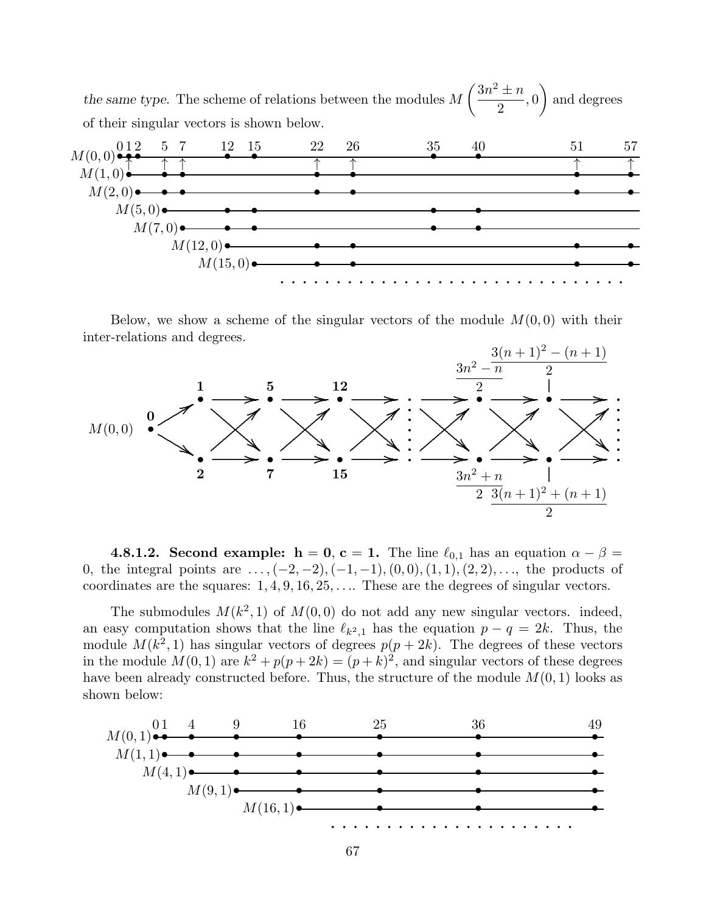*the same type*. The scheme of relations between the modules $M\left(\frac{3n^2 \pm n}{2}, 0\right)$ and degrees of their singular vectors is shown below.

Below, we show a scheme of the singular vectors of the module $M(0,0)$ with their inter-relations and degrees.

**4.8.1.2. Second example: h = 0, c = 1.** The line $\ell_{0,1}$ has an equation $\alpha - \beta = 0$, the integral points are $\dots, (-2,-2), (-1,-1), (0,0), (1,1), (2,2), \dots$, the products of coordinates are the squares: $1, 4, 9, 16, 25, \dots$. These are the degrees of singular vectors.

The submodules $M(k^2, 1)$ of $M(0,0)$ do not add any new singular vectors. indeed, an easy computation shows that the line $\ell_{k^2,1}$ has the equation $p - q = 2k$. Thus, the module $M(k^2, 1)$ has singular vectors of degrees $p(p + 2k)$. The degrees of these vectors in the module $M(0,1)$ are $k^2 + p(p+2k) = (p+k)^2$, and singular vectors of these degrees have been already constructed before. Thus, the structure of the module $M(0,1)$ looks as shown below: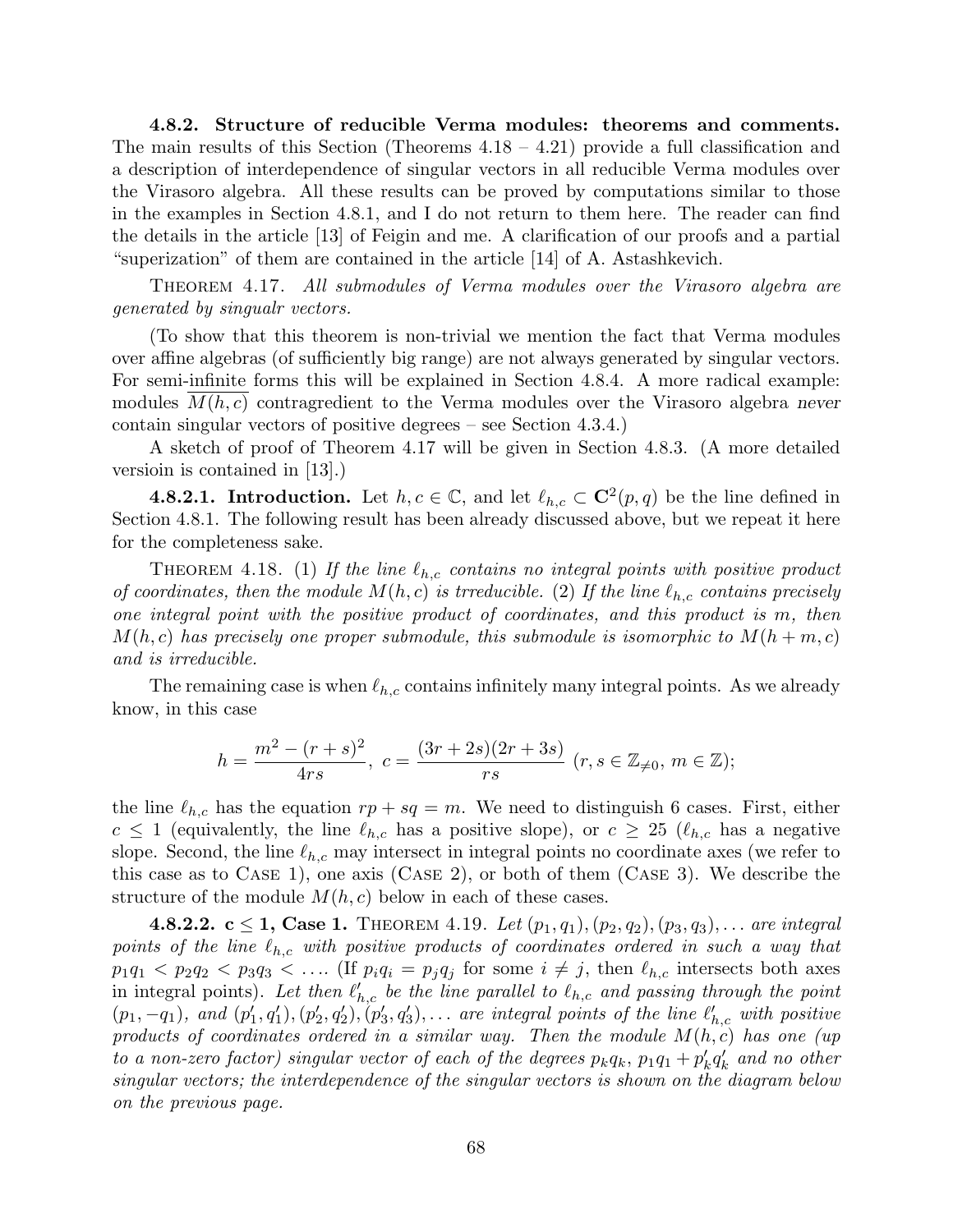**4.8.2. Structure of reducible Verma modules: theorems and comments.** The main results of this Section (Theorems 4.18 – 4.21) provide a full classification and a description of interdependence of singular vectors in all reducible Verma modules over the Virasoro algebra. All these results can be proved by computations similar to those in the examples in Section 4.8.1, and I do not return to them here. The reader can find the details in the article [13] of Feigin and me. A clarification of our proofs and a partial "superization" of them are contained in the article [14] of A. Astashkevich.

THEOREM 4.17. *All submodules of Verma modules over the Virasoro algebra are generated by singualr vectors.*

(To show that this theorem is non-trivial we mention the fact that Verma modules over affine algebras (of sufficiently big range) are not always generated by singular vectors. For semi-infinite forms this will be explained in Section 4.8.4. A more radical example: modules $\overline{M(h,c)}$ contragredient to the Verma modules over the Virasoro algebra *never* contain singular vectors of positive degrees – see Section 4.3.4.)

A sketch of proof of Theorem 4.17 will be given in Section 4.8.3. (A more detailed versioin is contained in [13].)

**4.8.2.1. Introduction.** Let $h, c \in \mathbb{C}$, and let $\ell_{h,c} \subset \mathbf{C}^2(p,q)$ be the line defined in Section 4.8.1. The following result has been already discussed above, but we repeat it here for the completeness sake.

THEOREM 4.18. (1) *If the line $\ell_{h,c}$ contains no integral points with positive product of coordinates, then the module $M(h,c)$ is trreducible.* (2) *If the line $\ell_{h,c}$ contains precisely one integral point with the positive product of coordinates, and this product is $m$, then $M(h,c)$ has precisely one proper submodule, this submodule is isomorphic to $M(h+m,c)$ and is irreducible.*

The remaining case is when $\ell_{h,c}$ contains infinitely many integral points. As we already know, in this case

$$h = \frac{m^2 - (r+s)^2}{4rs},\ c = \frac{(3r+2s)(2r+3s)}{rs}\ (r,s \in \mathbb{Z}_{\neq 0},\ m \in \mathbb{Z});$$

the line $\ell_{h,c}$ has the equation $rp + sq = m$. We need to distinguish 6 cases. First, either $c \leq 1$ (equivalently, the line $\ell_{h,c}$ has a positive slope), or $c \geq 25$ ($\ell_{h,c}$ has a negative slope. Second, the line $\ell_{h,c}$ may intersect in integral points no coordinate axes (we refer to this case as to CASE 1), one axis (CASE 2), or both of them (CASE 3). We describe the structure of the module $M(h,c)$ below in each of these cases.

**4.8.2.2. c ≤ 1, Case 1.** THEOREM 4.19. *Let $(p_1,q_1),(p_2,q_2),(p_3,q_3),\ldots$ are integral points of the line $\ell_{h,c}$ with positive products of coordinates ordered in such a way that $p_1q_1 < p_2q_2 < p_3q_3 < \ldots$.* (If $p_iq_i = p_jq_j$ for some $i \neq j$, then $\ell_{h,c}$ intersects both axes in integral points). *Let then $\ell'_{h,c}$ be the line parallel to $\ell_{h,c}$ and passing through the point $(p_1,-q_1)$, and $(p'_1,q'_1),(p'_2,q'_2),(p'_3,q'_3),\ldots$ are integral points of the line $\ell'_{h,c}$ with positive products of coordinates ordered in a similar way. Then the module $M(h,c)$ has one (up to a non-zero factor) singular vector of each of the degrees $p_kq_k$, $p_1q_1 + p'_kq'_k$ and no other singular vectors; the interdependence of the singular vectors is shown on the diagram below on the previous page.*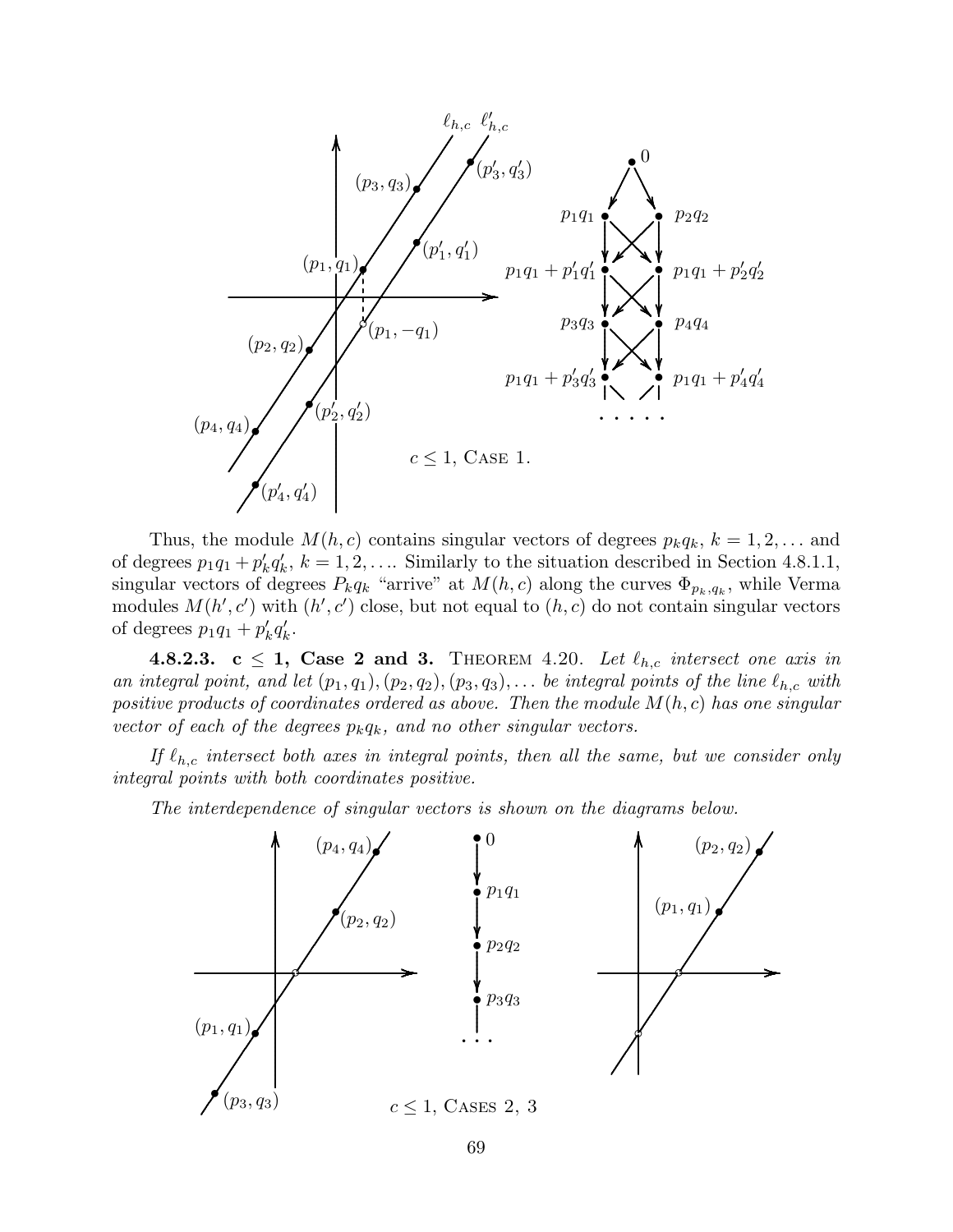$c \leq 1$, Case 1.

Thus, the module $M(h,c)$ contains singular vectors of degrees $p_kq_k$, $k=1,2,\dots$ and of degrees $p_1q_1+p'_kq'_k$, $k=1,2,\dots$. Similarly to the situation described in Section 4.8.1.1, singular vectors of degrees $P_kq_k$ "arrive" at $M(h,c)$ along the curves $\Phi_{p_k,q_k}$, while Verma modules $M(h',c')$ with $(h',c')$ close, but not equal to $(h,c)$ do not contain singular vectors of degrees $p_1q_1+p'_kq'_k$.

**4.8.2.3. c ≤ 1, Case 2 and 3.** Theorem 4.20. *Let $\ell_{h,c}$ intersect one axis in an integral point, and let $(p_1,q_1),(p_2,q_2),(p_3,q_3),\dots$ be integral points of the line $\ell_{h,c}$ with positive products of coordinates ordered as above. Then the module $M(h,c)$ has one singular vector of each of the degrees $p_kq_k$, and no other singular vectors.*

*If $\ell_{h,c}$ intersect both axes in integral points, then all the same, but we consider only integral points with both coordinates positive.*

*The interdependence of singular vectors is shown on the diagrams below.*

$c \leq 1$, Cases 2, 3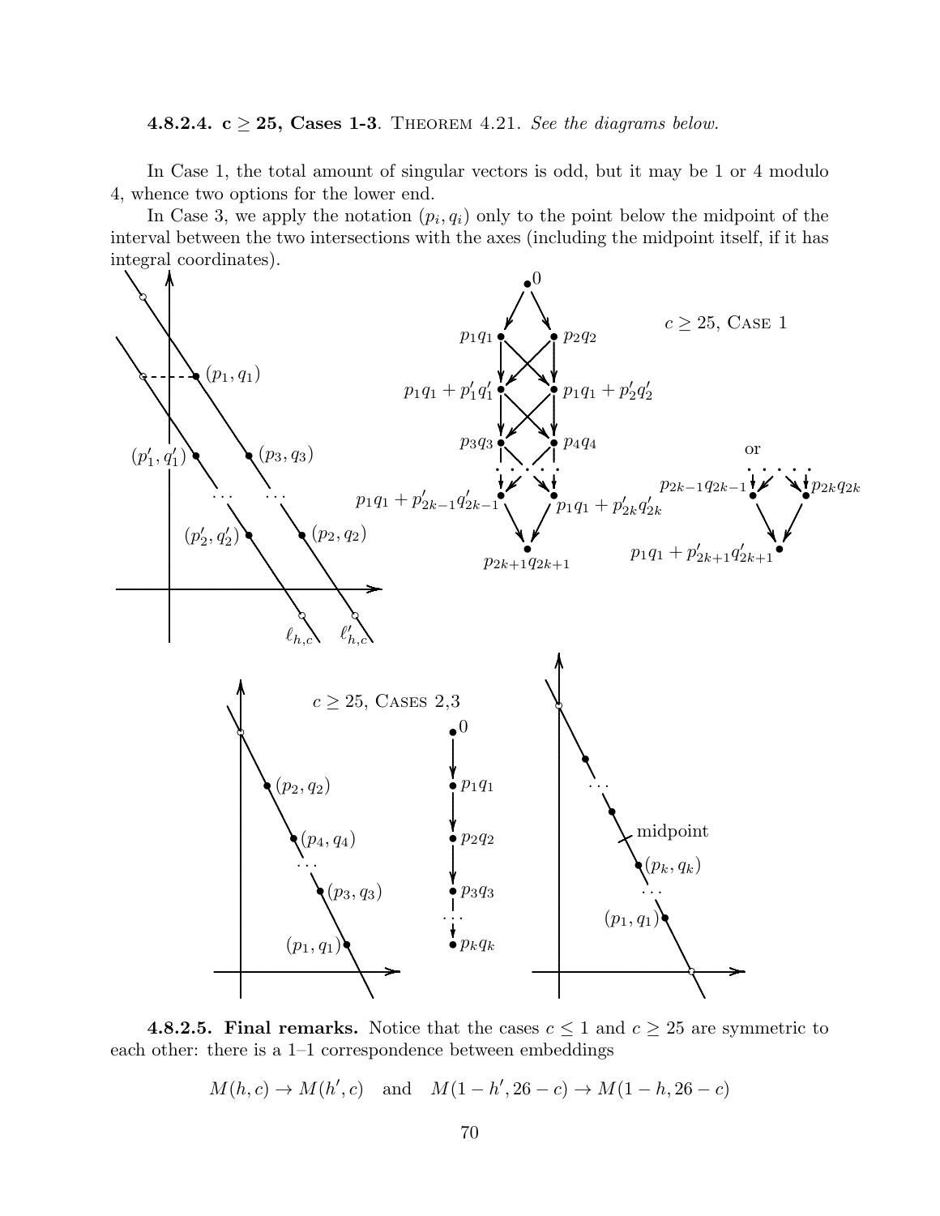**4.8.2.4. $\mathbf{c \geq 25}$, Cases 1-3**. THEOREM 4.21. *See the diagrams below.*

In Case 1, the total amount of singular vectors is odd, but it may be 1 or 4 modulo 4, whence two options for the lower end.

In Case 3, we apply the notation $(p_i, q_i)$ only to the point below the midpoint of the interval between the two intersections with the axes (including the midpoint itself, if it has integral coordinates).

$c \geq 25$, CASE 1

$c \geq 25$, CASES 2,3

**4.8.2.5. Final remarks.** Notice that the cases $c \leq 1$ and $c \geq 25$ are symmetric to each other: there is a 1–1 correspondence between embeddings

$$M(h, c) \to M(h', c) \quad \text{and} \quad M(1 - h', 26 - c) \to M(1 - h, 26 - c)$$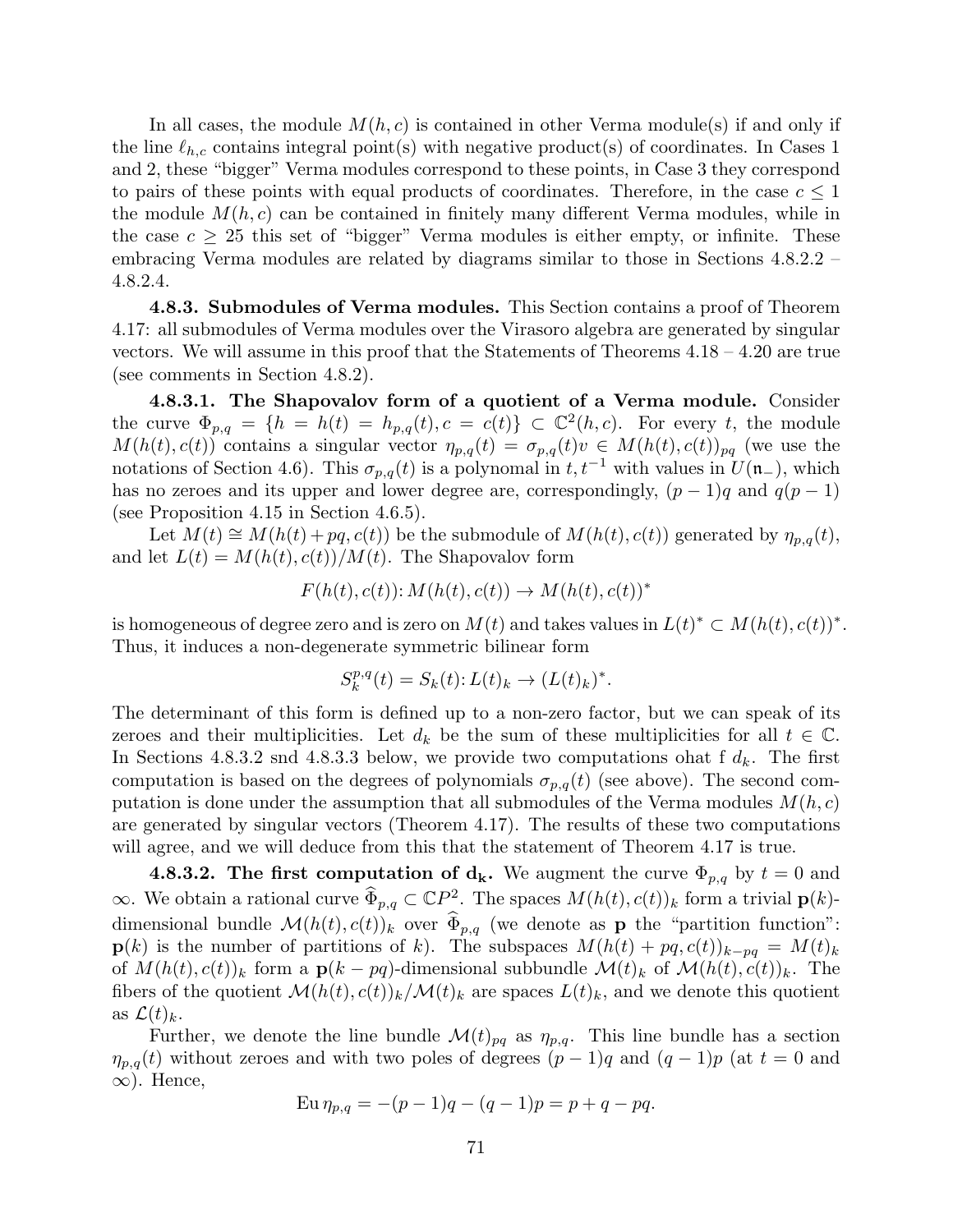In all cases, the module $M(h,c)$ is contained in other Verma module(s) if and only if the line $\ell_{h,c}$ contains integral point(s) with negative product(s) of coordinates. In Cases 1 and 2, these "bigger" Verma modules correspond to these points, in Case 3 they correspond to pairs of these points with equal products of coordinates. Therefore, in the case $c \le 1$ the module $M(h,c)$ can be contained in finitely many different Verma modules, while in the case $c \ge 25$ this set of "bigger" Verma modules is either empty, or infinite. These embracing Verma modules are related by diagrams similar to those in Sections 4.8.2.2 – 4.8.2.4.

**4.8.3. Submodules of Verma modules.** This Section contains a proof of Theorem 4.17: all submodules of Verma modules over the Virasoro algebra are generated by singular vectors. We will assume in this proof that the Statements of Theorems 4.18 – 4.20 are true (see comments in Section 4.8.2).

**4.8.3.1. The Shapovalov form of a quotient of a Verma module.** Consider the curve $\Phi_{p,q} = \{h = h(t) = h_{p,q}(t), c = c(t)\} \subset \mathbb{C}^2(h,c)$. For every $t$, the module $M(h(t),c(t))$ contains a singular vector $\eta_{p,q}(t) = \sigma_{p,q}(t)v \in M(h(t),c(t))_{pq}$ (we use the notations of Section 4.6). This $\sigma_{p,q}(t)$ is a polynomal in $t, t^{-1}$ with values in $U(\mathfrak{n}_-)$, which has no zeroes and its upper and lower degree are, correspondingly, $(p-1)q$ and $q(p-1)$ (see Proposition 4.15 in Section 4.6.5).

Let $M(t) \cong M(h(t)+pq, c(t))$ be the submodule of $M(h(t),c(t))$ generated by $\eta_{p,q}(t)$, and let $L(t) = M(h(t),c(t))/M(t)$. The Shapovalov form

$$F(h(t),c(t))\colon M(h(t),c(t)) \to M(h(t),c(t))^*$$

is homogeneous of degree zero and is zero on $M(t)$ and takes values in $L(t)^* \subset M(h(t),c(t))^*$. Thus, it induces a non-degenerate symmetric bilinear form

$$S_k^{p,q}(t) = S_k(t)\colon L(t)_k \to (L(t)_k)^*.$$

The determinant of this form is defined up to a non-zero factor, but we can speak of its zeroes and their multiplicities. Let $d_k$ be the sum of these multiplicities for all $t \in \mathbb{C}$. In Sections 4.8.3.2 snd 4.8.3.3 below, we provide two computations ohat f $d_k$. The first computation is based on the degrees of polynomials $\sigma_{p,q}(t)$ (see above). The second computation is done under the assumption that all submodules of the Verma modules $M(h,c)$ are generated by singular vectors (Theorem 4.17). The results of these two computations will agree, and we will deduce from this that the statement of Theorem 4.17 is true.

**4.8.3.2. The first computation of $\mathbf{d_k}$.** We augment the curve $\Phi_{p,q}$ by $t=0$ and $\infty$. We obtain a rational curve $\widehat{\Phi}_{p,q} \subset \mathbb{C}P^2$. The spaces $M(h(t),c(t))_k$ form a trivial $\mathbf{p}(k)$-dimensional bundle $\mathcal{M}(h(t),c(t))_k$ over $\widehat{\Phi}_{p,q}$ (we denote as $\mathbf{p}$ the "partition function": $\mathbf{p}(k)$ is the number of partitions of $k$). The subspaces $M(h(t)+pq, c(t))_{k-pq} = M(t)_k$ of $M(h(t),c(t))_k$ form a $\mathbf{p}(k-pq)$-dimensional subbundle $\mathcal{M}(t)_k$ of $\mathcal{M}(h(t),c(t))_k$. The fibers of the quotient $\mathcal{M}(h(t),c(t))_k/\mathcal{M}(t)_k$ are spaces $L(t)_k$, and we denote this quotient as $\mathcal{L}(t)_k$.

Further, we denote the line bundle $\mathcal{M}(t)_{pq}$ as $\eta_{p,q}$. This line bundle has a section $\eta_{p,q}(t)$ without zeroes and with two poles of degrees $(p-1)q$ and $(q-1)p$ (at $t=0$ and $\infty$). Hence,

$$\operatorname{Eu}\eta_{p,q} = -(p-1)q - (q-1)p = p + q - pq.$$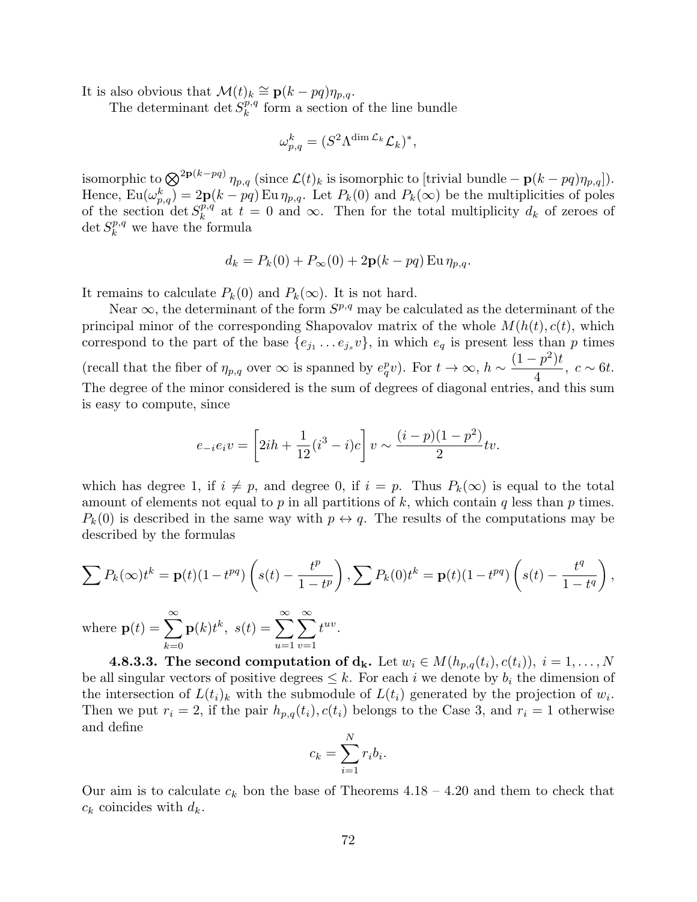It is also obvious that $\mathcal{M}(t)_k \cong \mathbf{p}(k-pq)\eta_{p,q}$.

The determinant $\det S_k^{p,q}$ form a section of the line bundle

$$\omega_{p,q}^k = (S^2 \Lambda^{\dim \mathcal{L}_k} \mathcal{L}_k)^*,$$

isomorphic to $\bigotimes^{2\mathbf{p}(k-pq)} \eta_{p,q}$ (since $\mathcal{L}(t)_k$ is isomorphic to [trivial bundle $- \mathbf{p}(k-pq)\eta_{p,q}$]). Hence, $\operatorname{Eu}(\omega_{p,q}^k) = 2\mathbf{p}(k-pq) \operatorname{Eu} \eta_{p,q}$. Let $P_k(0)$ and $P_k(\infty)$ be the multiplicities of poles of the section $\det S_k^{p,q}$ at $t=0$ and $\infty$. Then for the total multiplicity $d_k$ of zeroes of $\det S_k^{p,q}$ we have the formula

$$d_k = P_k(0) + P_\infty(0) + 2\mathbf{p}(k-pq) \operatorname{Eu} \eta_{p,q}.$$

It remains to calculate $P_k(0)$ and $P_k(\infty)$. It is not hard.

Near $\infty$, the determinant of the form $S^{p,q}$ may be calculated as the determinant of the principal minor of the corresponding Shapovalov matrix of the whole $M(h(t), c(t)$, which correspond to the part of the base $\{e_{j_1} \ldots e_{j_s} v\}$, in which $e_q$ is present less than $p$ times (recall that the fiber of $\eta_{p,q}$ over $\infty$ is spanned by $e_q^p v$). For $t \to \infty$, $h \sim \dfrac{(1-p^2)t}{4}$, $c \sim 6t$. The degree of the minor considered is the sum of degrees of diagonal entries, and this sum is easy to compute, since

$$e_{-i} e_i v = \left[ 2ih + \frac{1}{12}(i^3 - i)c \right] v \sim \frac{(i-p)(1-p^2)}{2} tv.$$

which has degree 1, if $i \neq p$, and degree 0, if $i = p$. Thus $P_k(\infty)$ is equal to the total amount of elements not equal to $p$ in all partitions of $k$, which contain $q$ less than $p$ times. $P_k(0)$ is described in the same way with $p \leftrightarrow q$. The results of the computations may be described by the formulas

$$\sum P_k(\infty) t^k = \mathbf{p}(t)(1 - t^{pq}) \left( s(t) - \frac{t^p}{1-t^p} \right), \sum P_k(0) t^k = \mathbf{p}(t)(1 - t^{pq}) \left( s(t) - \frac{t^q}{1-t^q} \right),$$

where $\mathbf{p}(t) = \sum_{k=0}^{\infty} \mathbf{p}(k) t^k$, $s(t) = \sum_{u=1}^{\infty} \sum_{v=1}^{\infty} t^{uv}$.

**4.8.3.3. The second computation of $\mathbf{d_k}$.** Let $w_i \in M(h_{p,q}(t_i), c(t_i))$, $i = 1, \ldots, N$ be all singular vectors of positive degrees $\leq k$. For each $i$ we denote by $b_i$ the dimension of the intersection of $L(t_i)_k$ with the submodule of $L(t_i)$ generated by the projection of $w_i$. Then we put $r_i = 2$, if the pair $h_{p,q}(t_i), c(t_i)$ belongs to the Case 3, and $r_i = 1$ otherwise and define

$$c_k = \sum_{i=1}^{N} r_i b_i.$$

Our aim is to calculate $c_k$ bon the base of Theorems 4.18 – 4.20 and them to check that $c_k$ coincides with $d_k$.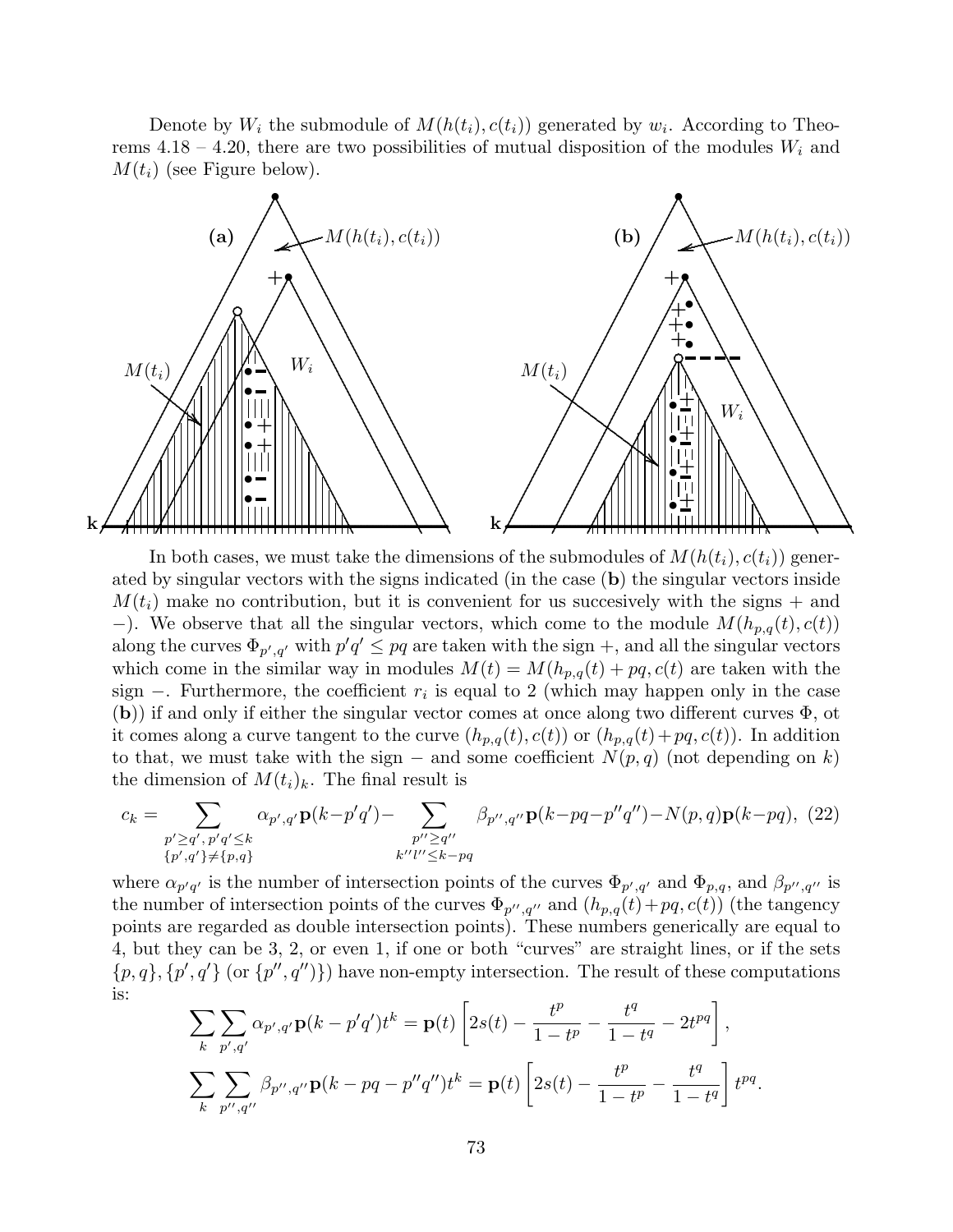Denote by $W_i$ the submodule of $M(h(t_i), c(t_i))$ generated by $w_i$. According to Theorems 4.18 – 4.20, there are two possibilities of mutual disposition of the modules $W_i$ and $M(t_i)$ (see Figure below).

In both cases, we must take the dimensions of the submodules of $M(h(t_i), c(t_i))$ generated by singular vectors with the signs indicated (in the case (**b**) the singular vectors inside $M(t_i)$ make no contribution, but it is convenient for us succesively with the signs + and −). We observe that all the singular vectors, which come to the module $M(h_{p,q}(t), c(t))$ along the curves $\Phi_{p',q'}$ with $p'q' \leq pq$ are taken with the sign +, and all the singular vectors which come in the similar way in modules $M(t) = M(h_{p,q}(t) + pq, c(t)$ are taken with the sign −. Furthermore, the coefficient $r_i$ is equal to 2 (which may happen only in the case (**b**)) if and only if either the singular vector comes at once along two different curves $\Phi$, ot it comes along a curve tangent to the curve $(h_{p,q}(t), c(t))$ or $(h_{p,q}(t) + pq, c(t))$. In addition to that, we must take with the sign − and some coefficient $N(p, q)$ (not depending on $k$) the dimension of $M(t_i)_k$. The final result is

$$c_k = \sum_{\substack{p' \geq q',\, p'q' \leq k \\ \{p',q'\} \neq \{p,q\}}} \alpha_{p',q'} \mathbf{p}(k - p'q') - \sum_{\substack{p'' \geq q'' \\ k''l'' \leq k - pq}} \beta_{p'',q''} \mathbf{p}(k - pq - p''q'') - N(p,q)\mathbf{p}(k - pq), \quad (22)$$

where $\alpha_{p'q'}$ is the number of intersection points of the curves $\Phi_{p',q'}$ and $\Phi_{p,q}$, and $\beta_{p'',q''}$ is the number of intersection points of the curves $\Phi_{p'',q''}$ and $(h_{p,q}(t) + pq, c(t))$ (the tangency points are regarded as double intersection points). These numbers generically are equal to 4, but they can be 3, 2, or even 1, if one or both "curves" are straight lines, or if the sets $\{p, q\}, \{p', q'\}$ (or $\{p'', q''\}$) have non-empty intersection. The result of these computations is:

$$\sum_k \sum_{p',q'} \alpha_{p',q'} \mathbf{p}(k - p'q') t^k = \mathbf{p}(t) \left[ 2s(t) - \frac{t^p}{1 - t^p} - \frac{t^q}{1 - t^q} - 2t^{pq} \right],$$

$$\sum_k \sum_{p'',q''} \beta_{p'',q''} \mathbf{p}(k - pq - p''q'') t^k = \mathbf{p}(t) \left[ 2s(t) - \frac{t^p}{1 - t^p} - \frac{t^q}{1 - t^q} \right] t^{pq}.$$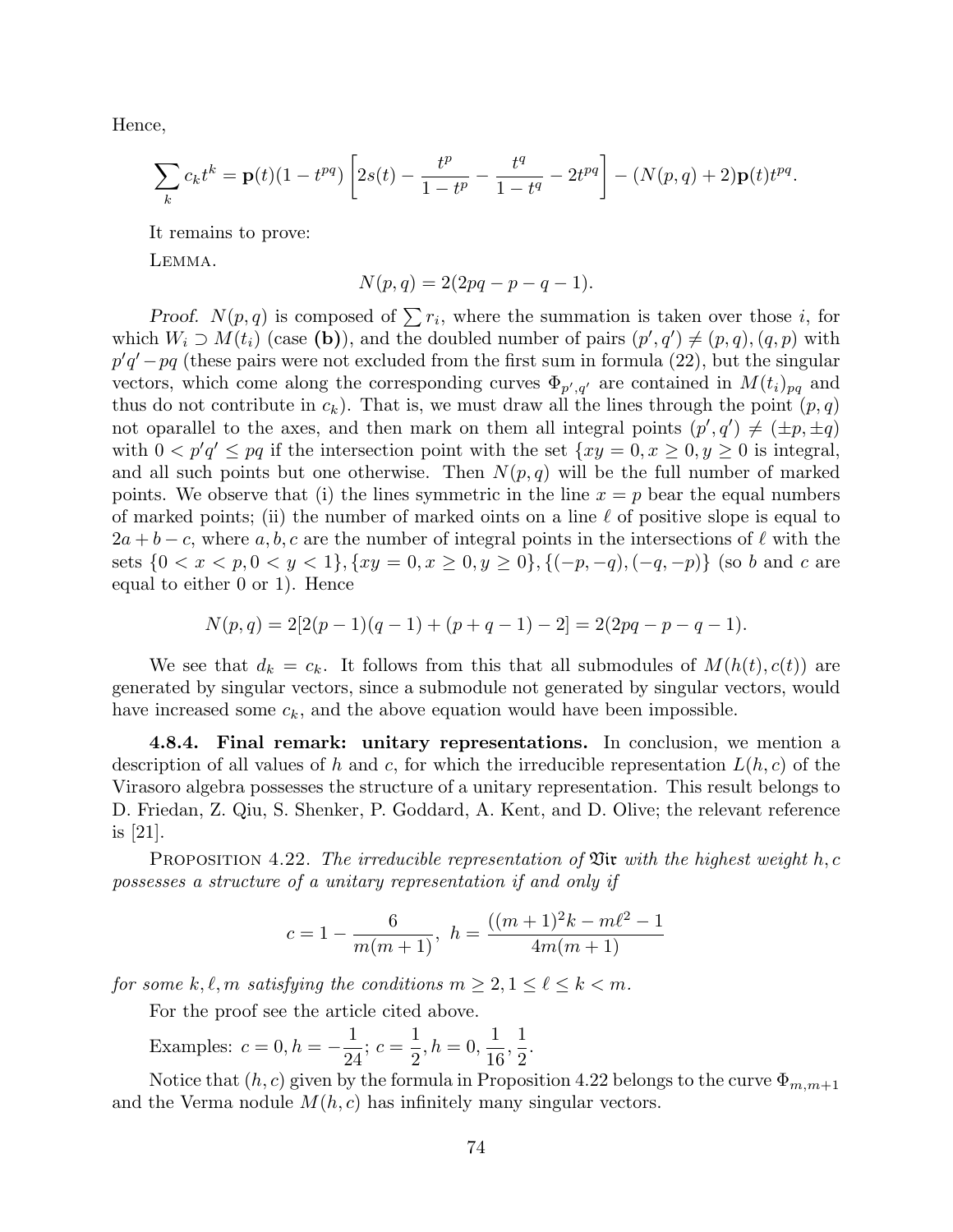Hence,

$$\sum_k c_k t^k = \mathbf{p}(t)(1-t^{pq})\left[2s(t) - \frac{t^p}{1-t^p} - \frac{t^q}{1-t^q} - 2t^{pq}\right] - (N(p,q)+2)\mathbf{p}(t)t^{pq}.$$

It remains to prove:

Lemma.

$$N(p,q) = 2(2pq - p - q - 1).$$

*Proof.* $N(p,q)$ is composed of $\sum r_i$, where the summation is taken over those $i$, for which $W_i \supset M(t_i)$ (case **(b)**), and the doubled number of pairs $(p', q') \neq (p,q), (q,p)$ with $p'q' - pq$ (these pairs were not excluded from the first sum in formula (22), but the singular vectors, which come along the corresponding curves $\Phi_{p',q'}$ are contained in $M(t_i)_{pq}$ and thus do not contribute in $c_k$). That is, we must draw all the lines through the point $(p,q)$ not oparallel to the axes, and then mark on them all integral points $(p', q') \neq (\pm p, \pm q)$ with $0 < p'q' \leq pq$ if the intersection point with the set $\{xy = 0, x \geq 0, y \geq 0$ is integral, and all such points but one otherwise. Then $N(p,q)$ will be the full number of marked points. We observe that (i) the lines symmetric in the line $x = p$ bear the equal numbers of marked points; (ii) the number of marked oints on a line $\ell$ of positive slope is equal to $2a + b - c$, where $a, b, c$ are the number of integral points in the intersections of $\ell$ with the sets $\{0 < x < p, 0 < y < 1\}, \{xy = 0, x \geq 0, y \geq 0\}, \{(-p,-q), (-q,-p)\}$ (so $b$ and $c$ are equal to either 0 or 1). Hence

$$N(p,q) = 2[2(p-1)(q-1) + (p+q-1) - 2] = 2(2pq - p - q - 1).$$

We see that $d_k = c_k$. It follows from this that all submodules of $M(h(t), c(t))$ are generated by singular vectors, since a submodule not generated by singular vectors, would have increased some $c_k$, and the above equation would have been impossible.

**4.8.4. Final remark: unitary representations.** In conclusion, we mention a description of all values of $h$ and $c$, for which the irreducible representation $L(h,c)$ of the Virasoro algebra possesses the structure of a unitary representation. This result belongs to D. Friedan, Z. Qiu, S. Shenker, P. Goddard, A. Kent, and D. Olive; the relevant reference is [21].

Proposition 4.22. *The irreducible representation of $\mathfrak{Vir}$ with the highest weight $h, c$ possesses a structure of a unitary representation if and only if*

$$c = 1 - \frac{6}{m(m+1)},\ h = \frac{((m+1)^2 k - m\ell^2 - 1}{4m(m+1)}$$

*for some $k, \ell, m$ satisfying the conditions $m \geq 2, 1 \leq \ell \leq k < m$.*

For the proof see the article cited above.

Examples: $c = 0, h = -\dfrac{1}{24}$; $c = \dfrac{1}{2}, h = 0, \dfrac{1}{16}, \dfrac{1}{2}$.

Notice that $(h,c)$ given by the formula in Proposition 4.22 belongs to the curve $\Phi_{m,m+1}$ and the Verma nodule $M(h,c)$ has infinitely many singular vectors.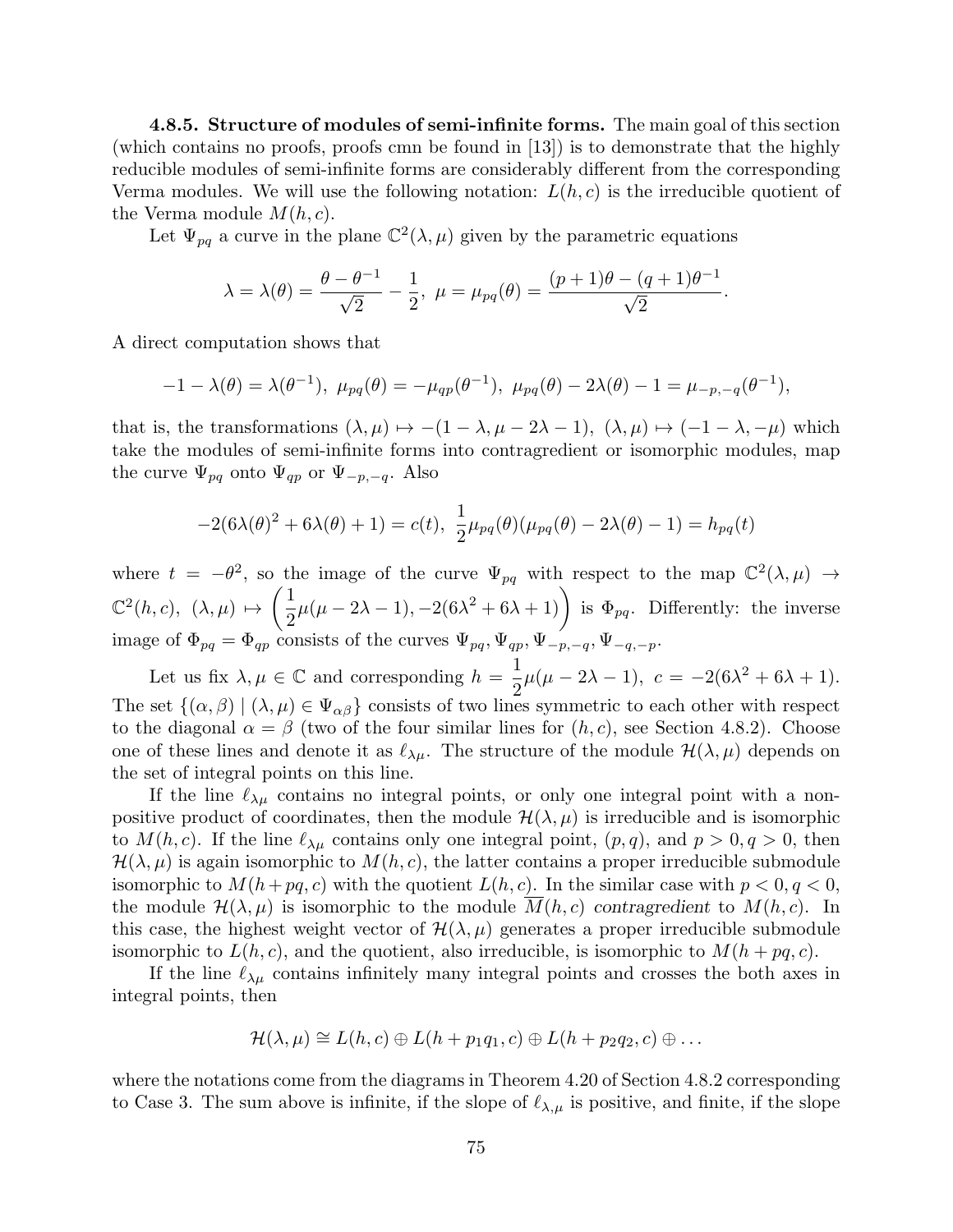**4.8.5. Structure of modules of semi-infinite forms.** The main goal of this section (which contains no proofs, proofs cmn be found in [13]) is to demonstrate that the highly reducible modules of semi-infinite forms are considerably different from the corresponding Verma modules. We will use the following notation: $L(h,c)$ is the irreducible quotient of the Verma module $M(h,c)$.

Let $\Psi_{pq}$ a curve in the plane $\mathbb{C}^2(\lambda,\mu)$ given by the parametric equations

$$\lambda = \lambda(\theta) = \frac{\theta-\theta^{-1}}{\sqrt{2}} - \frac{1}{2},\ \mu = \mu_{pq}(\theta) = \frac{(p+1)\theta-(q+1)\theta^{-1}}{\sqrt{2}}.$$

A direct computation shows that

$$-1-\lambda(\theta) = \lambda(\theta^{-1}),\ \mu_{pq}(\theta) = -\mu_{qp}(\theta^{-1}),\ \mu_{pq}(\theta)-2\lambda(\theta)-1 = \mu_{-p,-q}(\theta^{-1}),$$

that is, the transformations $(\lambda,\mu)\mapsto -(1-\lambda,\mu-2\lambda-1),\ (\lambda,\mu)\mapsto(-1-\lambda,-\mu)$ which take the modules of semi-infinite forms into contragredient or isomorphic modules, map the curve $\Psi_{pq}$ onto $\Psi_{qp}$ or $\Psi_{-p,-q}$. Also

$$-2(6\lambda(\theta)^2+6\lambda(\theta)+1) = c(t),\ \frac{1}{2}\mu_{pq}(\theta)(\mu_{pq}(\theta)-2\lambda(\theta)-1) = h_{pq}(t)$$

where $t=-\theta^2$, so the image of the curve $\Psi_{pq}$ with respect to the map $\mathbb{C}^2(\lambda,\mu)\to\mathbb{C}^2(h,c),\ (\lambda,\mu)\mapsto\left(\frac{1}{2}\mu(\mu-2\lambda-1),-2(6\lambda^2+6\lambda+1)\right)$ is $\Phi_{pq}$. Differently: the inverse image of $\Phi_{pq}=\Phi_{qp}$ consists of the curves $\Psi_{pq},\Psi_{qp},\Psi_{-p,-q},\Psi_{-q,-p}$.

Let us fix $\lambda,\mu\in\mathbb{C}$ and corresponding $h=\frac{1}{2}\mu(\mu-2\lambda-1),\ c=-2(6\lambda^2+6\lambda+1)$. The set $\{(\alpha,\beta)\mid(\lambda,\mu)\in\Psi_{\alpha\beta}\}$ consists of two lines symmetric to each other with respect to the diagonal $\alpha=\beta$ (two of the four similar lines for $(h,c)$, see Section 4.8.2). Choose one of these lines and denote it as $\ell_{\lambda\mu}$. The structure of the module $\mathcal{H}(\lambda,\mu)$ depends on the set of integral points on this line.

If the line $\ell_{\lambda\mu}$ contains no integral points, or only one integral point with a non-positive product of coordinates, then the module $\mathcal{H}(\lambda,\mu)$ is irreducible and is isomorphic to $M(h,c)$. If the line $\ell_{\lambda\mu}$ contains only one integral point, $(p,q)$, and $p>0,q>0$, then $\mathcal{H}(\lambda,\mu)$ is again isomorphic to $M(h,c)$, the latter contains a proper irreducible submodule isomorphic to $M(h+pq,c)$ with the quotient $L(h,c)$. In the similar case with $p<0,q<0$, the module $\mathcal{H}(\lambda,\mu)$ is isomorphic to the module $\overline{M}(h,c)$ *contragredient* to $M(h,c)$. In this case, the highest weight vector of $\mathcal{H}(\lambda,\mu)$ generates a proper irreducible submodule isomorphic to $L(h,c)$, and the quotient, also irreducible, is isomorphic to $M(h+pq,c)$.

If the line $\ell_{\lambda\mu}$ contains infinitely many integral points and crosses the both axes in integral points, then

$$\mathcal{H}(\lambda,\mu)\cong L(h,c)\oplus L(h+p_1q_1,c)\oplus L(h+p_2q_2,c)\oplus\dots$$

where the notations come from the diagrams in Theorem 4.20 of Section 4.8.2 corresponding to Case 3. The sum above is infinite, if the slope of $\ell_{\lambda,\mu}$ is positive, and finite, if the slope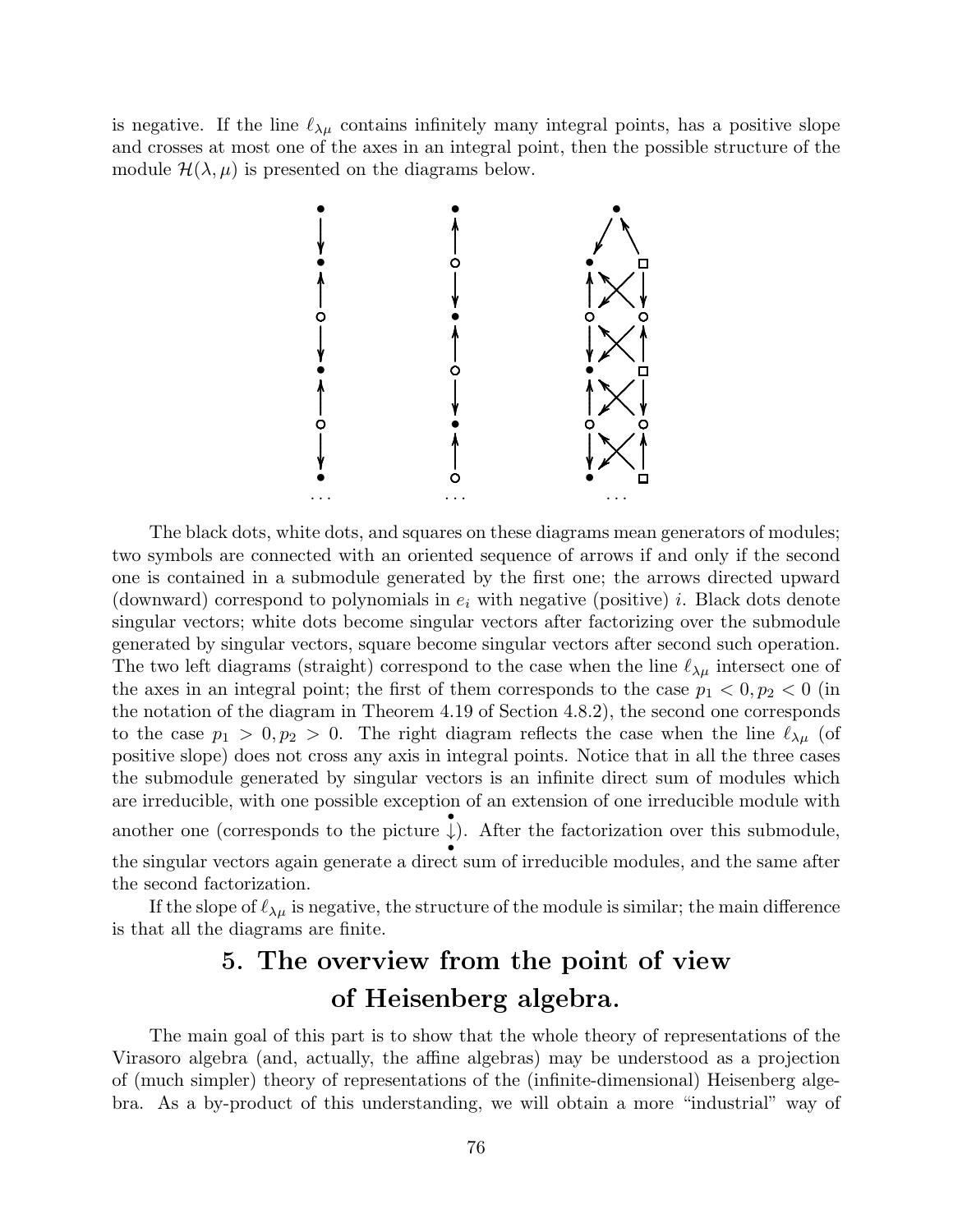is negative. If the line $\ell_{\lambda\mu}$ contains infinitely many integral points, has a positive slope and crosses at most one of the axes in an integral point, then the possible structure of the module $\mathcal{H}(\lambda, \mu)$ is presented on the diagrams below.

The black dots, white dots, and squares on these diagrams mean generators of modules; two symbols are connected with an oriented sequence of arrows if and only if the second one is contained in a submodule generated by the first one; the arrows directed upward (downward) correspond to polynomials in $e_i$ with negative (positive) $i$. Black dots denote singular vectors; white dots become singular vectors after factorizing over the submodule generated by singular vectors, square become singular vectors after second such operation. The two left diagrams (straight) correspond to the case when the line $\ell_{\lambda\mu}$ intersect one of the axes in an integral point; the first of them corresponds to the case $p_1 < 0, p_2 < 0$ (in the notation of the diagram in Theorem 4.19 of Section 4.8.2), the second one corresponds to the case $p_1 > 0, p_2 > 0$. The right diagram reflects the case when the line $\ell_{\lambda\mu}$ (of positive slope) does not cross any axis in integral points. Notice that in all the three cases the submodule generated by singular vectors is an infinite direct sum of modules which are irreducible, with one possible exception of an extension of one irreducible module with another one (corresponds to the picture $\overset{\bullet}{\underset{\bullet}{\downarrow}}$). After the factorization over this submodule, the singular vectors again generate a direct sum of irreducible modules, and the same after the second factorization.

If the slope of $\ell_{\lambda\mu}$ is negative, the structure of the module is similar; the main difference is that all the diagrams are finite.

# 5. The overview from the point of view of Heisenberg algebra.

The main goal of this part is to show that the whole theory of representations of the Virasoro algebra (and, actually, the affine algebras) may be understood as a projection of (much simpler) theory of representations of the (infinite-dimensional) Heisenberg algebra. As a by-product of this understanding, we will obtain a more "industrial" way of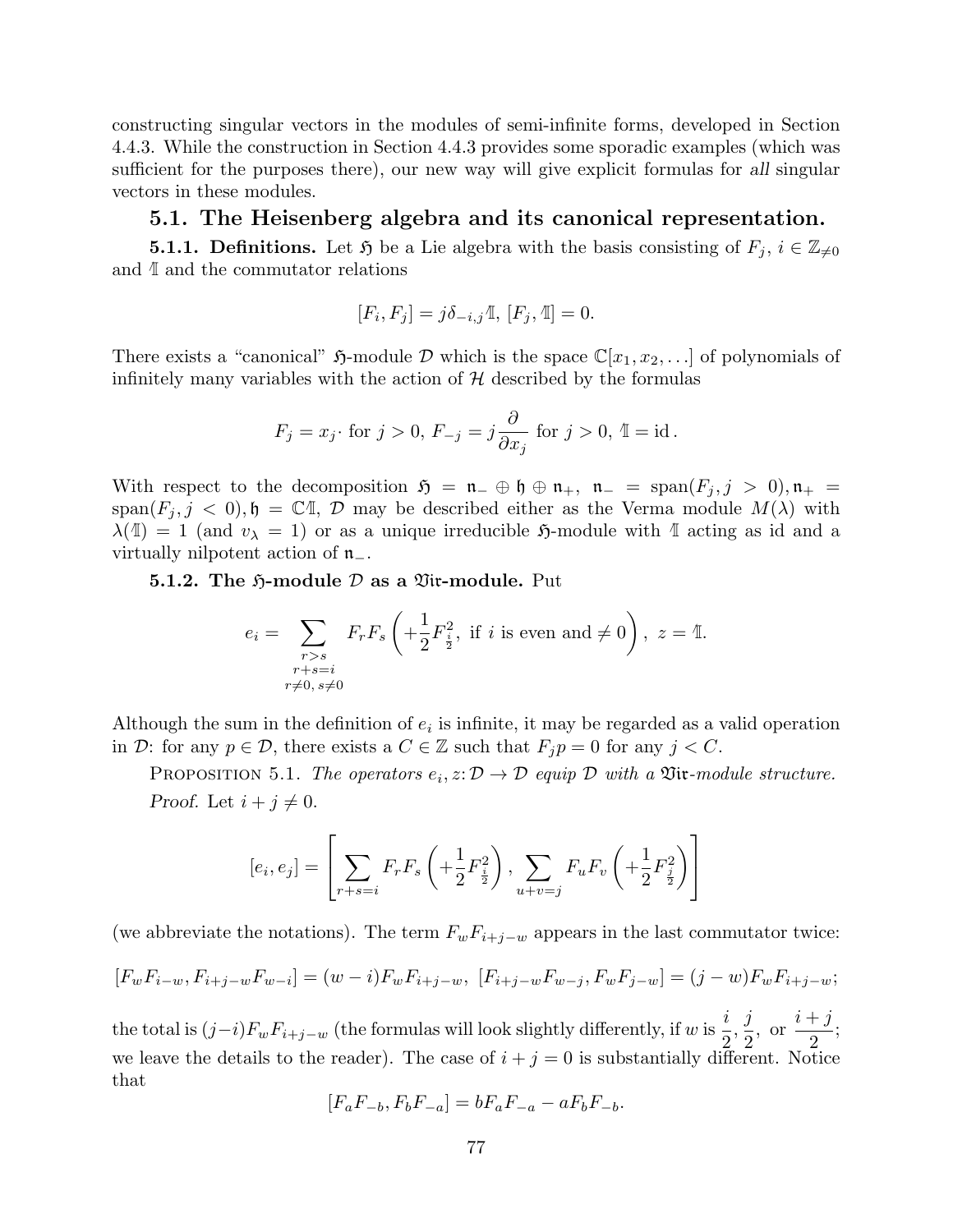constructing singular vectors in the modules of semi-infinite forms, developed in Section 4.4.3. While the construction in Section 4.4.3 provides some sporadic examples (which was sufficient for the purposes there), our new way will give explicit formulas for *all* singular vectors in these modules.

## 5.1. The Heisenberg algebra and its canonical representation.

**5.1.1. Definitions.** Let $\mathfrak{H}$ be a Lie algebra with the basis consisting of $F_j$, $i \in \mathbb{Z}_{\neq 0}$ and $\mathbb{1}$ and the commutator relations

$$[F_i, F_j] = j\delta_{-i,j}\mathbb{1},\ [F_j, \mathbb{1}] = 0.$$

There exists a "canonical" $\mathfrak{H}$-module $\mathcal{D}$ which is the space $\mathbb{C}[x_1, x_2, \dots]$ of polynomials of infinitely many variables with the action of $\mathcal{H}$ described by the formulas

$$F_j = x_j\cdot \text{ for } j > 0,\ F_{-j} = j\frac{\partial}{\partial x_j} \text{ for } j > 0,\ \mathbb{1} = \mathrm{id}\,.$$

With respect to the decomposition $\mathfrak{H} = \mathfrak{n}_- \oplus \mathfrak{h} \oplus \mathfrak{n}_+,\ \mathfrak{n}_- = \mathrm{span}(F_j, j > 0), \mathfrak{n}_+ = \mathrm{span}(F_j, j < 0), \mathfrak{h} = \mathbb{C}\mathbb{1}$, $\mathcal{D}$ may be described either as the Verma module $M(\lambda)$ with $\lambda(\mathbb{1}) = 1$ (and $v_\lambda = 1$) or as a unique irreducible $\mathfrak{H}$-module with $\mathbb{1}$ acting as id and a virtually nilpotent action of $\mathfrak{n}_-$.

**5.1.2. The $\mathfrak{H}$-module $\mathcal{D}$ as a $\mathfrak{Vir}$-module.** Put

$$e_i = \sum_{\substack{r>s\\ r+s=i\\ r\neq 0,\, s\neq 0}} F_r F_s \left( +\frac{1}{2}F_{\frac{i}{2}}^2,\ \text{if } i \text{ is even and} \neq 0 \right),\ z = \mathbb{1}.$$

Although the sum in the definition of $e_i$ is infinite, it may be regarded as a valid operation in $\mathcal{D}$: for any $p \in \mathcal{D}$, there exists a $C \in \mathbb{Z}$ such that $F_j p = 0$ for any $j < C$.

Proposition 5.1. *The operators $e_i, z\colon \mathcal{D} \to \mathcal{D}$ equip $\mathcal{D}$ with a $\mathfrak{Vir}$-module structure.*

*Proof.* Let $i + j \neq 0$.

$$[e_i, e_j] = \left[ \sum_{r+s=i} F_r F_s \left( +\frac{1}{2}F_{\frac{i}{2}}^2 \right),\ \sum_{u+v=j} F_u F_v \left( +\frac{1}{2}F_{\frac{j}{2}}^2 \right) \right]$$

(we abbreviate the notations). The term $F_w F_{i+j-w}$ appears in the last commutator twice:

$$[F_w F_{i-w}, F_{i+j-w}F_{w-i}] = (w-i)F_wF_{i+j-w},\ [F_{i+j-w}F_{w-j}, F_wF_{j-w}] = (j-w)F_wF_{i+j-w};$$

the total is $(j-i)F_wF_{i+j-w}$ (the formulas will look slightly differently, if $w$ is $\frac{i}{2}, \frac{j}{2},$ or $\frac{i+j}{2}$; we leave the details to the reader). The case of $i + j = 0$ is substantially different. Notice that

$$[F_aF_{-b}, F_bF_{-a}] = bF_aF_{-a} - aF_bF_{-b}.$$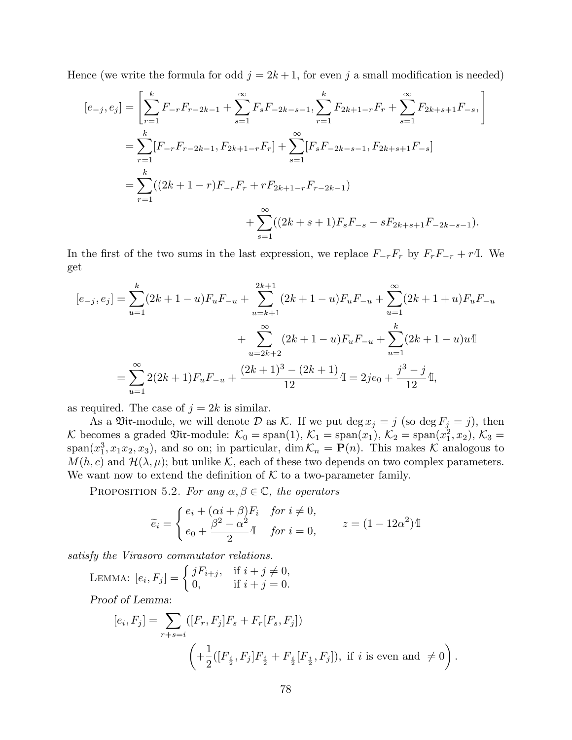Hence (we write the formula for odd $j = 2k+1$, for even $j$ a small modification is needed)

$$
\begin{aligned}
[e_{-j}, e_j] &= \left[\sum_{r=1}^{k} F_{-r}F_{r-2k-1} + \sum_{s=1}^{\infty} F_s F_{-2k-s-1}, \sum_{r=1}^{k} F_{2k+1-r}F_r + \sum_{s=1}^{\infty} F_{2k+s+1}F_{-s},\right] \\
&= \sum_{r=1}^{k}[F_{-r}F_{r-2k-1}, F_{2k+1-r}F_r] + \sum_{s=1}^{\infty}[F_sF_{-2k-s-1}, F_{2k+s+1}F_{-s}] \\
&= \sum_{r=1}^{k}((2k+1-r)F_{-r}F_r + rF_{2k+1-r}F_{r-2k-1}) \\
&\qquad\qquad\qquad + \sum_{s=1}^{\infty}((2k+s+1)F_sF_{-s} - sF_{2k+s+1}F_{-2k-s-1}).
\end{aligned}
$$

In the first of the two sums in the last expression, we replace $F_{-r}F_r$ by $F_rF_{-r} + r\mathbb{1}$. We get

$$
\begin{aligned}
[e_{-j}, e_j] &= \sum_{u=1}^{k}(2k+1-u)F_uF_{-u} + \sum_{u=k+1}^{2k+1}(2k+1-u)F_uF_{-u} + \sum_{u=1}^{\infty}(2k+1+u)F_uF_{-u} \\
&\qquad\qquad + \sum_{u=2k+2}^{\infty}(2k+1-u)F_uF_{-u} + \sum_{u=1}^{k}(2k+1-u)u\mathbb{1} \\
&= \sum_{u=1}^{\infty} 2(2k+1)F_uF_{-u} + \frac{(2k+1)^3-(2k+1)}{12}\mathbb{1} = 2je_0 + \frac{j^3-j}{12}\mathbb{1},
\end{aligned}
$$

as required. The case of $j = 2k$ is similar.

As a $\mathfrak{Vir}$-module, we will denote $\mathcal{D}$ as $\mathcal{K}$. If we put $\deg x_j = j$ (so $\deg F_j = j$), then $\mathcal{K}$ becomes a graded $\mathfrak{Vir}$-module: $\mathcal{K}_0 = \mathrm{span}(1)$, $\mathcal{K}_1 = \mathrm{span}(x_1)$, $\mathcal{K}_2 = \mathrm{span}(x_1^2, x_2)$, $\mathcal{K}_3 = \mathrm{span}(x_1^3, x_1x_2, x_3)$, and so on; in particular, $\dim \mathcal{K}_n = \mathbf{P}(n)$. This makes $\mathcal{K}$ analogous to $M(h,c)$ and $\mathcal{H}(\lambda,\mu)$; but unlike $\mathcal{K}$, each of these two depends on two complex parameters. We want now to extend the definition of $\mathcal{K}$ to a two-parameter family.

Proposition 5.2. *For any $\alpha, \beta \in \mathbb{C}$, the operators*

$$
\widetilde{e}_i = \begin{cases} e_i + (\alpha i + \beta)F_i & \text{for } i \neq 0, \\ e_0 + \dfrac{\beta^2 - \alpha^2}{2}\mathbb{1} & \text{for } i = 0, \end{cases} \qquad z = (1 - 12\alpha^2)\mathbb{1}
$$

*satisfy the Virasoro commutator relations.*

Lemma: $[e_i, F_j] = \begin{cases} jF_{i+j}, & \text{if } i+j \neq 0, \\ 0, & \text{if } i+j = 0. \end{cases}$

*Proof of Lemma*:

$$
[e_i, F_j] = \sum_{r+s=i}([F_r, F_j]F_s + F_r[F_s, F_j])
$$

$$
\left(+\frac{1}{2}([F_{\frac{i}{2}}, F_j]F_{\frac{i}{2}} + F_{\frac{i}{2}}[F_{\frac{i}{2}}, F_j]), \text{ if } i \text{ is even and } \neq 0\right).
$$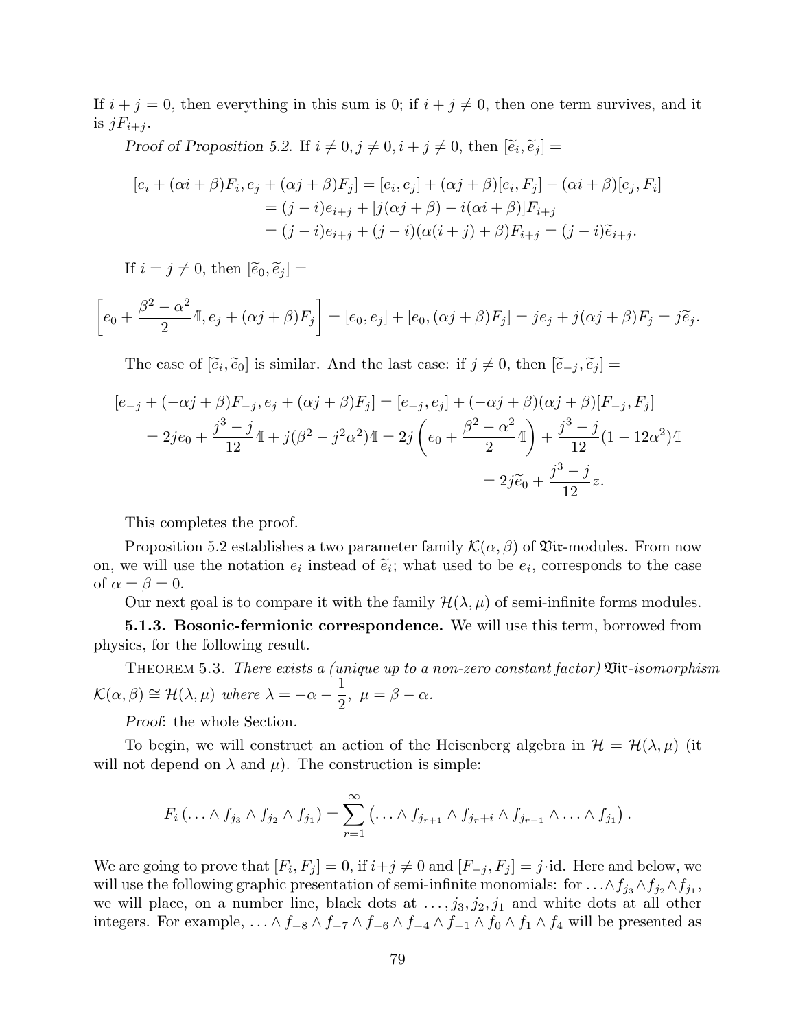If $i + j = 0$, then everything in this sum is 0; if $i + j \neq 0$, then one term survives, and it is $jF_{i+j}$.

*Proof of Proposition 5.2.* If $i \neq 0, j \neq 0, i + j \neq 0$, then $[\widetilde{e}_i, \widetilde{e}_j] =$

$$
\begin{aligned}
[e_i + (\alpha i + \beta)F_i, e_j + (\alpha j + \beta)F_j] &= [e_i, e_j] + (\alpha j + \beta)[e_i, F_j] - (\alpha i + \beta)[e_j, F_i] \\
&= (j - i)e_{i+j} + [j(\alpha j + \beta) - i(\alpha i + \beta)]F_{i+j} \\
&= (j - i)e_{i+j} + (j - i)(\alpha(i + j) + \beta)F_{i+j} = (j - i)\widetilde{e}_{i+j}.
\end{aligned}
$$

If $i = j \neq 0$, then $[\widetilde{e}_0, \widetilde{e}_j] =$

$$
\left[e_0 + \frac{\beta^2 - \alpha^2}{2}\mathbb{1}, e_j + (\alpha j + \beta)F_j\right] = [e_0, e_j] + [e_0, (\alpha j + \beta)F_j] = je_j + j(\alpha j + \beta)F_j = j\widetilde{e}_j.
$$

The case of $[\widetilde{e}_i, \widetilde{e}_0]$ is similar. And the last case: if $j \neq 0$, then $[\widetilde{e}_{-j}, \widetilde{e}_j] =$

$$
\begin{aligned}
[e_{-j} + (-\alpha j + \beta)F_{-j}, e_j + (\alpha j + \beta)F_j] &= [e_{-j}, e_j] + (-\alpha j + \beta)(\alpha j + \beta)[F_{-j}, F_j] \\
= 2je_0 + \frac{j^3 - j}{12}\mathbb{1} + j(\beta^2 - j^2\alpha^2)\mathbb{1} &= 2j\left(e_0 + \frac{\beta^2 - \alpha^2}{2}\mathbb{1}\right) + \frac{j^3 - j}{12}(1 - 12\alpha^2)\mathbb{1} \\
&= 2j\widetilde{e}_0 + \frac{j^3 - j}{12}z.
\end{aligned}
$$

This completes the proof.

Proposition 5.2 establishes a two parameter family $\mathcal{K}(\alpha, \beta)$ of $\mathfrak{Vir}$-modules. From now on, we will use the notation $e_i$ instead of $\widetilde{e}_i$; what used to be $e_i$, corresponds to the case of $\alpha = \beta = 0$.

Our next goal is to compare it with the family $\mathcal{H}(\lambda, \mu)$ of semi-infinite forms modules.

**5.1.3. Bosonic-fermionic correspondence.** We will use this term, borrowed from physics, for the following result.

THEOREM 5.3. *There exists a (unique up to a non-zero constant factor) $\mathfrak{Vir}$-isomorphism $\mathcal{K}(\alpha, \beta) \cong \mathcal{H}(\lambda, \mu)$ where $\lambda = -\alpha - \dfrac{1}{2},\ \mu = \beta - \alpha$.*

*Proof*: the whole Section.

To begin, we will construct an action of the Heisenberg algebra in $\mathcal{H} = \mathcal{H}(\lambda, \mu)$ (it will not depend on $\lambda$ and $\mu$). The construction is simple:

$$
F_i\left(\ldots \wedge f_{j_3} \wedge f_{j_2} \wedge f_{j_1}\right) = \sum_{r=1}^{\infty}\left(\ldots \wedge f_{j_{r+1}} \wedge f_{j_r + i} \wedge f_{j_{r-1}} \wedge \ldots \wedge f_{j_1}\right).
$$

We are going to prove that $[F_i, F_j] = 0$, if $i+j \neq 0$ and $[F_{-j}, F_j] = j \cdot \mathrm{id}$. Here and below, we will use the following graphic presentation of semi-infinite monomials: for $\ldots \wedge f_{j_3} \wedge f_{j_2} \wedge f_{j_1}$, we will place, on a number line, black dots at $\ldots, j_3, j_2, j_1$ and white dots at all other integers. For example, $\ldots \wedge f_{-8} \wedge f_{-7} \wedge f_{-6} \wedge f_{-4} \wedge f_{-1} \wedge f_0 \wedge f_1 \wedge f_4$ will be presented as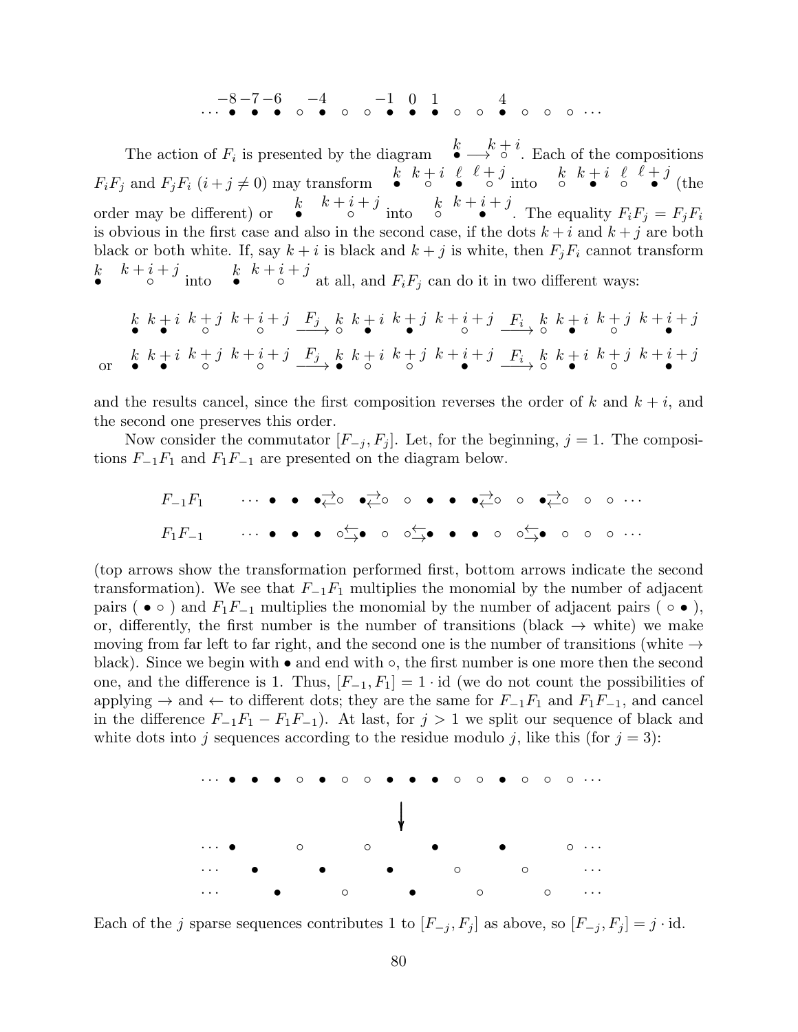$$\begin{array}{ccccccccccccccccccc} \cdots & \overset{-8}{\bullet} & \overset{-7}{\bullet} & \overset{-6}{\bullet} & \circ & \overset{-4}{\bullet} & \circ & \circ & \overset{-1}{\bullet} & \overset{0}{\bullet} & \overset{1}{\bullet} & \circ & \circ & \overset{4}{\bullet} & \circ & \circ & \circ & \cdots \end{array}$$

The action of $F_i$ is presented by the diagram $\overset{k}{\bullet} \longrightarrow \overset{k+i}{\circ}$. Each of the compositions $F_iF_j$ and $F_jF_i$ ($i+j \neq 0$) may transform $\overset{k}{\bullet}\ \overset{k+i}{\circ}\ \overset{\ell}{\bullet}\ \overset{\ell+j}{\circ}$ into $\overset{k}{\circ}\ \overset{k+i}{\bullet}\ \overset{\ell}{\circ}\ \overset{\ell+j}{\bullet}$ (the order may be different) or $\overset{k}{\bullet}\quad \overset{k+i+j}{\circ}$ into $\overset{k}{\circ}\ \overset{k+i+j}{\bullet}$. The equality $F_iF_j = F_jF_i$ is obvious in the first case and also in the second case, if the dots $k+i$ and $k+j$ are both black or both white. If, say $k+i$ is black and $k+j$ is white, then $F_jF_i$ cannot transform $\overset{k}{\bullet}\quad \overset{k+i+j}{\circ}$ into $\overset{k}{\bullet}\ \overset{k+i+j}{\circ}$ at all, and $F_iF_j$ can do it in two different ways:

$$\overset{k}{\bullet}\ \overset{k+i}{\bullet}\ \overset{k+j}{\circ}\ \overset{k+i+j}{\circ} \xrightarrow{F_j} \overset{k}{\circ}\ \overset{k+i}{\bullet}\ \overset{k+j}{\bullet}\ \overset{k+i+j}{\circ} \xrightarrow{F_i} \overset{k}{\circ}\ \overset{k+i}{\bullet}\ \overset{k+j}{\circ}\ \overset{k+i+j}{\bullet}$$

$$\text{or}\quad \overset{k}{\bullet}\ \overset{k+i}{\bullet}\ \overset{k+j}{\circ}\ \overset{k+i+j}{\circ} \xrightarrow{F_j} \overset{k}{\bullet}\ \overset{k+i}{\circ}\ \overset{k+j}{\circ}\ \overset{k+i+j}{\bullet} \xrightarrow{F_i} \overset{k}{\circ}\ \overset{k+i}{\bullet}\ \overset{k+j}{\circ}\ \overset{k+i+j}{\bullet}$$

and the results cancel, since the first composition reverses the order of $k$ and $k+i$, and the second one preserves this order.

Now consider the commutator $[F_{-j}, F_j]$. Let, for the beginning, $j = 1$. The compositions $F_{-1}F_1$ and $F_1F_{-1}$ are presented on the diagram below.

$$\begin{array}{ll} F_{-1}F_1 & \cdots\ \bullet\ \ \bullet\ \ \bullet\overset{\rightarrow}{\underset{\leftarrow}{}}\circ\ \ \bullet\overset{\rightarrow}{\underset{\leftarrow}{}}\circ\ \ \circ\ \ \bullet\ \ \bullet\ \ \bullet\overset{\rightarrow}{\underset{\leftarrow}{}}\circ\ \ \circ\ \ \bullet\overset{\rightarrow}{\underset{\leftarrow}{}}\circ\ \ \circ\ \ \circ\ \cdots \\ F_1F_{-1} & \cdots\ \bullet\ \ \bullet\ \ \bullet\ \ \circ\overset{\leftarrow}{\underset{\rightarrow}{}}\bullet\ \ \circ\ \ \circ\overset{\leftarrow}{\underset{\rightarrow}{}}\bullet\ \ \bullet\ \ \bullet\ \ \circ\ \ \circ\overset{\leftarrow}{\underset{\rightarrow}{}}\bullet\ \ \circ\ \ \circ\ \ \circ\ \cdots \end{array}$$

(top arrows show the transformation performed first, bottom arrows indicate the second transformation). We see that $F_{-1}F_1$ multiplies the monomial by the number of adjacent pairs ( $\bullet\ \circ$ ) and $F_1F_{-1}$ multiplies the monomial by the number of adjacent pairs ( $\circ\ \bullet$ ), or, differently, the first number is the number of transitions (black $\to$ white) we make moving from far left to far right, and the second one is the number of transitions (white $\to$ black). Since we begin with $\bullet$ and end with $\circ$, the first number is one more then the second one, and the difference is 1. Thus, $[F_{-1}, F_1] = 1 \cdot \mathrm{id}$ (we do not count the possibilities of applying $\to$ and $\leftarrow$ to different dots; they are the same for $F_{-1}F_1$ and $F_1F_{-1}$, and cancel in the difference $F_{-1}F_1 - F_1F_{-1}$). At last, for $j > 1$ we split our sequence of black and white dots into $j$ sequences according to the residue modulo $j$, like this (for $j = 3$):

$$\begin{array}{c} \cdots\ \bullet\ \bullet\ \bullet\ \circ\ \bullet\ \circ\ \circ\ \bullet\ \bullet\ \bullet\ \circ\ \circ\ \bullet\ \circ\ \circ\ \circ\ \cdots \\ \downarrow \\ \cdots\ \bullet\quad\ \ \circ\quad\ \ \circ\quad\ \ \bullet\quad\ \ \bullet\quad\ \ \circ\ \cdots \\ \cdots\quad \bullet\quad\ \ \bullet\quad\ \ \bullet\quad\ \ \circ\quad\ \ \circ\quad\quad \cdots \\ \cdots\quad\quad \bullet\quad\ \ \circ\quad\ \ \bullet\quad\ \ \circ\quad\ \ \circ\quad \cdots \end{array}$$

Each of the $j$ sparse sequences contributes 1 to $[F_{-j}, F_j]$ as above, so $[F_{-j}, F_j] = j \cdot \mathrm{id}$.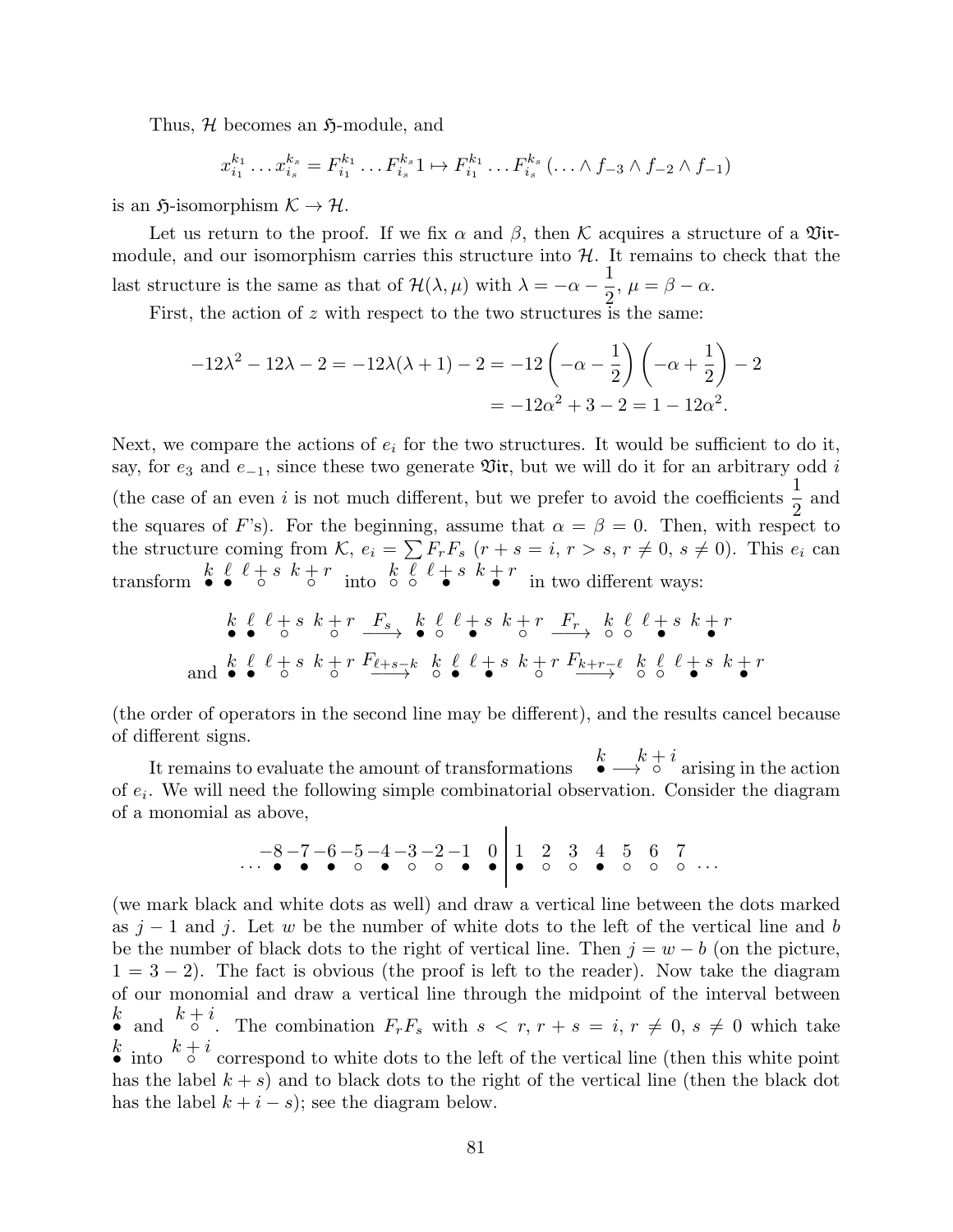Thus, $\mathcal{H}$ becomes an $\mathfrak{H}$-module, and

$$x_{i_1}^{k_1} \dots x_{i_s}^{k_s} = F_{i_1}^{k_1} \dots F_{i_s}^{k_s} 1 \mapsto F_{i_1}^{k_1} \dots F_{i_s}^{k_s} (\dots \wedge f_{-3} \wedge f_{-2} \wedge f_{-1})$$

is an $\mathfrak{H}$-isomorphism $\mathcal{K} \to \mathcal{H}$.

Let us return to the proof. If we fix $\alpha$ and $\beta$, then $\mathcal{K}$ acquires a structure of a $\mathfrak{Vir}$-module, and our isomorphism carries this structure into $\mathcal{H}$. It remains to check that the last structure is the same as that of $\mathcal{H}(\lambda, \mu)$ with $\lambda = -\alpha - \dfrac{1}{2}$, $\mu = \beta - \alpha$.

First, the action of $z$ with respect to the two structures is the same:

$$\begin{aligned} -12\lambda^2 - 12\lambda - 2 = -12\lambda(\lambda+1) - 2 &= -12\left(-\alpha - \frac{1}{2}\right)\left(-\alpha + \frac{1}{2}\right) - 2 \\ &= -12\alpha^2 + 3 - 2 = 1 - 12\alpha^2. \end{aligned}$$

Next, we compare the actions of $e_i$ for the two structures. It would be sufficient to do it, say, for $e_3$ and $e_{-1}$, since these two generate $\mathfrak{Vir}$, but we will do it for an arbitrary odd $i$ (the case of an even $i$ is not much different, but we prefer to avoid the coefficients $\dfrac{1}{2}$ and the squares of $F$'s). For the beginning, assume that $\alpha = \beta = 0$. Then, with respect to the structure coming from $\mathcal{K}$, $e_i = \sum F_r F_s$ ($r + s = i$, $r > s$, $r \neq 0$, $s \neq 0$). This $e_i$ can transform $\overset{k}{\bullet}\ \overset{\ell}{\bullet}\ \overset{\ell+s}{\circ}\ \overset{k+r}{\circ}$ into $\overset{k}{\circ}\ \overset{\ell}{\circ}\ \overset{\ell+s}{\bullet}\ \overset{k+r}{\bullet}$ in two different ways:

$$\overset{k}{\bullet}\ \overset{\ell}{\bullet}\ \overset{\ell+s}{\circ}\ \overset{k+r}{\circ} \xrightarrow{F_s} \overset{k}{\bullet}\ \overset{\ell}{\circ}\ \overset{\ell+s}{\bullet}\ \overset{k+r}{\circ} \xrightarrow{F_r} \overset{k}{\circ}\ \overset{\ell}{\circ}\ \overset{\ell+s}{\bullet}\ \overset{k+r}{\bullet}$$

$$\text{and } \overset{k}{\bullet}\ \overset{\ell}{\bullet}\ \overset{\ell+s}{\circ}\ \overset{k+r}{\circ} \xrightarrow{F_{\ell+s-k}} \overset{k}{\circ}\ \overset{\ell}{\bullet}\ \overset{\ell+s}{\bullet}\ \overset{k+r}{\circ} \xrightarrow{F_{k+r-\ell}} \overset{k}{\circ}\ \overset{\ell}{\circ}\ \overset{\ell+s}{\bullet}\ \overset{k+r}{\bullet}$$

(the order of operators in the second line may be different), and the results cancel because of different signs.

It remains to evaluate the amount of transformations $\overset{k}{\bullet} \longrightarrow \overset{k+i}{\circ}$ arising in the action of $e_i$. We will need the following simple combinatorial observation. Consider the diagram of a monomial as above,

$$\dots \overset{-8}{\bullet}\ \overset{-7}{\bullet}\ \overset{-6}{\bullet}\ \overset{-5}{\circ}\ \overset{-4}{\bullet}\ \overset{-3}{\circ}\ \overset{-2}{\circ}\ \overset{-1}{\bullet}\ \overset{0}{\bullet}\ \Big|\ \overset{1}{\bullet}\ \overset{2}{\circ}\ \overset{3}{\circ}\ \overset{4}{\bullet}\ \overset{5}{\circ}\ \overset{6}{\circ}\ \overset{7}{\circ} \dots$$

(we mark black and white dots as well) and draw a vertical line between the dots marked as $j-1$ and $j$. Let $w$ be the number of white dots to the left of the vertical line and $b$ be the number of black dots to the right of vertical line. Then $j = w - b$ (on the picture, $1 = 3 - 2$). The fact is obvious (the proof is left to the reader). Now take the diagram of our monomial and draw a vertical line through the midpoint of the interval between $\overset{k}{\bullet}$ and $\overset{k+i}{\circ}$. The combination $F_r F_s$ with $s < r$, $r + s = i$, $r \neq 0$, $s \neq 0$ which take $\overset{k}{\bullet}$ into $\overset{k+i}{\circ}$ correspond to white dots to the left of the vertical line (then this white point has the label $k + s$) and to black dots to the right of the vertical line (then the black dot has the label $k + i - s$); see the diagram below.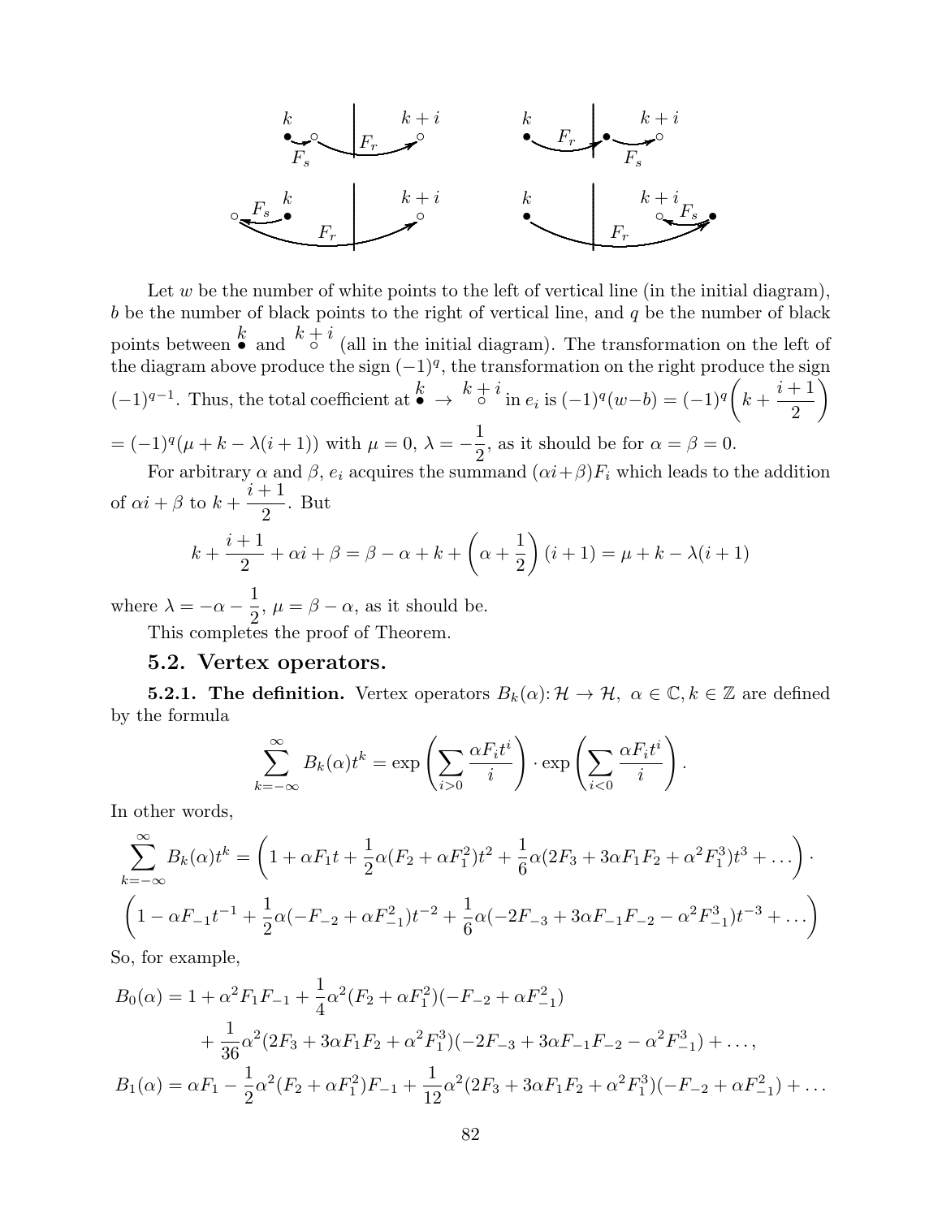Let $w$ be the number of white points to the left of vertical line (in the initial diagram), $b$ be the number of black points to the right of vertical line, and $q$ be the number of black points between $\overset{k}{\bullet}$ and $\overset{k+i}{\circ}$ (all in the initial diagram). The transformation on the left of the diagram above produce the sign $(-1)^q$, the transformation on the right produce the sign $(-1)^{q-1}$. Thus, the total coefficient at $\overset{k}{\bullet} \to \overset{k+i}{\circ}$ in $e_i$ is $(-1)^q(w-b) = (-1)^q\left(k + \dfrac{i+1}{2}\right)$ $= (-1)^q(\mu + k - \lambda(i+1))$ with $\mu = 0$, $\lambda = -\dfrac{1}{2}$, as it should be for $\alpha = \beta = 0$.

For arbitrary $\alpha$ and $\beta$, $e_i$ acquires the summand $(\alpha i+\beta)F_i$ which leads to the addition of $\alpha i + \beta$ to $k + \dfrac{i+1}{2}$. But

$$k + \frac{i+1}{2} + \alpha i + \beta = \beta - \alpha + k + \left(\alpha + \frac{1}{2}\right)(i+1) = \mu + k - \lambda(i+1)$$

where $\lambda = -\alpha - \dfrac{1}{2}$, $\mu = \beta - \alpha$, as it should be.

This completes the proof of Theorem.

## 5.2. Vertex operators.

**5.2.1. The definition.** Vertex operators $B_k(\alpha)\colon \mathcal{H} \to \mathcal{H}$, $\alpha \in \mathbb{C}, k \in \mathbb{Z}$ are defined by the formula

$$\sum_{k=-\infty}^{\infty} B_k(\alpha)t^k = \exp\left(\sum_{i>0} \frac{\alpha F_i t^i}{i}\right) \cdot \exp\left(\sum_{i<0} \frac{\alpha F_i t^i}{i}\right).$$

In other words,

$$\sum_{k=-\infty}^{\infty} B_k(\alpha)t^k = \left(1 + \alpha F_1 t + \frac{1}{2}\alpha(F_2 + \alpha F_1^2)t^2 + \frac{1}{6}\alpha(2F_3 + 3\alpha F_1F_2 + \alpha^2F_1^3)t^3 + \dots\right)\cdot$$
$$\left(1 - \alpha F_{-1}t^{-1} + \frac{1}{2}\alpha(-F_{-2} + \alpha F_{-1}^2)t^{-2} + \frac{1}{6}\alpha(-2F_{-3} + 3\alpha F_{-1}F_{-2} - \alpha^2F_{-1}^3)t^{-3} + \dots\right)$$

So, for example,

$$B_0(\alpha) = 1 + \alpha^2F_1F_{-1} + \frac{1}{4}\alpha^2(F_2 + \alpha F_1^2)(-F_{-2} + \alpha F_{-1}^2)$$
$$+ \frac{1}{36}\alpha^2(2F_3 + 3\alpha F_1F_2 + \alpha^2F_1^3)(-2F_{-3} + 3\alpha F_{-1}F_{-2} - \alpha^2F_{-1}^3) + \dots,$$

$$B_1(\alpha) = \alpha F_1 - \frac{1}{2}\alpha^2(F_2 + \alpha F_1^2)F_{-1} + \frac{1}{12}\alpha^2(2F_3 + 3\alpha F_1F_2 + \alpha^2F_1^3)(-F_{-2} + \alpha F_{-1}^2) + \dots$$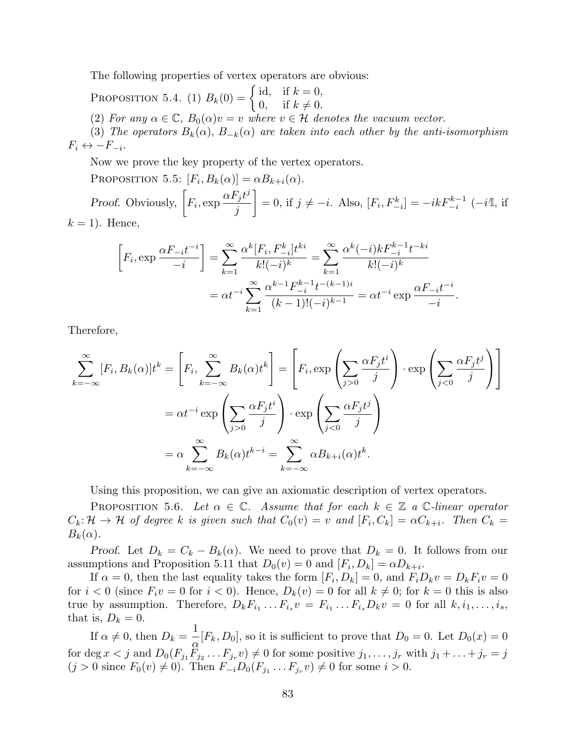The following properties of vertex operators are obvious:

PROPOSITION 5.4. (1) $B_k(0) = \begin{cases} \text{id}, & \text{if } k = 0, \\ 0, & \text{if } k \neq 0. \end{cases}$

(2) *For any $\alpha \in \mathbb{C}$, $B_0(\alpha)v = v$ where $v \in \mathcal{H}$ denotes the vacuum vector.*

(3) *The operators $B_k(\alpha)$, $B_{-k}(\alpha)$ are taken into each other by the anti-isomorphism $F_i \leftrightarrow -F_{-i}$.*

Now we prove the key property of the vertex operators.

PROPOSITION 5.5: $[F_i, B_k(\alpha)] = \alpha B_{k+i}(\alpha)$.

*Proof.* Obviously, $\left[F_i, \exp \dfrac{\alpha F_j t^j}{j}\right] = 0$, if $j \neq -i$. Also, $[F_i, F_{-i}^k] = -ikF_{-i}^{k-1}$ ($-i\mathbb{1}$, if $k = 1$). Hence,

$$\left[F_i, \exp \frac{\alpha F_{-i} t^{-i}}{-i}\right] = \sum_{k=1}^{\infty} \frac{\alpha^k [F_i, F_{-i}^k] t^{ki}}{k!(-i)^k} = \sum_{k=1}^{\infty} \frac{\alpha^k (-i) k F_{-i}^{k-1} t^{-ki}}{k!(-i)^k}$$

$$= \alpha t^{-i} \sum_{k=1}^{\infty} \frac{\alpha^{k-1} F_{-i}^{k-1} t^{-(k-1)i}}{(k-1)!(-i)^{k-1}} = \alpha t^{-i} \exp \frac{\alpha F_{-i} t^{-i}}{-i}.$$

Therefore,

$$\sum_{k=-\infty}^{\infty} [F_i, B_k(\alpha)] t^k = \left[F_i, \sum_{k=-\infty}^{\infty} B_k(\alpha) t^k\right] = \left[F_i, \exp\left(\sum_{j>0} \frac{\alpha F_j t^i}{j}\right) \cdot \exp\left(\sum_{j<0} \frac{\alpha F_j t^j}{j}\right)\right]$$

$$= \alpha t^{-i} \exp\left(\sum_{j>0} \frac{\alpha F_j t^i}{j}\right) \cdot \exp\left(\sum_{j<0} \frac{\alpha F_j t^j}{j}\right)$$

$$= \alpha \sum_{k=-\infty}^{\infty} B_k(\alpha) t^{k-i} = \sum_{k=-\infty}^{\infty} \alpha B_{k+i}(\alpha) t^k.$$

Using this proposition, we can give an axiomatic description of vertex operators.

PROPOSITION 5.6. *Let $\alpha \in \mathbb{C}$. Assume that for each $k \in \mathbb{Z}$ a $\mathbb{C}$-linear operator $C_k \colon \mathcal{H} \to \mathcal{H}$ of degree $k$ is given such that $C_0(v) = v$ and $[F_i, C_k] = \alpha C_{k+i}$. Then $C_k = B_k(\alpha)$.*

*Proof.* Let $D_k = C_k - B_k(\alpha)$. We need to prove that $D_k = 0$. It follows from our assumptions and Proposition 5.11 that $D_0(v) = 0$ and $[F_i, D_k] = \alpha D_{k+i}$.

If $\alpha = 0$, then the last equality takes the form $[F_i, D_k] = 0$, and $F_i D_k v = D_k F_i v = 0$ for $i < 0$ (since $F_i v = 0$ for $i < 0$). Hence, $D_k(v) = 0$ for all $k \neq 0$; for $k = 0$ this is also true by assumption. Therefore, $D_k F_{i_1} \ldots F_{i_s} v = F_{i_1} \ldots F_{i_s} D_k v = 0$ for all $k, i_1, \ldots, i_s$, that is, $D_k = 0$.

If $\alpha \neq 0$, then $D_k = \dfrac{1}{\alpha}[F_k, D_0]$, so it is sufficient to prove that $D_0 = 0$. Let $D_0(x) = 0$ for $\deg x < j$ and $D_0(F_{j_1} F_{j_2} \ldots F_{j_r} v) \neq 0$ for some positive $j_1, \ldots, j_r$ with $j_1 + \ldots + j_r = j$ ($j > 0$ since $F_0(v) \neq 0$). Then $F_{-i} D_0(F_{j_1} \ldots F_{j_r} v) \neq 0$ for some $i > 0$.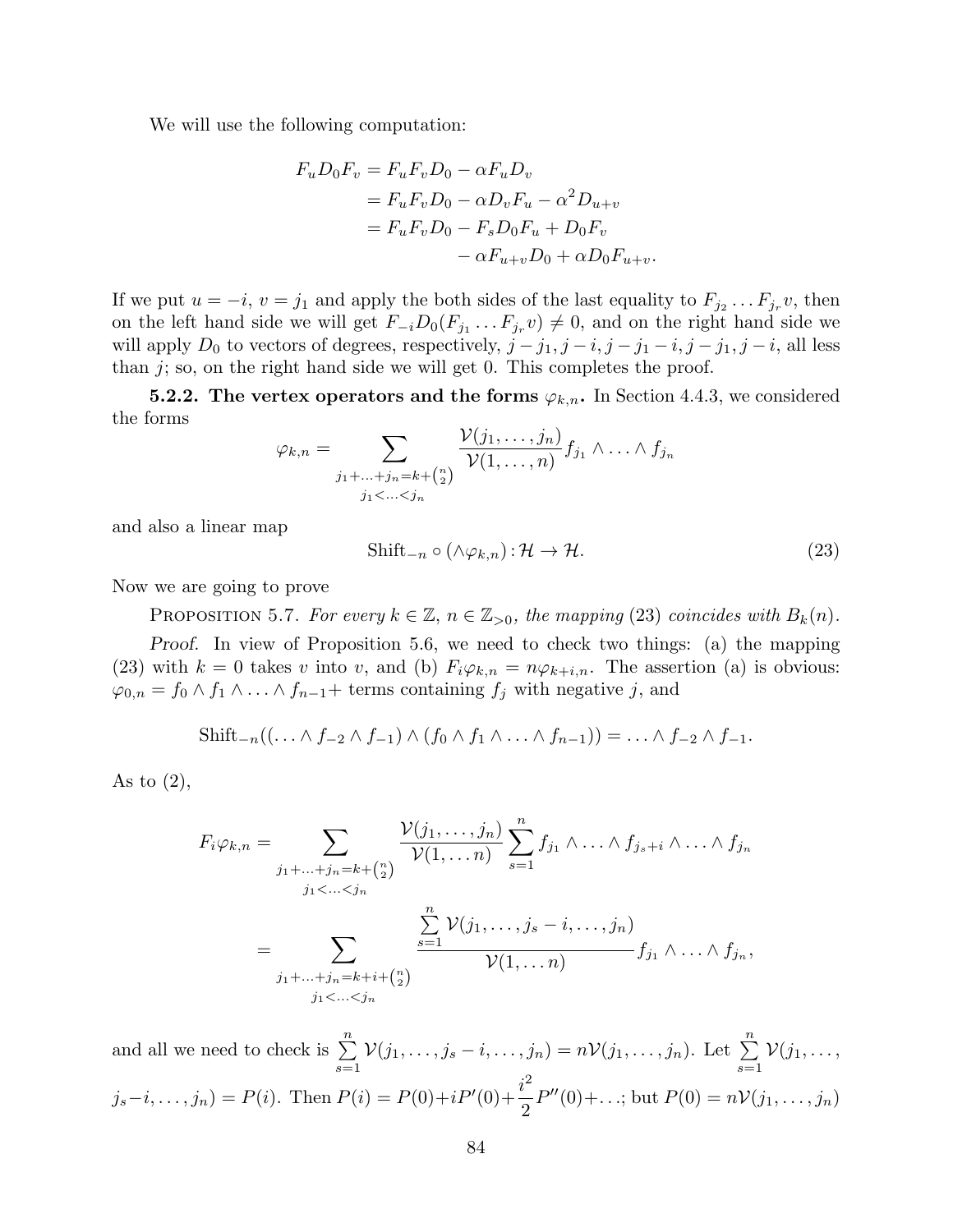We will use the following computation:

$$
\begin{aligned}
F_u D_0 F_v &= F_u F_v D_0 - \alpha F_u D_v \\
&= F_u F_v D_0 - \alpha D_v F_u - \alpha^2 D_{u+v} \\
&= F_u F_v D_0 - F_s D_0 F_u + D_0 F_v \\
&\qquad\qquad - \alpha F_{u+v} D_0 + \alpha D_0 F_{u+v}.
\end{aligned}
$$

If we put $u = -i$, $v = j_1$ and apply the both sides of the last equality to $F_{j_2} \dots F_{j_r} v$, then on the left hand side we will get $F_{-i} D_0 (F_{j_1} \dots F_{j_r} v) \neq 0$, and on the right hand side we will apply $D_0$ to vectors of degrees, respectively, $j - j_1, j - i, j - j_1 - i, j - j_1, j - i$, all less than $j$; so, on the right hand side we will get 0. This completes the proof.

**5.2.2. The vertex operators and the forms $\varphi_{k,n}$.** In Section 4.4.3, we considered the forms

$$
\varphi_{k,n} = \sum_{\substack{j_1 + \ldots + j_n = k + \binom{n}{2} \\ j_1 < \ldots < j_n}} \frac{\mathcal{V}(j_1, \dots, j_n)}{\mathcal{V}(1, \dots, n)} f_{j_1} \wedge \ldots \wedge f_{j_n}
$$

and also a linear map

$$
\mathrm{Shift}_{-n} \circ (\wedge \varphi_{k,n}) \colon \mathcal{H} \to \mathcal{H}. \tag{23}
$$

Now we are going to prove

Proposition 5.7. *For every $k \in \mathbb{Z}$, $n \in \mathbb{Z}_{>0}$, the mapping* (23) *coincides with $B_k(n)$.*

*Proof.* In view of Proposition 5.6, we need to check two things: (a) the mapping (23) with $k = 0$ takes $v$ into $v$, and (b) $F_i \varphi_{k,n} = n \varphi_{k+i,n}$. The assertion (a) is obvious: $\varphi_{0,n} = f_0 \wedge f_1 \wedge \ldots \wedge f_{n-1} +$ terms containing $f_j$ with negative $j$, and

$$
\mathrm{Shift}_{-n}((\ldots \wedge f_{-2} \wedge f_{-1}) \wedge (f_0 \wedge f_1 \wedge \ldots \wedge f_{n-1})) = \ldots \wedge f_{-2} \wedge f_{-1}.
$$

As to (2),

$$
\begin{aligned}
F_i \varphi_{k,n} &= \sum_{\substack{j_1 + \ldots + j_n = k + \binom{n}{2} \\ j_1 < \ldots < j_n}} \frac{\mathcal{V}(j_1, \dots, j_n)}{\mathcal{V}(1, \dots n)} \sum_{s=1}^{n} f_{j_1} \wedge \ldots \wedge f_{j_s + i} \wedge \ldots \wedge f_{j_n} \\
&= \sum_{\substack{j_1 + \ldots + j_n = k + i + \binom{n}{2} \\ j_1 < \ldots < j_n}} \frac{\sum_{s=1}^{n} \mathcal{V}(j_1, \dots, j_s - i, \dots, j_n)}{\mathcal{V}(1, \dots n)} f_{j_1} \wedge \ldots \wedge f_{j_n},
\end{aligned}
$$

and all we need to check is $\sum_{s=1}^{n} \mathcal{V}(j_1, \dots, j_s - i, \dots, j_n) = n \mathcal{V}(j_1, \dots, j_n)$. Let $\sum_{s=1}^{n} \mathcal{V}(j_1, \dots, j_s - i, \dots, j_n) = P(i)$. Then $P(i) = P(0) + iP'(0) + \frac{i^2}{2} P''(0) + \ldots$; but $P(0) = n \mathcal{V}(j_1, \dots, j_n)$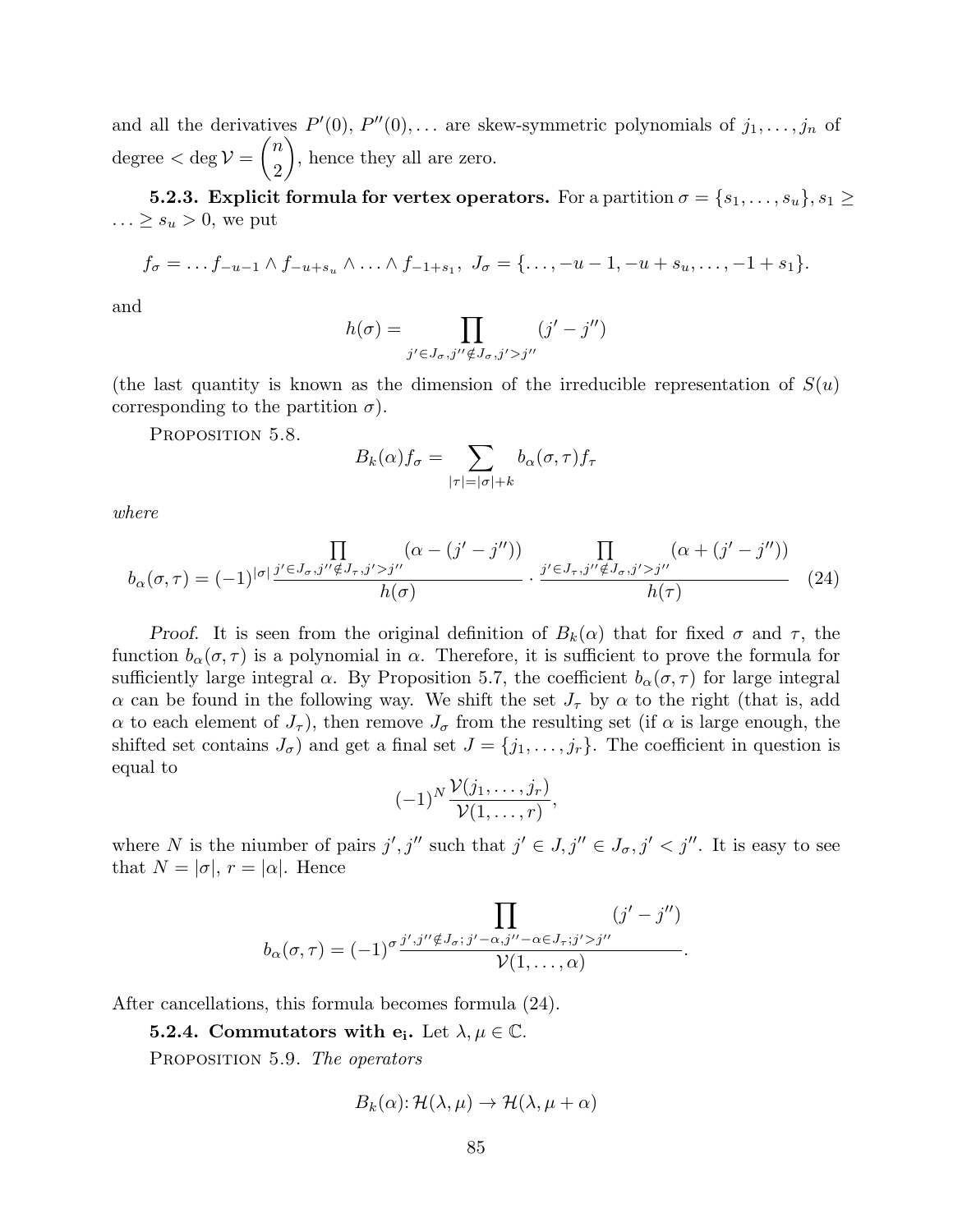and all the derivatives $P'(0)$, $P''(0), \dots$ are skew-symmetric polynomials of $j_1, \dots, j_n$ of degree $< \deg \mathcal{V} = \binom{n}{2}$, hence they all are zero.

**5.2.3. Explicit formula for vertex operators.** For a partition $\sigma = \{s_1, \dots, s_u\}, s_1 \geq \dots \geq s_u > 0$, we put

$$f_\sigma = \dots f_{-u-1} \wedge f_{-u+s_u} \wedge \dots \wedge f_{-1+s_1},\ J_\sigma = \{\dots, -u-1, -u+s_u, \dots, -1+s_1\}.$$

and

$$h(\sigma) = \prod_{j' \in J_\sigma, j'' \notin J_\sigma, j' > j''} (j' - j'')$$

(the last quantity is known as the dimension of the irreducible representation of $S(u)$ corresponding to the partition $\sigma$).

Proposition 5.8.

$$B_k(\alpha) f_\sigma = \sum_{|\tau| = |\sigma| + k} b_\alpha(\sigma, \tau) f_\tau$$

*where*

$$b_\alpha(\sigma, \tau) = (-1)^{|\sigma|} \frac{\prod_{j' \in J_\sigma, j'' \notin J_\tau, j' > j''} (\alpha - (j' - j''))}{h(\sigma)} \cdot \frac{\prod_{j' \in J_\tau, j'' \notin J_\sigma, j' > j''} (\alpha + (j' - j''))}{h(\tau)} \tag{24}$$

*Proof.* It is seen from the original definition of $B_k(\alpha)$ that for fixed $\sigma$ and $\tau$, the function $b_\alpha(\sigma, \tau)$ is a polynomial in $\alpha$. Therefore, it is sufficient to prove the formula for sufficiently large integral $\alpha$. By Proposition 5.7, the coefficient $b_\alpha(\sigma, \tau)$ for large integral $\alpha$ can be found in the following way. We shift the set $J_\tau$ by $\alpha$ to the right (that is, add $\alpha$ to each element of $J_\tau$), then remove $J_\sigma$ from the resulting set (if $\alpha$ is large enough, the shifted set contains $J_\sigma$) and get a final set $J = \{j_1, \dots, j_r\}$. The coefficient in question is equal to

$$(-1)^N \frac{\mathcal{V}(j_1, \dots, j_r)}{\mathcal{V}(1, \dots, r)},$$

where $N$ is the niumber of pairs $j', j''$ such that $j' \in J, j'' \in J_\sigma, j' < j''$. It is easy to see that $N = |\sigma|$, $r = |\alpha|$. Hence

$$b_\alpha(\sigma, \tau) = (-1)^\sigma \frac{\prod_{j', j'' \notin J_\sigma;\, j' - \alpha, j'' - \alpha \in J_\tau;\, j' > j''} (j' - j'')}{\mathcal{V}(1, \dots, \alpha)}.$$

After cancellations, this formula becomes formula (24).

**5.2.4. Commutators with $\mathbf{e_i}$.** Let $\lambda, \mu \in \mathbb{C}$.

Proposition 5.9. *The operators*

$$B_k(\alpha) \colon \mathcal{H}(\lambda, \mu) \to \mathcal{H}(\lambda, \mu + \alpha)$$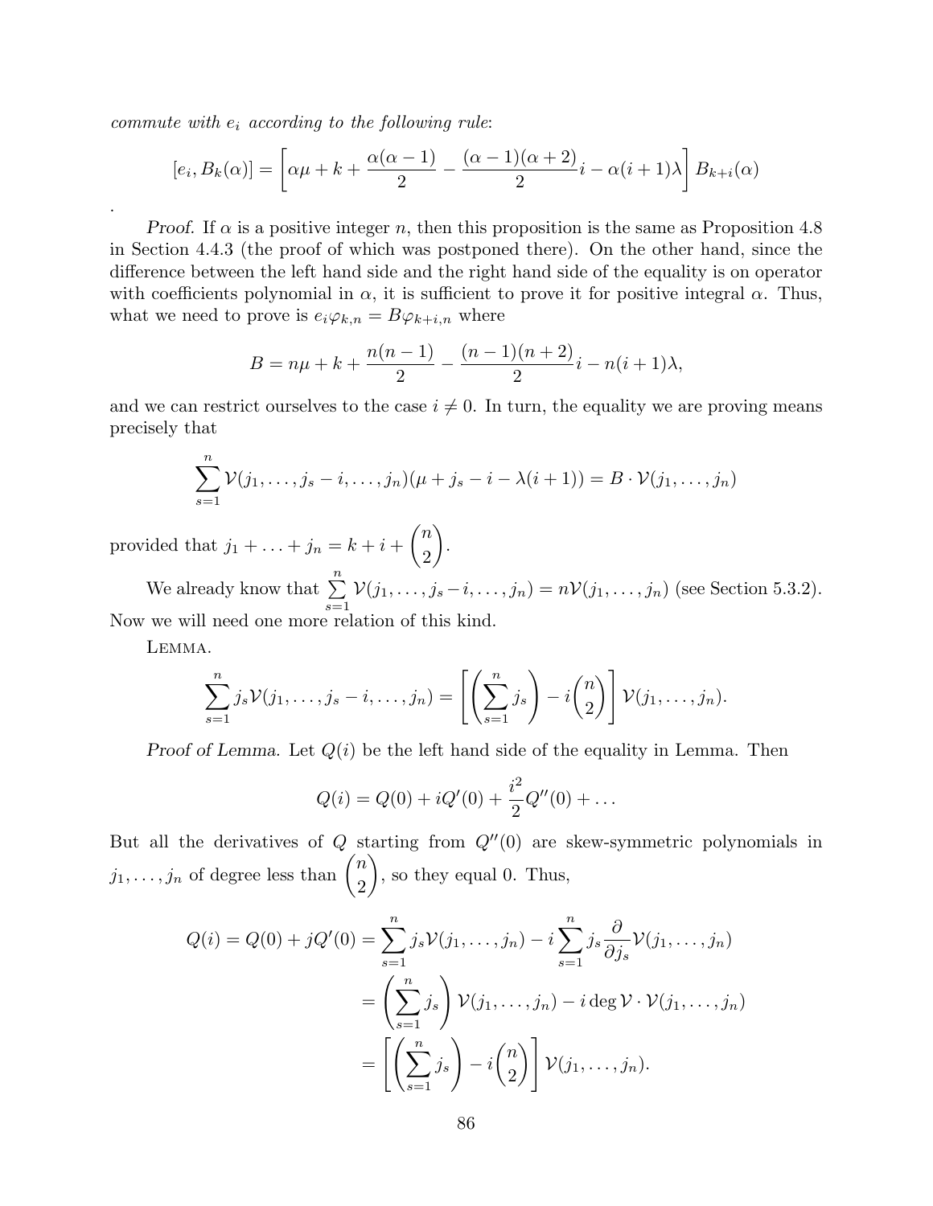*commute with $e_i$ according to the following rule*:

$$[e_i, B_k(\alpha)] = \left[\alpha\mu + k + \frac{\alpha(\alpha-1)}{2} - \frac{(\alpha-1)(\alpha+2)}{2}i - \alpha(i+1)\lambda\right] B_{k+i}(\alpha)$$

.

*Proof.* If $\alpha$ is a positive integer $n$, then this proposition is the same as Proposition 4.8 in Section 4.4.3 (the proof of which was postponed there). On the other hand, since the difference between the left hand side and the right hand side of the equality is on operator with coefficients polynomial in $\alpha$, it is sufficient to prove it for positive integral $\alpha$. Thus, what we need to prove is $e_i\varphi_{k,n} = B\varphi_{k+i,n}$ where

$$B = n\mu + k + \frac{n(n-1)}{2} - \frac{(n-1)(n+2)}{2}i - n(i+1)\lambda,$$

and we can restrict ourselves to the case $i \neq 0$. In turn, the equality we are proving means precisely that

$$\sum_{s=1}^{n} \mathcal{V}(j_1, \ldots, j_s - i, \ldots, j_n)(\mu + j_s - i - \lambda(i+1)) = B \cdot \mathcal{V}(j_1, \ldots, j_n)$$

provided that $j_1 + \ldots + j_n = k + i + \binom{n}{2}$.

We already know that $\sum_{s=1}^{n} \mathcal{V}(j_1, \ldots, j_s - i, \ldots, j_n) = n\mathcal{V}(j_1, \ldots, j_n)$ (see Section 5.3.2). Now we will need one more relation of this kind.

Lemma.

$$\sum_{s=1}^{n} j_s \mathcal{V}(j_1, \ldots, j_s - i, \ldots, j_n) = \left[\left(\sum_{s=1}^{n} j_s\right) - i\binom{n}{2}\right] \mathcal{V}(j_1, \ldots, j_n).$$

*Proof of Lemma.* Let $Q(i)$ be the left hand side of the equality in Lemma. Then

$$Q(i) = Q(0) + iQ'(0) + \frac{i^2}{2}Q''(0) + \ldots$$

But all the derivatives of $Q$ starting from $Q''(0)$ are skew-symmetric polynomials in $j_1, \ldots, j_n$ of degree less than $\binom{n}{2}$, so they equal 0. Thus,

$$\begin{aligned}
Q(i) = Q(0) + jQ'(0) &= \sum_{s=1}^{n} j_s \mathcal{V}(j_1, \ldots, j_n) - i\sum_{s=1}^{n} j_s \frac{\partial}{\partial j_s}\mathcal{V}(j_1, \ldots, j_n) \\
&= \left(\sum_{s=1}^{n} j_s\right) \mathcal{V}(j_1, \ldots, j_n) - i \deg \mathcal{V} \cdot \mathcal{V}(j_1, \ldots, j_n) \\
&= \left[\left(\sum_{s=1}^{n} j_s\right) - i\binom{n}{2}\right] \mathcal{V}(j_1, \ldots, j_n).
\end{aligned}$$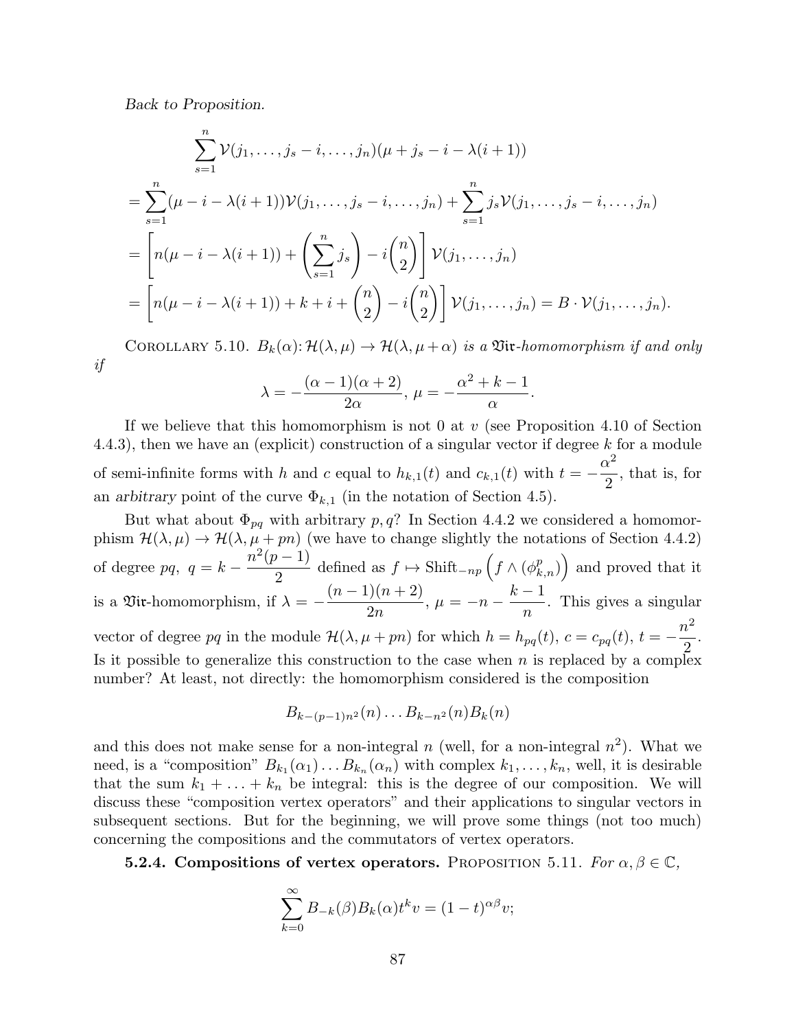*Back to Proposition.*

$$
\begin{aligned}
&\sum_{s=1}^{n}\mathcal{V}(j_1,\dots,j_s-i,\dots,j_n)(\mu+j_s-i-\lambda(i+1))\\
&=\sum_{s=1}^{n}(\mu-i-\lambda(i+1))\mathcal{V}(j_1,\dots,j_s-i,\dots,j_n)+\sum_{s=1}^{n}j_s\mathcal{V}(j_1,\dots,j_s-i,\dots,j_n)\\
&=\left[n(\mu-i-\lambda(i+1))+\left(\sum_{s=1}^{n}j_s\right)-i\binom{n}{2}\right]\mathcal{V}(j_1,\dots,j_n)\\
&=\left[n(\mu-i-\lambda(i+1))+k+i+\binom{n}{2}-i\binom{n}{2}\right]\mathcal{V}(j_1,\dots,j_n)=B\cdot\mathcal{V}(j_1,\dots,j_n).
\end{aligned}
$$

COROLLARY 5.10. *$B_k(\alpha)\colon \mathcal{H}(\lambda,\mu)\to\mathcal{H}(\lambda,\mu+\alpha)$ is a $\mathfrak{Vir}$-homomorphism if and only if*

$$
\lambda=-\frac{(\alpha-1)(\alpha+2)}{2\alpha},\ \mu=-\frac{\alpha^2+k-1}{\alpha}.
$$

If we believe that this homomorphism is not 0 at $v$ (see Proposition 4.10 of Section 4.4.3), then we have an (explicit) construction of a singular vector if degree $k$ for a module of semi-infinite forms with $h$ and $c$ equal to $h_{k,1}(t)$ and $c_{k,1}(t)$ with $t=-\dfrac{\alpha^2}{2}$, that is, for an *arbitrary* point of the curve $\Phi_{k,1}$ (in the notation of Section 4.5).

But what about $\Phi_{pq}$ with arbitrary $p,q$? In Section 4.4.2 we considered a homomorphism $\mathcal{H}(\lambda,\mu)\to\mathcal{H}(\lambda,\mu+pn)$ (we have to change slightly the notations of Section 4.4.2) of degree $pq$, $q=k-\dfrac{n^2(p-1)}{2}$ defined as $f\mapsto \mathrm{Shift}_{-np}\left(f\wedge(\phi^p_{k,n})\right)$ and proved that it is a $\mathfrak{Vir}$-homomorphism, if $\lambda=-\dfrac{(n-1)(n+2)}{2n}$, $\mu=-n-\dfrac{k-1}{n}$. This gives a singular vector of degree $pq$ in the module $\mathcal{H}(\lambda,\mu+pn)$ for which $h=h_{pq}(t)$, $c=c_{pq}(t)$, $t=-\dfrac{n^2}{2}$. Is it possible to generalize this construction to the case when $n$ is replaced by a complex number? At least, not directly: the homomorphism considered is the composition

$$
B_{k-(p-1)n^2}(n)\dots B_{k-n^2}(n)B_k(n)
$$

and this does not make sense for a non-integral $n$ (well, for a non-integral $n^2$). What we need, is a "composition" $B_{k_1}(\alpha_1)\dots B_{k_n}(\alpha_n)$ with complex $k_1,\dots,k_n$, well, it is desirable that the sum $k_1+\dots+k_n$ be integral: this is the degree of our composition. We will discuss these "composition vertex operators" and their applications to singular vectors in subsequent sections. But for the beginning, we will prove some things (not too much) concerning the compositions and the commutators of vertex operators.

**5.2.4. Compositions of vertex operators.** PROPOSITION 5.11. *For $\alpha,\beta\in\mathbb{C}$,*

$$
\sum_{k=0}^{\infty}B_{-k}(\beta)B_k(\alpha)t^kv=(1-t)^{\alpha\beta}v;
$$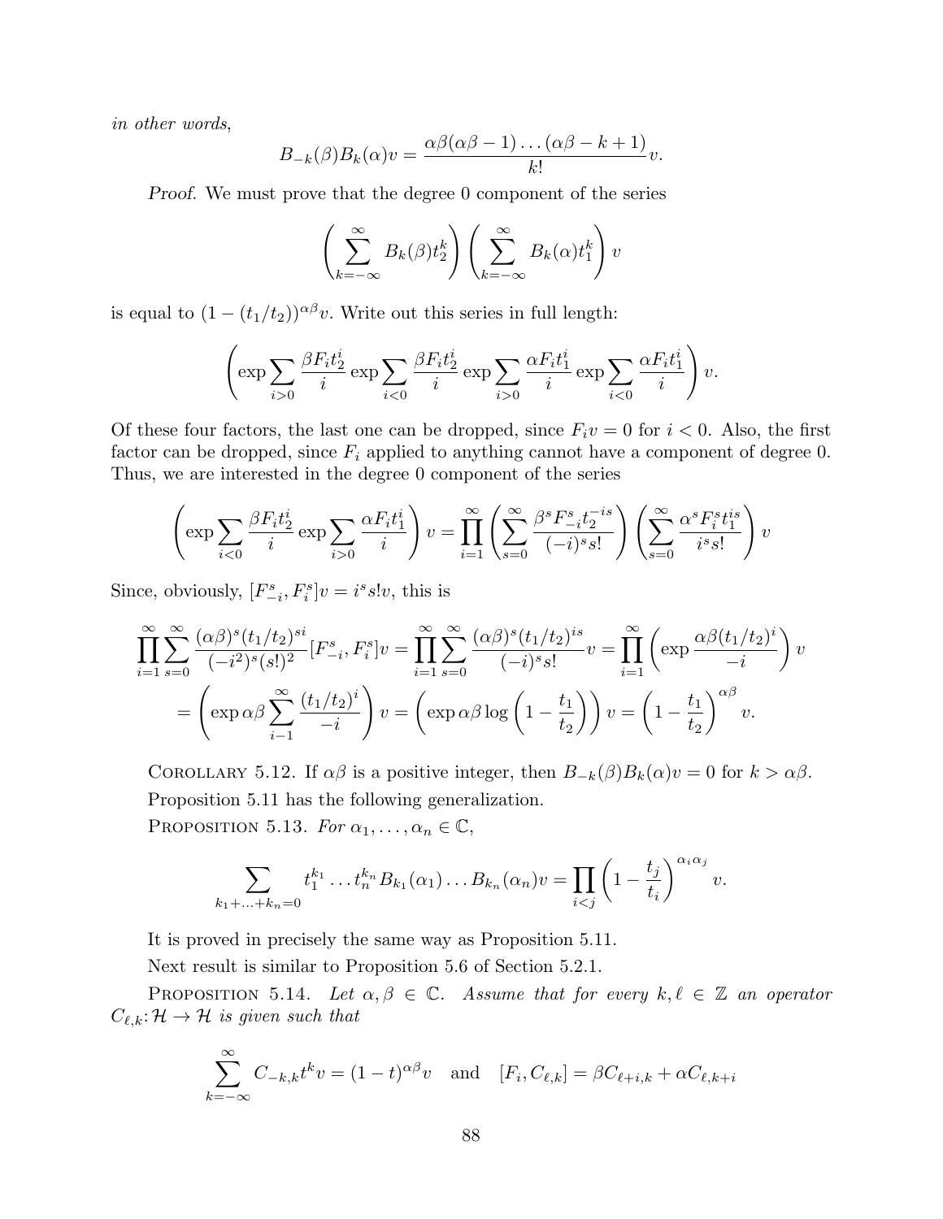*in other words,*

$$B_{-k}(\beta)B_k(\alpha)v = \frac{\alpha\beta(\alpha\beta-1)\dots(\alpha\beta-k+1)}{k!}v.$$

*Proof.* We must prove that the degree 0 component of the series

$$\left(\sum_{k=-\infty}^{\infty} B_k(\beta)t_2^k\right)\left(\sum_{k=-\infty}^{\infty} B_k(\alpha)t_1^k\right)v$$

is equal to $(1-(t_1/t_2))^{\alpha\beta}v$. Write out this series in full length:

$$\left(\exp\sum_{i>0}\frac{\beta F_i t_2^i}{i}\exp\sum_{i<0}\frac{\beta F_i t_2^i}{i}\exp\sum_{i>0}\frac{\alpha F_i t_1^i}{i}\exp\sum_{i<0}\frac{\alpha F_i t_1^i}{i}\right)v.$$

Of these four factors, the last one can be dropped, since $F_i v = 0$ for $i<0$. Also, the first factor can be dropped, since $F_i$ applied to anything cannot have a component of degree 0. Thus, we are interested in the degree 0 component of the series

$$\left(\exp\sum_{i<0}\frac{\beta F_i t_2^i}{i}\exp\sum_{i>0}\frac{\alpha F_i t_1^i}{i}\right)v = \prod_{i=1}^{\infty}\left(\sum_{s=0}^{\infty}\frac{\beta^s F_{-i}^s t_2^{-is}}{(-i)^s s!}\right)\left(\sum_{s=0}^{\infty}\frac{\alpha^s F_i^s t_1^{is}}{i^s s!}\right)v$$

Since, obviously, $[F_{-i}^s, F_i^s]v = i^s s! v$, this is

$$\prod_{i=1}^{\infty}\sum_{s=0}^{\infty}\frac{(\alpha\beta)^s(t_1/t_2)^{si}}{(-i^2)^s(s!)^2}[F_{-i}^s,F_i^s]v = \prod_{i=1}^{\infty}\sum_{s=0}^{\infty}\frac{(\alpha\beta)^s(t_1/t_2)^{is}}{(-i)^s s!}v = \prod_{i=1}^{\infty}\left(\exp\frac{\alpha\beta(t_1/t_2)^i}{-i}\right)v$$
$$= \left(\exp\alpha\beta\sum_{i-1}^{\infty}\frac{(t_1/t_2)^i}{-i}\right)v = \left(\exp\alpha\beta\log\left(1-\frac{t_1}{t_2}\right)\right)v = \left(1-\frac{t_1}{t_2}\right)^{\alpha\beta}v.$$

COROLLARY 5.12. If $\alpha\beta$ is a positive integer, then $B_{-k}(\beta)B_k(\alpha)v = 0$ for $k>\alpha\beta$.

Proposition 5.11 has the following generalization.

PROPOSITION 5.13. *For $\alpha_1,\dots,\alpha_n\in\mathbb{C}$,*

$$\sum_{k_1+\ldots+k_n=0} t_1^{k_1}\dots t_n^{k_n}B_{k_1}(\alpha_1)\dots B_{k_n}(\alpha_n)v = \prod_{i<j}\left(1-\frac{t_j}{t_i}\right)^{\alpha_i\alpha_j}v.$$

It is proved in precisely the same way Proposition 5.11.

Next result is similar to Proposition 5.6 of Section 5.2.1.

PROPOSITION 5.14. *Let $\alpha,\beta\in\mathbb{C}$. Assume that for every $k,\ell\in\mathbb{Z}$ an operator $C_{\ell,k}\colon\mathcal{H}\to\mathcal{H}$ is given such that*

$$\sum_{k=-\infty}^{\infty} C_{-k,k}t^k v = (1-t)^{\alpha\beta}v \quad\text{and}\quad [F_i, C_{\ell,k}] = \beta C_{\ell+i,k} + \alpha C_{\ell,k+i}$$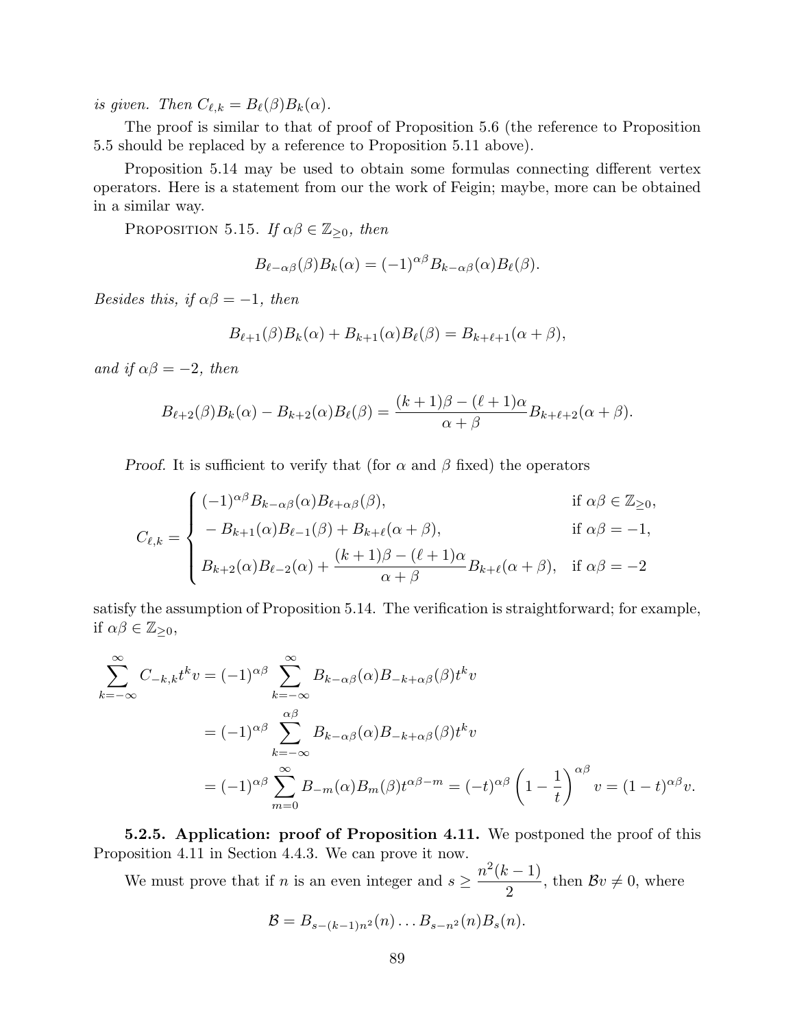*is given. Then* $C_{\ell,k} = B_\ell(\beta)B_k(\alpha)$.

The proof is similar to that of proof of Proposition 5.6 (the reference to Proposition 5.5 should be replaced by a reference to Proposition 5.11 above).

Proposition 5.14 may be used to obtain some formulas connecting different vertex operators. Here is a statement from our the work of Feigin; maybe, more can be obtained in a similar way.

Proposition 5.15. *If* $\alpha\beta \in \mathbb{Z}_{\geq 0}$, *then*

$$B_{\ell-\alpha\beta}(\beta)B_k(\alpha) = (-1)^{\alpha\beta}B_{k-\alpha\beta}(\alpha)B_\ell(\beta).$$

*Besides this, if* $\alpha\beta = -1$, *then*

$$B_{\ell+1}(\beta)B_k(\alpha) + B_{k+1}(\alpha)B_\ell(\beta) = B_{k+\ell+1}(\alpha+\beta),$$

*and if* $\alpha\beta = -2$, *then*

$$B_{\ell+2}(\beta)B_k(\alpha) - B_{k+2}(\alpha)B_\ell(\beta) = \frac{(k+1)\beta - (\ell+1)\alpha}{\alpha+\beta}B_{k+\ell+2}(\alpha+\beta).$$

*Proof.* It is sufficient to verify that (for $\alpha$ and $\beta$ fixed) the operators

$$C_{\ell,k} = \begin{cases} (-1)^{\alpha\beta}B_{k-\alpha\beta}(\alpha)B_{\ell+\alpha\beta}(\beta), & \text{if } \alpha\beta \in \mathbb{Z}_{\geq 0}, \\ -B_{k+1}(\alpha)B_{\ell-1}(\beta) + B_{k+\ell}(\alpha+\beta), & \text{if } \alpha\beta = -1, \\ B_{k+2}(\alpha)B_{\ell-2}(\alpha) + \dfrac{(k+1)\beta - (\ell+1)\alpha}{\alpha+\beta}B_{k+\ell}(\alpha+\beta), & \text{if } \alpha\beta = -2 \end{cases}$$

satisfy the assumption of Proposition 5.14. The verification is straightforward; for example, if $\alpha\beta \in \mathbb{Z}_{\geq 0}$,

$$\begin{aligned} \sum_{k=-\infty}^{\infty} C_{-k,k}t^k v &= (-1)^{\alpha\beta}\sum_{k=-\infty}^{\infty} B_{k-\alpha\beta}(\alpha)B_{-k+\alpha\beta}(\beta)t^k v \\ &= (-1)^{\alpha\beta}\sum_{k=-\infty}^{\alpha\beta} B_{k-\alpha\beta}(\alpha)B_{-k+\alpha\beta}(\beta)t^k v \\ &= (-1)^{\alpha\beta}\sum_{m=0}^{\infty} B_{-m}(\alpha)B_m(\beta)t^{\alpha\beta-m} = (-t)^{\alpha\beta}\left(1-\frac{1}{t}\right)^{\alpha\beta} v = (1-t)^{\alpha\beta}v. \end{aligned}$$

**5.2.5. Application: proof of Proposition 4.11.** We postponed the proof of this Proposition 4.11 in Section 4.4.3. We can prove it now.

We must prove that if $n$ is an even integer and $s \geq \dfrac{n^2(k-1)}{2}$, then $\mathcal{B}v \neq 0$, where

$$\mathcal{B} = B_{s-(k-1)n^2}(n)\dots B_{s-n^2}(n)B_s(n).$$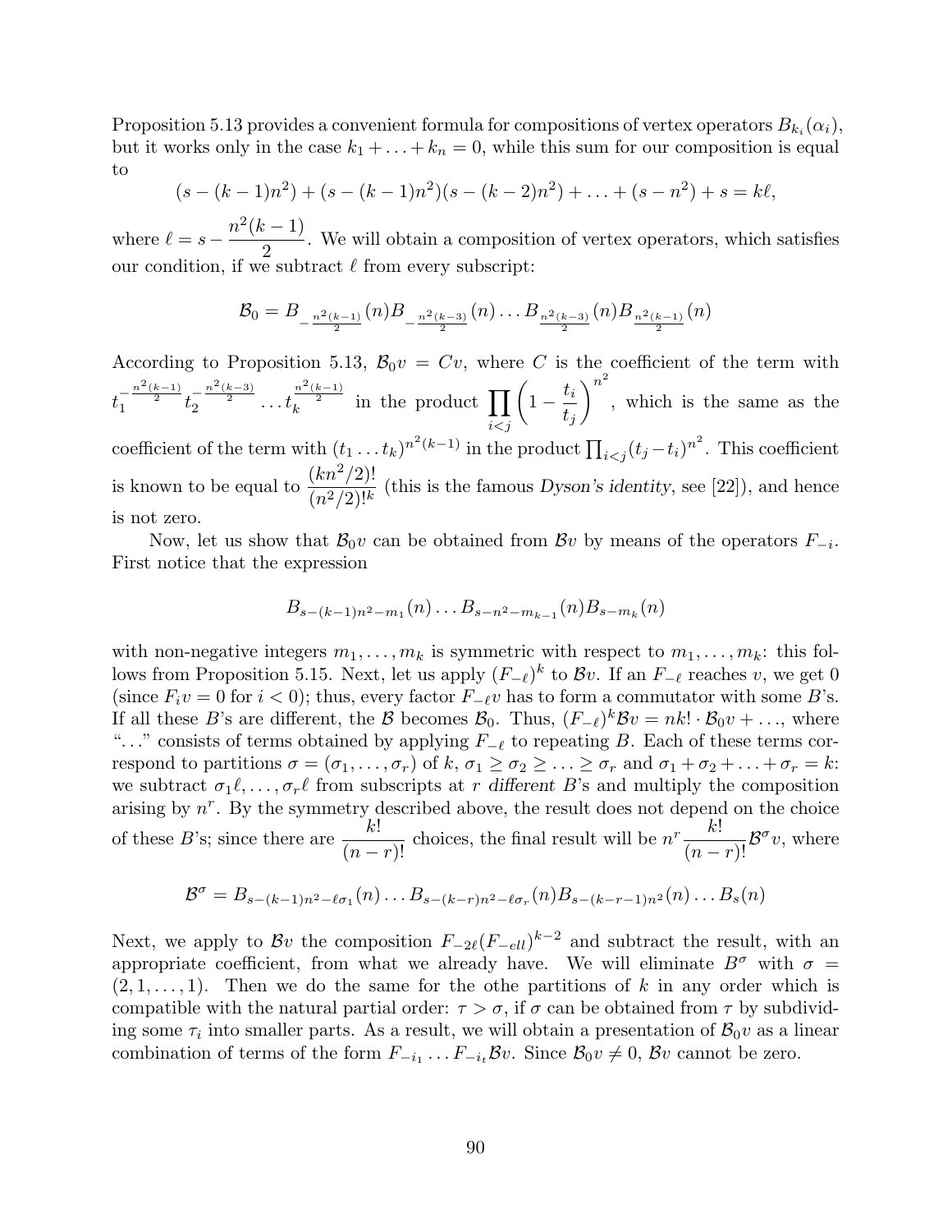Proposition 5.13 provides a convenient formula for compositions of vertex operators $B_{k_i}(\alpha_i)$, but it works only in the case $k_1 + \ldots + k_n = 0$, while this sum for our composition is equal to

$$(s-(k-1)n^2) + (s-(k-1)n^2)(s-(k-2)n^2) + \ldots + (s-n^2) + s = k\ell,$$

where $\ell = s - \dfrac{n^2(k-1)}{2}$. We will obtain a composition of vertex operators, which satisfies our condition, if we subtract $\ell$ from every subscript:

$$\mathcal{B}_0 = B_{-\frac{n^2(k-1)}{2}}(n) B_{-\frac{n^2(k-3)}{2}}(n) \ldots B_{\frac{n^2(k-3)}{2}}(n) B_{\frac{n^2(k-1)}{2}}(n)$$

According to Proposition 5.13, $\mathcal{B}_0 v = Cv$, where $C$ is the coefficient of the term with $t_1^{-\frac{n^2(k-1)}{2}} t_2^{-\frac{n^2(k-3)}{2}} \ldots t_k^{\frac{n^2(k-1)}{2}}$ in the product $\prod_{i<j}\left(1 - \dfrac{t_i}{t_j}\right)^{n^2}$, which is the same as the coefficient of the term with $(t_1 \ldots t_k)^{n^2(k-1)}$ in the product $\prod_{i<j}(t_j - t_i)^{n^2}$. This coefficient is known to be equal to $\dfrac{(kn^2/2)!}{(n^2/2)!^k}$ (this is the famous *Dyson's identity*, see [22]), and hence is not zero.

Now, let us show that $\mathcal{B}_0 v$ can be obtained from $\mathcal{B}v$ by means of the operators $F_{-i}$. First notice that the expression

$$B_{s-(k-1)n^2-m_1}(n) \ldots B_{s-n^2-m_{k-1}}(n) B_{s-m_k}(n)$$

with non-negative integers $m_1, \ldots, m_k$ is symmetric with respect to $m_1, \ldots, m_k$: this follows from Proposition 5.15. Next, let us apply $(F_{-\ell})^k$ to $\mathcal{B}v$. If an $F_{-\ell}$ reaches $v$, we get 0 (since $F_i v = 0$ for $i < 0$); thus, every factor $F_{-\ell} v$ has to form a commutator with some $B$'s. If all these $B$'s are different, the $\mathcal{B}$ becomes $\mathcal{B}_0$. Thus, $(F_{-\ell})^k \mathcal{B}v = nk! \cdot \mathcal{B}_0 v + \ldots$, where "$\ldots$" consists of terms obtained by applying $F_{-\ell}$ to repeating $B$. Each of these terms correspond to partitions $\sigma = (\sigma_1, \ldots, \sigma_r)$ of $k$, $\sigma_1 \geq \sigma_2 \geq \ldots \geq \sigma_r$ and $\sigma_1 + \sigma_2 + \ldots + \sigma_r = k$: we subtract $\sigma_1 \ell, \ldots, \sigma_r \ell$ from subscripts at $r$ *different* $B$'s and multiply the composition arising by $n^r$. By the symmetry described above, the result does not depend on the choice of these $B$'s; since there are $\dfrac{k!}{(n-r)!}$ choices, the final result will be $n^r \dfrac{k!}{(n-r)!} \mathcal{B}^\sigma v$, where

$$\mathcal{B}^\sigma = B_{s-(k-1)n^2-\ell\sigma_1}(n) \ldots B_{s-(k-r)n^2-\ell\sigma_r}(n) B_{s-(k-r-1)n^2}(n) \ldots B_s(n)$$

Next, we apply to $\mathcal{B}v$ the composition $F_{-2\ell}(F_{-ell})^{k-2}$ and subtract the result, with an appropriate coefficient, from what we already have. We will eliminate $B^\sigma$ with $\sigma = (2, 1, \ldots, 1)$. Then we do the same for the othe partitions of $k$ in any order which is compatible with the natural partial order: $\tau > \sigma$, if $\sigma$ can be obtained from $\tau$ by subdividing some $\tau_i$ into smaller parts. As a result, we will obtain a presentation of $\mathcal{B}_0 v$ as a linear combination of terms of the form $F_{-i_1} \ldots F_{-i_t} \mathcal{B}v$. Since $\mathcal{B}_0 v \neq 0$, $\mathcal{B}v$ cannot be zero.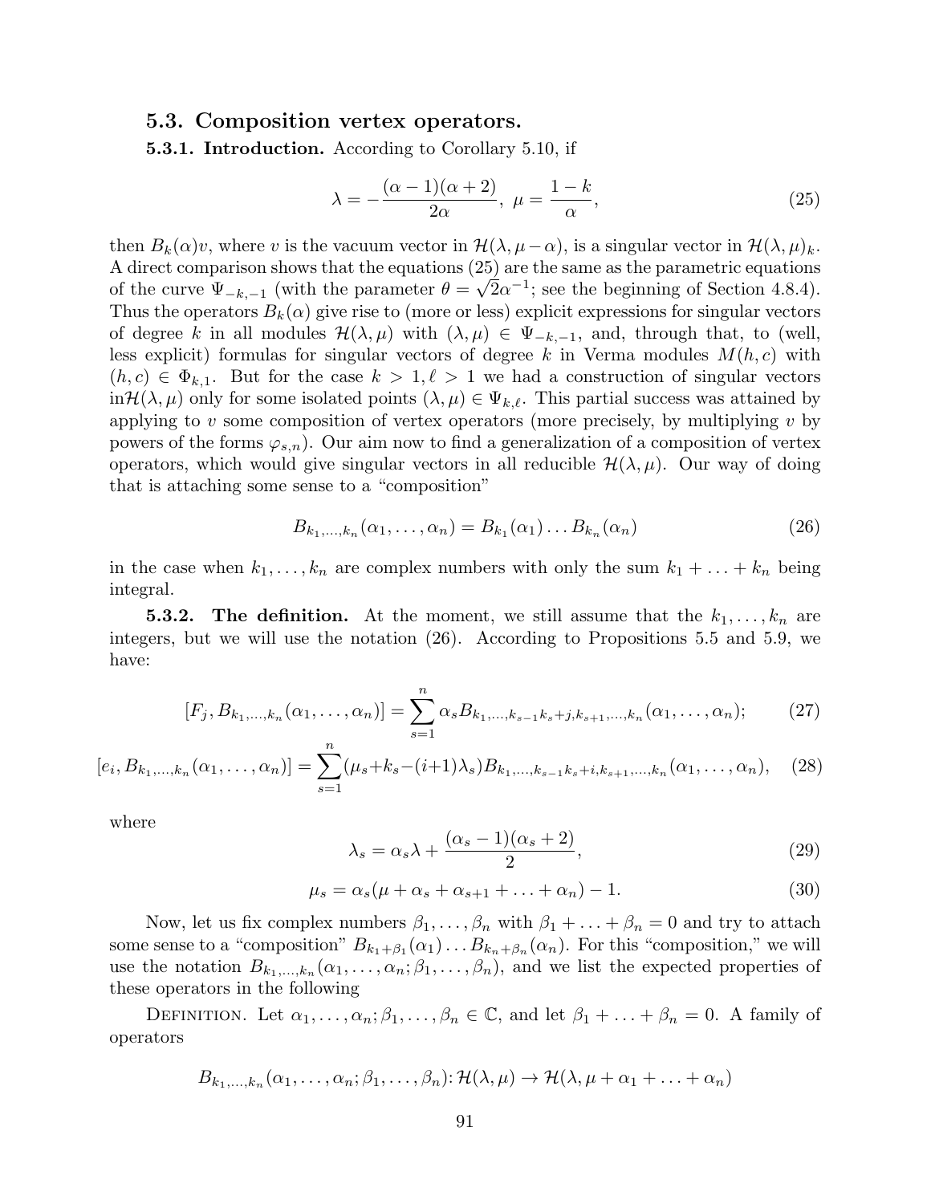### 5.3. Composition vertex operators.

**5.3.1. Introduction.** According to Corollary 5.10, if

$$\lambda = -\frac{(\alpha-1)(\alpha+2)}{2\alpha},\ \mu = \frac{1-k}{\alpha}, \tag{25}$$

then $B_k(\alpha)v$, where $v$ is the vacuum vector in $\mathcal{H}(\lambda, \mu-\alpha)$, is a singular vector in $\mathcal{H}(\lambda,\mu)_k$. A direct comparison shows that the equations (25) are the same as the parametric equations of the curve $\Psi_{-k,-1}$ (with the parameter $\theta = \sqrt{2}\alpha^{-1}$; see the beginning of Section 4.8.4). Thus the operators $B_k(\alpha)$ give rise to (more or less) explicit expressions for singular vectors of degree $k$ in all modules $\mathcal{H}(\lambda,\mu)$ with $(\lambda,\mu) \in \Psi_{-k,-1}$, and, through that, to (well, less explicit) formulas for singular vectors of degree $k$ in Verma modules $M(h,c)$ with $(h,c) \in \Phi_{k,1}$. But for the case $k>1, \ell>1$ we had a construction of singular vectors in$\mathcal{H}(\lambda,\mu)$ only for some isolated points $(\lambda,\mu) \in \Psi_{k,\ell}$. This partial success was attained by applying to $v$ some composition of vertex operators (more precisely, by multiplying $v$ by powers of the forms $\varphi_{s,n}$). Our aim now to find a generalization of a composition of vertex operators, which would give singular vectors in all reducible $\mathcal{H}(\lambda,\mu)$. Our way of doing that is attaching some sense to a "composition"

$$B_{k_1,\dots,k_n}(\alpha_1,\dots,\alpha_n) = B_{k_1}(\alpha_1)\dots B_{k_n}(\alpha_n) \tag{26}$$

in the case when $k_1,\dots,k_n$ are complex numbers with only the sum $k_1+\dots+k_n$ being integral.

**5.3.2. The definition.** At the moment, we still assume that the $k_1,\dots,k_n$ are integers, but we will use the notation (26). According to Propositions 5.5 and 5.9, we have:

$$[F_j, B_{k_1,\dots,k_n}(\alpha_1,\dots,\alpha_n)] = \sum_{s=1}^{n} \alpha_s B_{k_1,\dots,k_{s-1}k_s+j,k_{s+1},\dots,k_n}(\alpha_1,\dots,\alpha_n); \tag{27}$$

$$[e_i, B_{k_1,\dots,k_n}(\alpha_1,\dots,\alpha_n)] = \sum_{s=1}^{n} (\mu_s + k_s - (i+1)\lambda_s) B_{k_1,\dots,k_{s-1}k_s+i,k_{s+1},\dots,k_n}(\alpha_1,\dots,\alpha_n), \tag{28}$$

where

$$\lambda_s = \alpha_s\lambda + \frac{(\alpha_s-1)(\alpha_s+2)}{2}, \tag{29}$$

$$\mu_s = \alpha_s(\mu + \alpha_s + \alpha_{s+1} + \dots + \alpha_n) - 1. \tag{30}$$

Now, let us fix complex numbers $\beta_1,\dots,\beta_n$ with $\beta_1+\dots+\beta_n = 0$ and try to attach some sense to a "composition" $B_{k_1+\beta_1}(\alpha_1)\dots B_{k_n+\beta_n}(\alpha_n)$. For this "composition," we will use the notation $B_{k_1,\dots,k_n}(\alpha_1,\dots,\alpha_n;\beta_1,\dots,\beta_n)$, and we list the expected properties of these operators in the following

Definition. Let $\alpha_1,\dots,\alpha_n;\beta_1,\dots,\beta_n \in \mathbb{C}$, and let $\beta_1+\dots+\beta_n = 0$. A family of operators

$$B_{k_1,\dots,k_n}(\alpha_1,\dots,\alpha_n;\beta_1,\dots,\beta_n)\colon \mathcal{H}(\lambda,\mu) \to \mathcal{H}(\lambda,\mu+\alpha_1+\dots+\alpha_n)$$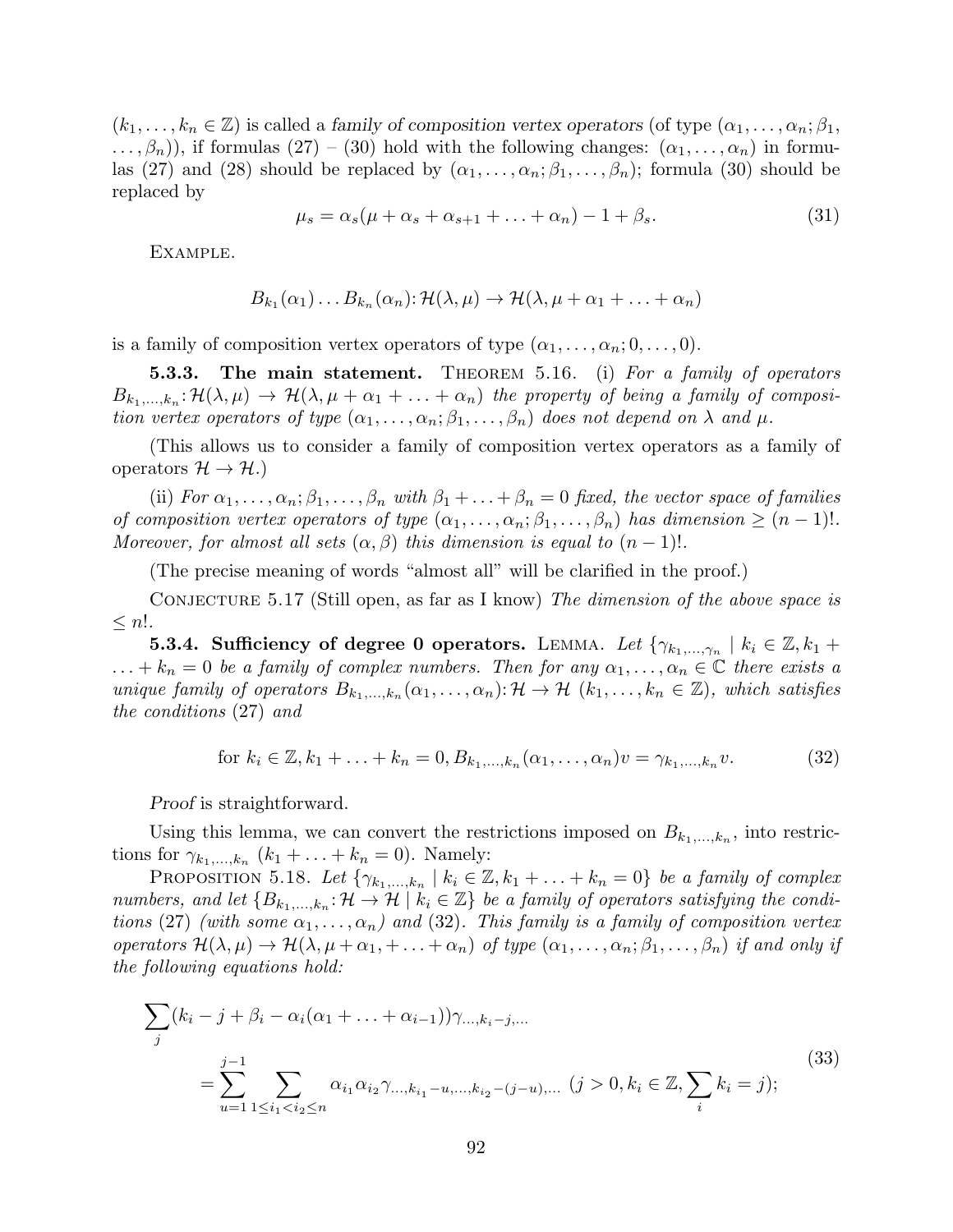$(k_1, \ldots, k_n \in \mathbb{Z})$ is called a *family of composition vertex operators* (of type $(\alpha_1, \ldots, \alpha_n; \beta_1, \ldots, \beta_n)$), if formulas (27) – (30) hold with the following changes: $(\alpha_1, \ldots, \alpha_n)$ in formulas (27) and (28) should be replaced by $(\alpha_1, \ldots, \alpha_n; \beta_1, \ldots, \beta_n)$; formula (30) should be replaced by

$$\mu_s = \alpha_s(\mu + \alpha_s + \alpha_{s+1} + \ldots + \alpha_n) - 1 + \beta_s. \tag{31}$$

Example.

$$B_{k_1}(\alpha_1) \ldots B_{k_n}(\alpha_n) \colon \mathcal{H}(\lambda, \mu) \to \mathcal{H}(\lambda, \mu + \alpha_1 + \ldots + \alpha_n)$$

is a family of composition vertex operators of type $(\alpha_1, \ldots, \alpha_n; 0, \ldots, 0)$.

**5.3.3. The main statement.** Theorem 5.16. (i) *For a family of operators $B_{k_1,\ldots,k_n} \colon \mathcal{H}(\lambda, \mu) \to \mathcal{H}(\lambda, \mu + \alpha_1 + \ldots + \alpha_n)$ the property of being a family of composition vertex operators of type $(\alpha_1, \ldots, \alpha_n; \beta_1, \ldots, \beta_n)$ does not depend on $\lambda$ and $\mu$.*

(This allows us to consider a family of composition vertex operators as a family of operators $\mathcal{H} \to \mathcal{H}$.)

(ii) *For $\alpha_1, \ldots, \alpha_n; \beta_1, \ldots, \beta_n$ with $\beta_1 + \ldots + \beta_n = 0$ fixed, the vector space of families of composition vertex operators of type $(\alpha_1, \ldots, \alpha_n; \beta_1, \ldots, \beta_n)$ has dimension $\geq (n-1)!$. Moreover, for almost all sets $(\alpha, \beta)$ this dimension is equal to $(n-1)!$.*

(The precise meaning of words "almost all" will be clarified in the proof.)

Conjecture 5.17 (Still open, as far as I know) *The dimension of the above space is $\leq n!$.*

**5.3.4. Sufficiency of degree 0 operators.** Lemma. *Let $\{\gamma_{k_1,\ldots,\gamma_n} \mid k_i \in \mathbb{Z}, k_1 + \ldots + k_n = 0$ be a family of complex numbers. Then for any $\alpha_1, \ldots, \alpha_n \in \mathbb{C}$ there exists a unique family of operators $B_{k_1,\ldots,k_n}(\alpha_1, \ldots, \alpha_n) \colon \mathcal{H} \to \mathcal{H}$ $(k_1, \ldots, k_n \in \mathbb{Z})$, which satisfies the conditions* (27) *and*

$$\text{for } k_i \in \mathbb{Z}, k_1 + \ldots + k_n = 0, B_{k_1,\ldots,k_n}(\alpha_1, \ldots, \alpha_n)v = \gamma_{k_1,\ldots,k_n} v. \tag{32}$$

*Proof* is straightforward.

Using this lemma, we can convert the restrictions imposed on $B_{k_1,\ldots,k_n}$, into restrictions for $\gamma_{k_1,\ldots,k_n}$ $(k_1 + \ldots + k_n = 0)$. Namely:

Proposition 5.18. *Let $\{\gamma_{k_1,\ldots,k_n} \mid k_i \in \mathbb{Z}, k_1 + \ldots + k_n = 0\}$ be a family of complex numbers, and let $\{B_{k_1,\ldots,k_n} \colon \mathcal{H} \to \mathcal{H} \mid k_i \in \mathbb{Z}\}$ be a family of operators satisfying the conditions* (27) *(with some $\alpha_1, \ldots, \alpha_n$) and* (32)*. This family is a family of composition vertex operators $\mathcal{H}(\lambda, \mu) \to \mathcal{H}(\lambda, \mu + \alpha_1, + \ldots + \alpha_n)$ of type $(\alpha_1, \ldots, \alpha_n; \beta_1, \ldots, \beta_n)$ if and only if the following equations hold:*

$$\begin{aligned}\sum_j (k_i - j + \beta_i - \alpha_i(\alpha_1 + \ldots + \alpha_{i-1}))\gamma_{\ldots,k_i-j,\ldots} \\ = \sum_{u=1}^{j-1} \sum_{1 \leq i_1 < i_2 \leq n} \alpha_{i_1}\alpha_{i_2}\gamma_{\ldots,k_{i_1}-u,\ldots,k_{i_2}-(j-u),\ldots} \ (j > 0, k_i \in \mathbb{Z}, \sum_i k_i = j);\end{aligned} \tag{33}$$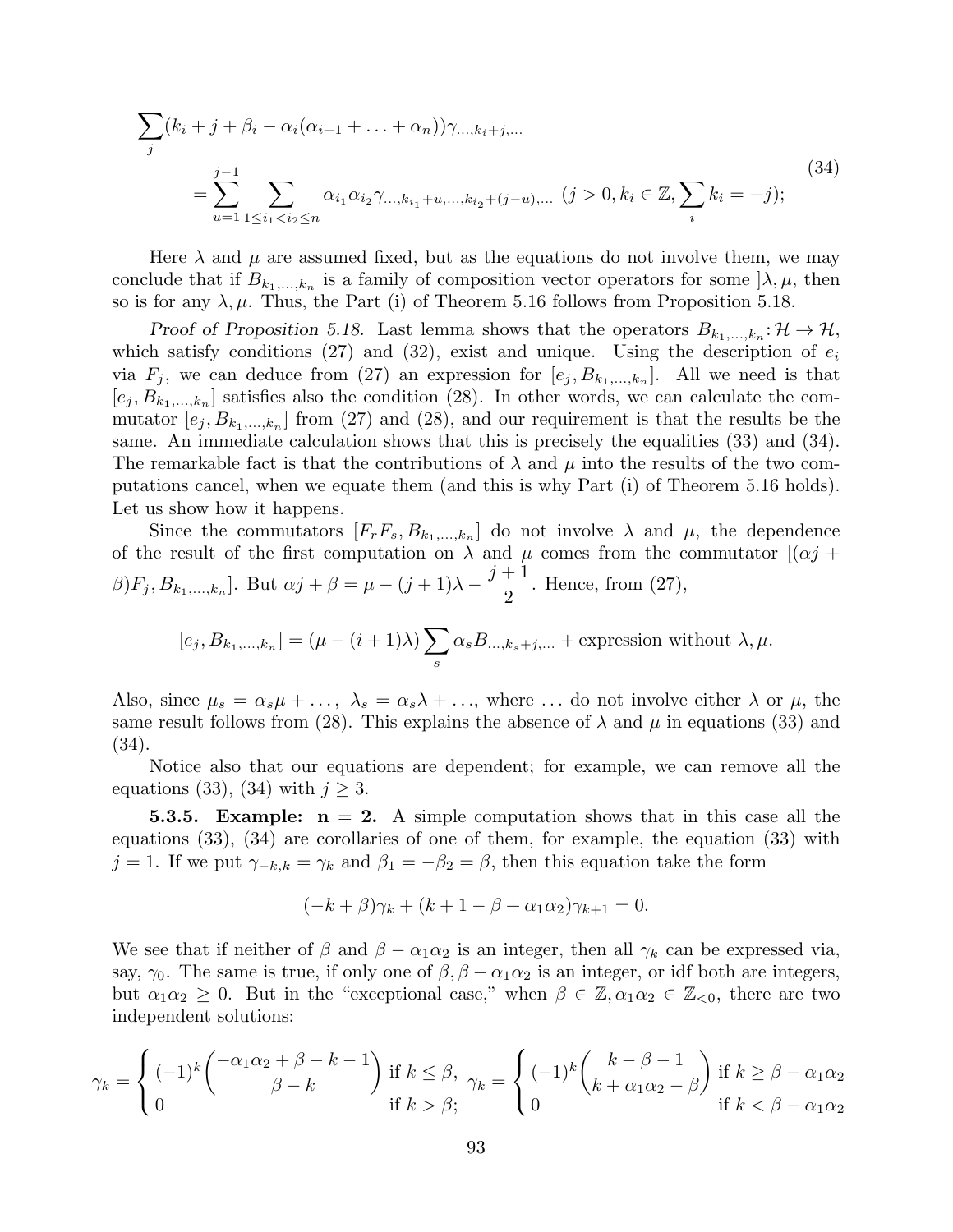$$
\begin{aligned}
&\sum_j (k_i + j + \beta_i - \alpha_i(\alpha_{i+1} + \ldots + \alpha_n))\gamma_{\ldots,k_i+j,\ldots} \\
&\qquad = \sum_{u=1}^{j-1} \sum_{1 \le i_1 < i_2 \le n} \alpha_{i_1}\alpha_{i_2}\gamma_{\ldots,k_{i_1}+u,\ldots,k_{i_2}+(j-u),\ldots} \ (j > 0, k_i \in \mathbb{Z}, \sum_i k_i = -j);
\end{aligned}
\tag{34}
$$

Here $\lambda$ and $\mu$ are assumed fixed, but as the equations do not involve them, we may conclude that if $B_{k_1,\ldots,k_n}$ is a family of composition vector operators for some $]\lambda, \mu$, then so is for any $\lambda, \mu$. Thus, the Part (i) of Theorem 5.16 follows from Proposition 5.18.

*Proof of Proposition 5.18.* Last lemma shows that the operators $B_{k_1,\ldots,k_n}\colon \mathcal{H} \to \mathcal{H}$, which satisfy conditions (27) and (32), exist and unique. Using the description of $e_i$ via $F_j$, we can deduce from (27) an expression for $[e_j, B_{k_1,\ldots,k_n}]$. All we need is that $[e_j, B_{k_1,\ldots,k_n}]$ satisfies also the condition (28). In other words, we can calculate the commutator $[e_j, B_{k_1,\ldots,k_n}]$ from (27) and (28), and our requirement is that the results be the same. An immediate calculation shows that this is precisely the equalities (33) and (34). The remarkable fact is that the contributions of $\lambda$ and $\mu$ into the results of the two computations cancel, when we equate them (and this is why Part (i) of Theorem 5.16 holds). Let us show how it happens.

Since the commutators $[F_rF_s, B_{k_1,\ldots,k_n}]$ do not involve $\lambda$ and $\mu$, the dependence of the result of the first computation on $\lambda$ and $\mu$ comes from the commutator $[(\alpha j + \beta)F_j, B_{k_1,\ldots,k_n}]$. But $\alpha j + \beta = \mu - (j+1)\lambda - \dfrac{j+1}{2}$. Hence, from (27),

$$
[e_j, B_{k_1,\ldots,k_n}] = (\mu - (i+1)\lambda)\sum_s \alpha_s B_{\ldots,k_s+j,\ldots} + \text{expression without } \lambda, \mu.
$$

Also, since $\mu_s = \alpha_s\mu + \ldots$, $\lambda_s = \alpha_s\lambda + \ldots$, where $\ldots$ do not involve either $\lambda$ or $\mu$, the same result follows from (28). This explains the absence of $\lambda$ and $\mu$ in equations (33) and (34).

Notice also that our equations are dependent; for example, we can remove all the equations (33), (34) with $j \ge 3$.

**5.3.5. Example: n = 2.** A simple computation shows that in this case all the equations (33), (34) are corollaries of one of them, for example, the equation (33) with $j = 1$. If we put $\gamma_{-k,k} = \gamma_k$ and $\beta_1 = -\beta_2 = \beta$, then this equation take the form

$$
(-k + \beta)\gamma_k + (k + 1 - \beta + \alpha_1\alpha_2)\gamma_{k+1} = 0.
$$

We see that if neither of $\beta$ and $\beta - \alpha_1\alpha_2$ is an integer, then all $\gamma_k$ can be expressed via, say, $\gamma_0$. The same is true, if only one of $\beta, \beta - \alpha_1\alpha_2$ is an integer, or idf both are integers, but $\alpha_1\alpha_2 \ge 0$. But in the "exceptional case," when $\beta \in \mathbb{Z}, \alpha_1\alpha_2 \in \mathbb{Z}_{<0}$, there are two independent solutions:

$$
\gamma_k = \begin{cases} (-1)^k \dbinom{-\alpha_1\alpha_2 + \beta - k - 1}{\beta - k} & \text{if } k \le \beta, \\ 0 & \text{if } k > \beta; \end{cases}
\quad
\gamma_k = \begin{cases} (-1)^k \dbinom{k - \beta - 1}{k + \alpha_1\alpha_2 - \beta} & \text{if } k \ge \beta - \alpha_1\alpha_2 \\ 0 & \text{if } k < \beta - \alpha_1\alpha_2 \end{cases}
$$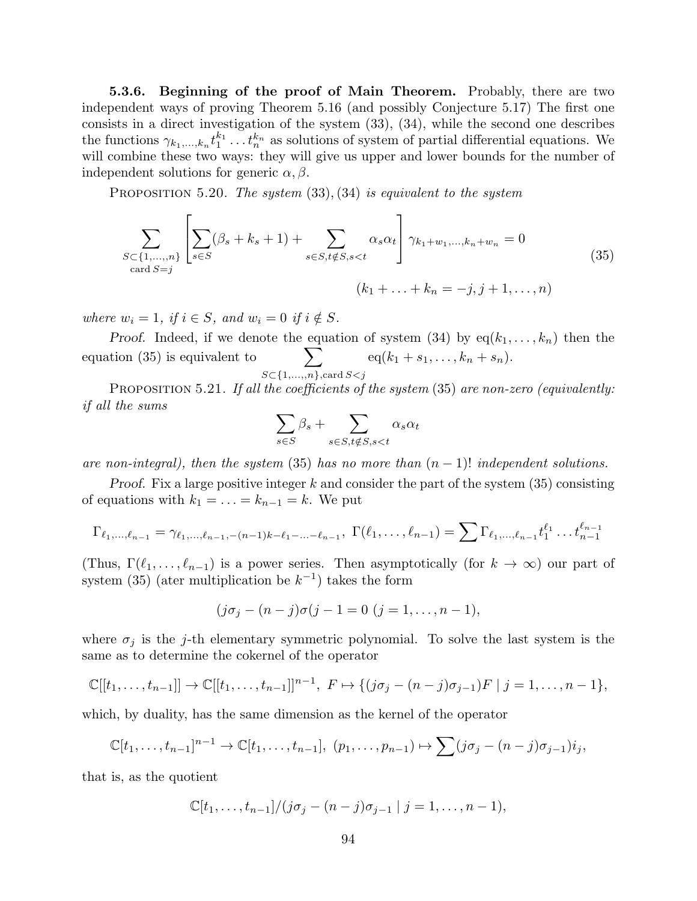**5.3.6. Beginning of the proof of Main Theorem.** Probably, there are two independent ways of proving Theorem 5.16 (and possibly Conjecture 5.17) The first one consists in a direct investigation of the system (33), (34), while the second one describes the functions $\gamma_{k_1,\ldots,k_n} t_1^{k_1} \ldots t_n^{k_n}$ as solutions of system of partial differential equations. We will combine these two ways: they will give us upper and lower bounds for the number of independent solutions for generic $\alpha, \beta$.

Proposition 5.20. *The system* (33), (34) *is equivalent to the system*

$$\sum_{\substack{S\subset\{1,\ldots,n\}\\ \operatorname{card} S=j}} \left[ \sum_{s\in S} (\beta_s + k_s + 1) + \sum_{s\in S, t\notin S, s<t} \alpha_s \alpha_t \right] \gamma_{k_1+w_1,\ldots,k_n+w_n} = 0 \tag{35}$$

$$(k_1 + \ldots + k_n = -j, j+1, \ldots, n)$$

*where $w_i = 1$, if $i \in S$, and $w_i = 0$ if $i \notin S$.*

*Proof.* Indeed, if we denote the equation of system (34) by $\operatorname{eq}(k_1, \ldots, k_n)$ then the equation (35) is equivalent to $\displaystyle\sum_{S\subset\{1,\ldots,n\}, \operatorname{card} S<j} \operatorname{eq}(k_1 + s_1, \ldots, k_n + s_n)$.

Proposition 5.21. *If all the coefficients of the system* (35) *are non-zero (equivalently: if all the sums*

$$\sum_{s\in S} \beta_s + \sum_{s\in S, t\notin S, s<t} \alpha_s \alpha_t$$

*are non-integral), then the system* (35) *has no more than $(n-1)!$ independent solutions.*

*Proof.* Fix a large positive integer $k$ and consider the part of the system (35) consisting of equations with $k_1 = \ldots = k_{n-1} = k$. We put

$$\Gamma_{\ell_1,\ldots,\ell_{n-1}} = \gamma_{\ell_1,\ldots,\ell_{n-1},-(n-1)k-\ell_1-\ldots-\ell_{n-1}},\ \Gamma(\ell_1, \ldots, \ell_{n-1}) = \sum \Gamma_{\ell_1,\ldots,\ell_{n-1}} t_1^{\ell_1} \ldots t_{n-1}^{\ell_{n-1}}$$

(Thus, $\Gamma(\ell_1, \ldots, \ell_{n-1})$ is a power series. Then asymptotically (for $k \to \infty$) our part of system (35) (ater multiplication be $k^{-1}$) takes the form

$$(j\sigma_j - (n-j)\sigma(j-1 = 0 \ (j = 1, \ldots, n-1),$$

where $\sigma_j$ is the $j$-th elementary symmetric polynomial. To solve the last system is the same as to determine the cokernel of the operator

$$\mathbb{C}[[t_1, \ldots, t_{n-1}]] \to \mathbb{C}[[t_1, \ldots, t_{n-1}]]^{n-1},\ F \mapsto \{(j\sigma_j - (n-j)\sigma_{j-1})F \mid j = 1, \ldots, n-1\},$$

which, by duality, has the same dimension as the kernel of the operator

$$\mathbb{C}[t_1, \ldots, t_{n-1}]^{n-1} \to \mathbb{C}[t_1, \ldots, t_{n-1}],\ (p_1, \ldots, p_{n-1}) \mapsto \sum (j\sigma_j - (n-j)\sigma_{j-1}) i_j,$$

that is, as the quotient

$$\mathbb{C}[t_1, \ldots, t_{n-1}]/(j\sigma_j - (n-j)\sigma_{j-1} \mid j = 1, \ldots, n-1),$$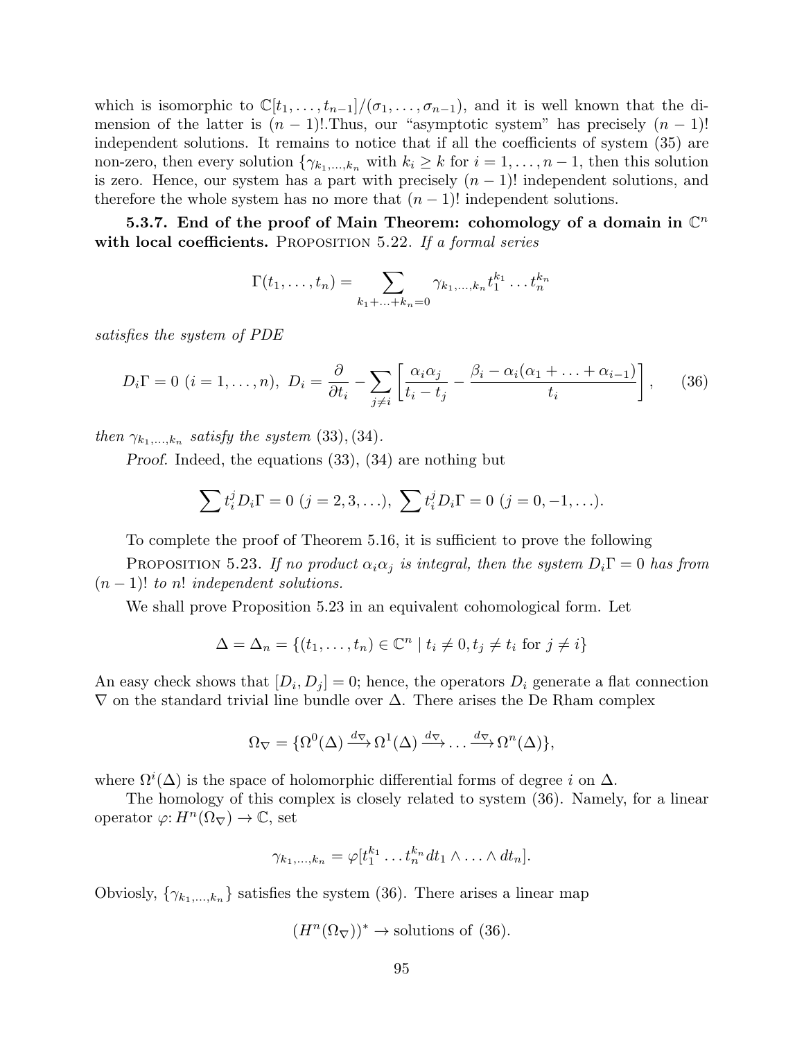which is isomorphic to $\mathbb{C}[t_1, \ldots, t_{n-1}]/(\sigma_1, \ldots, \sigma_{n-1})$, and it is well known that the dimension of the latter is $(n-1)!$.Thus, our "asymptotic system" has precisely $(n-1)!$ independent solutions. It remains to notice that if all the coefficients of system (35) are non-zero, then every solution $\{\gamma_{k_1,\ldots,k_n}$ with $k_i \geq k$ for $i = 1, \ldots, n-1$, then this solution is zero. Hence, our system has a part with precisely $(n-1)!$ independent solutions, and therefore the whole system has no more that $(n-1)!$ independent solutions.

**5.3.7. End of the proof of Main Theorem: cohomology of a domain in $\mathbb{C}^n$ with local coefficients.** PROPOSITION 5.22. *If a formal series*

$$\Gamma(t_1, \ldots, t_n) = \sum_{k_1+\ldots+k_n=0} \gamma_{k_1,\ldots,k_n} t_1^{k_1} \ldots t_n^{k_n}$$

*satisfies the system of PDE*

$$D_i\Gamma = 0 \ (i = 1, \ldots, n), \ D_i = \frac{\partial}{\partial t_i} - \sum_{j \neq i} \left[ \frac{\alpha_i \alpha_j}{t_i - t_j} - \frac{\beta_i - \alpha_i(\alpha_1 + \ldots + \alpha_{i-1})}{t_i} \right], \qquad (36)$$

*then $\gamma_{k_1,\ldots,k_n}$ satisfy the system* (33), (34).

*Proof.* Indeed, the equations (33), (34) are nothing but

$$\sum t_i^j D_i \Gamma = 0 \ (j = 2, 3, \ldots), \ \sum t_i^j D_i \Gamma = 0 \ (j = 0, -1, \ldots).$$

To complete the proof of Theorem 5.16, it is sufficient to prove the following

PROPOSITION 5.23. *If no product $\alpha_i\alpha_j$ is integral, then the system $D_i\Gamma = 0$ has from $(n-1)!$ to $n!$ independent solutions.*

We shall prove Proposition 5.23 in an equivalent cohomological form. Let

$$\Delta = \Delta_n = \{(t_1, \ldots, t_n) \in \mathbb{C}^n \mid t_i \neq 0, t_j \neq t_i \text{ for } j \neq i\}$$

An easy check shows that $[D_i, D_j] = 0$; hence, the operators $D_i$ generate a flat connection $\nabla$ on the standard trivial line bundle over $\Delta$. There arises the De Rham complex

$$\Omega_\nabla = \{\Omega^0(\Delta) \xrightarrow{d_\nabla} \Omega^1(\Delta) \xrightarrow{d_\nabla} \ldots \xrightarrow{d_\nabla} \Omega^n(\Delta)\},$$

where $\Omega^i(\Delta)$ is the space of holomorphic differential forms of degree $i$ on $\Delta$.

The homology of this complex is closely related to system (36). Namely, for a linear operator $\varphi\colon H^n(\Omega_\nabla) \to \mathbb{C}$, set

$$\gamma_{k_1,\ldots,k_n} = \varphi[t_1^{k_1} \ldots t_n^{k_n} dt_1 \wedge \ldots \wedge dt_n].$$

Obviosly, $\{\gamma_{k_1,\ldots,k_n}\}$ satisfies the system (36). There arises a linear map

$$(H^n(\Omega_\nabla))^* \to \text{solutions of (36)}.$$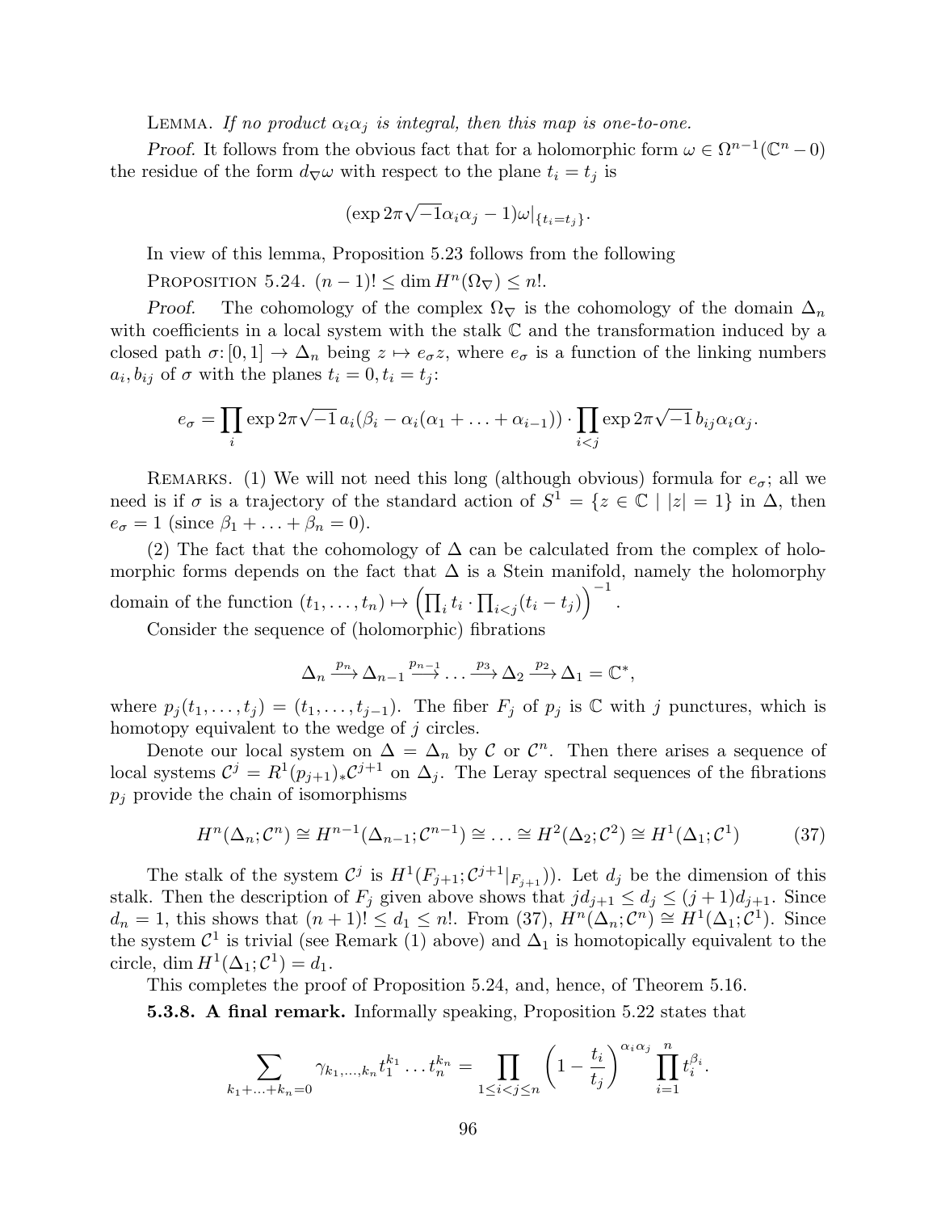LEMMA. *If no product $\alpha_i\alpha_j$ is integral, then this map is one-to-one.*

*Proof.* It follows from the obvious fact that for a holomorphic form $\omega \in \Omega^{n-1}(\mathbb{C}^n - 0)$ the residue of the form $d_\nabla \omega$ with respect to the plane $t_i = t_j$ is

$$(\exp 2\pi\sqrt{-1}\alpha_i\alpha_j - 1)\omega|_{\{t_i=t_j\}}.$$

In view of this lemma, Proposition 5.23 follows from the following

PROPOSITION 5.24. $(n-1)! \le \dim H^n(\Omega_\nabla) \le n!$.

*Proof.* The cohomology of the complex $\Omega_\nabla$ is the cohomology of the domain $\Delta_n$ with coefficients in a local system with the stalk $\mathbb{C}$ and the transformation induced by a closed path $\sigma\colon [0,1] \to \Delta_n$ being $z \mapsto e_\sigma z$, where $e_\sigma$ is a function of the linking numbers $a_i, b_{ij}$ of $\sigma$ with the planes $t_i = 0, t_i = t_j$:

$$e_\sigma = \prod_i \exp 2\pi\sqrt{-1}\, a_i(\beta_i - \alpha_i(\alpha_1 + \ldots + \alpha_{i-1})) \cdot \prod_{i<j} \exp 2\pi\sqrt{-1}\, b_{ij}\alpha_i\alpha_j.$$

REMARKS. (1) We will not need this long (although obvious) formula for $e_\sigma$; all we need is if $\sigma$ is a trajectory of the standard action of $S^1 = \{z \in \mathbb{C} \mid |z| = 1\}$ in $\Delta$, then $e_\sigma = 1$ (since $\beta_1 + \ldots + \beta_n = 0$).

(2) The fact that the cohomology of $\Delta$ can be calculated from the complex of holomorphic forms depends on the fact that $\Delta$ is a Stein manifold, namely the holomorphy domain of the function $(t_1, \ldots, t_n) \mapsto \Big(\prod_i t_i \cdot \prod_{i<j}(t_i - t_j)\Big)^{-1}$.

Consider the sequence of (holomorphic) fibrations

$$\Delta_n \xrightarrow{p_n} \Delta_{n-1} \xrightarrow{p_{n-1}} \ldots \xrightarrow{p_3} \Delta_2 \xrightarrow{p_2} \Delta_1 = \mathbb{C}^*,$$

where $p_j(t_1, \ldots, t_j) = (t_1, \ldots, t_{j-1})$. The fiber $F_j$ of $p_j$ is $\mathbb{C}$ with $j$ punctures, which is homotopy equivalent to the wedge of $j$ circles.

Denote our local system on $\Delta = \Delta_n$ by $\mathcal{C}$ or $\mathcal{C}^n$. Then there arises a sequence of local systems $\mathcal{C}^j = R^1(p_{j+1})_*\mathcal{C}^{j+1}$ on $\Delta_j$. The Leray spectral sequences of the fibrations $p_j$ provide the chain of isomorphisms

$$H^n(\Delta_n; \mathcal{C}^n) \cong H^{n-1}(\Delta_{n-1}; \mathcal{C}^{n-1}) \cong \ldots \cong H^2(\Delta_2; \mathcal{C}^2) \cong H^1(\Delta_1; \mathcal{C}^1) \tag{37}$$

The stalk of the system $\mathcal{C}^j$ is $H^1(F_{j+1}; \mathcal{C}^{j+1}|_{F_{j+1}}))$. Let $d_j$ be the dimension of this stalk. Then the description of $F_j$ given above shows that $jd_{j+1} \le d_j \le (j+1)d_{j+1}$. Since $d_n = 1$, this shows that $(n+1)! \le d_1 \le n!$. From (37), $H^n(\Delta_n; \mathcal{C}^n) \cong H^1(\Delta_1; \mathcal{C}^1)$. Since the system $\mathcal{C}^1$ is trivial (see Remark (1) above) and $\Delta_1$ is homotopically equivalent to the circle, $\dim H^1(\Delta_1; \mathcal{C}^1) = d_1$.

This completes the proof of Proposition 5.24, and, hence, of Theorem 5.16.

**5.3.8. A final remark.** Informally speaking, Proposition 5.22 states that

$$\sum_{k_1+\ldots+k_n=0} \gamma_{k_1,\ldots,k_n} t_1^{k_1} \ldots t_n^{k_n} = \prod_{1\le i<j\le n} \left(1 - \frac{t_i}{t_j}\right)^{\alpha_i\alpha_j} \prod_{i=1}^n t_i^{\beta_i}.$$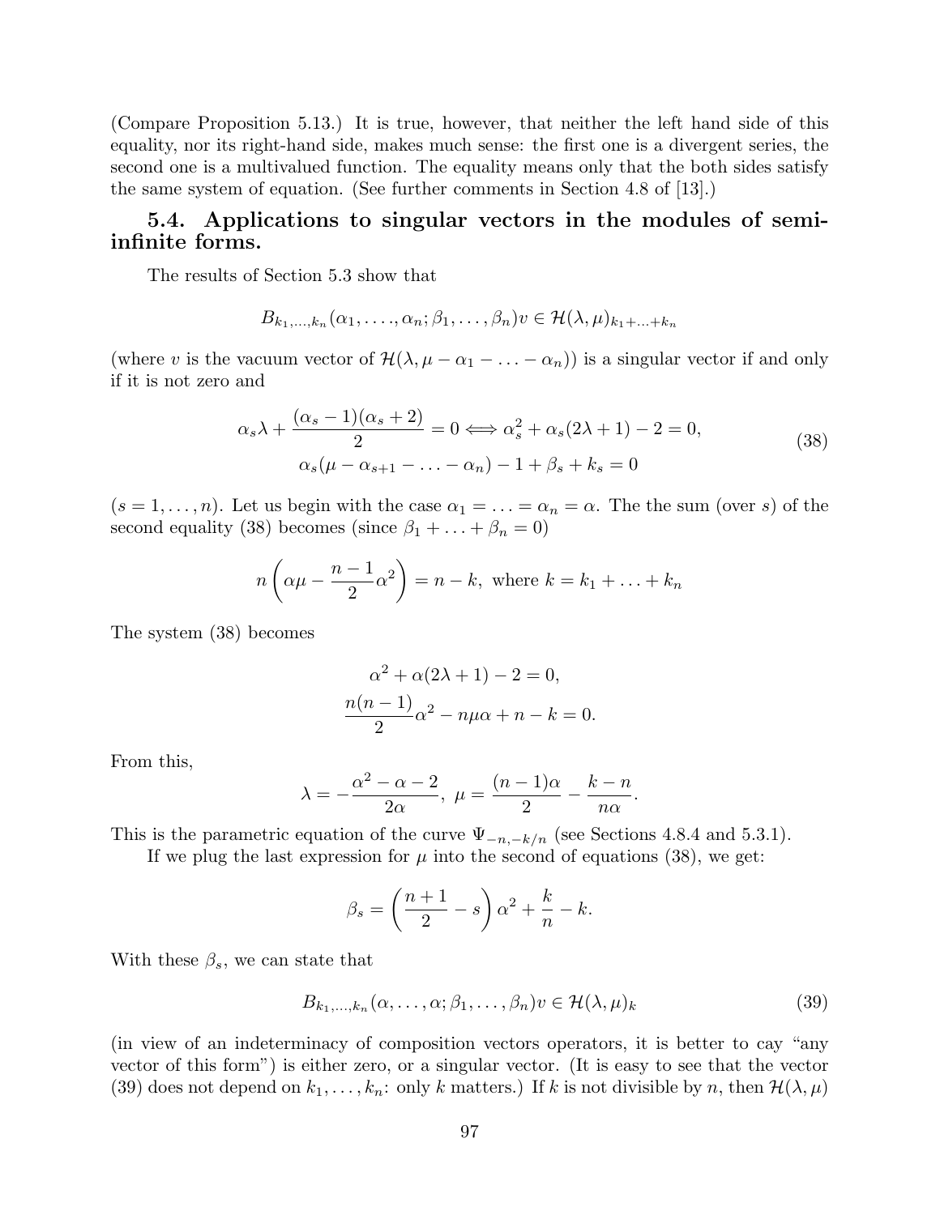(Compare Proposition 5.13.) It is true, however, that neither the left hand side of this equality, nor its right-hand side, makes much sense: the first one is a divergent series, the second one is a multivalued function. The equality means only that the both sides satisfy the same system of equation. (See further comments in Section 4.8 of [13].)

### 5.4. Applications to singular vectors in the modules of semi-infinite forms.

The results of Section 5.3 show that

$$B_{k_1,\dots,k_n}(\alpha_1,\dots,\alpha_n;\beta_1,\dots,\beta_n)v \in \mathcal{H}(\lambda,\mu)_{k_1+\dots+k_n}$$

(where $v$ is the vacuum vector of $\mathcal{H}(\lambda,\mu-\alpha_1-\dots-\alpha_n)$) is a singular vector if and only if it is not zero and

$$\begin{gathered}\alpha_s\lambda+\frac{(\alpha_s-1)(\alpha_s+2)}{2}=0 \Longleftrightarrow \alpha_s^2+\alpha_s(2\lambda+1)-2=0,\\ \alpha_s(\mu-\alpha_{s+1}-\dots-\alpha_n)-1+\beta_s+k_s=0\end{gathered} \tag{38}$$

$(s=1,\dots,n)$. Let us begin with the case $\alpha_1=\dots=\alpha_n=\alpha$. The the sum (over $s$) of the second equality (38) becomes (since $\beta_1+\dots+\beta_n=0$)

$$n\left(\alpha\mu-\frac{n-1}{2}\alpha^2\right)=n-k, \text{ where } k=k_1+\dots+k_n$$

The system (38) becomes

$$\begin{gathered}\alpha^2+\alpha(2\lambda+1)-2=0,\\ \frac{n(n-1)}{2}\alpha^2-n\mu\alpha+n-k=0.\end{gathered}$$

From this,

$$\lambda=-\frac{\alpha^2-\alpha-2}{2\alpha},\ \mu=\frac{(n-1)\alpha}{2}-\frac{k-n}{n\alpha}.$$

This is the parametric equation of the curve $\Psi_{-n,-k/n}$ (see Sections 4.8.4 and 5.3.1).

If we plug the last expression for $\mu$ into the second of equations (38), we get:

$$\beta_s=\left(\frac{n+1}{2}-s\right)\alpha^2+\frac{k}{n}-k.$$

With these $\beta_s$, we can state that

$$B_{k_1,\dots,k_n}(\alpha,\dots,\alpha;\beta_1,\dots,\beta_n)v\in\mathcal{H}(\lambda,\mu)_k \tag{39}$$

(in view of an indeterminacy of composition vectors operators, it is better to cay "any vector of this form") is either zero, or a singular vector. (It is easy to see that the vector (39) does not depend on $k_1,\dots,k_n$: only $k$ matters.) If $k$ is not divisible by $n$, then $\mathcal{H}(\lambda,\mu)$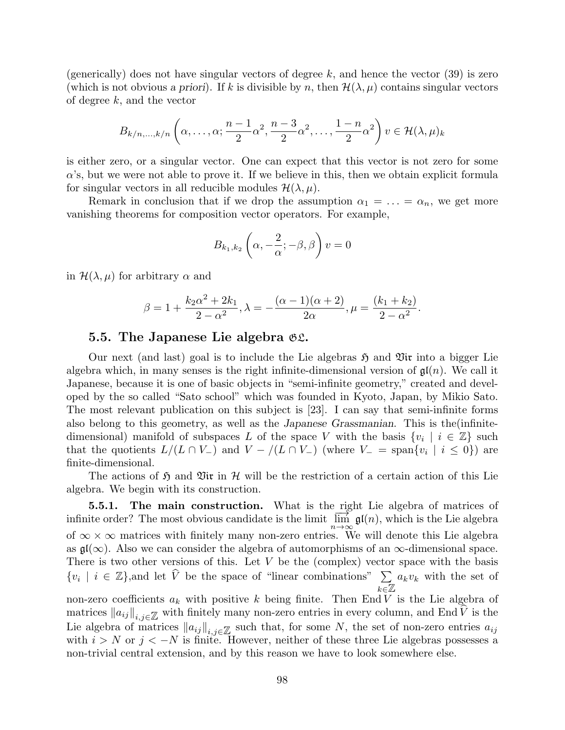(generically) does not have singular vectors of degree $k$, and hence the vector (39) is zero (which is not obvious *a priori*). If $k$ is divisible by $n$, then $\mathcal{H}(\lambda, \mu)$ contains singular vectors of degree $k$, and the vector

$$B_{k/n,\dots,k/n}\left(\alpha, \dots, \alpha; \frac{n-1}{2}\alpha^2, \frac{n-3}{2}\alpha^2, \dots, \frac{1-n}{2}\alpha^2\right) v \in \mathcal{H}(\lambda, \mu)_k$$

is either zero, or a singular vector. One can expect that this vector is not zero for some $\alpha$'s, but we were not able to prove it. If we believe in this, then we obtain explicit formula for singular vectors in all reducible modules $\mathcal{H}(\lambda, \mu)$.

Remark in conclusion that if we drop the assumption $\alpha_1 = \dots = \alpha_n$, we get more vanishing theorems for composition vector operators. For example,

$$B_{k_1,k_2}\left(\alpha, -\frac{2}{\alpha}; -\beta, \beta\right) v = 0$$

in $\mathcal{H}(\lambda, \mu)$ for arbitrary $\alpha$ and

$$\beta = 1 + \frac{k_2\alpha^2 + 2k_1}{2 - \alpha^2}, \lambda = -\frac{(\alpha - 1)(\alpha + 2)}{2\alpha}, \mu = \frac{(k_1 + k_2)}{2 - \alpha^2}.$$

### 5.5. The Japanese Lie algebra $\mathfrak{GL}$.

Our next (and last) goal is to include the Lie algebras $\mathfrak{H}$ and $\mathfrak{Vir}$ into a bigger Lie algebra which, in many senses is the right infinite-dimensional version of $\mathfrak{gl}(n)$. We call it Japanese, because it is one of basic objects in "semi-infinite geometry," created and developed by the so called "Sato school" which was founded in Kyoto, Japan, by Mikio Sato. The most relevant publication on this subject is [23]. I can say that semi-infinite forms also belong to this geometry, as well as the *Japanese Grassmanian*. This is the(infinite-dimensional) manifold of subspaces $L$ of the space $V$ with the basis $\{v_i \mid i \in \mathbb{Z}\}$ such that the quotients $L/(L \cap V_-)$ and $V - /(L \cap V_-)$ (where $V_- = \text{span}\{v_i \mid i \leq 0\}$) are finite-dimensional.

The actions of $\mathfrak{H}$ and $\mathfrak{Vir}$ in $\mathcal{H}$ will be the restriction of a certain action of this Lie algebra. We begin with its construction.

**5.5.1. The main construction.** What is the right Lie algebra of matrices of infinite order? The most obvious candidate is the limit $\varinjlim_{n\to\infty} \mathfrak{gl}(n)$, which is the Lie algebra of $\infty \times \infty$ matrices with finitely many non-zero entries. We will denote this Lie algebra as $\mathfrak{gl}(\infty)$. Also we can consider the algebra of automorphisms of an $\infty$-dimensional space. There is two other versions of this. Let $V$ be the (complex) vector space with the basis $\{v_i \mid i \in \mathbb{Z}\}$,and let $\widehat{V}$ be the space of "linear combinations" $\sum_{k\in\mathbb{Z}} a_k v_k$ with the set of non-zero coefficients $a_k$ with positive $k$ being finite. Then $\operatorname{End} V$ is the Lie algebra of matrices $\|a_{ij}\|_{i,j\in\mathbb{Z}}$ with finitely many non-zero entries in every column, and $\operatorname{End} \widehat{V}$ is the Lie algebra of matrices $\|a_{ij}\|_{i,j\in\mathbb{Z}}$ such that, for some $N$, the set of non-zero entries $a_{ij}$ with $i > N$ or $j < -N$ is finite. However, neither of these three Lie algebras possesses a non-trivial central extension, and by this reason we have to look somewhere else.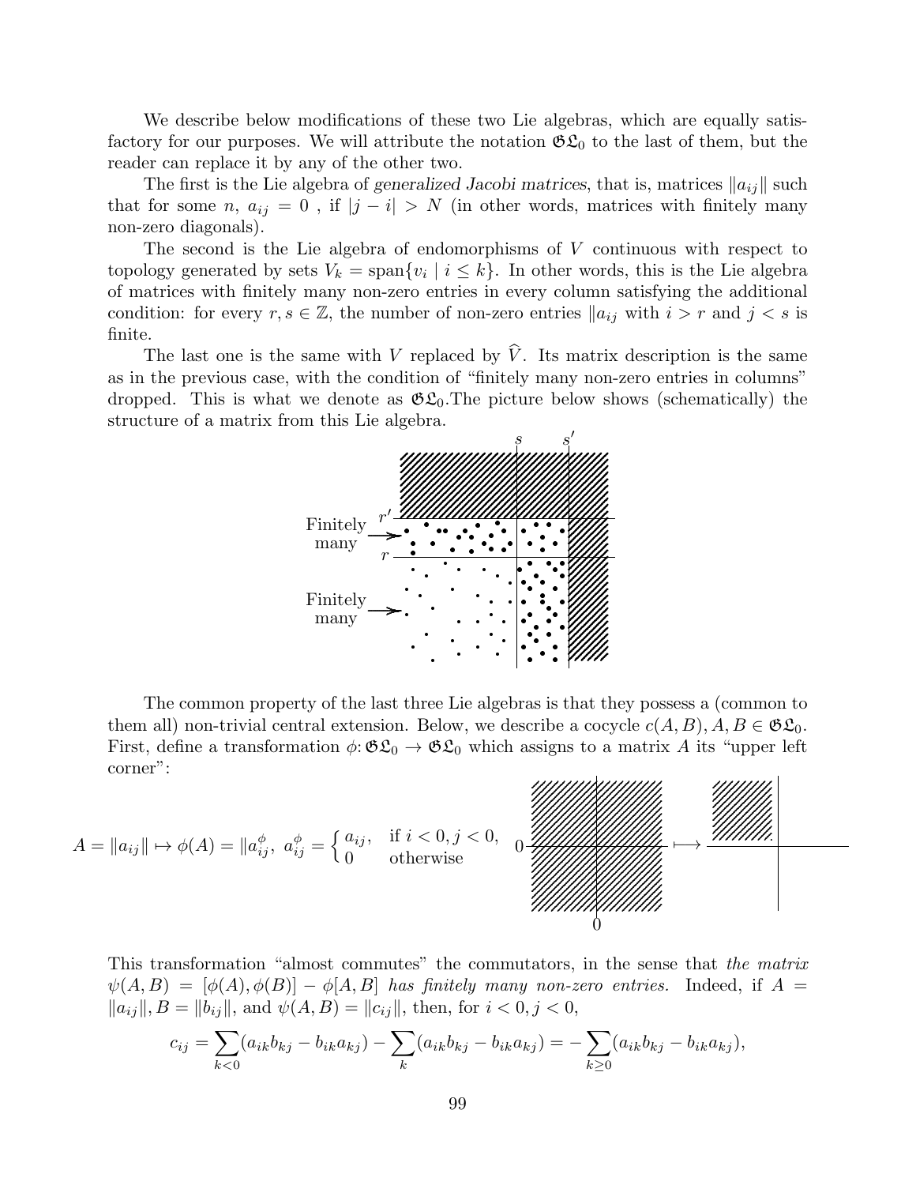We describe below modifications of these two Lie algebras, which are equally satisfactory for our purposes. We will attribute the notation $\mathfrak{GL}_0$ to the last of them, but the reader can replace it by any of the other two.

The first is the Lie algebra of *generalized Jacobi matrices*, that is, matrices $\|a_{ij}\|$ such that for some $n$, $a_{ij} = 0$ , if $|j - i| > N$ (in other words, matrices with finitely many non-zero diagonals).

The second is the Lie algebra of endomorphisms of $V$ continuous with respect to topology generated by sets $V_k = \operatorname{span}\{v_i \mid i \leq k\}$. In other words, this is the Lie algebra of matrices with finitely many non-zero entries in every column satisfying the additional condition: for every $r, s \in \mathbb{Z}$, the number of non-zero entries $\|a_{ij}$ with $i > r$ and $j < s$ is finite.

The last one is the same with $V$ replaced by $\widehat{V}$. Its matrix description is the same as in the previous case, with the condition of "finitely many non-zero entries in columns" dropped. This is what we denote as $\mathfrak{GL}_0$.The picture below shows (schematically) the structure of a matrix from this Lie algebra.

The common property of the last three Lie algebras is that they possess a (common to them all) non-trivial central extension. Below, we describe a cocycle $c(A, B), A, B \in \mathfrak{GL}_0$. First, define a transformation $\phi\colon \mathfrak{GL}_0 \to \mathfrak{GL}_0$ which assigns to a matrix $A$ its "upper left corner":

$$A = \|a_{ij}\| \mapsto \phi(A) = \|a^{\phi}_{ij},\ a^{\phi}_{ij} = \begin{cases} a_{ij}, & \text{if } i < 0, j < 0, \\ 0 & \text{otherwise} \end{cases}$$

This transformation "almost commutes" the commutators, in the sense that *the matrix* $\psi(A, B) = [\phi(A), \phi(B)] - \phi[A, B]$ *has finitely many non-zero entries.* Indeed, if $A = \|a_{ij}\|, B = \|b_{ij}\|$, and $\psi(A, B) = \|c_{ij}\|$, then, for $i < 0, j < 0$,

$$c_{ij} = \sum_{k<0}(a_{ik}b_{kj} - b_{ik}a_{kj}) - \sum_{k}(a_{ik}b_{kj} - b_{ik}a_{kj}) = -\sum_{k\geq 0}(a_{ik}b_{kj} - b_{ik}a_{kj}),$$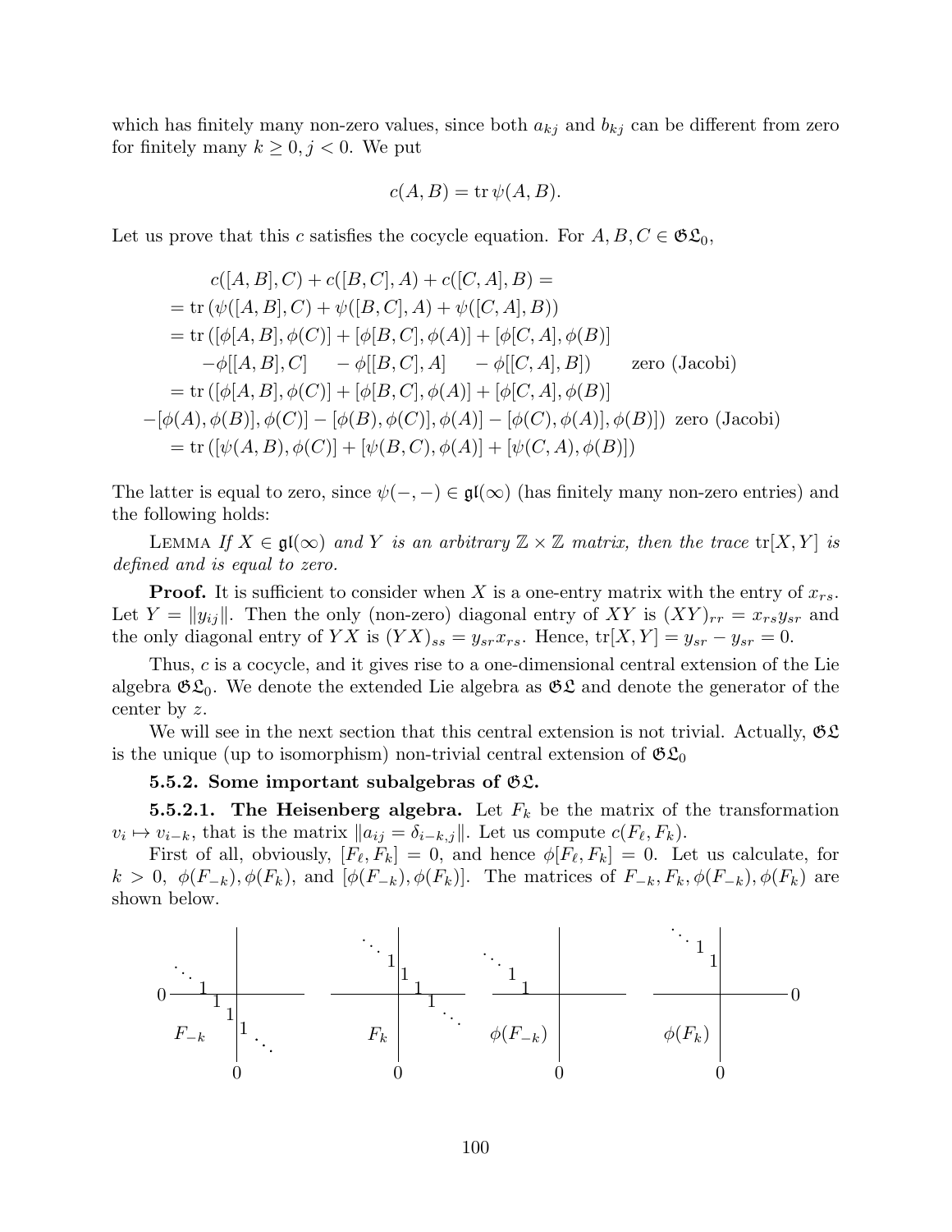which has finitely many non-zero values, since both $a_{kj}$ and $b_{kj}$ can be different from zero for finitely many $k \geq 0, j < 0$. We put

$$c(A,B) = \operatorname{tr}\psi(A,B).$$

Let us prove that this $c$ satisfies the cocycle equation. For $A, B, C \in \mathfrak{GL}_0$,

$$
\begin{aligned}
&c([A,B],C) + c([B,C],A) + c([C,A],B) = \\
&= \operatorname{tr}\left(\psi([A,B],C) + \psi([B,C],A) + \psi([C,A],B)\right) \\
&= \operatorname{tr}\left([\phi[A,B],\phi(C)] + [\phi[B,C],\phi(A)] + [\phi[C,A],\phi(B)]\right. \\
&\qquad -\phi[[A,B],C] \quad -\phi[[B,C],A] \quad -\phi[[C,A],B]) \qquad \text{zero (Jacobi)} \\
&= \operatorname{tr}\left([\phi[A,B],\phi(C)] + [\phi[B,C],\phi(A)] + [\phi[C,A],\phi(B)]\right. \\
&-[\phi(A),\phi(B)],\phi(C)] - [\phi(B),\phi(C)],\phi(A)] - [\phi(C),\phi(A)],\phi(B)]) \ \text{zero (Jacobi)} \\
&= \operatorname{tr}\left([\psi(A,B),\phi(C)] + [\psi(B,C),\phi(A)] + [\psi(C,A),\phi(B)]\right)
\end{aligned}
$$

The latter is equal to zero, since $\psi(-,-) \in \mathfrak{gl}(\infty)$ (has finitely many non-zero entries) and the following holds:

Lemma *If $X \in \mathfrak{gl}(\infty)$ and $Y$ is an arbitrary $\mathbb{Z} \times \mathbb{Z}$ matrix, then the trace* $\operatorname{tr}[X,Y]$ *is defined and is equal to zero.*

**Proof.** It is sufficient to consider when $X$ is a one-entry matrix with the entry of $x_{rs}$. Let $Y = \|y_{ij}\|$. Then the only (non-zero) diagonal entry of $XY$ is $(XY)_{rr} = x_{rs}y_{sr}$ and the only diagonal entry of $YX$ is $(YX)_{ss} = y_{sr}x_{rs}$. Hence, $\operatorname{tr}[X,Y] = y_{sr} - y_{sr} = 0$.

Thus, $c$ is a cocycle, and it gives rise to a one-dimensional central extension of the Lie algebra $\mathfrak{GL}_0$. We denote the extended Lie algebra as $\mathfrak{GL}$ and denote the generator of the center by $z$.

We will see in the next section that this central extension is not trivial. Actually, $\mathfrak{GL}$ is the unique (up to isomorphism) non-trivial central extension of $\mathfrak{GL}_0$

**5.5.2. Some important subalgebras of $\mathfrak{GL}$.**

**5.5.2.1. The Heisenberg algebra.** Let $F_k$ be the matrix of the transformation $v_i \mapsto v_{i-k}$, that is the matrix $\|a_{ij} = \delta_{i-k,j}\|$. Let us compute $c(F_\ell, F_k)$.

First of all, obviously, $[F_\ell, F_k] = 0$, and hence $\phi[F_\ell, F_k] = 0$. Let us calculate, for $k > 0$, $\phi(F_{-k}), \phi(F_k)$, and $[\phi(F_{-k}), \phi(F_k)]$. The matrices of $F_{-k}, F_k, \phi(F_{-k}), \phi(F_k)$ are shown below.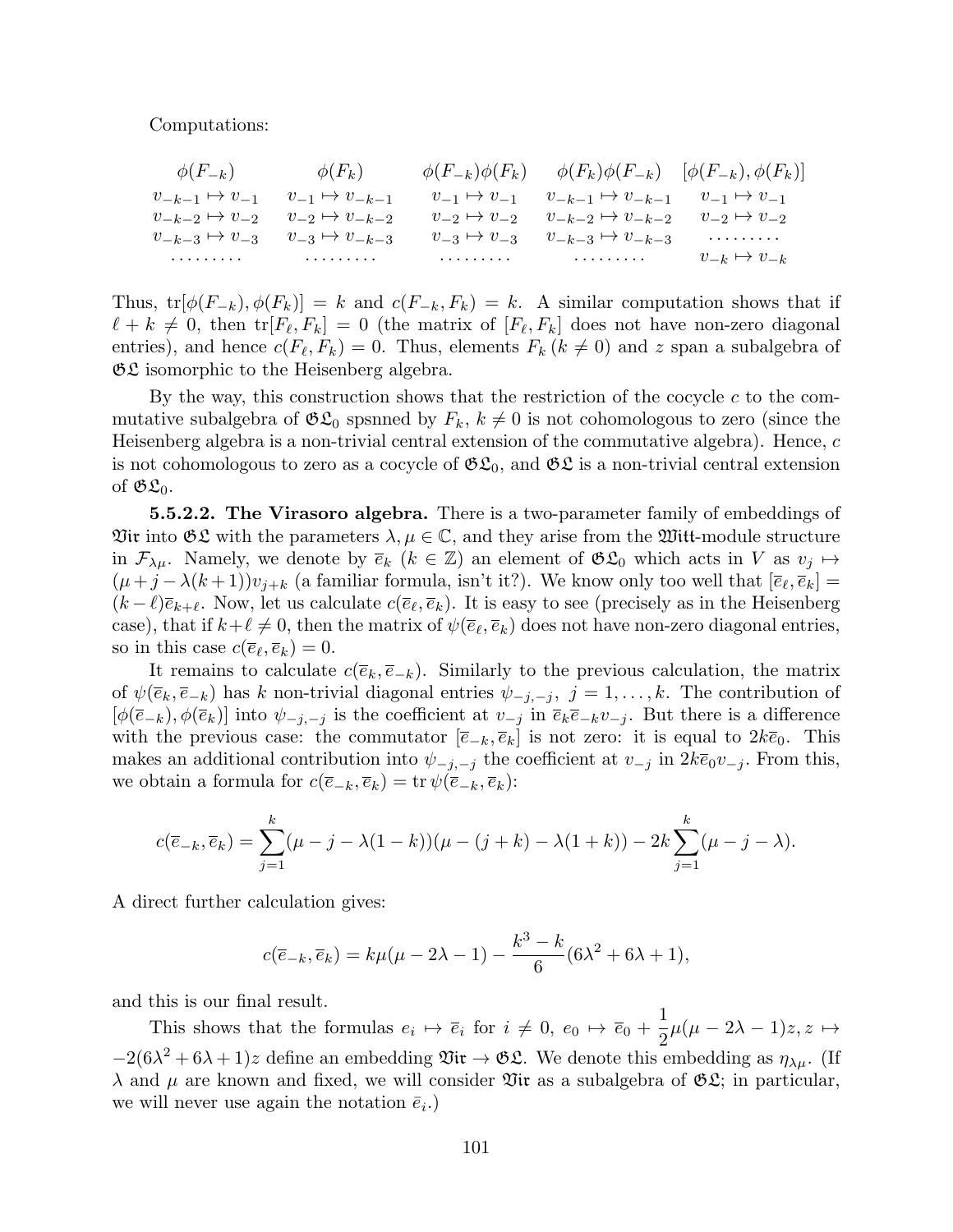Computations:

| $\phi(F_{-k})$ | $\phi(F_k)$ | $\phi(F_{-k})\phi(F_k)$ | $\phi(F_k)\phi(F_{-k})$ | $[\phi(F_{-k}), \phi(F_k)]$ |
|---|---|---|---|---|
| $v_{-k-1} \mapsto v_{-1}$ | $v_{-1} \mapsto v_{-k-1}$ | $v_{-1} \mapsto v_{-1}$ | $v_{-k-1} \mapsto v_{-k-1}$ | $v_{-1} \mapsto v_{-1}$ |
| $v_{-k-2} \mapsto v_{-2}$ | $v_{-2} \mapsto v_{-k-2}$ | $v_{-2} \mapsto v_{-2}$ | $v_{-k-2} \mapsto v_{-k-2}$ | $v_{-2} \mapsto v_{-2}$ |
| $v_{-k-3} \mapsto v_{-3}$ | $v_{-3} \mapsto v_{-k-3}$ | $v_{-3} \mapsto v_{-3}$ | $v_{-k-3} \mapsto v_{-k-3}$ | ......... |
| ......... | ......... | ......... | ......... | $v_{-k} \mapsto v_{-k}$ |

Thus, $\mathrm{tr}[\phi(F_{-k}), \phi(F_k)] = k$ and $c(F_{-k}, F_k) = k$. A similar computation shows that if $\ell + k \neq 0$, then $\mathrm{tr}[F_\ell, F_k] = 0$ (the matrix of $[F_\ell, F_k]$ does not have non-zero diagonal entries), and hence $c(F_\ell, F_k) = 0$. Thus, elements $F_k$ $(k \neq 0)$ and $z$ span a subalgebra of $\mathfrak{GL}$ isomorphic to the Heisenberg algebra.

By the way, this construction shows that the restriction of the cocycle $c$ to the commutative subalgebra of $\mathfrak{GL}_0$ spsnned by $F_k$, $k \neq 0$ is not cohomologous to zero (since the Heisenberg algebra is a non-trivial central extension of the commutative algebra). Hence, $c$ is not cohomologous to zero as a cocycle of $\mathfrak{GL}_0$, and $\mathfrak{GL}$ is a non-trivial central extension of $\mathfrak{GL}_0$.

**5.5.2.2. The Virasoro algebra.** There is a two-parameter family of embeddings of $\mathfrak{Vir}$ into $\mathfrak{GL}$ with the parameters $\lambda, \mu \in \mathbb{C}$, and they arise from the $\mathfrak{Witt}$-module structure in $\mathcal{F}_{\lambda\mu}$. Namely, we denote by $\overline{e}_k$ $(k \in \mathbb{Z})$ an element of $\mathfrak{GL}_0$ which acts in $V$ as $v_j \mapsto (\mu + j - \lambda(k+1))v_{j+k}$ (a familiar formula, isn't it?). We know only too well that $[\overline{e}_\ell, \overline{e}_k] = (k - \ell)\overline{e}_{k+\ell}$. Now, let us calculate $c(\overline{e}_\ell, \overline{e}_k)$. It is easy to see (precisely as in the Heisenberg case), that if $k + \ell \neq 0$, then the matrix of $\psi(\overline{e}_\ell, \overline{e}_k)$ does not have non-zero diagonal entries, so in this case $c(\overline{e}_\ell, \overline{e}_k) = 0$.

It remains to calculate $c(\overline{e}_k, \overline{e}_{-k})$. Similarly to the previous calculation, the matrix of $\psi(\overline{e}_k, \overline{e}_{-k})$ has $k$ non-trivial diagonal entries $\psi_{-j,-j}$, $j = 1, \ldots, k$. The contribution of $[\phi(\overline{e}_{-k}), \phi(\overline{e}_k)]$ into $\psi_{-j,-j}$ is the coefficient at $v_{-j}$ in $\overline{e}_k\overline{e}_{-k}v_{-j}$. But there is a difference with the previous case: the commutator $[\overline{e}_{-k}, \overline{e}_k]$ is not zero: it is equal to $2k\overline{e}_0$. This makes an additional contribution into $\psi_{-j,-j}$ the coefficient at $v_{-j}$ in $2k\overline{e}_0v_{-j}$. From this, we obtain a formula for $c(\overline{e}_{-k}, \overline{e}_k) = \mathrm{tr}\,\psi(\overline{e}_{-k}, \overline{e}_k)$:

$$c(\overline{e}_{-k}, \overline{e}_k) = \sum_{j=1}^{k}(\mu - j - \lambda(1-k))(\mu - (j+k) - \lambda(1+k)) - 2k\sum_{j=1}^{k}(\mu - j - \lambda).$$

A direct further calculation gives:

$$c(\overline{e}_{-k}, \overline{e}_k) = k\mu(\mu - 2\lambda - 1) - \frac{k^3 - k}{6}(6\lambda^2 + 6\lambda + 1),$$

and this is our final result.

This shows that the formulas $e_i \mapsto \overline{e}_i$ for $i \neq 0$, $e_0 \mapsto \overline{e}_0 + \dfrac{1}{2}\mu(\mu - 2\lambda - 1)z, z \mapsto -2(6\lambda^2 + 6\lambda + 1)z$ define an embedding $\mathfrak{Vir} \to \mathfrak{GL}$. We denote this embedding as $\eta_{\lambda\mu}$. (If $\lambda$ and $\mu$ are known and fixed, we will consider $\mathfrak{Vir}$ as a subalgebra of $\mathfrak{GL}$; in particular, we will never use again the notation $\bar{e}_i$.)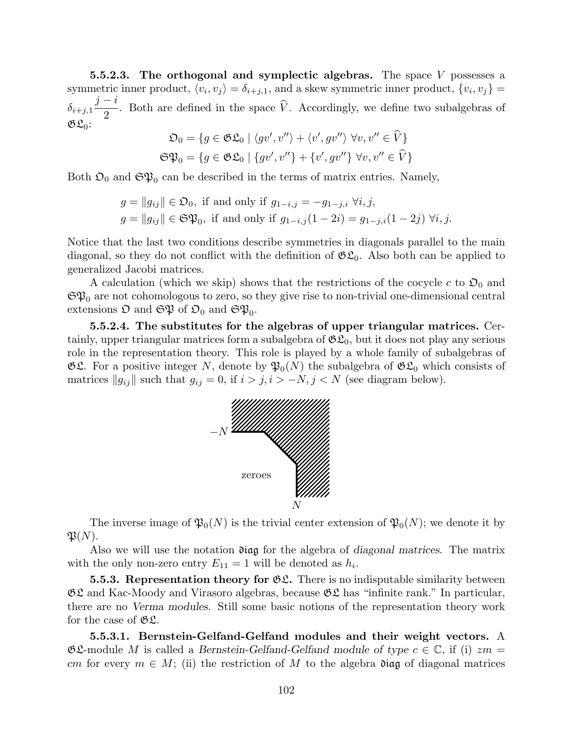**5.5.2.3. The orthogonal and symplectic algebras.** The space $V$ possesses a symmetric inner product, $\langle v_i, v_j \rangle = \delta_{i+j,1}$, and a skew symmetric inner product, $\{v_i, v_j\} = \delta_{i+j,1}\dfrac{j-i}{2}$. Both are defined in the space $\widehat{V}$. Accordingly, we define two subalgebras of $\mathfrak{GL}_0$:

$$\mathfrak{O}_0 = \{g \in \mathfrak{GL}_0 \mid \langle gv', v'' \rangle + \langle v', gv'' \rangle \ \forall v, v'' \in \widehat{V}\}$$

$$\mathfrak{SP}_0 = \{g \in \mathfrak{GL}_0 \mid \{gv', v''\} + \{v', gv''\} \ \forall v, v'' \in \widehat{V}\}$$

Both $\mathfrak{O}_0$ and $\mathfrak{SP}_0$ can be described in the terms of matrix entries. Namely,

$$g = \|g_{ij}\| \in \mathfrak{O}_0, \text{ if and only if } g_{1-i,j} = -g_{1-j,i} \ \forall i, j,$$
$$g = \|g_{ij}\| \in \mathfrak{SP}_0, \text{ if and only if } g_{1-i,j}(1-2i) = g_{1-j,i}(1-2j) \ \forall i, j.$$

Notice that the last two conditions describe symmetries in diagonals parallel to the main diagonal, so they do not conflict with the definition of $\mathfrak{GL}_0$. Also both can be applied to generalized Jacobi matrices.

A calculation (which we skip) shows that the restrictions of the cocycle $c$ to $\mathfrak{O}_0$ and $\mathfrak{SP}_0$ are not cohomologous to zero, so they give rise to non-trivial one-dimensional central extensions $\mathfrak{O}$ and $\mathfrak{SP}$ of $\mathfrak{O}_0$ and $\mathfrak{SP}_0$.

**5.5.2.4. The substitutes for the algebras of upper triangular matrices.** Certainly, upper triangular matrices form a subalgebra of $\mathfrak{GL}_0$, but it does not play any serious role in the representation theory. This role is played by a whole family of subalgebras of $\mathfrak{GL}$. For a positive integer $N$, denote by $\mathfrak{P}_0(N)$ the subalgebra of $\mathfrak{GL}_0$ which consists of matrices $\|g_{ij}\|$ such that $g_{ij} = 0$, if $i > j, i > -N, j < N$ (see diagram below).

$-N$

zeroes

$N$

The inverse image of $\mathfrak{P}_0(N)$ is the trivial center extension of $\mathfrak{P}_0(N)$; we denote it by $\mathfrak{P}(N)$.

Also we will use the notation $\mathfrak{diag}$ for the algebra of *diagonal matrices*. The matrix with the only non-zero entry $E_{11} = 1$ will be denoted as $h_i$.

**5.5.3. Representation theory for $\mathfrak{GL}$.** There is no indisputable similarity between $\mathfrak{GL}$ and Kac-Moody and Virasoro algebras, because $\mathfrak{GL}$ has "infinite rank." In particular, there are no *Verma modules*. Still some basic notions of the representation theory work for the case of $\mathfrak{GL}$.

**5.5.3.1. Bernstein-Gelfand-Gelfand modules and their weight vectors.** A $\mathfrak{GL}$-module $M$ is called a *Bernstein-Gelfand-Gelfand module of type* $c \in \mathbb{C}$, if (i) $zm = cm$ for every $m \in M$; (ii) the restriction of $M$ to the algebra $\mathfrak{diag}$ of diagonal matrices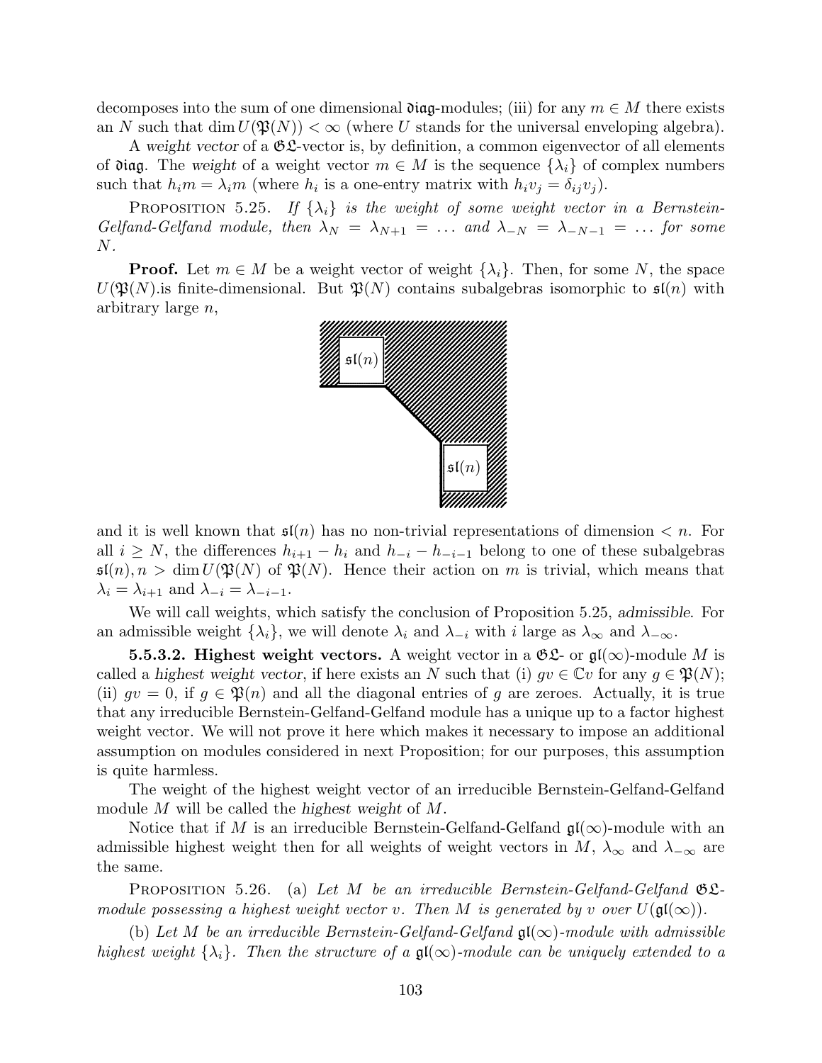decomposes into the sum of one dimensional $\mathfrak{diag}$-modules; (iii) for any $m \in M$ there exists an $N$ such that $\dim U(\mathfrak{P}(N)) < \infty$ (where $U$ stands for the universal enveloping algebra).

A *weight vector* of a $\mathfrak{GL}$-vector is, by definition, a common eigenvector of all elements of $\mathfrak{diag}$. The *weight* of a weight vector $m \in M$ is the sequence $\{\lambda_i\}$ of complex numbers such that $h_i m = \lambda_i m$ (where $h_i$ is a one-entry matrix with $h_i v_j = \delta_{ij} v_j$).

Proposition 5.25. *If $\{\lambda_i\}$ is the weight of some weight vector in a Bernstein-Gelfand-Gelfand module, then $\lambda_N = \lambda_{N+1} = \dots$ and $\lambda_{-N} = \lambda_{-N-1} = \dots$ for some $N$.*

**Proof.** Let $m \in M$ be a weight vector of weight $\{\lambda_i\}$. Then, for some $N$, the space $U(\mathfrak{P}(N)$.is finite-dimensional. But $\mathfrak{P}(N)$ contains subalgebras isomorphic to $\mathfrak{sl}(n)$ with arbitrary large $n$,

and it is well known that $\mathfrak{sl}(n)$ has no non-trivial representations of dimension $< n$. For all $i \geq N$, the differences $h_{i+1} - h_i$ and $h_{-i} - h_{-i-1}$ belong to one of these subalgebras $\mathfrak{sl}(n), n > \dim U(\mathfrak{P}(N)$ of $\mathfrak{P}(N)$. Hence their action on $m$ is trivial, which means that $\lambda_i = \lambda_{i+1}$ and $\lambda_{-i} = \lambda_{-i-1}$.

We will call weights, which satisfy the conclusion of Proposition 5.25, *admissible*. For an admissible weight $\{\lambda_i\}$, we will denote $\lambda_i$ and $\lambda_{-i}$ with $i$ large as $\lambda_\infty$ and $\lambda_{-\infty}$.

**5.5.3.2. Highest weight vectors.** A weight vector in a $\mathfrak{GL}$- or $\mathfrak{gl}(\infty)$-module $M$ is called a *highest weight vector*, if here exists an $N$ such that (i) $gv \in \mathbb{C}v$ for any $g \in \mathfrak{P}(N)$; (ii) $gv = 0$, if $g \in \mathfrak{P}(n)$ and all the diagonal entries of $g$ are zeroes. Actually, it is true that any irreducible Bernstein-Gelfand-Gelfand module has a unique up to a factor highest weight vector. We will not prove it here which makes it necessary to impose an additional assumption on modules considered in next Proposition; for our purposes, this assumption is quite harmless.

The weight of the highest weight vector of an irreducible Bernstein-Gelfand-Gelfand module $M$ will be called the *highest weight* of $M$.

Notice that if $M$ is an irreducible Bernstein-Gelfand-Gelfand $\mathfrak{gl}(\infty)$-module with an admissible highest weight then for all weights of weight vectors in $M$, $\lambda_\infty$ and $\lambda_{-\infty}$ are the same.

Proposition 5.26. (a) *Let $M$ be an irreducible Bernstein-Gelfand-Gelfand $\mathfrak{GL}$-module possessing a highest weight vector $v$. Then $M$ is generated by $v$ over $U(\mathfrak{gl}(\infty))$.*

(b) *Let $M$ be an irreducible Bernstein-Gelfand-Gelfand $\mathfrak{gl}(\infty)$-module with admissible highest weight $\{\lambda_i\}$. Then the structure of a $\mathfrak{gl}(\infty)$-module can be uniquely extended to a*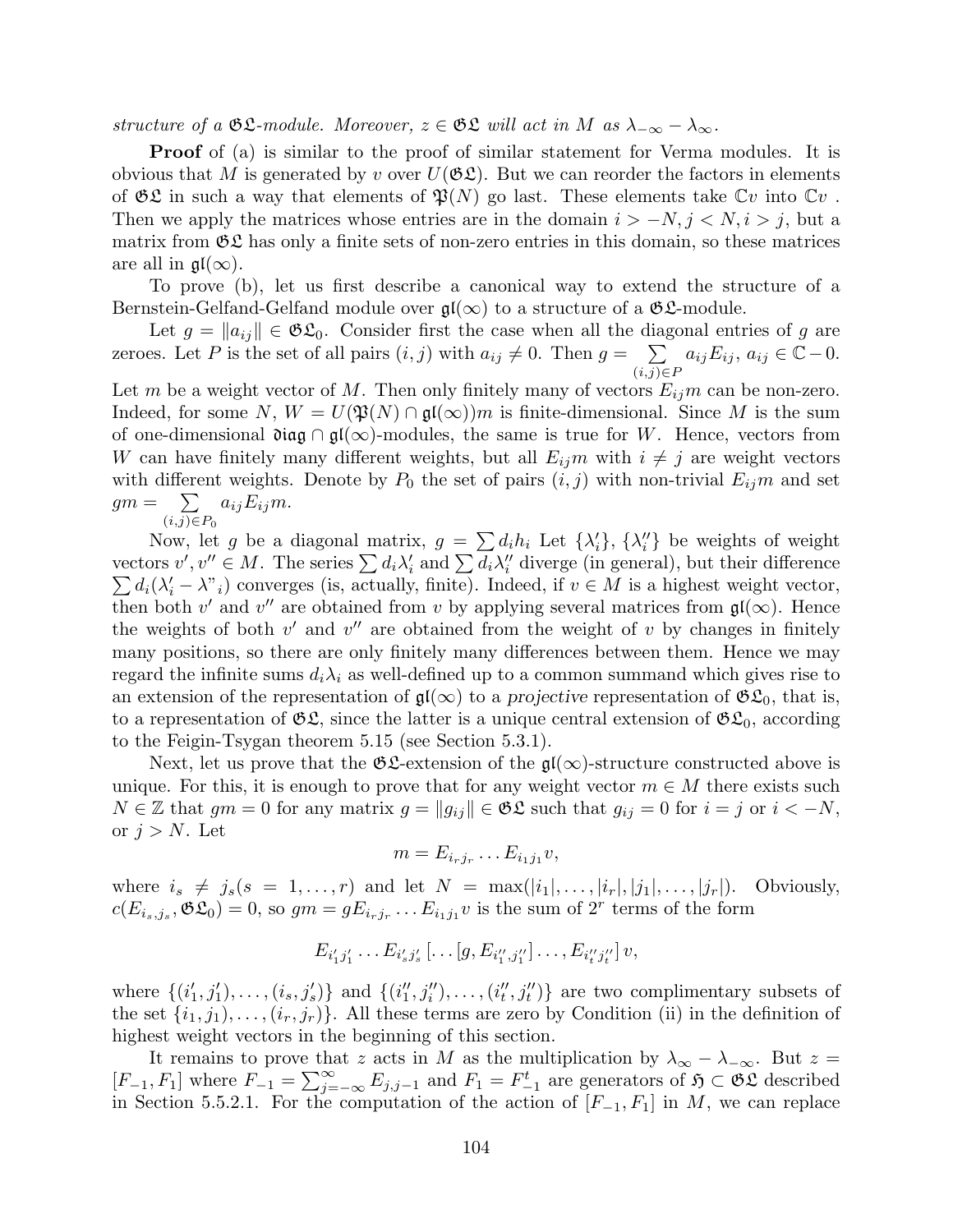*structure of a $\mathfrak{GL}$-module. Moreover, $z \in \mathfrak{GL}$ will act in $M$ as $\lambda_{-\infty} - \lambda_{\infty}$.*

**Proof** of (a) is similar to the proof of similar statement for Verma modules. It is obvious that $M$ is generated by $v$ over $U(\mathfrak{GL})$. But we can reorder the factors in elements of $\mathfrak{GL}$ in such a way that elements of $\mathfrak{P}(N)$ go last. These elements take $\mathbb{C}v$ into $\mathbb{C}v$ . Then we apply the matrices whose entries are in the domain $i > -N, j < N, i > j$, but a matrix from $\mathfrak{GL}$ has only a finite sets of non-zero entries in this domain, so these matrices are all in $\mathfrak{gl}(\infty)$.

To prove (b), let us first describe a canonical way to extend the structure of a Bernstein-Gelfand-Gelfand module over $\mathfrak{gl}(\infty)$ to a structure of a $\mathfrak{GL}$-module.

Let $g = \|a_{ij}\| \in \mathfrak{GL}_0$. Consider first the case when all the diagonal entries of $g$ are zeroes. Let $P$ is the set of all pairs $(i,j)$ with $a_{ij} \neq 0$. Then $g = \sum\limits_{(i,j)\in P} a_{ij}E_{ij}$, $a_{ij} \in \mathbb{C} - 0$. Let $m$ be a weight vector of $M$. Then only finitely many of vectors $E_{ij}m$ can be non-zero. Indeed, for some $N$, $W = U(\mathfrak{P}(N) \cap \mathfrak{gl}(\infty))m$ is finite-dimensional. Since $M$ is the sum of one-dimensional $\mathfrak{diag} \cap \mathfrak{gl}(\infty)$-modules, the same is true for $W$. Hence, vectors from $W$ can have finitely many different weights, but all $E_{ij}m$ with $i \neq j$ are weight vectors with different weights. Denote by $P_0$ the set of pairs $(i,j)$ with non-trivial $E_{ij}m$ and set $gm = \sum\limits_{(i,j)\in P_0} a_{ij}E_{ij}m$.

Now, let $g$ be a diagonal matrix, $g = \sum d_i h_i$ Let $\{\lambda'_i\}$, $\{\lambda''_i\}$ be weights of weight vectors $v', v'' \in M$. The series $\sum d_i\lambda'_i$ and $\sum d_i\lambda''_i$ diverge (in general), but their difference $\sum d_i(\lambda'_i - \lambda''_i)$ converges (is, actually, finite). Indeed, if $v \in M$ is a highest weight vector, then both $v'$ and $v''$ are obtained from $v$ by applying several matrices from $\mathfrak{gl}(\infty)$. Hence the weights of both $v'$ and $v''$ are obtained from the weight of $v$ by changes in finitely many positions, so there are only finitely many differences between them. Hence we may regard the infinite sums $d_i\lambda_i$ as well-defined up to a common summand which gives rise to an extension of the representation of $\mathfrak{gl}(\infty)$ to a *projective* representation of $\mathfrak{GL}_0$, that is, to a representation of $\mathfrak{GL}$, since the latter is a unique central extension of $\mathfrak{GL}_0$, according to the Feigin-Tsygan theorem 5.15 (see Section 5.3.1).

Next, let us prove that the $\mathfrak{GL}$-extension of the $\mathfrak{gl}(\infty)$-structure constructed above is unique. For this, it is enough to prove that for any weight vector $m \in M$ there exists such $N \in \mathbb{Z}$ that $gm = 0$ for any matrix $g = \|g_{ij}\| \in \mathfrak{GL}$ such that $g_{ij} = 0$ for $i = j$ or $i < -N$, or $j > N$. Let

$$m = E_{i_r j_r} \dots E_{i_1 j_1} v,$$

where $i_s \neq j_s (s = 1, \dots, r)$ and let $N = \max(|i_1|, \dots, |i_r|, |j_1|, \dots, |j_r|)$. Obviously, $c(E_{i_s,j_s}, \mathfrak{GL}_0) = 0$, so $gm = gE_{i_r j_r} \dots E_{i_1 j_1} v$ is the sum of $2^r$ terms of the form

$$E_{i'_1 j'_1} \dots E_{i'_s j'_s} [\dots [g, E_{i''_1, j''_1}] \dots, E_{i''_t j''_t}] \, v,$$

where $\{(i'_1, j'_1), \dots, (i_s, j'_s)\}$ and $\{(i''_1, j''_1), \dots, (i''_t, j''_t)\}$ are two complimentary subsets of the set $\{i_1, j_1), \dots, (i_r, j_r)\}$. All these terms are zero by Condition (ii) in the definition of highest weight vectors in the beginning of this section.

It remains to prove that $z$ acts in $M$ as the multiplication by $\lambda_\infty - \lambda_{-\infty}$. But $z = [F_{-1}, F_1]$ where $F_{-1} = \sum_{j=-\infty}^{\infty} E_{j,j-1}$ and $F_1 = F_{-1}^t$ are generators of $\mathfrak{H} \subset \mathfrak{GL}$ described in Section 5.5.2.1. For the computation of the action of $[F_{-1}, F_1]$ in $M$, we can replace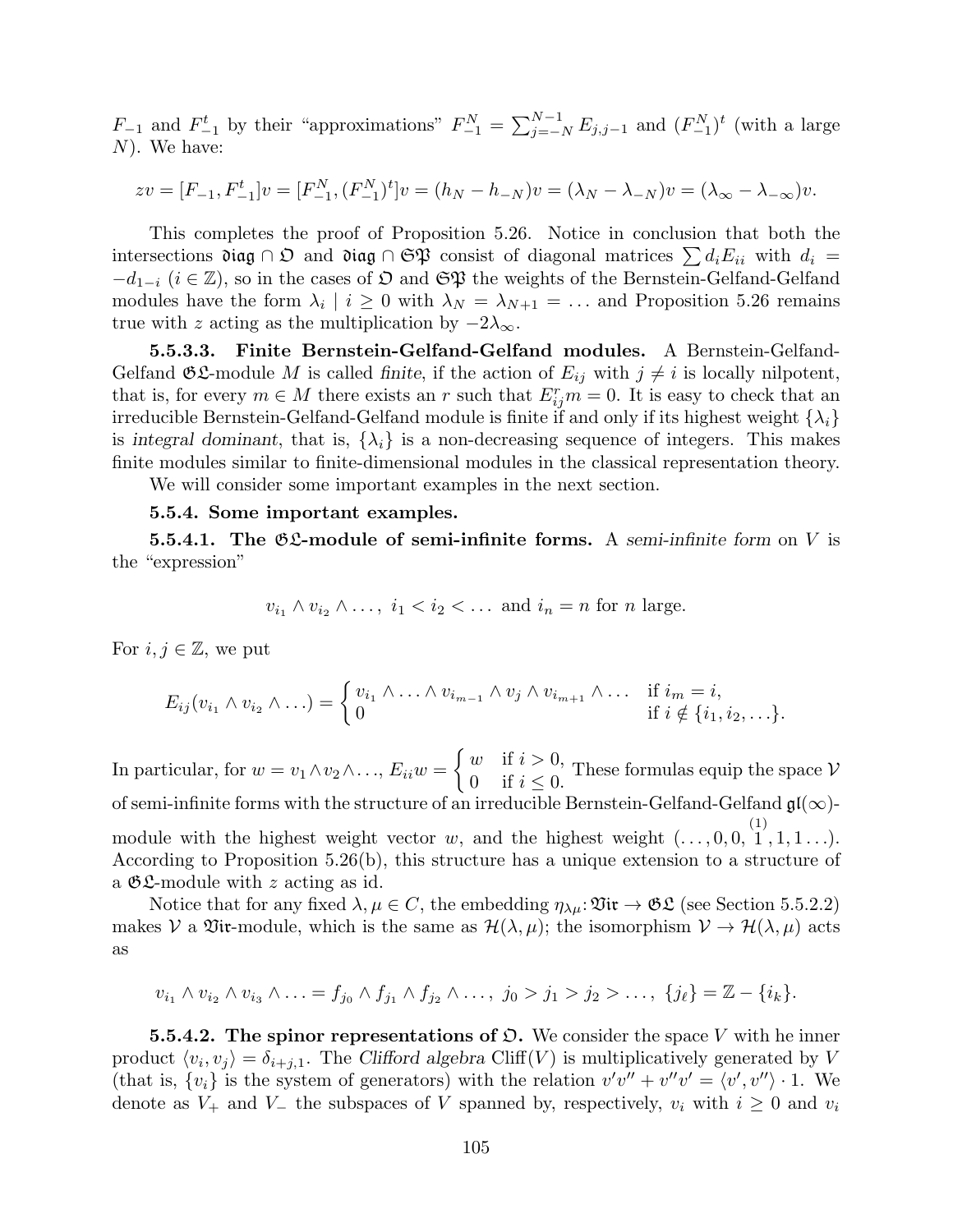$F_{-1}$ and $F_{-1}^t$ by their "approximations" $F_{-1}^N = \sum_{j=-N}^{N-1} E_{j,j-1}$ and $(F_{-1}^N)^t$ (with a large $N$). We have:

$$zv = [F_{-1}, F_{-1}^t]v = [F_{-1}^N, (F_{-1}^N)^t]v = (h_N - h_{-N})v = (\lambda_N - \lambda_{-N})v = (\lambda_\infty - \lambda_{-\infty})v.$$

This completes the proof of Proposition 5.26. Notice in conclusion that both the intersections $\mathfrak{diag} \cap \mathfrak{O}$ and $\mathfrak{diag} \cap \mathfrak{SP}$ consist of diagonal matrices $\sum d_i E_{ii}$ with $d_i = -d_{1-i}$ ($i \in \mathbb{Z}$), so in the cases of $\mathfrak{O}$ and $\mathfrak{SP}$ the weights of the Bernstein-Gelfand-Gelfand modules have the form $\lambda_i \mid i \geq 0$ with $\lambda_N = \lambda_{N+1} = \ldots$ and Proposition 5.26 remains true with $z$ acting as the multiplication by $-2\lambda_\infty$.

**5.5.3.3. Finite Bernstein-Gelfand-Gelfand modules.** A Bernstein-Gelfand-Gelfand $\mathfrak{GL}$-module $M$ is called *finite*, if the action of $E_{ij}$ with $j \neq i$ is locally nilpotent, that is, for every $m \in M$ there exists an $r$ such that $E_{ij}^r m = 0$. It is easy to check that an irreducible Bernstein-Gelfand-Gelfand module is finite if and only if its highest weight $\{\lambda_i\}$ is *integral dominant*, that is, $\{\lambda_i\}$ is a non-decreasing sequence of integers. This makes finite modules similar to finite-dimensional modules in the classical representation theory.

We will consider some important examples in the next section.

**5.5.4. Some important examples.**

**5.5.4.1. The $\mathfrak{GL}$-module of semi-infinite forms.** A *semi-infinite form* on $V$ is the "expression"

$$v_{i_1} \wedge v_{i_2} \wedge \ldots, \; i_1 < i_2 < \ldots \text{ and } i_n = n \text{ for } n \text{ large}.$$

For $i, j \in \mathbb{Z}$, we put

$$E_{ij}(v_{i_1} \wedge v_{i_2} \wedge \ldots) = \begin{cases} v_{i_1} \wedge \ldots \wedge v_{i_{m-1}} \wedge v_j \wedge v_{i_{m+1}} \wedge \ldots & \text{if } i_m = i, \\ 0 & \text{if } i \notin \{i_1, i_2, \ldots\}. \end{cases}$$

In particular, for $w = v_1 \wedge v_2 \wedge \ldots$, $E_{ii}w = \begin{cases} w & \text{if } i > 0, \\ 0 & \text{if } i \leq 0. \end{cases}$ These formulas equip the space $\mathcal{V}$ of semi-infinite forms with the structure of an irreducible Bernstein-Gelfand-Gelfand $\mathfrak{gl}(\infty)$-module with the highest weight vector $w$, and the highest weight $(\ldots, 0, 0, \overset{(1)}{1}, 1, 1\ldots)$. According to Proposition 5.26(b), this structure has a unique extension to a structure of a $\mathfrak{GL}$-module with $z$ acting as id.

Notice that for any fixed $\lambda, \mu \in C$, the embedding $\eta_{\lambda\mu}\colon \mathfrak{Vir} \to \mathfrak{GL}$ (see Section 5.5.2.2) makes $\mathcal{V}$ a $\mathfrak{Vir}$-module, which is the same as $\mathcal{H}(\lambda, \mu)$; the isomorphism $\mathcal{V} \to \mathcal{H}(\lambda, \mu)$ acts as

$$v_{i_1} \wedge v_{i_2} \wedge v_{i_3} \wedge \ldots = f_{j_0} \wedge f_{j_1} \wedge f_{j_2} \wedge \ldots, \; j_0 > j_1 > j_2 > \ldots, \; \{j_\ell\} = \mathbb{Z} - \{i_k\}.$$

**5.5.4.2. The spinor representations of $\mathfrak{O}$.** We consider the space $V$ with he inner product $\langle v_i, v_j \rangle = \delta_{i+j,1}$. The *Clifford algebra* $\mathrm{Cliff}(V)$ is multiplicatively generated by $V$ (that is, $\{v_i\}$ is the system of generators) with the relation $v'v'' + v''v' = \langle v', v'' \rangle \cdot 1$. We denote as $V_+$ and $V_-$ the subspaces of $V$ spanned by, respectively, $v_i$ with $i \geq 0$ and $v_i$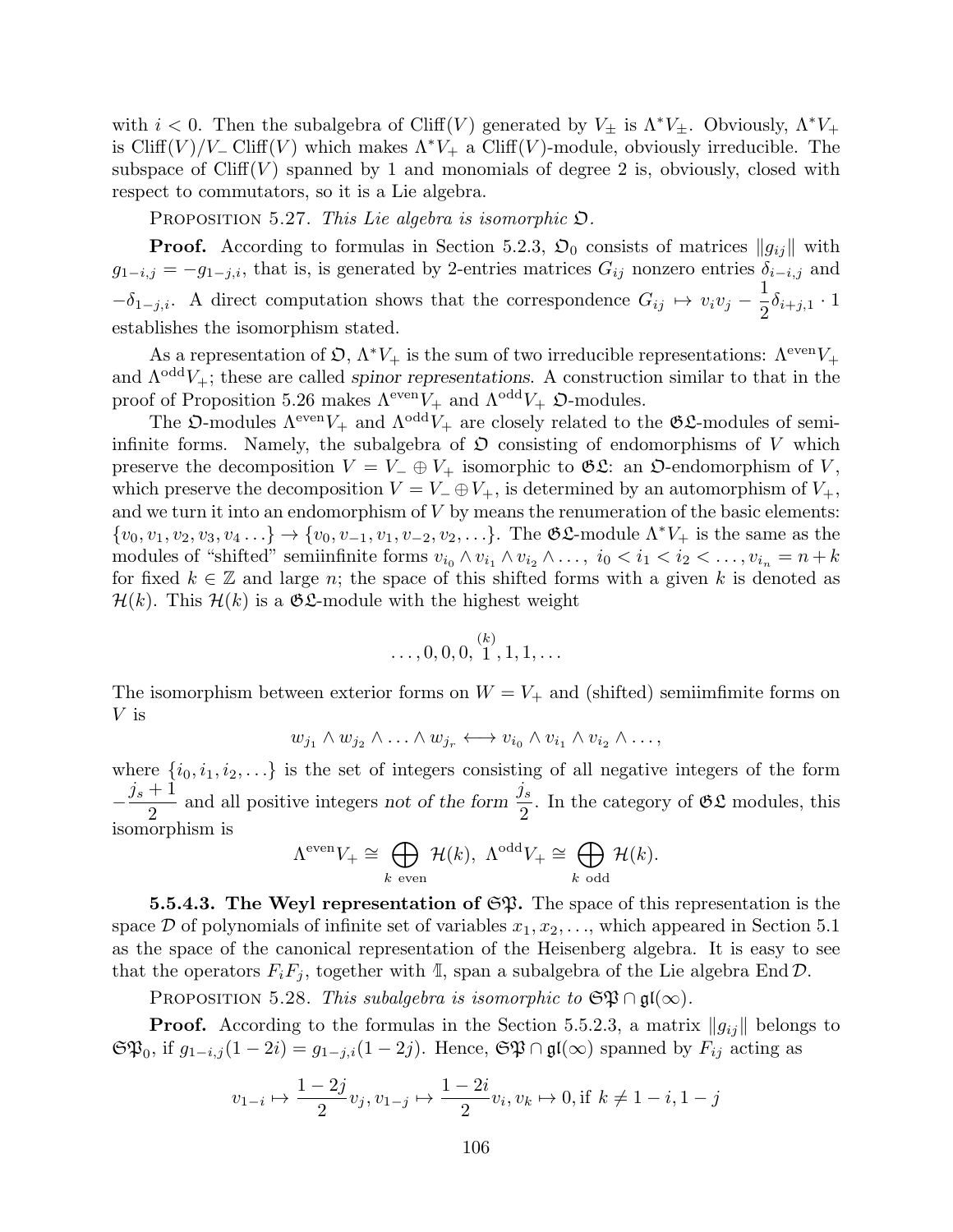with $i < 0$. Then the subalgebra of $\mathrm{Cliff}(V)$ generated by $V_\pm$ is $\Lambda^* V_\pm$. Obviously, $\Lambda^* V_+$ is $\mathrm{Cliff}(V)/V_- \mathrm{Cliff}(V)$ which makes $\Lambda^* V_+$ a $\mathrm{Cliff}(V)$-module, obviously irreducible. The subspace of $\mathrm{Cliff}(V)$ spanned by 1 and monomials of degree 2 is, obviously, closed with respect to commutators, so it is a Lie algebra.

Proposition 5.27. *This Lie algebra is isomorphic $\mathfrak{O}$.*

**Proof.** According to formulas in Section 5.2.3, $\mathfrak{O}_0$ consists of matrices $\|g_{ij}\|$ with $g_{1-i,j} = -g_{1-j,i}$, that is, is generated by 2-entries matrices $G_{ij}$ nonzero entries $\delta_{i-i,j}$ and $-\delta_{1-j,i}$. A direct computation shows that the correspondence $G_{ij} \mapsto v_i v_j - \dfrac{1}{2}\delta_{i+j,1} \cdot 1$ establishes the isomorphism stated.

As a representation of $\mathfrak{O}$, $\Lambda^* V_+$ is the sum of two irreducible representations: $\Lambda^{\mathrm{even}} V_+$ and $\Lambda^{\mathrm{odd}} V_+$; these are called *spinor representations*. A construction similar to that in the proof of Proposition 5.26 makes $\Lambda^{\mathrm{even}} V_+$ and $\Lambda^{\mathrm{odd}} V_+$ $\mathfrak{O}$-modules.

The $\mathfrak{O}$-modules $\Lambda^{\mathrm{even}} V_+$ and $\Lambda^{\mathrm{odd}} V_+$ are closely related to the $\mathfrak{GL}$-modules of semi-infinite forms. Namely, the subalgebra of $\mathfrak{O}$ consisting of endomorphisms of $V$ which preserve the decomposition $V = V_- \oplus V_+$ isomorphic to $\mathfrak{GL}$: an $\mathfrak{O}$-endomorphism of $V$, which preserve the decomposition $V = V_- \oplus V_+$, is determined by an automorphism of $V_+$, and we turn it into an endomorphism of $V$ by means the renumeration of the basic elements: $\{v_0, v_1, v_2, v_3, v_4 \ldots\} \to \{v_0, v_{-1}, v_1, v_{-2}, v_2, \ldots\}$. The $\mathfrak{GL}$-module $\Lambda^* V_+$ is the same as the modules of "shifted" semiinfinite forms $v_{i_0} \wedge v_{i_1} \wedge v_{i_2} \wedge \ldots,\ i_0 < i_1 < i_2 < \ldots, v_{i_n} = n + k$ for fixed $k \in \mathbb{Z}$ and large $n$; the space of this shifted forms with a given $k$ is denoted as $\mathcal{H}(k)$. This $\mathcal{H}(k)$ is a $\mathfrak{GL}$-module with the highest weight

$$\ldots, 0, 0, 0, \overset{(k)}{1}, 1, 1, \ldots$$

The isomorphism between exterior forms on $W = V_+$ and (shifted) semiimfimite forms on $V$ is

$$w_{j_1} \wedge w_{j_2} \wedge \ldots \wedge w_{j_r} \longleftrightarrow v_{i_0} \wedge v_{i_1} \wedge v_{i_2} \wedge \ldots,$$

where $\{i_0, i_1, i_2, \ldots\}$ is the set of integers consisting of all negative integers of the form $-\dfrac{j_s + 1}{2}$ and all positive integers *not of the form* $\dfrac{j_s}{2}$. In the category of $\mathfrak{GL}$ modules, this isomorphism is

$$\Lambda^{\mathrm{even}} V_+ \cong \bigoplus_{k \text{ even}} \mathcal{H}(k),\ \Lambda^{\mathrm{odd}} V_+ \cong \bigoplus_{k \text{ odd}} \mathcal{H}(k).$$

**5.5.4.3. The Weyl representation of $\mathfrak{SP}$.** The space of this representation is the space $\mathcal{D}$ of polynomials of infinite set of variables $x_1, x_2, \ldots$, which appeared in Section 5.1 as the space of the canonical representation of the Heisenberg algebra. It is easy to see that the operators $F_i F_j$, together with $\mathbb{1}$, span a subalgebra of the Lie algebra $\mathrm{End}\,\mathcal{D}$.

Proposition 5.28. *This subalgebra is isomorphic to $\mathfrak{SP} \cap \mathfrak{gl}(\infty)$.*

**Proof.** According to the formulas in the Section 5.5.2.3, a matrix $\|g_{ij}\|$ belongs to $\mathfrak{SP}_0$, if $g_{1-i,j}(1-2i) = g_{1-j,i}(1-2j)$. Hence, $\mathfrak{SP} \cap \mathfrak{gl}(\infty)$ spanned by $F_{ij}$ acting as

$$v_{1-i} \mapsto \frac{1-2j}{2} v_j, v_{1-j} \mapsto \frac{1-2i}{2} v_i, v_k \mapsto 0, \text{if } k \neq 1-i, 1-j$$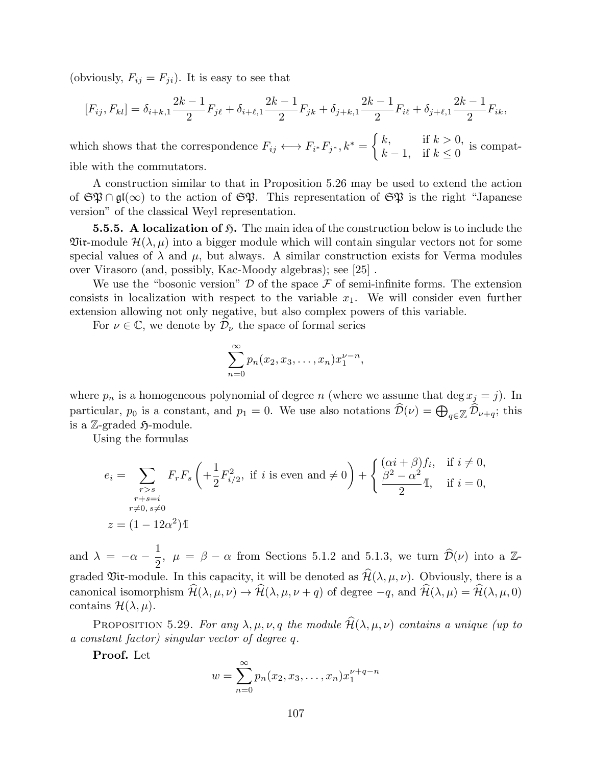(obviously, $F_{ij} = F_{ji}$). It is easy to see that

$$[F_{ij}, F_{kl}] = \delta_{i+k,1}\frac{2k-1}{2}F_{j\ell} + \delta_{i+\ell,1}\frac{2k-1}{2}F_{jk} + \delta_{j+k,1}\frac{2k-1}{2}F_{i\ell} + \delta_{j+\ell,1}\frac{2k-1}{2}F_{ik},$$

which shows that the correspondence $F_{ij} \longleftrightarrow F_{i^*}F_{j^*}, k^* = \begin{cases} k, & \text{if } k > 0, \\ k-1, & \text{if } k \leq 0 \end{cases}$ is compatible with the commutators.

A construction similar to that in Proposition 5.26 may be used to extend the action of $\mathfrak{SP} \cap \mathfrak{gl}(\infty)$ to the action of $\mathfrak{SP}$. This representation of $\mathfrak{SP}$ is the right "Japanese version" of the classical Weyl representation.

**5.5.5. A localization of $\mathfrak{H}$.** The main idea of the construction below is to include the $\mathfrak{Vir}$-module $\mathcal{H}(\lambda, \mu)$ into a bigger module which will contain singular vectors not for some special values of $\lambda$ and $\mu$, but always. A similar construction exists for Verma modules over Virasoro (and, possibly, Kac-Moody algebras); see [25] .

We use the "bosonic version" $\mathcal{D}$ of the space $\mathcal{F}$ of semi-infinite forms. The extension consists in localization with respect to the variable $x_1$. We will consider even further extension allowing not only negative, but also complex powers of this variable.

For $\nu \in \mathbb{C}$, we denote by $\widehat{\mathcal{D}}_\nu$ the space of formal series

$$\sum_{n=0}^{\infty} p_n(x_2, x_3, \ldots, x_n)x_1^{\nu-n},$$

where $p_n$ is a homogeneous polynomial of degree $n$ (where we assume that $\deg x_j = j$). In particular, $p_0$ is a constant, and $p_1 = 0$. We use also notations $\widehat{\mathcal{D}}(\nu) = \bigoplus_{q\in\mathbb{Z}} \widehat{\mathcal{D}}_{\nu+q}$; this is a $\mathbb{Z}$-graded $\mathfrak{H}$-module.

Using the formulas

$$e_i = \sum_{\substack{r>s \\ r+s=i \\ r\neq 0,\, s\neq 0}} F_rF_s \left(+\frac{1}{2}F_{i/2}^2, \text{ if } i \text{ is even and} \neq 0\right) + \begin{cases} (\alpha i + \beta)f_i, & \text{if } i \neq 0, \\ \dfrac{\beta^2 - \alpha^2}{2}\mathbb{1}, & \text{if } i = 0, \end{cases}$$

$$z = (1 - 12\alpha^2)\mathbb{1}$$

and $\lambda = -\alpha - \dfrac{1}{2}$, $\mu = \beta - \alpha$ from Sections 5.1.2 and 5.1.3, we turn $\widehat{\mathcal{D}}(\nu)$ into a $\mathbb{Z}$-graded $\mathfrak{Vir}$-module. In this capacity, it will be denoted as $\widehat{\mathcal{H}}(\lambda, \mu, \nu)$. Obviously, there is a canonical isomorphism $\widehat{\mathcal{H}}(\lambda, \mu, \nu) \to \widehat{\mathcal{H}}(\lambda, \mu, \nu + q)$ of degree $-q$, and $\widehat{\mathcal{H}}(\lambda, \mu) = \widehat{\mathcal{H}}(\lambda, \mu, 0)$ contains $\mathcal{H}(\lambda, \mu)$.

PROPOSITION 5.29. *For any $\lambda, \mu, \nu, q$ the module $\widehat{\mathcal{H}}(\lambda, \mu, \nu)$ contains a unique (up to a constant factor) singular vector of degree $q$.*

**Proof.** Let

$$w = \sum_{n=0}^{\infty} p_n(x_2, x_3, \ldots, x_n)x_1^{\nu+q-n}$$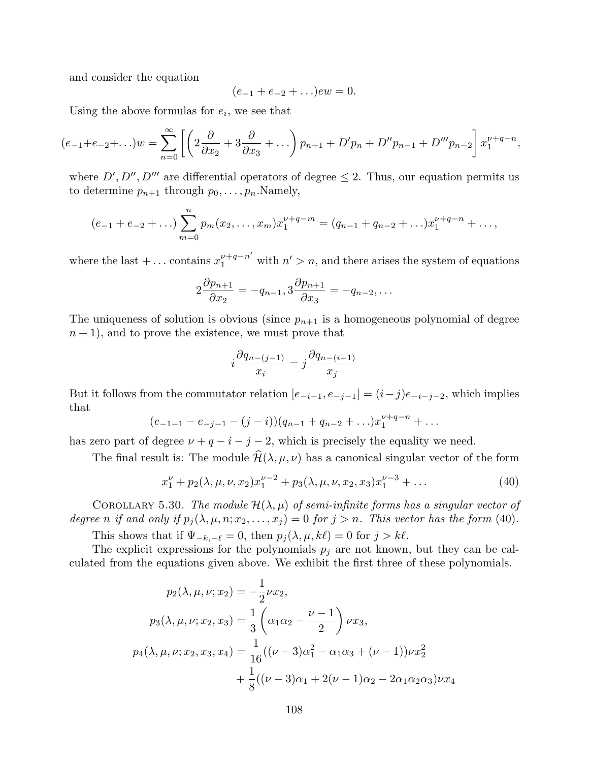and consider the equation

$$(e_{-1} + e_{-2} + \ldots)ew = 0.$$

Using the above formulas for $e_i$, we see that

$$(e_{-1}+e_{-2}+\ldots)w = \sum_{n=0}^{\infty}\left[\left(2\frac{\partial}{\partial x_2} + 3\frac{\partial}{\partial x_3} + \ldots\right)p_{n+1} + D'p_n + D''p_{n-1} + D'''p_{n-2}\right]x_1^{\nu+q-n},$$

where $D', D'', D'''$ are differential operators of degree $\leq 2$. Thus, our equation permits us to determine $p_{n+1}$ through $p_0, \ldots, p_n$.Namely,

$$(e_{-1} + e_{-2} + \ldots)\sum_{m=0}^{n} p_m(x_2, \ldots, x_m)x_1^{\nu+q-m} = (q_{n-1} + q_{n-2} + \ldots)x_1^{\nu+q-n} + \ldots,$$

where the last $+\ldots$ contains $x_1^{\nu+q-n'}$ with $n' > n$, and there arises the system of equations

$$2\frac{\partial p_{n+1}}{\partial x_2} = -q_{n-1}, 3\frac{\partial p_{n+1}}{\partial x_3} = -q_{n-2}, \ldots$$

The uniqueness of solution is obvious (since $p_{n+1}$ is a homogeneous polynomial of degree $n+1$), and to prove the existence, we must prove that

$$i\frac{\partial q_{n-(j-1)}}{x_i} = j\frac{\partial q_{n-(i-1)}}{x_j}$$

But it follows from the commutator relation $[e_{-i-1}, e_{-j-1}] = (i-j)e_{-i-j-2}$, which implies that

$$(e_{-1-1} - e_{-j-1} - (j-i))(q_{n-1} + q_{n-2} + \ldots)x_1^{\nu+q-n} + \ldots$$

has zero part of degree $\nu + q - i - j - 2$, which is precisely the equality we need.

The final result is: The module $\widehat{\mathcal{H}}(\lambda, \mu, \nu)$ has a canonical singular vector of the form

$$x_1^{\nu} + p_2(\lambda, \mu, \nu, x_2)x_1^{\nu-2} + p_3(\lambda, \mu, \nu, x_2, x_3)x_1^{\nu-3} + \ldots \tag{40}$$

Corollary 5.30. *The module $\mathcal{H}(\lambda, \mu)$ of semi-infinite forms has a singular vector of degree $n$ if and only if $p_j(\lambda, \mu, n; x_2, \ldots, x_j) = 0$ for $j > n$. This vector has the form (40).*

This shows that if $\Psi_{-k,-\ell} = 0$, then $p_j(\lambda, \mu, k\ell) = 0$ for $j > k\ell$.

The explicit expressions for the polynomials $p_j$ are not known, but they can be calculated from the equations given above. We exhibit the first three of these polynomials.

$$\begin{aligned}
p_2(\lambda, \mu, \nu; x_2) &= -\frac{1}{2}\nu x_2, \\
p_3(\lambda, \mu, \nu; x_2, x_3) &= \frac{1}{3}\left(\alpha_1\alpha_2 - \frac{\nu-1}{2}\right)\nu x_3, \\
p_4(\lambda, \mu, \nu; x_2, x_3, x_4) &= \frac{1}{16}((\nu-3)\alpha_1^2 - \alpha_1\alpha_3 + (\nu-1))\nu x_2^2 \\
&\quad + \frac{1}{8}((\nu-3)\alpha_1 + 2(\nu-1)\alpha_2 - 2\alpha_1\alpha_2\alpha_3)\nu x_4
\end{aligned}$$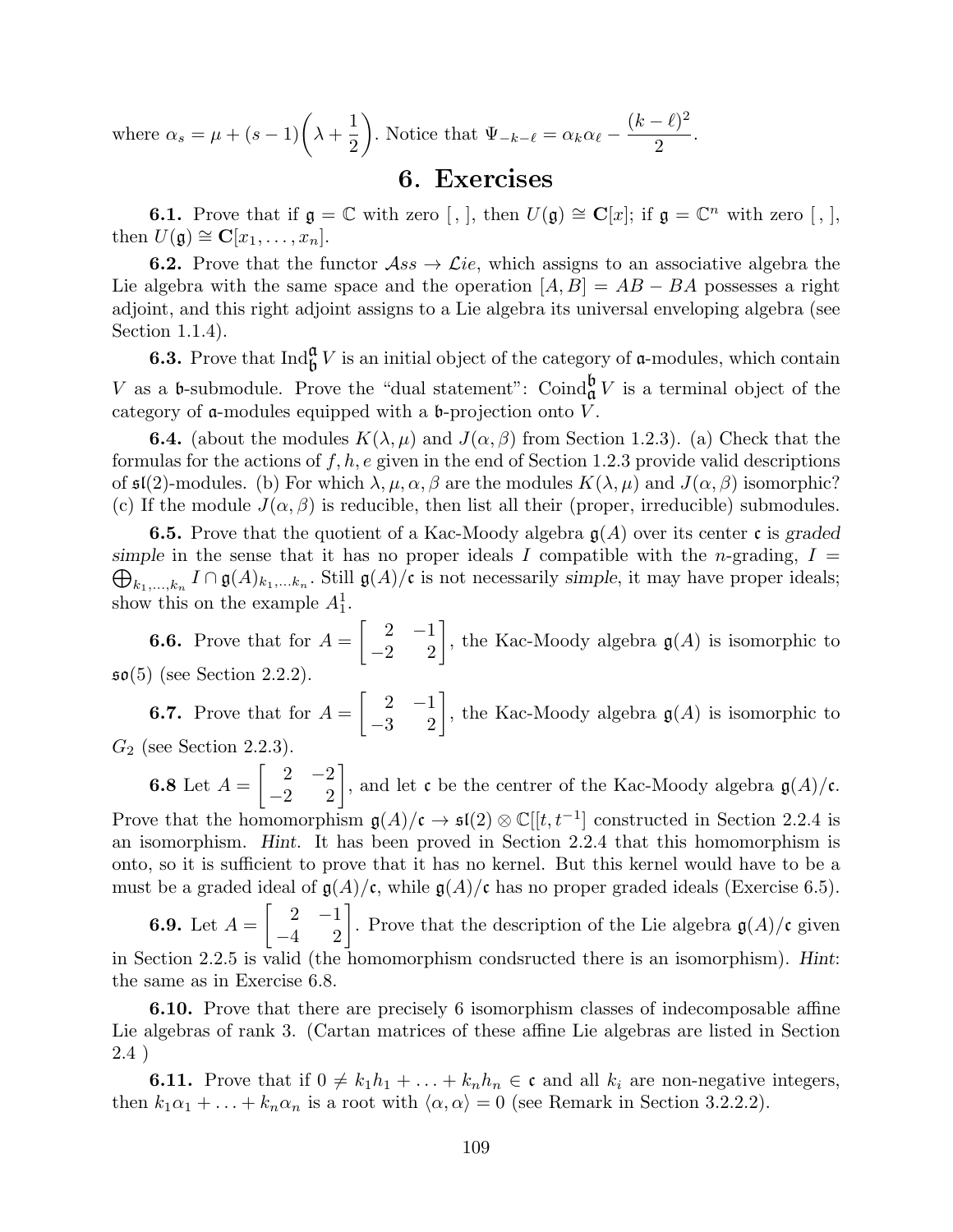where $\alpha_s = \mu + (s-1)\left(\lambda + \dfrac{1}{2}\right)$. Notice that $\Psi_{-k-\ell} = \alpha_k \alpha_\ell - \dfrac{(k-\ell)^2}{2}$.

## 6. Exercises

**6.1.** Prove that if $\mathfrak{g} = \mathbb{C}$ with zero $[\, ,\,]$, then $U(\mathfrak{g}) \cong \mathbf{C}[x]$; if $\mathfrak{g} = \mathbb{C}^n$ with zero $[\, ,\,]$, then $U(\mathfrak{g}) \cong \mathbf{C}[x_1, \ldots, x_n]$.

**6.2.** Prove that the functor $\mathcal{A}ss \to \mathcal{L}ie$, which assigns to an associative algebra the Lie algebra with the same space and the operation $[A, B] = AB - BA$ possesses a right adjoint, and this right adjoint assigns to a Lie algebra its universal enveloping algebra (see Section 1.1.4).

**6.3.** Prove that $\operatorname{Ind}_{\mathfrak{b}}^{\mathfrak{a}} V$ is an initial object of the category of $\mathfrak{a}$-modules, which contain $V$ as a $\mathfrak{b}$-submodule. Prove the "dual statement": $\operatorname{Coind}_{\mathfrak{a}}^{\mathfrak{b}} V$ is a terminal object of the category of $\mathfrak{a}$-modules equipped with a $\mathfrak{b}$-projection onto $V$.

**6.4.** (about the modules $K(\lambda, \mu)$ and $J(\alpha, \beta)$ from Section 1.2.3). (a) Check that the formulas for the actions of $f, h, e$ given in the end of Section 1.2.3 provide valid descriptions of $\mathfrak{sl}(2)$-modules. (b) For which $\lambda, \mu, \alpha, \beta$ are the modules $K(\lambda, \mu)$ and $J(\alpha, \beta)$ isomorphic? (c) If the module $J(\alpha, \beta)$ is reducible, then list all their (proper, irreducible) submodules.

**6.5.** Prove that the quotient of a Kac-Moody algebra $\mathfrak{g}(A)$ over its center $\mathfrak{c}$ is *graded simple* in the sense that it has no proper ideals $I$ compatible with the $n$-grading, $I = \bigoplus_{k_1,\ldots,k_n} I \cap \mathfrak{g}(A)_{k_1,\ldots k_n}$. Still $\mathfrak{g}(A)/\mathfrak{c}$ is not necessarily *simple*, it may have proper ideals; show this on the example $A_1^1$.

**6.6.** Prove that for $A = \begin{bmatrix} 2 & -1 \\ -2 & 2 \end{bmatrix}$, the Kac-Moody algebra $\mathfrak{g}(A)$ is isomorphic to $\mathfrak{so}(5)$ (see Section 2.2.2).

**6.7.** Prove that for $A = \begin{bmatrix} 2 & -1 \\ -3 & 2 \end{bmatrix}$, the Kac-Moody algebra $\mathfrak{g}(A)$ is isomorphic to $G_2$ (see Section 2.2.3).

**6.8** Let $A = \begin{bmatrix} 2 & -2 \\ -2 & 2 \end{bmatrix}$, and let $\mathfrak{c}$ be the centrer of the Kac-Moody algebra $\mathfrak{g}(A)/\mathfrak{c}$. Prove that the homomorphism $\mathfrak{g}(A)/\mathfrak{c} \to \mathfrak{sl}(2) \otimes \mathbb{C}[[t, t^{-1}]$ constructed in Section 2.2.4 is an isomorphism. *Hint*. It has been proved in Section 2.2.4 that this homomorphism is onto, so it is sufficient to prove that it has no kernel. But this kernel would have to be a must be a graded ideal of $\mathfrak{g}(A)/\mathfrak{c}$, while $\mathfrak{g}(A)/\mathfrak{c}$ has no proper graded ideals (Exercise 6.5).

**6.9.** Let $A = \begin{bmatrix} 2 & -1 \\ -4 & 2 \end{bmatrix}$. Prove that the description of the Lie algebra $\mathfrak{g}(A)/\mathfrak{c}$ given in Section 2.2.5 is valid (the homomorphism condsructed there is an isomorphism). *Hint*: the same as in Exercise 6.8.

**6.10.** Prove that there are precisely 6 isomorphism classes of indecomposable affine Lie algebras of rank 3. (Cartan matrices of these affine Lie algebras are listed in Section 2.4 )

**6.11.** Prove that if $0 \neq k_1 h_1 + \ldots + k_n h_n \in \mathfrak{c}$ and all $k_i$ are non-negative integers, then $k_1 \alpha_1 + \ldots + k_n \alpha_n$ is a root with $\langle \alpha, \alpha \rangle = 0$ (see Remark in Section 3.2.2.2).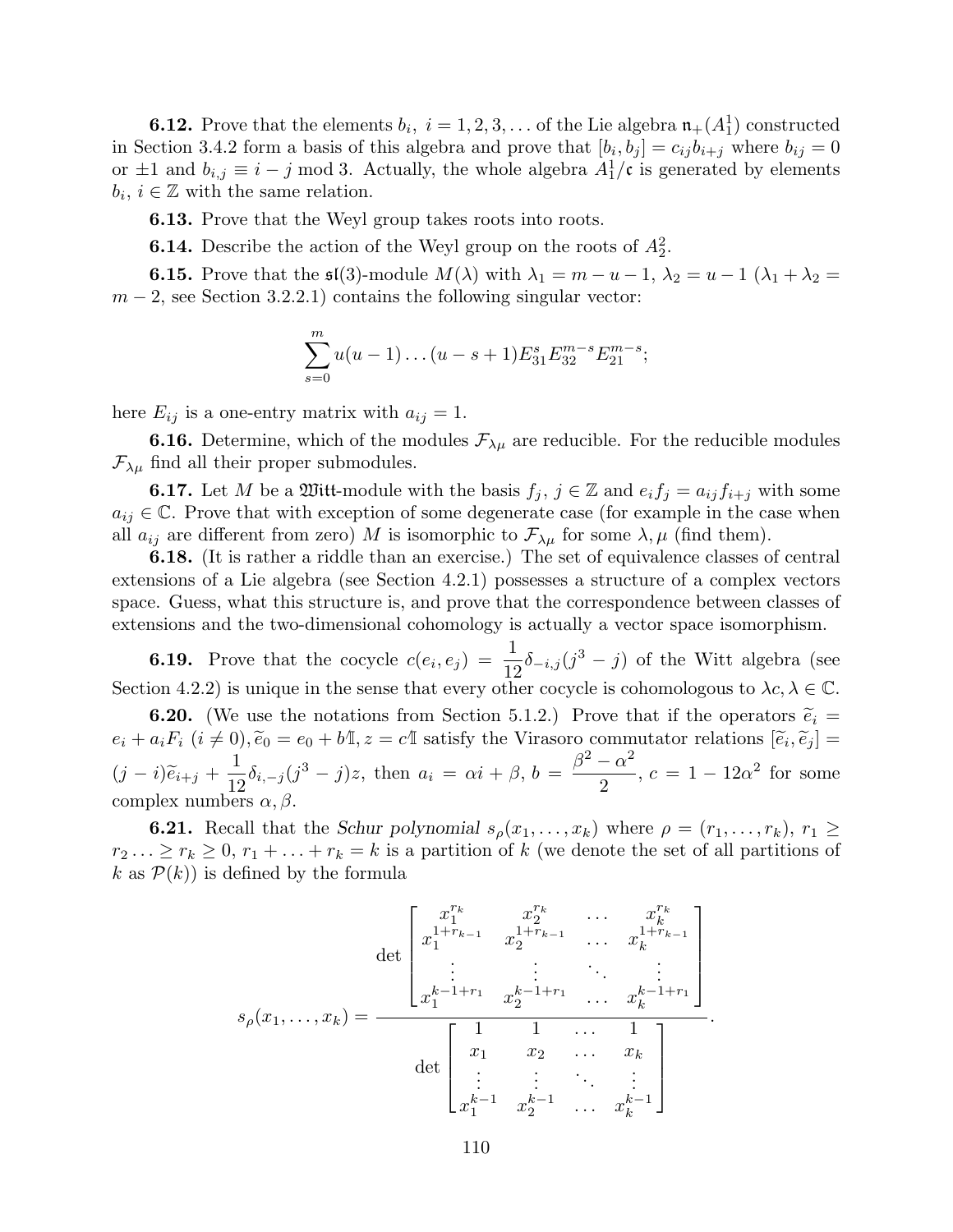**6.12.** Prove that the elements $b_i$, $i = 1, 2, 3, \dots$ of the Lie algebra $\mathfrak{n}_+(A_1^1)$ constructed in Section 3.4.2 form a basis of this algebra and prove that $[b_i, b_j] = c_{ij} b_{i+j}$ where $b_{ij} = 0$ or $\pm 1$ and $b_{i,j} \equiv i - j \bmod 3$. Actually, the whole algebra $A_1^1/\mathfrak{c}$ is generated by elements $b_i$, $i \in \mathbb{Z}$ with the same relation.

**6.13.** Prove that the Weyl group takes roots into roots.

**6.14.** Describe the action of the Weyl group on the roots of $A_2^2$.

**6.15.** Prove that the $\mathfrak{sl}(3)$-module $M(\lambda)$ with $\lambda_1 = m - u - 1$, $\lambda_2 = u - 1$ ($\lambda_1 + \lambda_2 = m - 2$, see Section 3.2.2.1) contains the following singular vector:

$$\sum_{s=0}^{m} u(u-1)\dots(u-s+1) E_{31}^s E_{32}^{m-s} E_{21}^{m-s};$$

here $E_{ij}$ is a one-entry matrix with $a_{ij} = 1$.

**6.16.** Determine, which of the modules $\mathcal{F}_{\lambda\mu}$ are reducible. For the reducible modules $\mathcal{F}_{\lambda\mu}$ find all their proper submodules.

**6.17.** Let $M$ be a $\mathfrak{Witt}$-module with the basis $f_j$, $j \in \mathbb{Z}$ and $e_i f_j = a_{ij} f_{i+j}$ with some $a_{ij} \in \mathbb{C}$. Prove that with exception of some degenerate case (for example in the case when all $a_{ij}$ are different from zero) $M$ is isomorphic to $\mathcal{F}_{\lambda\mu}$ for some $\lambda, \mu$ (find them).

**6.18.** (It is rather a riddle than an exercise.) The set of equivalence classes of central extensions of a Lie algebra (see Section 4.2.1) possesses a structure of a complex vectors space. Guess, what this structure is, and prove that the correspondence between classes of extensions and the two-dimensional cohomology is actually a vector space isomorphism.

**6.19.** Prove that the cocycle $c(e_i, e_j) = \dfrac{1}{12}\delta_{-i,j}(j^3 - j)$ of the Witt algebra (see Section 4.2.2) is unique in the sense that every other cocycle is cohomologous to $\lambda c, \lambda \in \mathbb{C}$.

**6.20.** (We use the notations from Section 5.1.2.) Prove that if the operators $\widetilde{e}_i = e_i + a_i F_i$ $(i \neq 0), \widetilde{e}_0 = e_0 + b\mathbb{1}, z = c\mathbb{1}$ satisfy the Virasoro commutator relations $[\widetilde{e}_i, \widetilde{e}_j] = (j-i)\widetilde{e}_{i+j} + \dfrac{1}{12}\delta_{i,-j}(j^3 - j)z$, then $a_i = \alpha i + \beta$, $b = \dfrac{\beta^2 - \alpha^2}{2}$, $c = 1 - 12\alpha^2$ for some complex numbers $\alpha, \beta$.

**6.21.** Recall that the *Schur polynomial* $s_\rho(x_1, \dots, x_k)$ where $\rho = (r_1, \dots, r_k)$, $r_1 \geq r_2 \dots \geq r_k \geq 0$, $r_1 + \dots + r_k = k$ is a partition of $k$ (we denote the set of all partitions of $k$ as $\mathcal{P}(k)$) is defined by the formula

$$s_\rho(x_1, \dots, x_k) = \frac{\det \begin{bmatrix} x_1^{r_k} & x_2^{r_k} & \dots & x_k^{r_k} \\ x_1^{1+r_{k-1}} & x_2^{1+r_{k-1}} & \dots & x_k^{1+r_{k-1}} \\ \vdots & \vdots & \ddots & \vdots \\ x_1^{k-1+r_1} & x_2^{k-1+r_1} & \dots & x_k^{k-1+r_1} \end{bmatrix}}{\det \begin{bmatrix} 1 & 1 & \dots & 1 \\ x_1 & x_2 & \dots & x_k \\ \vdots & \vdots & \ddots & \vdots \\ x_1^{k-1} & x_2^{k-1} & \dots & x_k^{k-1} \end{bmatrix}}.$$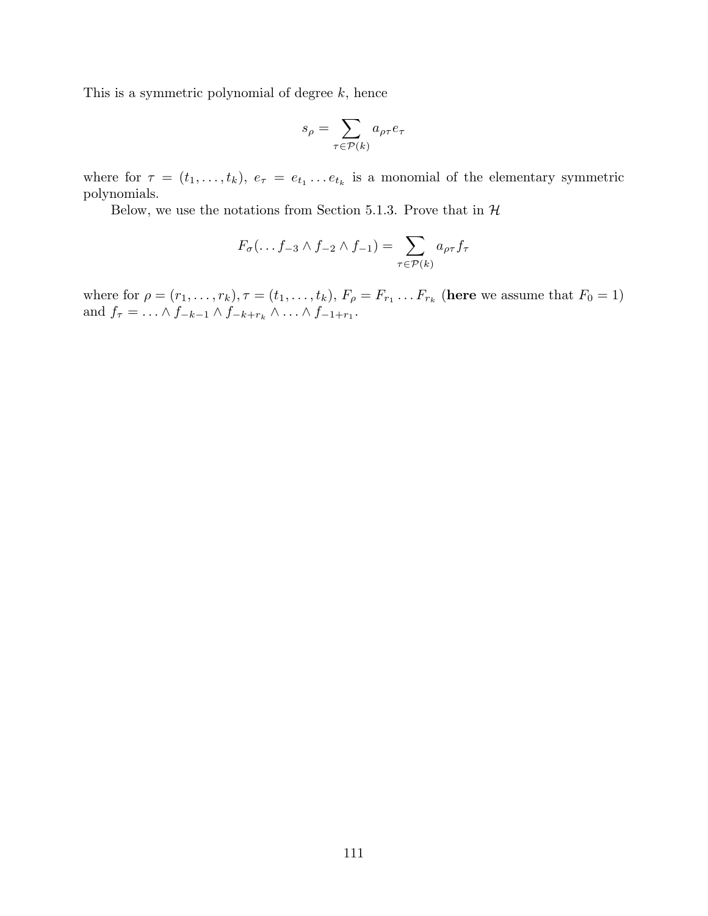This is a symmetric polynomial of degree $k$, hence

$$s_\rho = \sum_{\tau \in \mathcal{P}(k)} a_{\rho\tau} e_\tau$$

where for $\tau = (t_1, \ldots, t_k)$, $e_\tau = e_{t_1} \ldots e_{t_k}$ is a monomial of the elementary symmetric polynomials.

Below, we use the notations from Section 5.1.3. Prove that in $\mathcal{H}$

$$F_\sigma(\ldots f_{-3} \wedge f_{-2} \wedge f_{-1}) = \sum_{\tau \in \mathcal{P}(k)} a_{\rho\tau} f_\tau$$

where for $\rho = (r_1, \ldots, r_k), \tau = (t_1, \ldots, t_k)$, $F_\rho = F_{r_1} \ldots F_{r_k}$ (**here** we assume that $F_0 = 1$) and $f_\tau = \ldots \wedge f_{-k-1} \wedge f_{-k+r_k} \wedge \ldots \wedge f_{-1+r_1}$.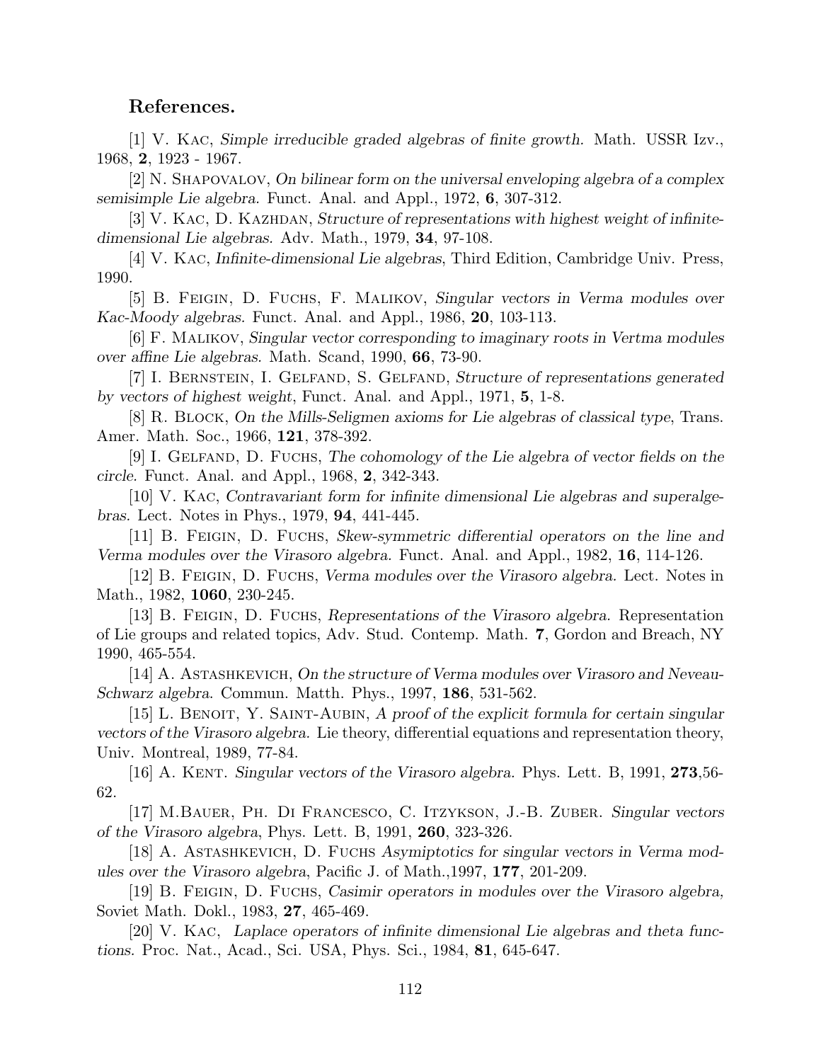## References.

[1] V. Kac, *Simple irreducible graded algebras of finite growth.* Math. USSR Izv., 1968, **2**, 1923 - 1967.

[2] N. Shapovalov, *On bilinear form on the universal enveloping algebra of a complex semisimple Lie algebra.* Funct. Anal. and Appl., 1972, **6**, 307-312.

[3] V. Kac, D. Kazhdan, *Structure of representations with highest weight of infinite-dimensional Lie algebras.* Adv. Math., 1979, **34**, 97-108.

[4] V. Kac, *Infinite-dimensional Lie algebras*, Third Edition, Cambridge Univ. Press, 1990.

[5] B. Feigin, D. Fuchs, F. Malikov, *Singular vectors in Verma modules over Kac-Moody algebras.* Funct. Anal. and Appl., 1986, **20**, 103-113.

[6] F. Malikov, *Singular vector corresponding to imaginary roots in Vertma modules over affine Lie algebras.* Math. Scand, 1990, **66**, 73-90.

[7] I. Bernstein, I. Gelfand, S. Gelfand, *Structure of representations generated by vectors of highest weight*, Funct. Anal. and Appl., 1971, **5**, 1-8.

[8] R. Block, *On the Mills-Seligmen axioms for Lie algebras of classical type*, Trans. Amer. Math. Soc., 1966, **121**, 378-392.

[9] I. Gelfand, D. Fuchs, *The cohomology of the Lie algebra of vector fields on the circle.* Funct. Anal. and Appl., 1968, **2**, 342-343.

[10] V. Kac, *Contravariant form for infinite dimensional Lie algebras and superalgebras.* Lect. Notes in Phys., 1979, **94**, 441-445.

[11] B. Feigin, D. Fuchs, *Skew-symmetric differential operators on the line and Verma modules over the Virasoro algebra.* Funct. Anal. and Appl., 1982, **16**, 114-126.

[12] B. Feigin, D. Fuchs, *Verma modules over the Virasoro algebra.* Lect. Notes in Math., 1982, **1060**, 230-245.

[13] B. Feigin, D. Fuchs, *Representations of the Virasoro algebra.* Representation of Lie groups and related topics, Adv. Stud. Contemp. Math. **7**, Gordon and Breach, NY 1990, 465-554.

[14] A. Astashkevich, *On the structure of Verma modules over Virasoro and Neveau-Schwarz algebra.* Commun. Matth. Phys., 1997, **186**, 531-562.

[15] L. Benoit, Y. Saint-Aubin, *A proof of the explicit formula for certain singular vectors of the Virasoro algebra.* Lie theory, differential equations and representation theory, Univ. Montreal, 1989, 77-84.

[16] A. Kent. *Singular vectors of the Virasoro algebra.* Phys. Lett. B, 1991, **273**,56-62.

[17] M.Bauer, Ph. Di Francesco, C. Itzykson, J.-B. Zuber. *Singular vectors of the Virasoro algebra*, Phys. Lett. B, 1991, **260**, 323-326.

[18] A. Astashkevich, D. Fuchs *Asymiptotics for singular vectors in Verma modules over the Virasoro algebra*, Pacific J. of Math.,1997, **177**, 201-209.

[19] B. Feigin, D. Fuchs, *Casimir operators in modules over the Virasoro algebra,* Soviet Math. Dokl., 1983, **27**, 465-469.

[20] V. Kac, *Laplace operators of infinite dimensional Lie algebras and theta functions.* Proc. Nat., Acad., Sci. USA, Phys. Sci., 1984, **81**, 645-647.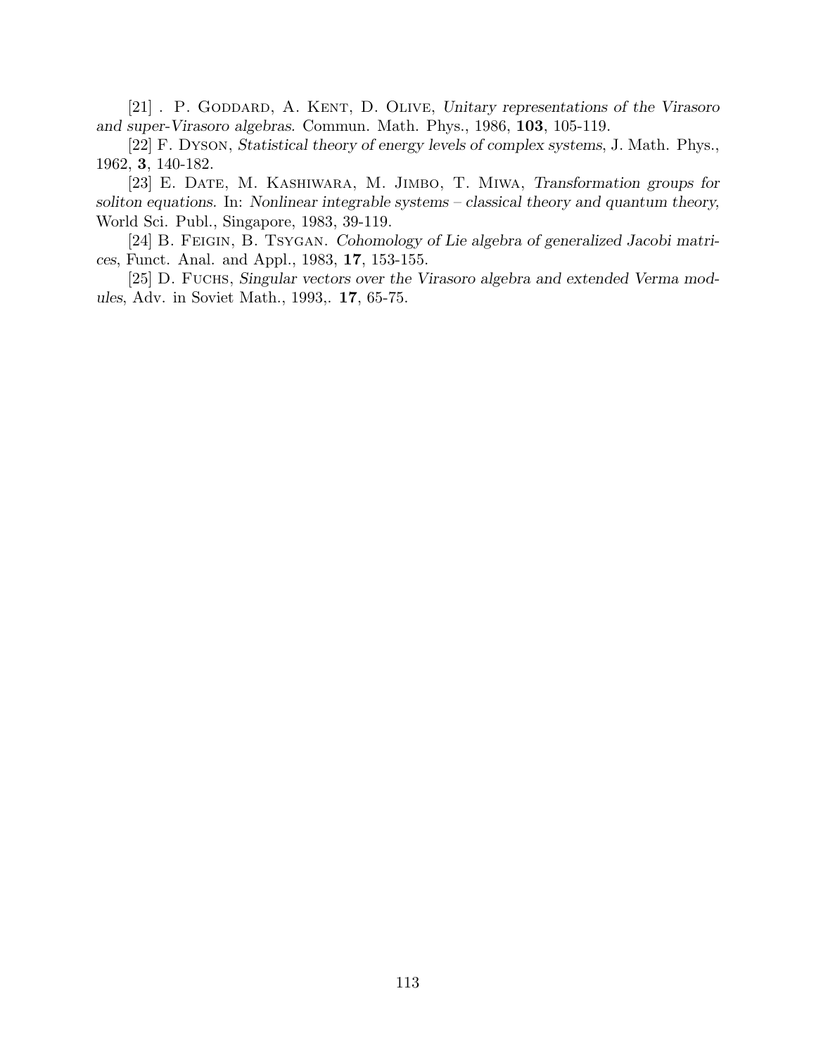[21] . P. Goddard, A. Kent, D. Olive, *Unitary representations of the Virasoro and super-Virasoro algebras*. Commun. Math. Phys., 1986, **103**, 105-119.

[22] F. Dyson, *Statistical theory of energy levels of complex systems*, J. Math. Phys., 1962, **3**, 140-182.

[23] E. Date, M. Kashiwara, M. Jimbo, T. Miwa, *Transformation groups for soliton equations.* In: *Nonlinear integrable systems – classical theory and quantum theory,* World Sci. Publ., Singapore, 1983, 39-119.

[24] B. Feigin, B. Tsygan. *Cohomology of Lie algebra of generalized Jacobi matrices*, Funct. Anal. and Appl., 1983, **17**, 153-155.

[25] D. Fuchs, *Singular vectors over the Virasoro algebra and extended Verma modules*, Adv. in Soviet Math., 1993,. **17**, 65-75.